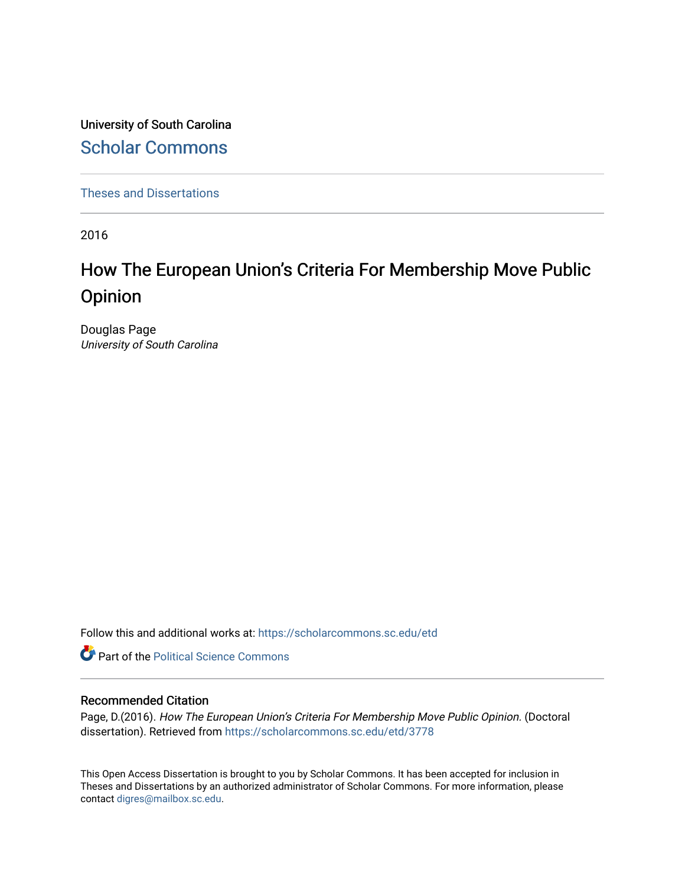University of South Carolina

# Scholar Commons

Theses and Dissertations

2016

# How The European Union's Criteria For Membership Move Public Opinion

Douglas Page
*University of South Carolina*

Follow this and additional works at: https://scholarcommons.sc.edu/etd

Part of the Political Science Commons

## Recommended Citation

Page, D.(2016). *How The European Union's Criteria For Membership Move Public Opinion*. (Doctoral dissertation). Retrieved from https://scholarcommons.sc.edu/etd/3778

This Open Access Dissertation is brought to you by Scholar Commons. It has been accepted for inclusion in Theses and Dissertations by an authorized administrator of Scholar Commons. For more information, please contact digres@mailbox.sc.edu.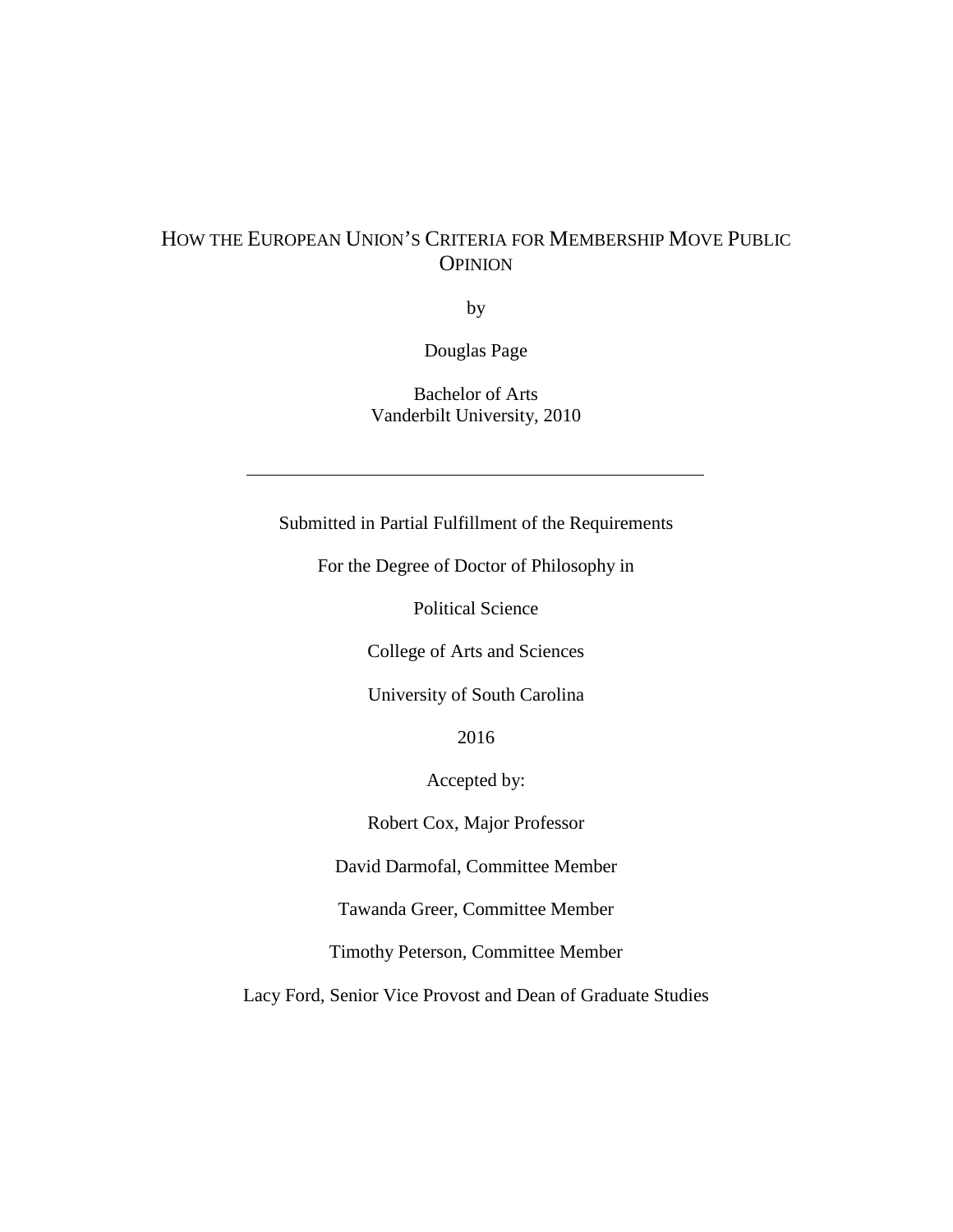# How the European Union's Criteria for Membership Move Public Opinion

by

Douglas Page

Bachelor of Arts
Vanderbilt University, 2010

---

Submitted in Partial Fulfillment of the Requirements

For the Degree of Doctor of Philosophy in

Political Science

College of Arts and Sciences

University of South Carolina

2016

Accepted by:

Robert Cox, Major Professor

David Darmofal, Committee Member

Tawanda Greer, Committee Member

Timothy Peterson, Committee Member

Lacy Ford, Senior Vice Provost and Dean of Graduate Studies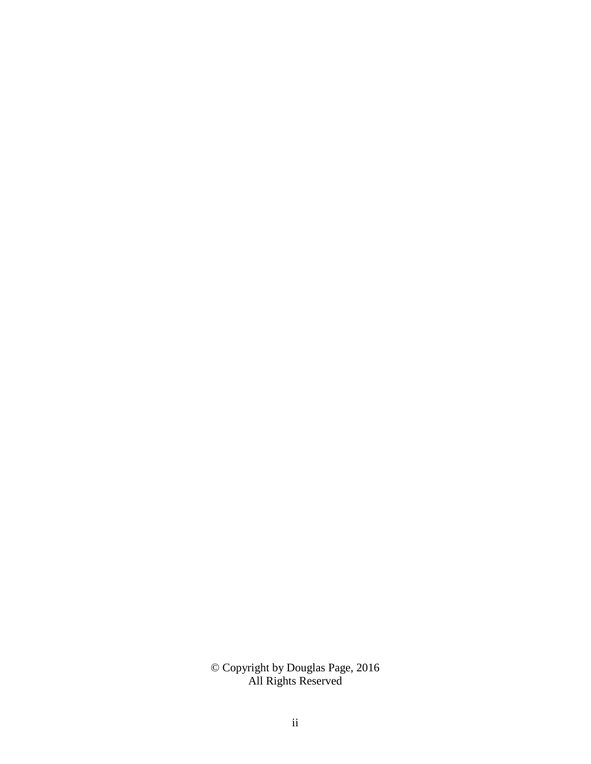© Copyright by Douglas Page, 2016
All Rights Reserved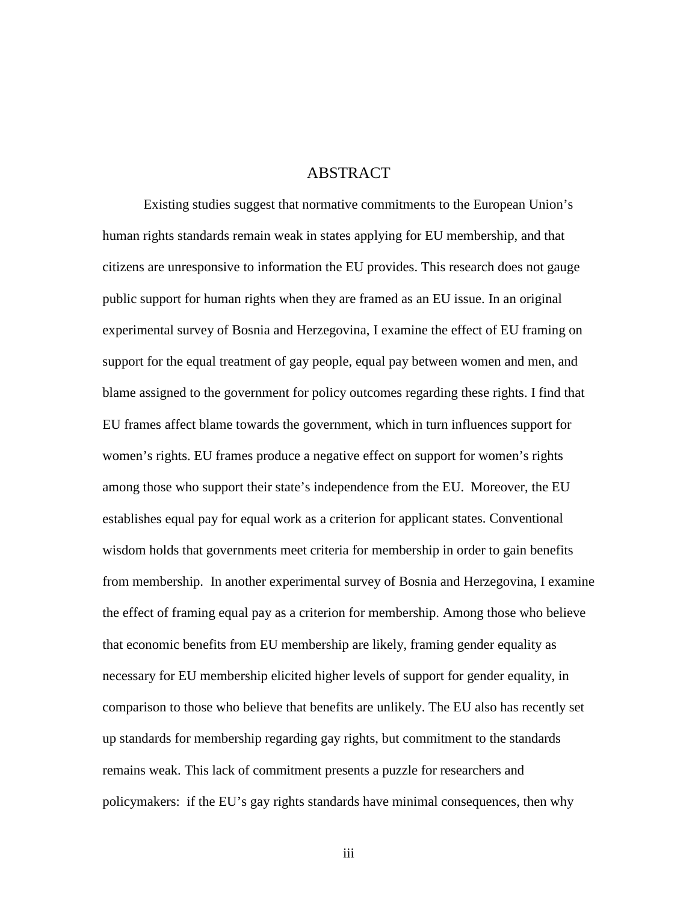# ABSTRACT

Existing studies suggest that normative commitments to the European Union's human rights standards remain weak in states applying for EU membership, and that citizens are unresponsive to information the EU provides. This research does not gauge public support for human rights when they are framed as an EU issue. In an original experimental survey of Bosnia and Herzegovina, I examine the effect of EU framing on support for the equal treatment of gay people, equal pay between women and men, and blame assigned to the government for policy outcomes regarding these rights. I find that EU frames affect blame towards the government, which in turn influences support for women's rights. EU frames produce a negative effect on support for women's rights among those who support their state's independence from the EU. Moreover, the EU establishes equal pay for equal work as a criterion for applicant states. Conventional wisdom holds that governments meet criteria for membership in order to gain benefits from membership. In another experimental survey of Bosnia and Herzegovina, I examine the effect of framing equal pay as a criterion for membership. Among those who believe that economic benefits from EU membership are likely, framing gender equality as necessary for EU membership elicited higher levels of support for gender equality, in comparison to those who believe that benefits are unlikely. The EU also has recently set up standards for membership regarding gay rights, but commitment to the standards remains weak. This lack of commitment presents a puzzle for researchers and policymakers: if the EU's gay rights standards have minimal consequences, then why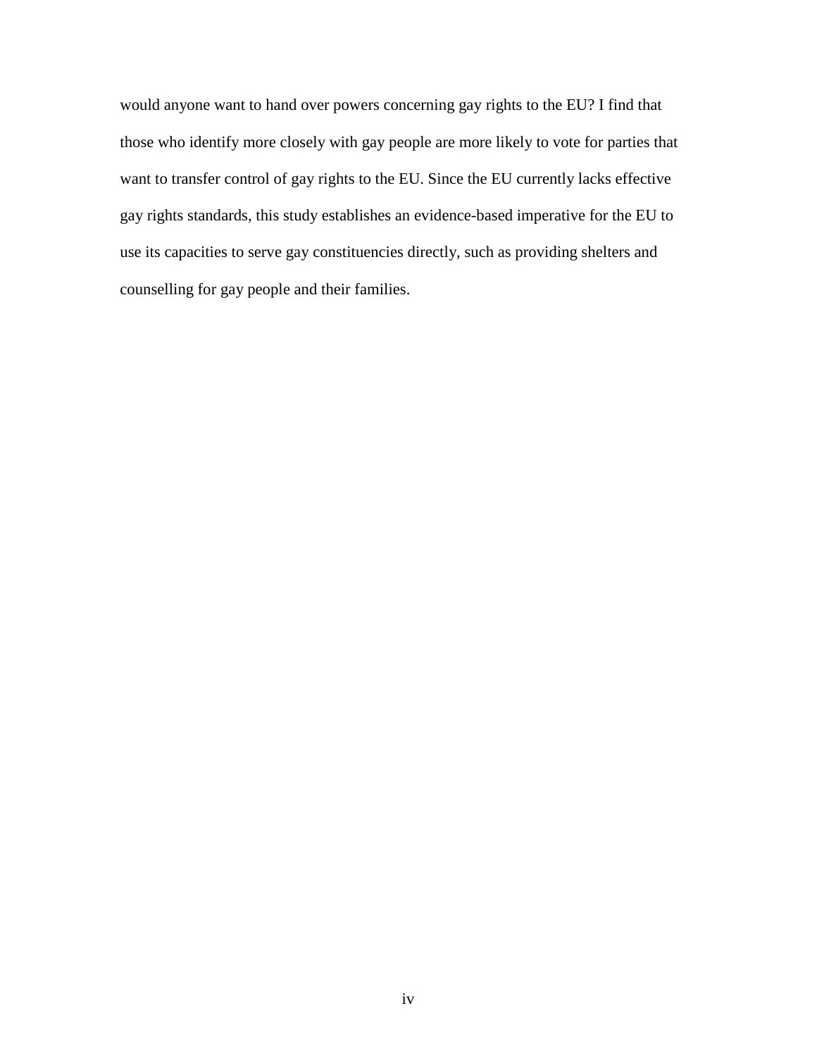would anyone want to hand over powers concerning gay rights to the EU? I find that those who identify more closely with gay people are more likely to vote for parties that want to transfer control of gay rights to the EU. Since the EU currently lacks effective gay rights standards, this study establishes an evidence-based imperative for the EU to use its capacities to serve gay constituencies directly, such as providing shelters and counselling for gay people and their families.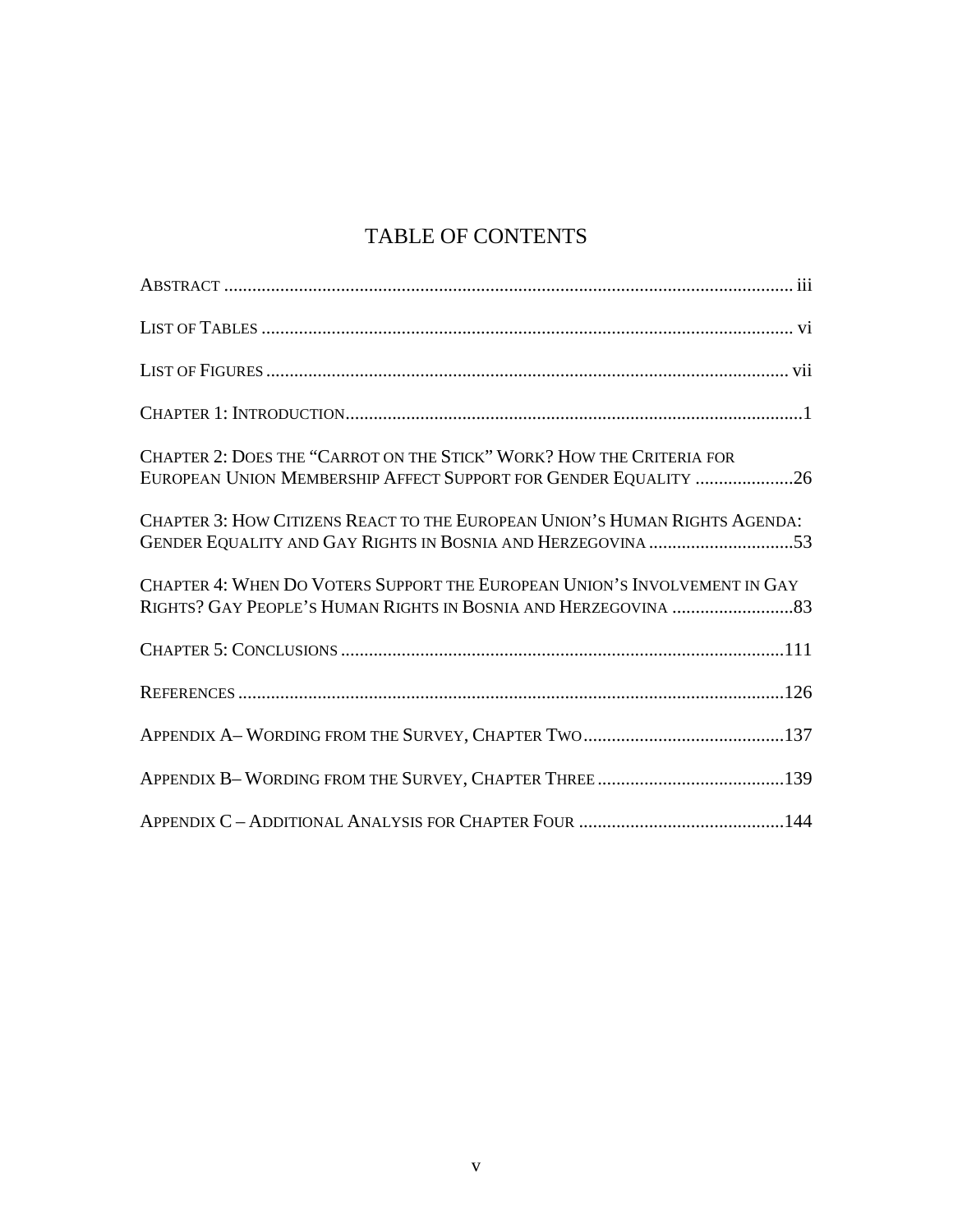# TABLE OF CONTENTS

ABSTRACT ........................................................................................................................ iii

LIST OF TABLES ................................................................................................................ vi

LIST OF FIGURES .............................................................................................................. vii

CHAPTER 1: INTRODUCTION.................................................................................................1

CHAPTER 2: DOES THE "CARROT ON THE STICK" WORK? HOW THE CRITERIA FOR EUROPEAN UNION MEMBERSHIP AFFECT SUPPORT FOR GENDER EQUALITY .....................26

CHAPTER 3: HOW CITIZENS REACT TO THE EUROPEAN UNION'S HUMAN RIGHTS AGENDA: GENDER EQUALITY AND GAY RIGHTS IN BOSNIA AND HERZEGOVINA ...............................53

CHAPTER 4: WHEN DO VOTERS SUPPORT THE EUROPEAN UNION'S INVOLVEMENT IN GAY RIGHTS? GAY PEOPLE'S HUMAN RIGHTS IN BOSNIA AND HERZEGOVINA ..........................83

CHAPTER 5: CONCLUSIONS ..............................................................................................111

REFERENCES ....................................................................................................................126

APPENDIX A– WORDING FROM THE SURVEY, CHAPTER TWO...........................................137

APPENDIX B– WORDING FROM THE SURVEY, CHAPTER THREE ........................................139

APPENDIX C – ADDITIONAL ANALYSIS FOR CHAPTER FOUR ............................................144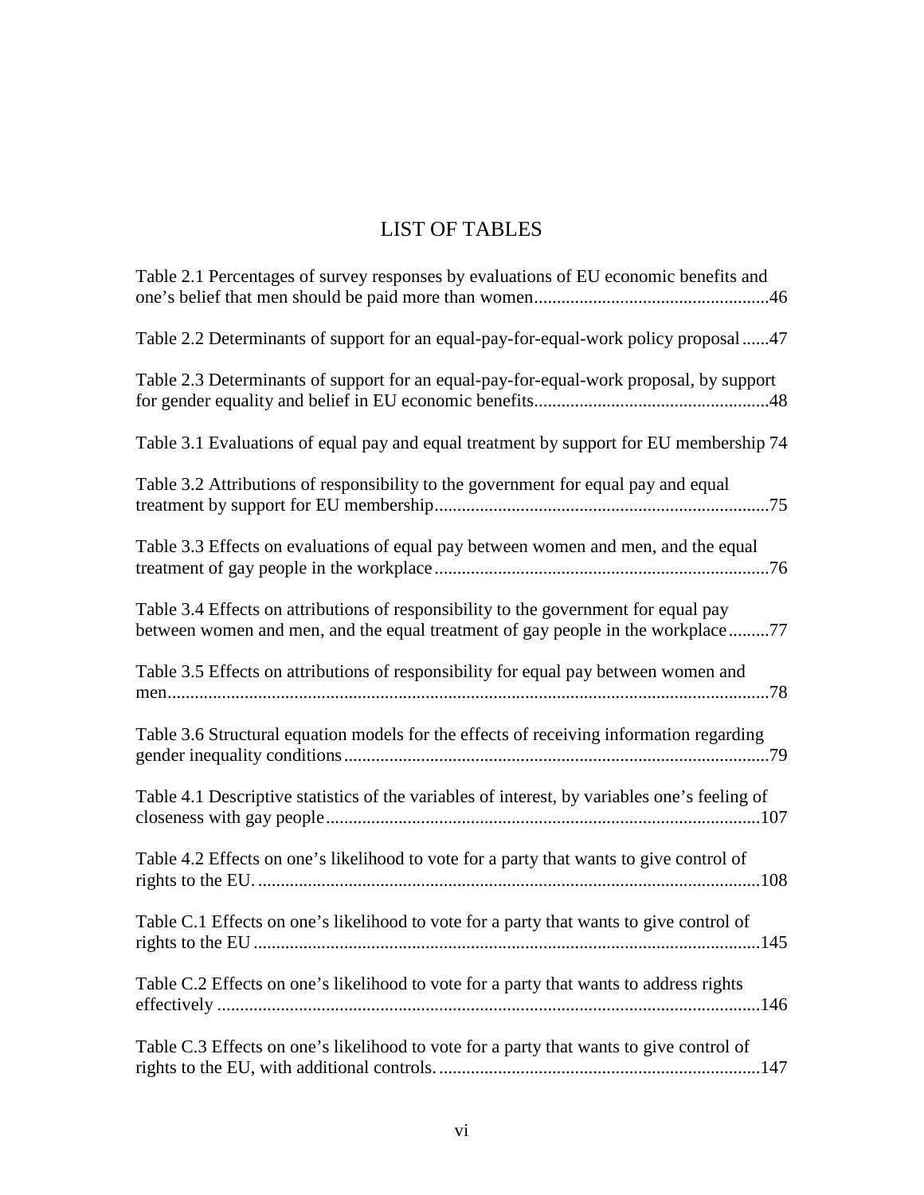# LIST OF TABLES

Table 2.1 Percentages of survey responses by evaluations of EU economic benefits and one's belief that men should be paid more than women....................................................46

Table 2.2 Determinants of support for an equal-pay-for-equal-work policy proposal......47

Table 2.3 Determinants of support for an equal-pay-for-equal-work proposal, by support for gender equality and belief in EU economic benefits....................................................48

Table 3.1 Evaluations of equal pay and equal treatment by support for EU membership 74

Table 3.2 Attributions of responsibility to the government for equal pay and equal treatment by support for EU membership..........................................................................75

Table 3.3 Effects on evaluations of equal pay between women and men, and the equal treatment of gay people in the workplace..........................................................................76

Table 3.4 Effects on attributions of responsibility to the government for equal pay between women and men, and the equal treatment of gay people in the workplace.........77

Table 3.5 Effects on attributions of responsibility for equal pay between women and men....................................................................................................................................78

Table 3.6 Structural equation models for the effects of receiving information regarding gender inequality conditions..............................................................................................79

Table 4.1 Descriptive statistics of the variables of interest, by variables one's feeling of closeness with gay people................................................................................................107

Table 4.2 Effects on one's likelihood to vote for a party that wants to give control of rights to the EU. ..............................................................................................................108

Table C.1 Effects on one's likelihood to vote for a party that wants to give control of rights to the EU................................................................................................................145

Table C.2 Effects on one's likelihood to vote for a party that wants to address rights effectively .......................................................................................................................146

Table C.3 Effects on one's likelihood to vote for a party that wants to give control of rights to the EU, with additional controls. .......................................................................147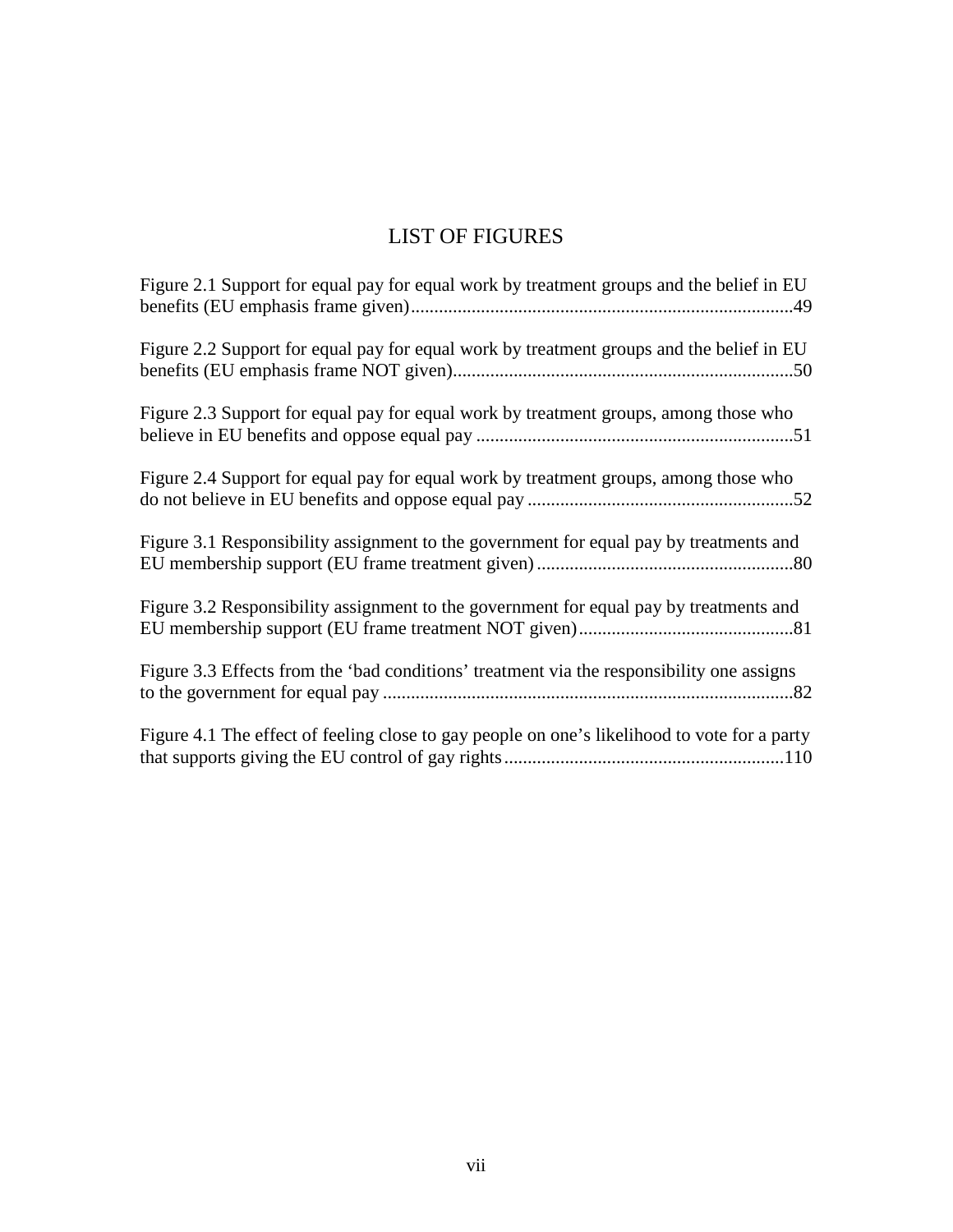# LIST OF FIGURES

Figure 2.1 Support for equal pay for equal work by treatment groups and the belief in EU benefits (EU emphasis frame given)..................................................................................49

Figure 2.2 Support for equal pay for equal work by treatment groups and the belief in EU benefits (EU emphasis frame NOT given).........................................................................50

Figure 2.3 Support for equal pay for equal work by treatment groups, among those who believe in EU benefits and oppose equal pay ....................................................................51

Figure 2.4 Support for equal pay for equal work by treatment groups, among those who do not believe in EU benefits and oppose equal pay .........................................................52

Figure 3.1 Responsibility assignment to the government for equal pay by treatments and EU membership support (EU frame treatment given) .......................................................80

Figure 3.2 Responsibility assignment to the government for equal pay by treatments and EU membership support (EU frame treatment NOT given)..............................................81

Figure 3.3 Effects from the 'bad conditions' treatment via the responsibility one assigns to the government for equal pay .......................................................................................82

Figure 4.1 The effect of feeling close to gay people on one's likelihood to vote for a party that supports giving the EU control of gay rights ............................................................110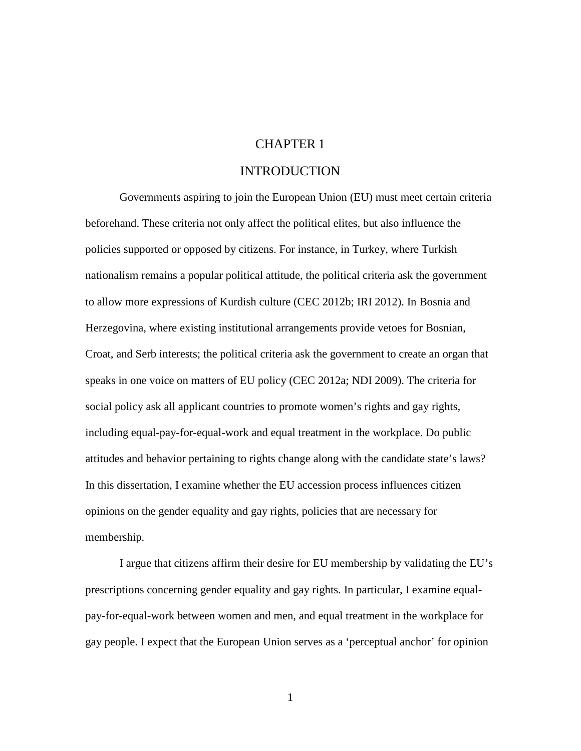# CHAPTER 1

# INTRODUCTION

Governments aspiring to join the European Union (EU) must meet certain criteria beforehand. These criteria not only affect the political elites, but also influence the policies supported or opposed by citizens. For instance, in Turkey, where Turkish nationalism remains a popular political attitude, the political criteria ask the government to allow more expressions of Kurdish culture (CEC 2012b; IRI 2012). In Bosnia and Herzegovina, where existing institutional arrangements provide vetoes for Bosnian, Croat, and Serb interests; the political criteria ask the government to create an organ that speaks in one voice on matters of EU policy (CEC 2012a; NDI 2009). The criteria for social policy ask all applicant countries to promote women's rights and gay rights, including equal-pay-for-equal-work and equal treatment in the workplace. Do public attitudes and behavior pertaining to rights change along with the candidate state's laws? In this dissertation, I examine whether the EU accession process influences citizen opinions on the gender equality and gay rights, policies that are necessary for membership.

I argue that citizens affirm their desire for EU membership by validating the EU's prescriptions concerning gender equality and gay rights. In particular, I examine equal-pay-for-equal-work between women and men, and equal treatment in the workplace for gay people. I expect that the European Union serves as a 'perceptual anchor' for opinion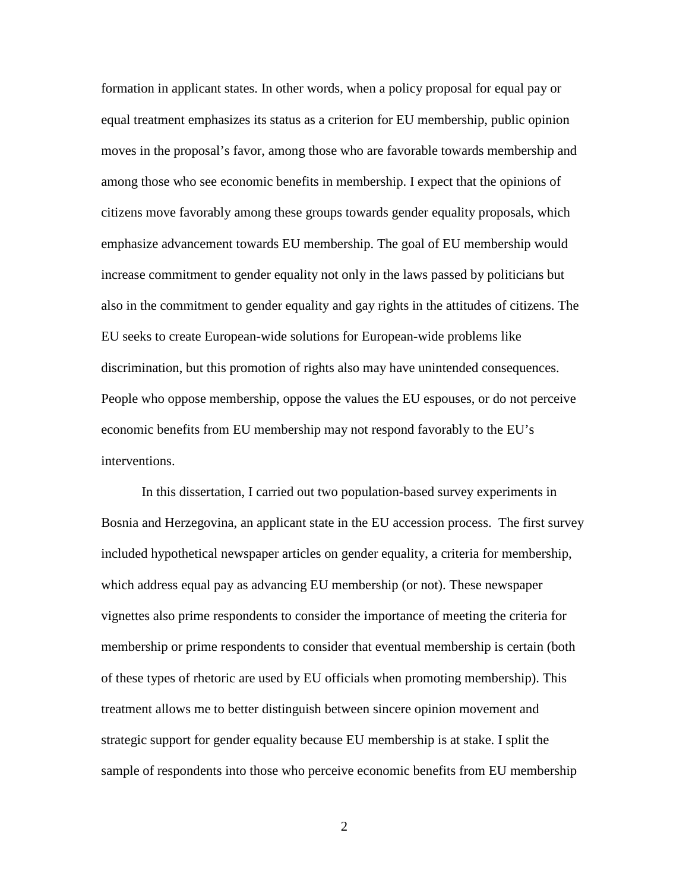formation in applicant states. In other words, when a policy proposal for equal pay or equal treatment emphasizes its status as a criterion for EU membership, public opinion moves in the proposal's favor, among those who are favorable towards membership and among those who see economic benefits in membership. I expect that the opinions of citizens move favorably among these groups towards gender equality proposals, which emphasize advancement towards EU membership. The goal of EU membership would increase commitment to gender equality not only in the laws passed by politicians but also in the commitment to gender equality and gay rights in the attitudes of citizens. The EU seeks to create European-wide solutions for European-wide problems like discrimination, but this promotion of rights also may have unintended consequences. People who oppose membership, oppose the values the EU espouses, or do not perceive economic benefits from EU membership may not respond favorably to the EU's interventions.

In this dissertation, I carried out two population-based survey experiments in Bosnia and Herzegovina, an applicant state in the EU accession process. The first survey included hypothetical newspaper articles on gender equality, a criteria for membership, which address equal pay as advancing EU membership (or not). These newspaper vignettes also prime respondents to consider the importance of meeting the criteria for membership or prime respondents to consider that eventual membership is certain (both of these types of rhetoric are used by EU officials when promoting membership). This treatment allows me to better distinguish between sincere opinion movement and strategic support for gender equality because EU membership is at stake. I split the sample of respondents into those who perceive economic benefits from EU membership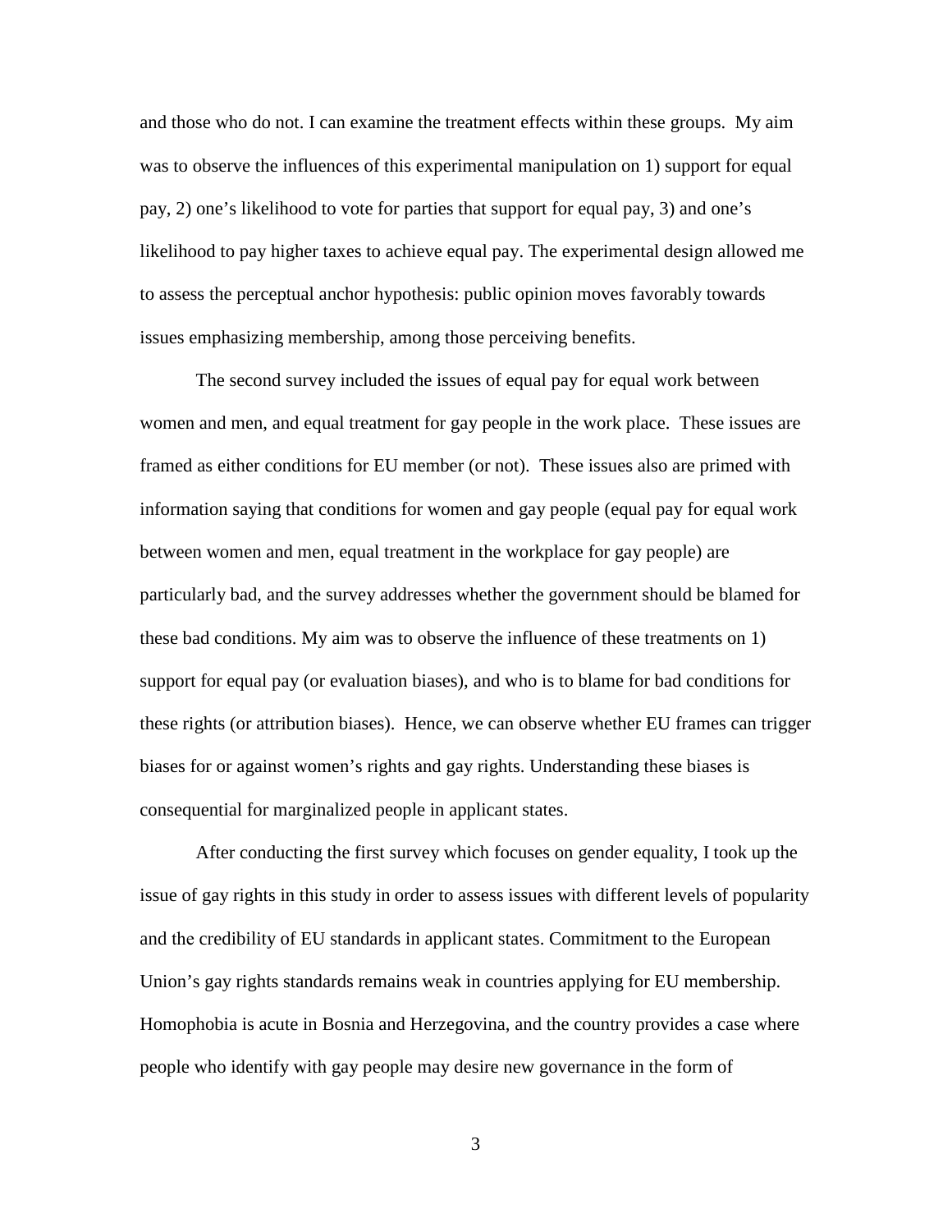and those who do not. I can examine the treatment effects within these groups. My aim was to observe the influences of this experimental manipulation on 1) support for equal pay, 2) one's likelihood to vote for parties that support for equal pay, 3) and one's likelihood to pay higher taxes to achieve equal pay. The experimental design allowed me to assess the perceptual anchor hypothesis: public opinion moves favorably towards issues emphasizing membership, among those perceiving benefits.

The second survey included the issues of equal pay for equal work between women and men, and equal treatment for gay people in the work place. These issues are framed as either conditions for EU member (or not). These issues also are primed with information saying that conditions for women and gay people (equal pay for equal work between women and men, equal treatment in the workplace for gay people) are particularly bad, and the survey addresses whether the government should be blamed for these bad conditions. My aim was to observe the influence of these treatments on 1) support for equal pay (or evaluation biases), and who is to blame for bad conditions for these rights (or attribution biases). Hence, we can observe whether EU frames can trigger biases for or against women's rights and gay rights. Understanding these biases is consequential for marginalized people in applicant states.

After conducting the first survey which focuses on gender equality, I took up the issue of gay rights in this study in order to assess issues with different levels of popularity and the credibility of EU standards in applicant states. Commitment to the European Union's gay rights standards remains weak in countries applying for EU membership. Homophobia is acute in Bosnia and Herzegovina, and the country provides a case where people who identify with gay people may desire new governance in the form of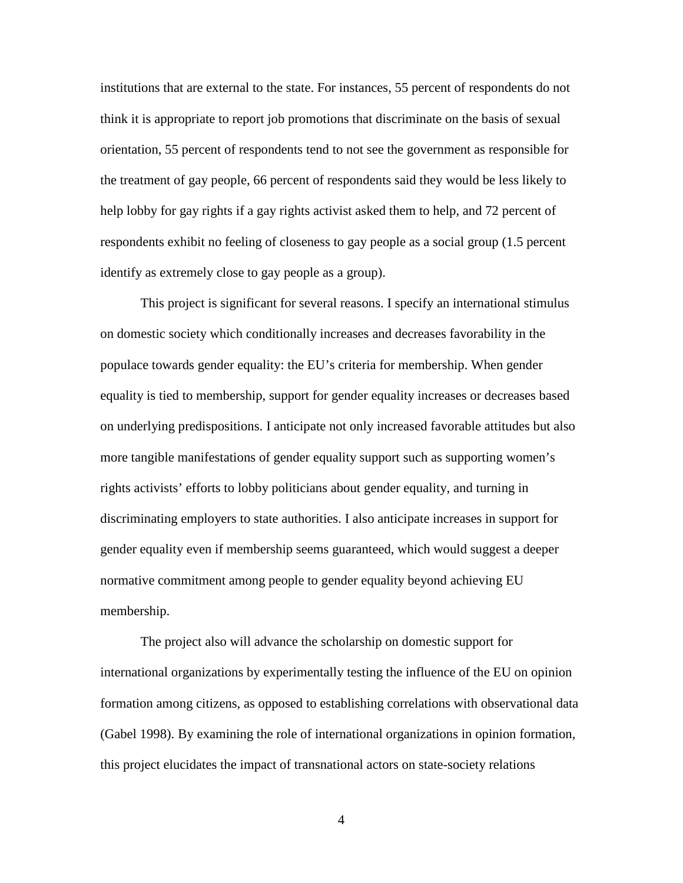institutions that are external to the state. For instances, 55 percent of respondents do not think it is appropriate to report job promotions that discriminate on the basis of sexual orientation, 55 percent of respondents tend to not see the government as responsible for the treatment of gay people, 66 percent of respondents said they would be less likely to help lobby for gay rights if a gay rights activist asked them to help, and 72 percent of respondents exhibit no feeling of closeness to gay people as a social group (1.5 percent identify as extremely close to gay people as a group).

This project is significant for several reasons. I specify an international stimulus on domestic society which conditionally increases and decreases favorability in the populace towards gender equality: the EU's criteria for membership. When gender equality is tied to membership, support for gender equality increases or decreases based on underlying predispositions. I anticipate not only increased favorable attitudes but also more tangible manifestations of gender equality support such as supporting women's rights activists' efforts to lobby politicians about gender equality, and turning in discriminating employers to state authorities. I also anticipate increases in support for gender equality even if membership seems guaranteed, which would suggest a deeper normative commitment among people to gender equality beyond achieving EU membership.

The project also will advance the scholarship on domestic support for international organizations by experimentally testing the influence of the EU on opinion formation among citizens, as opposed to establishing correlations with observational data (Gabel 1998). By examining the role of international organizations in opinion formation, this project elucidates the impact of transnational actors on state-society relations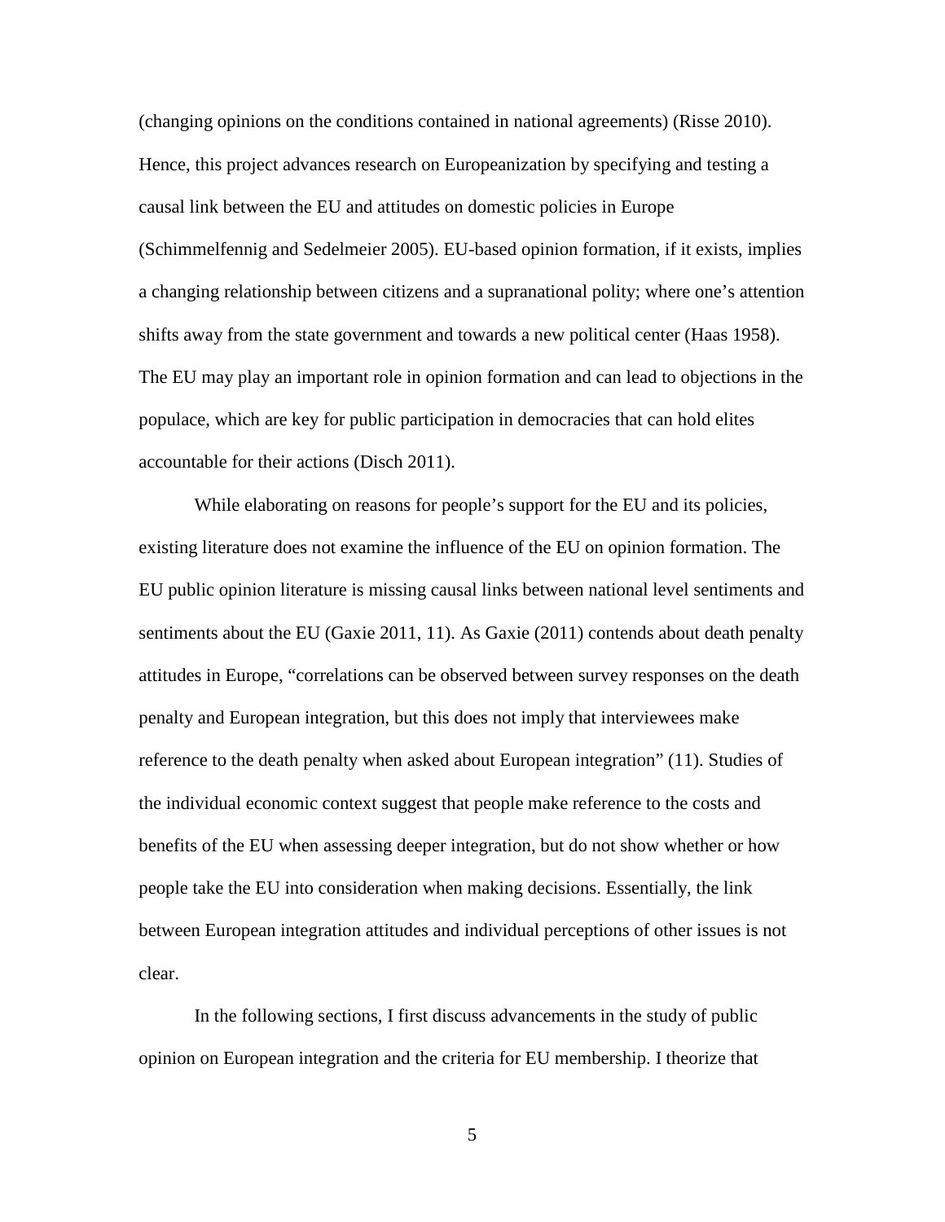(changing opinions on the conditions contained in national agreements) (Risse 2010). Hence, this project advances research on Europeanization by specifying and testing a causal link between the EU and attitudes on domestic policies in Europe (Schimmelfennig and Sedelmeier 2005). EU-based opinion formation, if it exists, implies a changing relationship between citizens and a supranational polity; where one's attention shifts away from the state government and towards a new political center (Haas 1958). The EU may play an important role in opinion formation and can lead to objections in the populace, which are key for public participation in democracies that can hold elites accountable for their actions (Disch 2011).

While elaborating on reasons for people's support for the EU and its policies, existing literature does not examine the influence of the EU on opinion formation. The EU public opinion literature is missing causal links between national level sentiments and sentiments about the EU (Gaxie 2011, 11). As Gaxie (2011) contends about death penalty attitudes in Europe, "correlations can be observed between survey responses on the death penalty and European integration, but this does not imply that interviewees make reference to the death penalty when asked about European integration" (11). Studies of the individual economic context suggest that people make reference to the costs and benefits of the EU when assessing deeper integration, but do not show whether or how people take the EU into consideration when making decisions. Essentially, the link between European integration attitudes and individual perceptions of other issues is not clear.

In the following sections, I first discuss advancements in the study of public opinion on European integration and the criteria for EU membership. I theorize that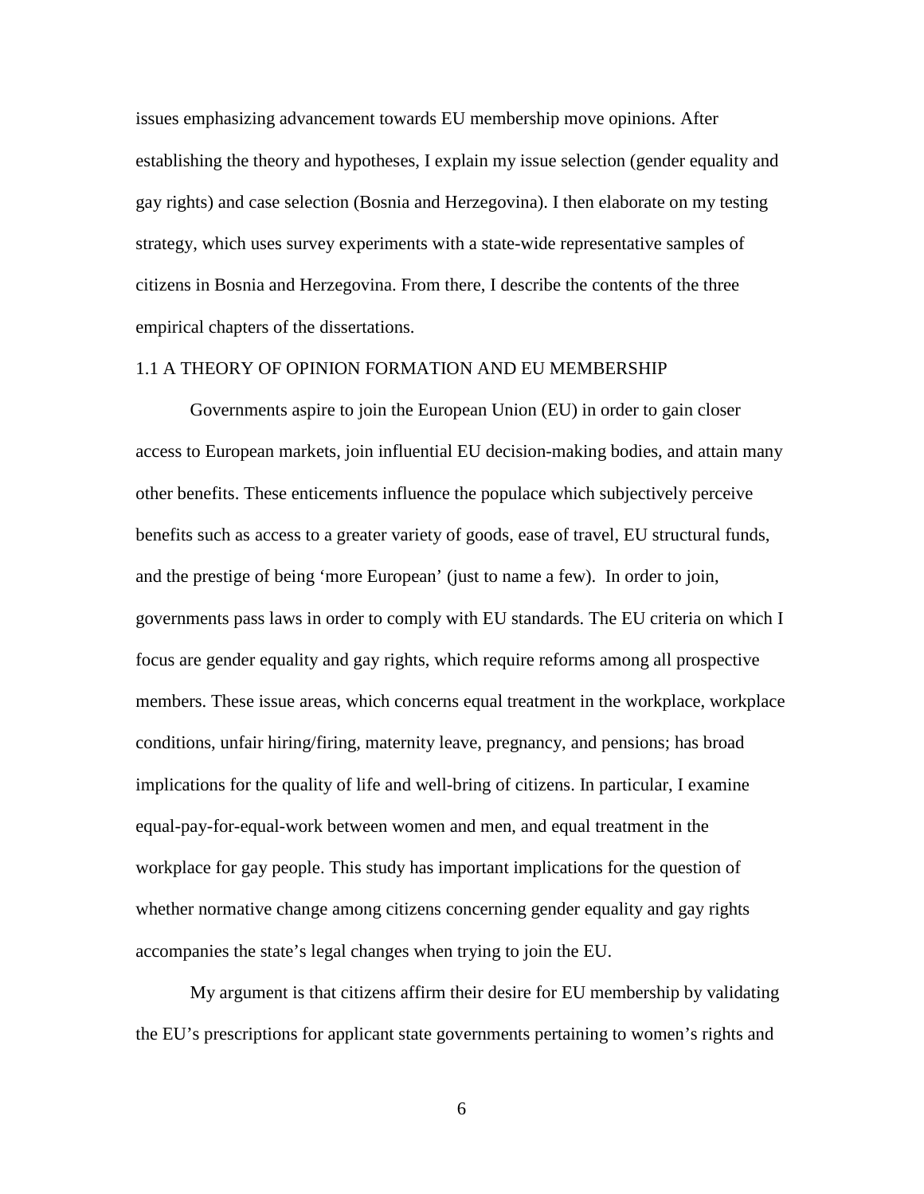issues emphasizing advancement towards EU membership move opinions. After establishing the theory and hypotheses, I explain my issue selection (gender equality and gay rights) and case selection (Bosnia and Herzegovina). I then elaborate on my testing strategy, which uses survey experiments with a state-wide representative samples of citizens in Bosnia and Herzegovina. From there, I describe the contents of the three empirical chapters of the dissertations.

## 1.1 A THEORY OF OPINION FORMATION AND EU MEMBERSHIP

Governments aspire to join the European Union (EU) in order to gain closer access to European markets, join influential EU decision-making bodies, and attain many other benefits. These enticements influence the populace which subjectively perceive benefits such as access to a greater variety of goods, ease of travel, EU structural funds, and the prestige of being 'more European' (just to name a few). In order to join, governments pass laws in order to comply with EU standards. The EU criteria on which I focus are gender equality and gay rights, which require reforms among all prospective members. These issue areas, which concerns equal treatment in the workplace, workplace conditions, unfair hiring/firing, maternity leave, pregnancy, and pensions; has broad implications for the quality of life and well-bring of citizens. In particular, I examine equal-pay-for-equal-work between women and men, and equal treatment in the workplace for gay people. This study has important implications for the question of whether normative change among citizens concerning gender equality and gay rights accompanies the state's legal changes when trying to join the EU.

My argument is that citizens affirm their desire for EU membership by validating the EU's prescriptions for applicant state governments pertaining to women's rights and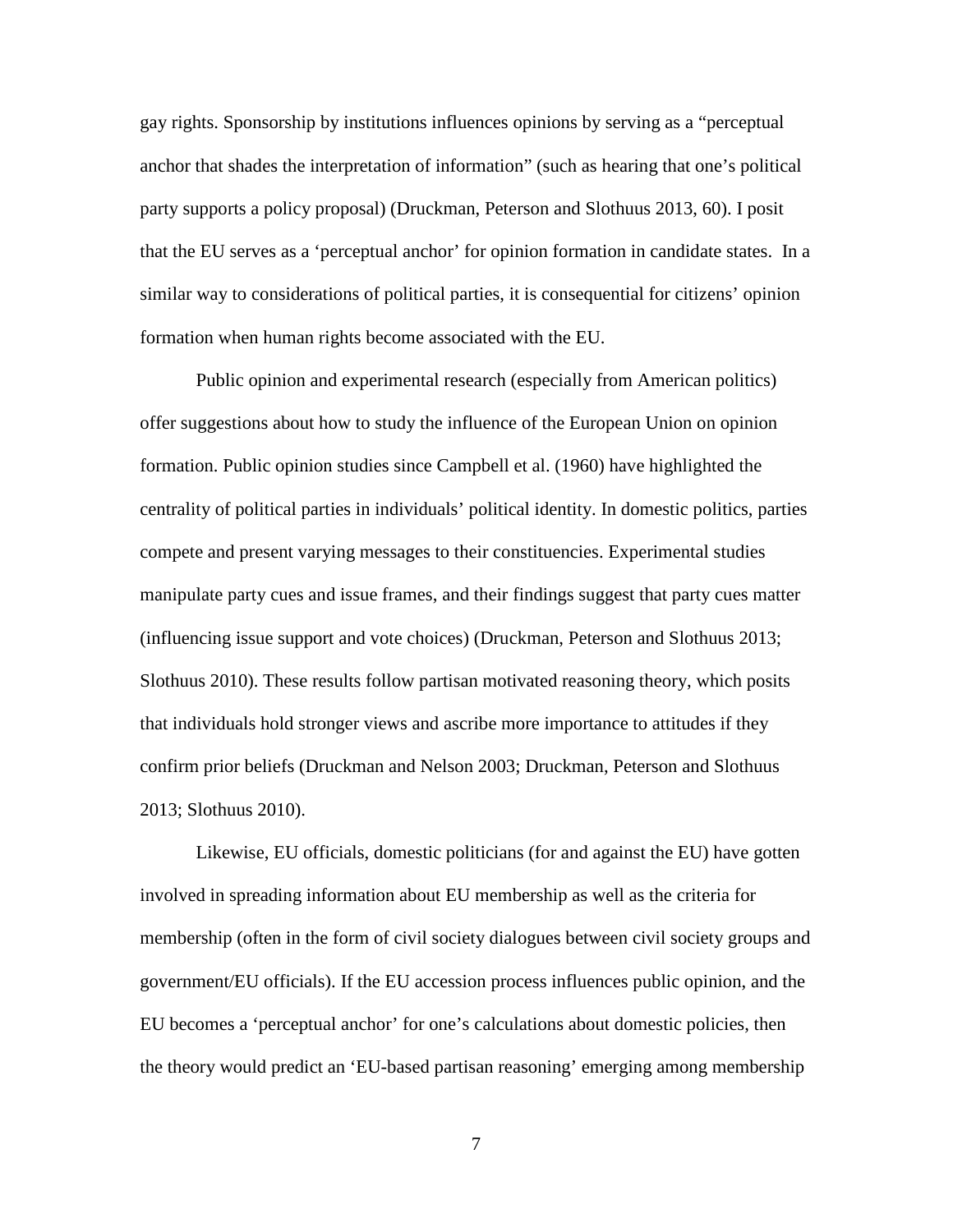gay rights. Sponsorship by institutions influences opinions by serving as a "perceptual anchor that shades the interpretation of information" (such as hearing that one's political party supports a policy proposal) (Druckman, Peterson and Slothuus 2013, 60). I posit that the EU serves as a 'perceptual anchor' for opinion formation in candidate states. In a similar way to considerations of political parties, it is consequential for citizens' opinion formation when human rights become associated with the EU.

Public opinion and experimental research (especially from American politics) offer suggestions about how to study the influence of the European Union on opinion formation. Public opinion studies since Campbell et al. (1960) have highlighted the centrality of political parties in individuals' political identity. In domestic politics, parties compete and present varying messages to their constituencies. Experimental studies manipulate party cues and issue frames, and their findings suggest that party cues matter (influencing issue support and vote choices) (Druckman, Peterson and Slothuus 2013; Slothuus 2010). These results follow partisan motivated reasoning theory, which posits that individuals hold stronger views and ascribe more importance to attitudes if they confirm prior beliefs (Druckman and Nelson 2003; Druckman, Peterson and Slothuus 2013; Slothuus 2010).

Likewise, EU officials, domestic politicians (for and against the EU) have gotten involved in spreading information about EU membership as well as the criteria for membership (often in the form of civil society dialogues between civil society groups and government/EU officials). If the EU accession process influences public opinion, and the EU becomes a 'perceptual anchor' for one's calculations about domestic policies, then the theory would predict an 'EU-based partisan reasoning' emerging among membership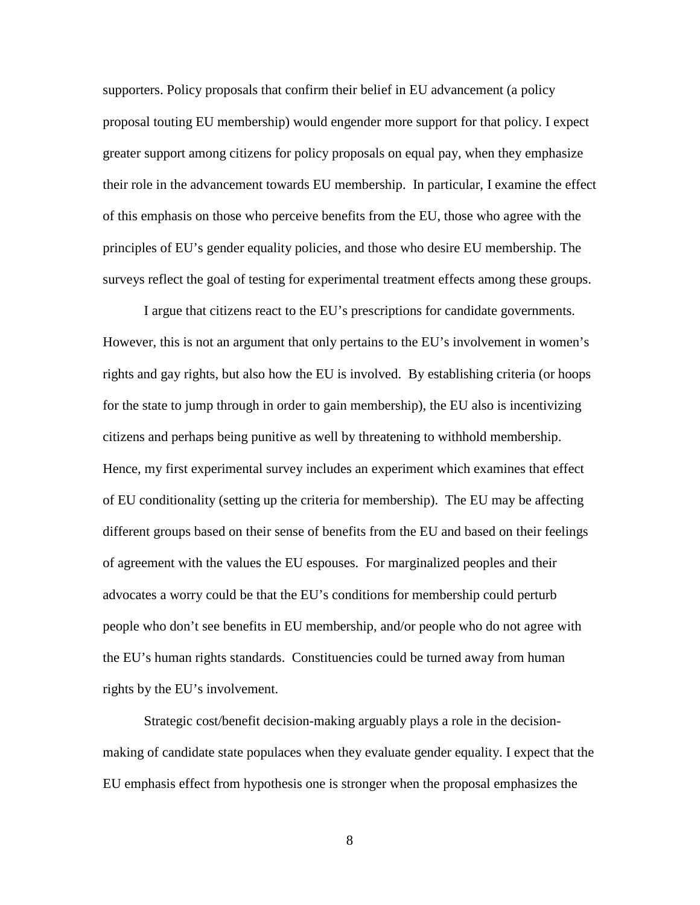supporters. Policy proposals that confirm their belief in EU advancement (a policy proposal touting EU membership) would engender more support for that policy. I expect greater support among citizens for policy proposals on equal pay, when they emphasize their role in the advancement towards EU membership. In particular, I examine the effect of this emphasis on those who perceive benefits from the EU, those who agree with the principles of EU's gender equality policies, and those who desire EU membership. The surveys reflect the goal of testing for experimental treatment effects among these groups.

I argue that citizens react to the EU's prescriptions for candidate governments. However, this is not an argument that only pertains to the EU's involvement in women's rights and gay rights, but also how the EU is involved. By establishing criteria (or hoops for the state to jump through in order to gain membership), the EU also is incentivizing citizens and perhaps being punitive as well by threatening to withhold membership. Hence, my first experimental survey includes an experiment which examines that effect of EU conditionality (setting up the criteria for membership). The EU may be affecting different groups based on their sense of benefits from the EU and based on their feelings of agreement with the values the EU espouses. For marginalized peoples and their advocates a worry could be that the EU's conditions for membership could perturb people who don't see benefits in EU membership, and/or people who do not agree with the EU's human rights standards. Constituencies could be turned away from human rights by the EU's involvement.

Strategic cost/benefit decision-making arguably plays a role in the decision-making of candidate state populaces when they evaluate gender equality. I expect that the EU emphasis effect from hypothesis one is stronger when the proposal emphasizes the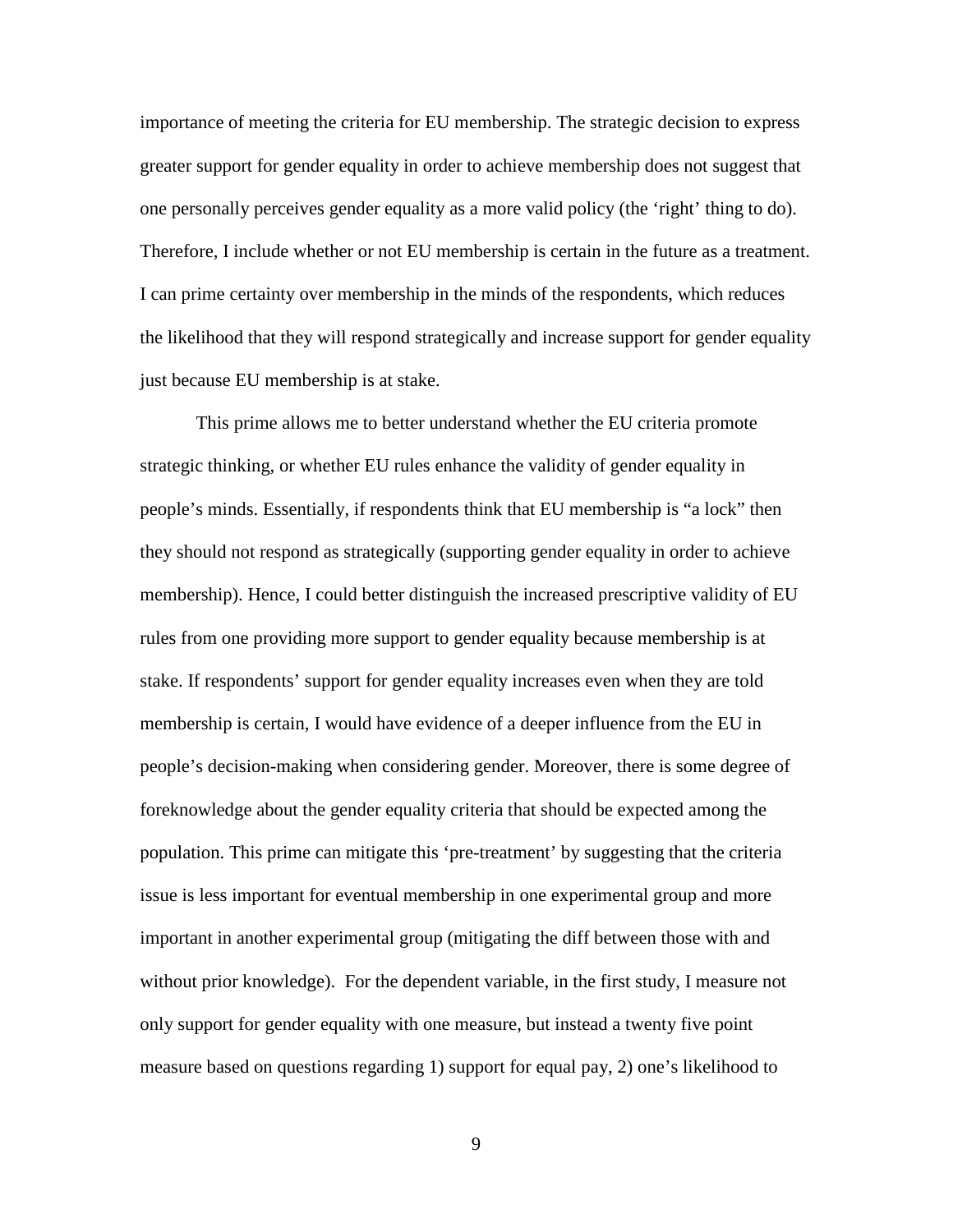importance of meeting the criteria for EU membership. The strategic decision to express greater support for gender equality in order to achieve membership does not suggest that one personally perceives gender equality as a more valid policy (the 'right' thing to do). Therefore, I include whether or not EU membership is certain in the future as a treatment. I can prime certainty over membership in the minds of the respondents, which reduces the likelihood that they will respond strategically and increase support for gender equality just because EU membership is at stake.

This prime allows me to better understand whether the EU criteria promote strategic thinking, or whether EU rules enhance the validity of gender equality in people's minds. Essentially, if respondents think that EU membership is "a lock" then they should not respond as strategically (supporting gender equality in order to achieve membership). Hence, I could better distinguish the increased prescriptive validity of EU rules from one providing more support to gender equality because membership is at stake. If respondents' support for gender equality increases even when they are told membership is certain, I would have evidence of a deeper influence from the EU in people's decision-making when considering gender. Moreover, there is some degree of foreknowledge about the gender equality criteria that should be expected among the population. This prime can mitigate this 'pre-treatment' by suggesting that the criteria issue is less important for eventual membership in one experimental group and more important in another experimental group (mitigating the diff between those with and without prior knowledge). For the dependent variable, in the first study, I measure not only support for gender equality with one measure, but instead a twenty five point measure based on questions regarding 1) support for equal pay, 2) one's likelihood to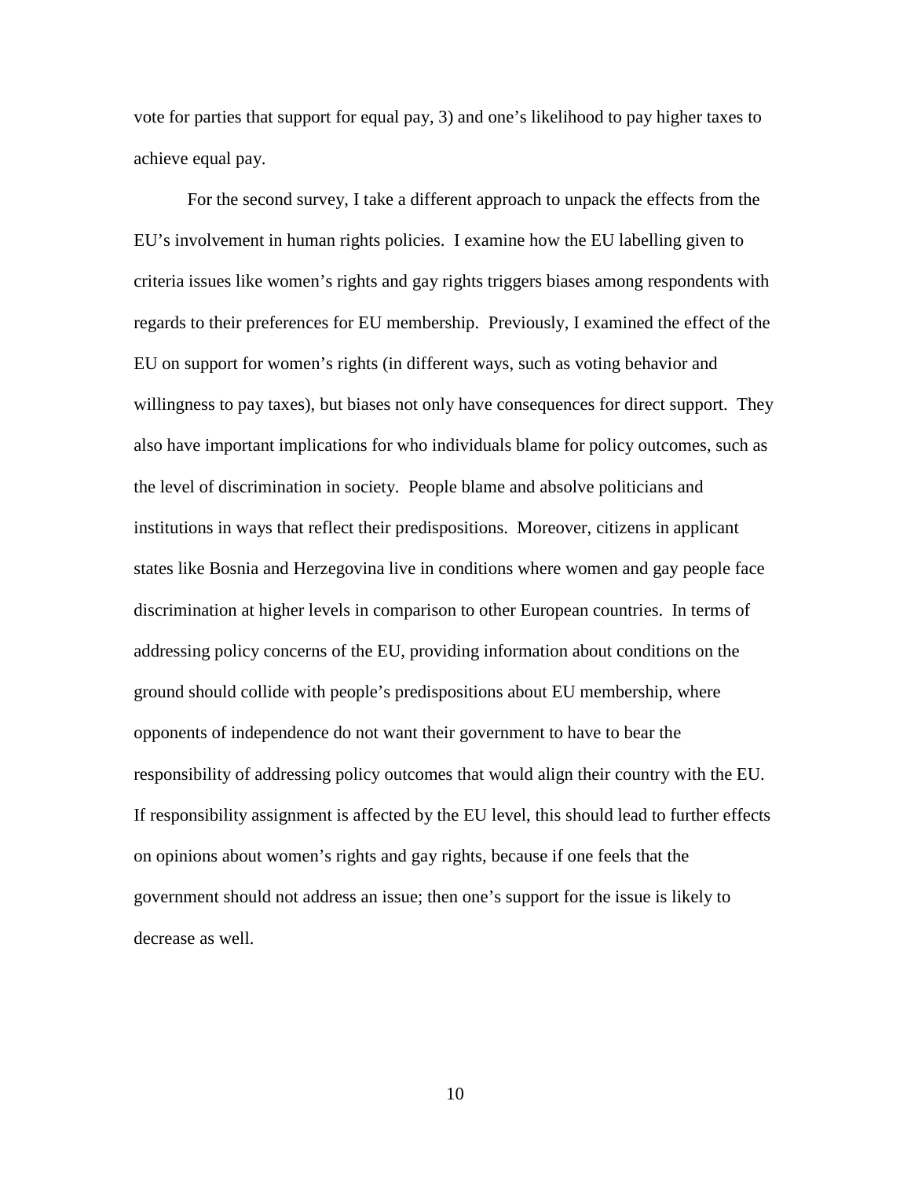vote for parties that support for equal pay, 3) and one's likelihood to pay higher taxes to achieve equal pay.

For the second survey, I take a different approach to unpack the effects from the EU's involvement in human rights policies. I examine how the EU labelling given to criteria issues like women's rights and gay rights triggers biases among respondents with regards to their preferences for EU membership. Previously, I examined the effect of the EU on support for women's rights (in different ways, such as voting behavior and willingness to pay taxes), but biases not only have consequences for direct support. They also have important implications for who individuals blame for policy outcomes, such as the level of discrimination in society. People blame and absolve politicians and institutions in ways that reflect their predispositions. Moreover, citizens in applicant states like Bosnia and Herzegovina live in conditions where women and gay people face discrimination at higher levels in comparison to other European countries. In terms of addressing policy concerns of the EU, providing information about conditions on the ground should collide with people's predispositions about EU membership, where opponents of independence do not want their government to have to bear the responsibility of addressing policy outcomes that would align their country with the EU. If responsibility assignment is affected by the EU level, this should lead to further effects on opinions about women's rights and gay rights, because if one feels that the government should not address an issue; then one's support for the issue is likely to decrease as well.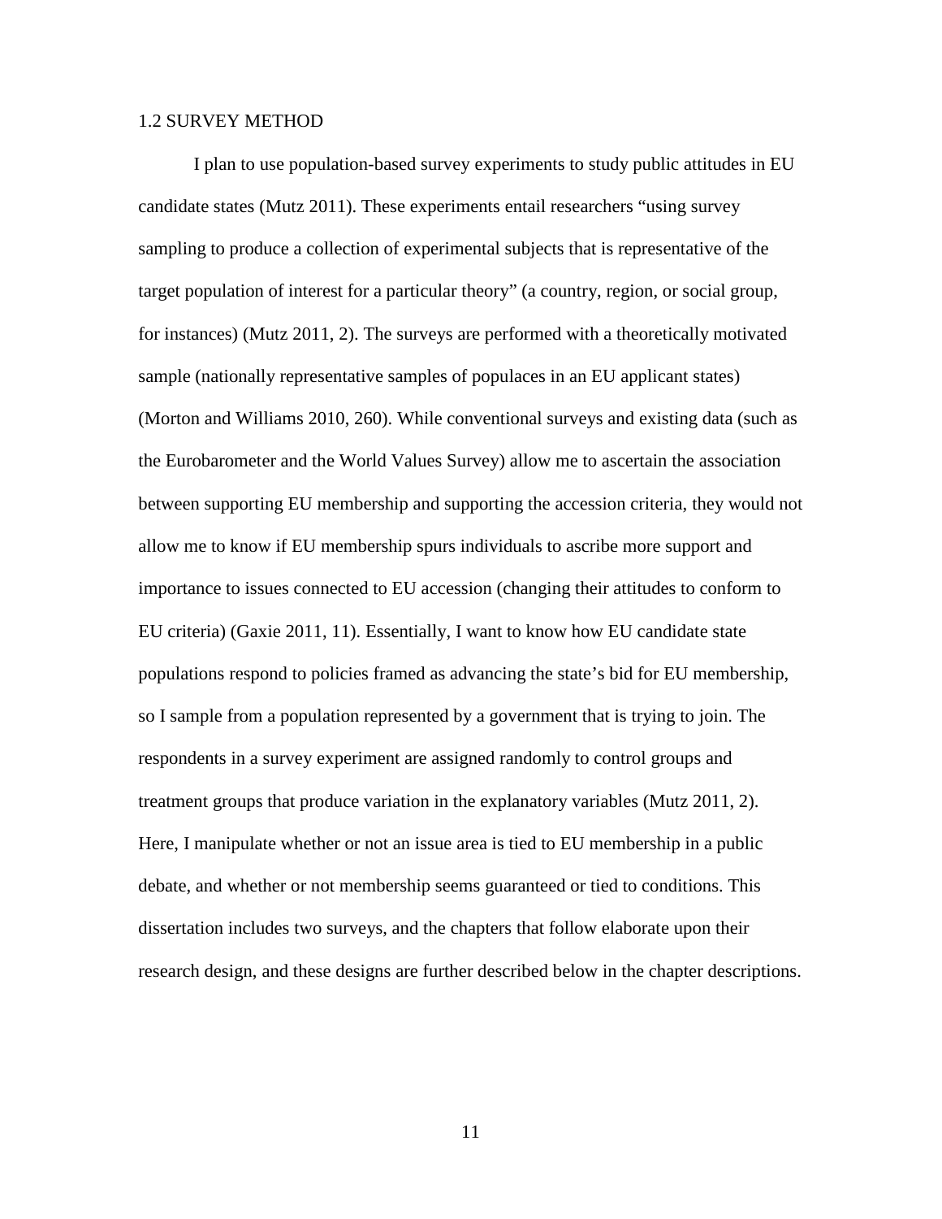## 1.2 SURVEY METHOD

I plan to use population-based survey experiments to study public attitudes in EU candidate states (Mutz 2011). These experiments entail researchers "using survey sampling to produce a collection of experimental subjects that is representative of the target population of interest for a particular theory" (a country, region, or social group, for instances) (Mutz 2011, 2). The surveys are performed with a theoretically motivated sample (nationally representative samples of populaces in an EU applicant states) (Morton and Williams 2010, 260). While conventional surveys and existing data (such as the Eurobarometer and the World Values Survey) allow me to ascertain the association between supporting EU membership and supporting the accession criteria, they would not allow me to know if EU membership spurs individuals to ascribe more support and importance to issues connected to EU accession (changing their attitudes to conform to EU criteria) (Gaxie 2011, 11). Essentially, I want to know how EU candidate state populations respond to policies framed as advancing the state's bid for EU membership, so I sample from a population represented by a government that is trying to join. The respondents in a survey experiment are assigned randomly to control groups and treatment groups that produce variation in the explanatory variables (Mutz 2011, 2). Here, I manipulate whether or not an issue area is tied to EU membership in a public debate, and whether or not membership seems guaranteed or tied to conditions. This dissertation includes two surveys, and the chapters that follow elaborate upon their research design, and these designs are further described below in the chapter descriptions.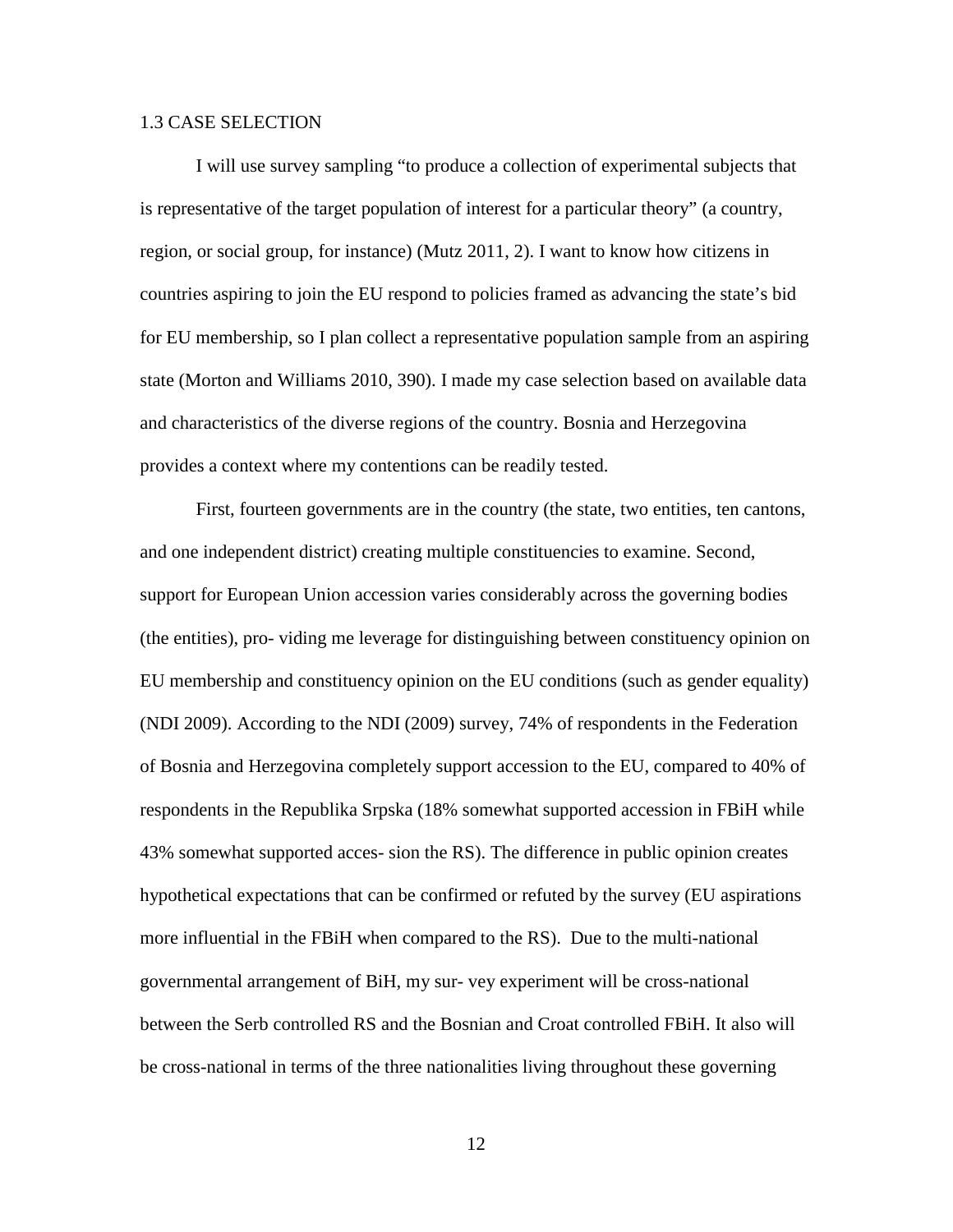### 1.3 CASE SELECTION

I will use survey sampling "to produce a collection of experimental subjects that is representative of the target population of interest for a particular theory" (a country, region, or social group, for instance) (Mutz 2011, 2). I want to know how citizens in countries aspiring to join the EU respond to policies framed as advancing the state's bid for EU membership, so I plan collect a representative population sample from an aspiring state (Morton and Williams 2010, 390). I made my case selection based on available data and characteristics of the diverse regions of the country. Bosnia and Herzegovina provides a context where my contentions can be readily tested.

First, fourteen governments are in the country (the state, two entities, ten cantons, and one independent district) creating multiple constituencies to examine. Second, support for European Union accession varies considerably across the governing bodies (the entities), pro- viding me leverage for distinguishing between constituency opinion on EU membership and constituency opinion on the EU conditions (such as gender equality) (NDI 2009). According to the NDI (2009) survey, 74% of respondents in the Federation of Bosnia and Herzegovina completely support accession to the EU, compared to 40% of respondents in the Republika Srpska (18% somewhat supported accession in FBiH while 43% somewhat supported acces- sion the RS). The difference in public opinion creates hypothetical expectations that can be confirmed or refuted by the survey (EU aspirations more influential in the FBiH when compared to the RS). Due to the multi-national governmental arrangement of BiH, my sur- vey experiment will be cross-national between the Serb controlled RS and the Bosnian and Croat controlled FBiH. It also will be cross-national in terms of the three nationalities living throughout these governing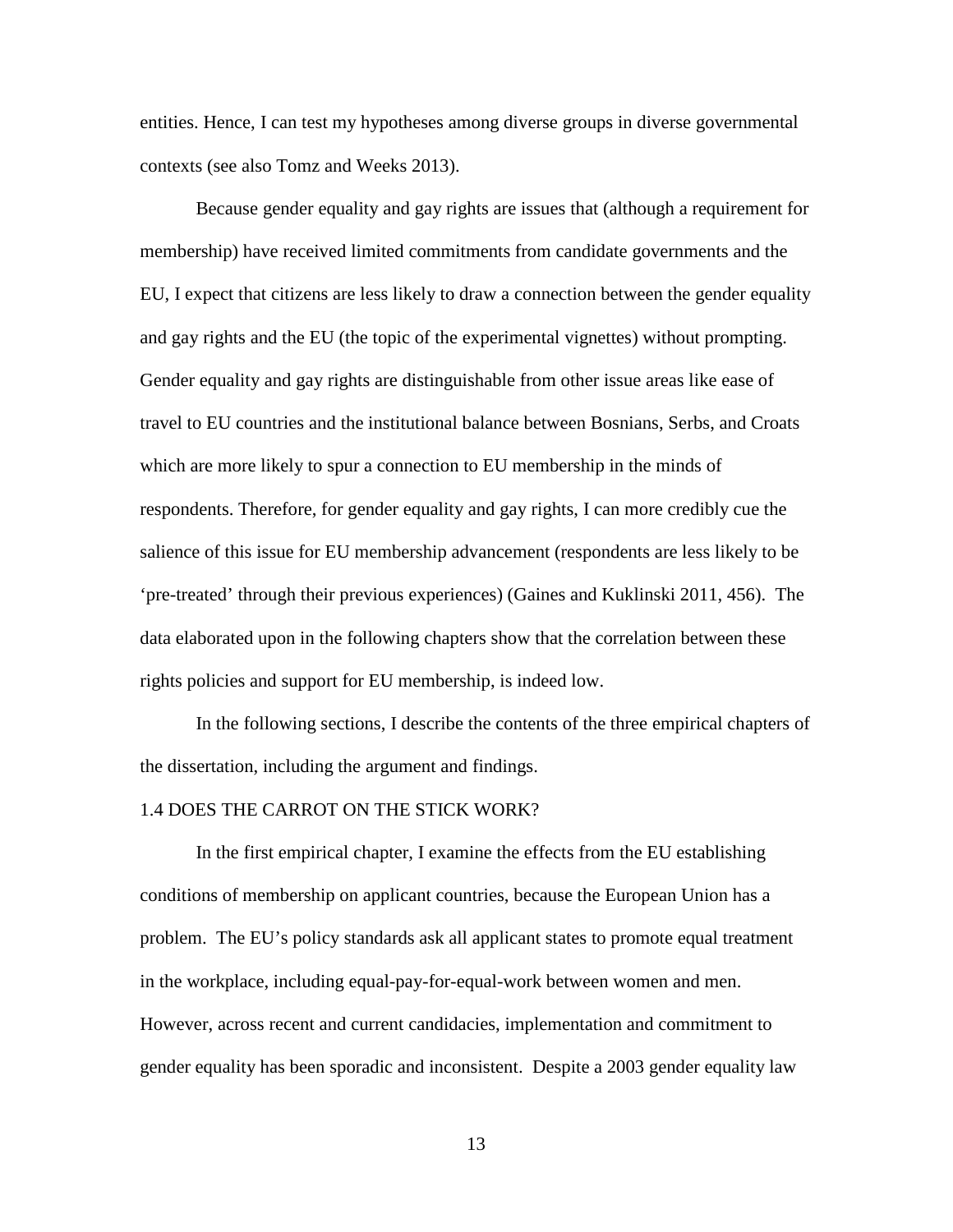entities. Hence, I can test my hypotheses among diverse groups in diverse governmental contexts (see also Tomz and Weeks 2013).

Because gender equality and gay rights are issues that (although a requirement for membership) have received limited commitments from candidate governments and the EU, I expect that citizens are less likely to draw a connection between the gender equality and gay rights and the EU (the topic of the experimental vignettes) without prompting. Gender equality and gay rights are distinguishable from other issue areas like ease of travel to EU countries and the institutional balance between Bosnians, Serbs, and Croats which are more likely to spur a connection to EU membership in the minds of respondents. Therefore, for gender equality and gay rights, I can more credibly cue the salience of this issue for EU membership advancement (respondents are less likely to be 'pre-treated' through their previous experiences) (Gaines and Kuklinski 2011, 456). The data elaborated upon in the following chapters show that the correlation between these rights policies and support for EU membership, is indeed low.

In the following sections, I describe the contents of the three empirical chapters of the dissertation, including the argument and findings.

### 1.4 DOES THE CARROT ON THE STICK WORK?

In the first empirical chapter, I examine the effects from the EU establishing conditions of membership on applicant countries, because the European Union has a problem. The EU's policy standards ask all applicant states to promote equal treatment in the workplace, including equal-pay-for-equal-work between women and men. However, across recent and current candidacies, implementation and commitment to gender equality has been sporadic and inconsistent. Despite a 2003 gender equality law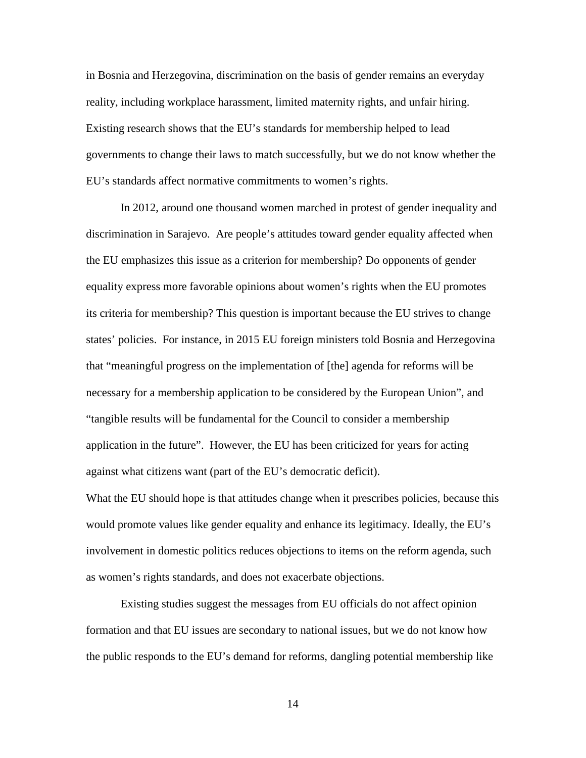in Bosnia and Herzegovina, discrimination on the basis of gender remains an everyday reality, including workplace harassment, limited maternity rights, and unfair hiring. Existing research shows that the EU's standards for membership helped to lead governments to change their laws to match successfully, but we do not know whether the EU's standards affect normative commitments to women's rights.

In 2012, around one thousand women marched in protest of gender inequality and discrimination in Sarajevo. Are people's attitudes toward gender equality affected when the EU emphasizes this issue as a criterion for membership? Do opponents of gender equality express more favorable opinions about women's rights when the EU promotes its criteria for membership? This question is important because the EU strives to change states' policies. For instance, in 2015 EU foreign ministers told Bosnia and Herzegovina that "meaningful progress on the implementation of [the] agenda for reforms will be necessary for a membership application to be considered by the European Union", and "tangible results will be fundamental for the Council to consider a membership application in the future". However, the EU has been criticized for years for acting against what citizens want (part of the EU's democratic deficit).

What the EU should hope is that attitudes change when it prescribes policies, because this would promote values like gender equality and enhance its legitimacy. Ideally, the EU's involvement in domestic politics reduces objections to items on the reform agenda, such as women's rights standards, and does not exacerbate objections.

Existing studies suggest the messages from EU officials do not affect opinion formation and that EU issues are secondary to national issues, but we do not know how the public responds to the EU's demand for reforms, dangling potential membership like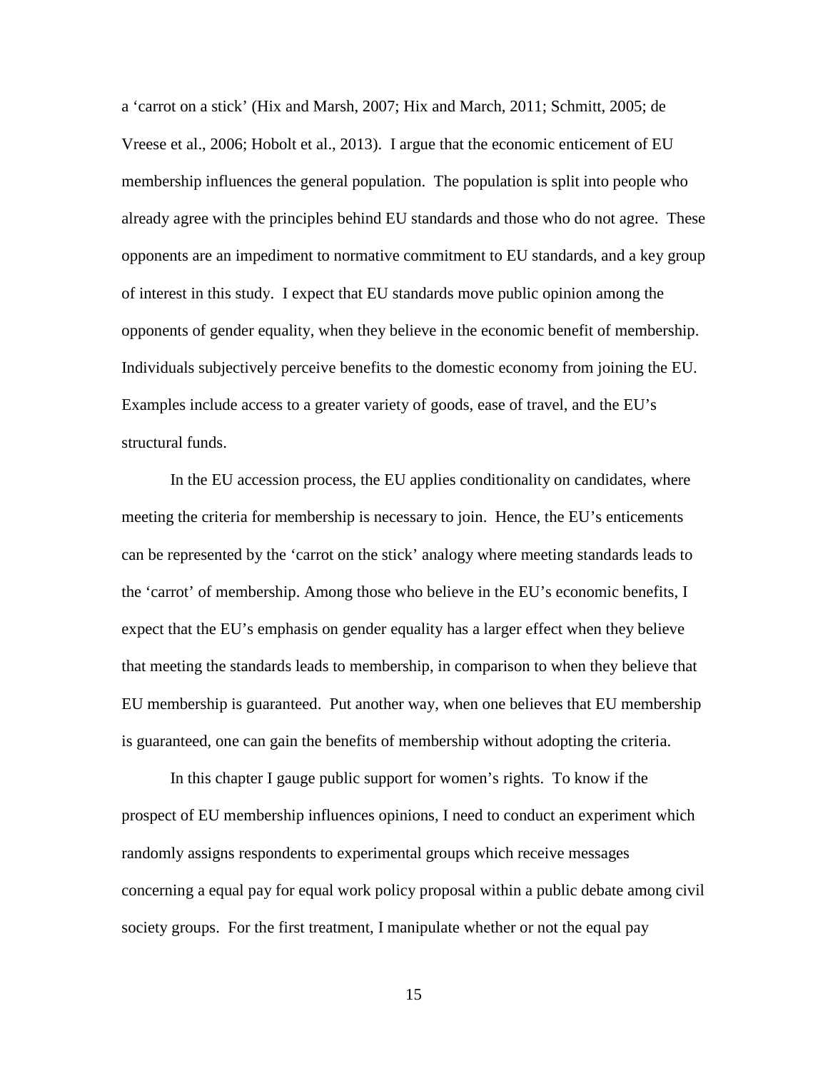a 'carrot on a stick' (Hix and Marsh, 2007; Hix and March, 2011; Schmitt, 2005; de Vreese et al., 2006; Hobolt et al., 2013). I argue that the economic enticement of EU membership influences the general population. The population is split into people who already agree with the principles behind EU standards and those who do not agree. These opponents are an impediment to normative commitment to EU standards, and a key group of interest in this study. I expect that EU standards move public opinion among the opponents of gender equality, when they believe in the economic benefit of membership. Individuals subjectively perceive benefits to the domestic economy from joining the EU. Examples include access to a greater variety of goods, ease of travel, and the EU's structural funds.

In the EU accession process, the EU applies conditionality on candidates, where meeting the criteria for membership is necessary to join. Hence, the EU's enticements can be represented by the 'carrot on the stick' analogy where meeting standards leads to the 'carrot' of membership. Among those who believe in the EU's economic benefits, I expect that the EU's emphasis on gender equality has a larger effect when they believe that meeting the standards leads to membership, in comparison to when they believe that EU membership is guaranteed. Put another way, when one believes that EU membership is guaranteed, one can gain the benefits of membership without adopting the criteria.

In this chapter I gauge public support for women's rights. To know if the prospect of EU membership influences opinions, I need to conduct an experiment which randomly assigns respondents to experimental groups which receive messages concerning a equal pay for equal work policy proposal within a public debate among civil society groups. For the first treatment, I manipulate whether or not the equal pay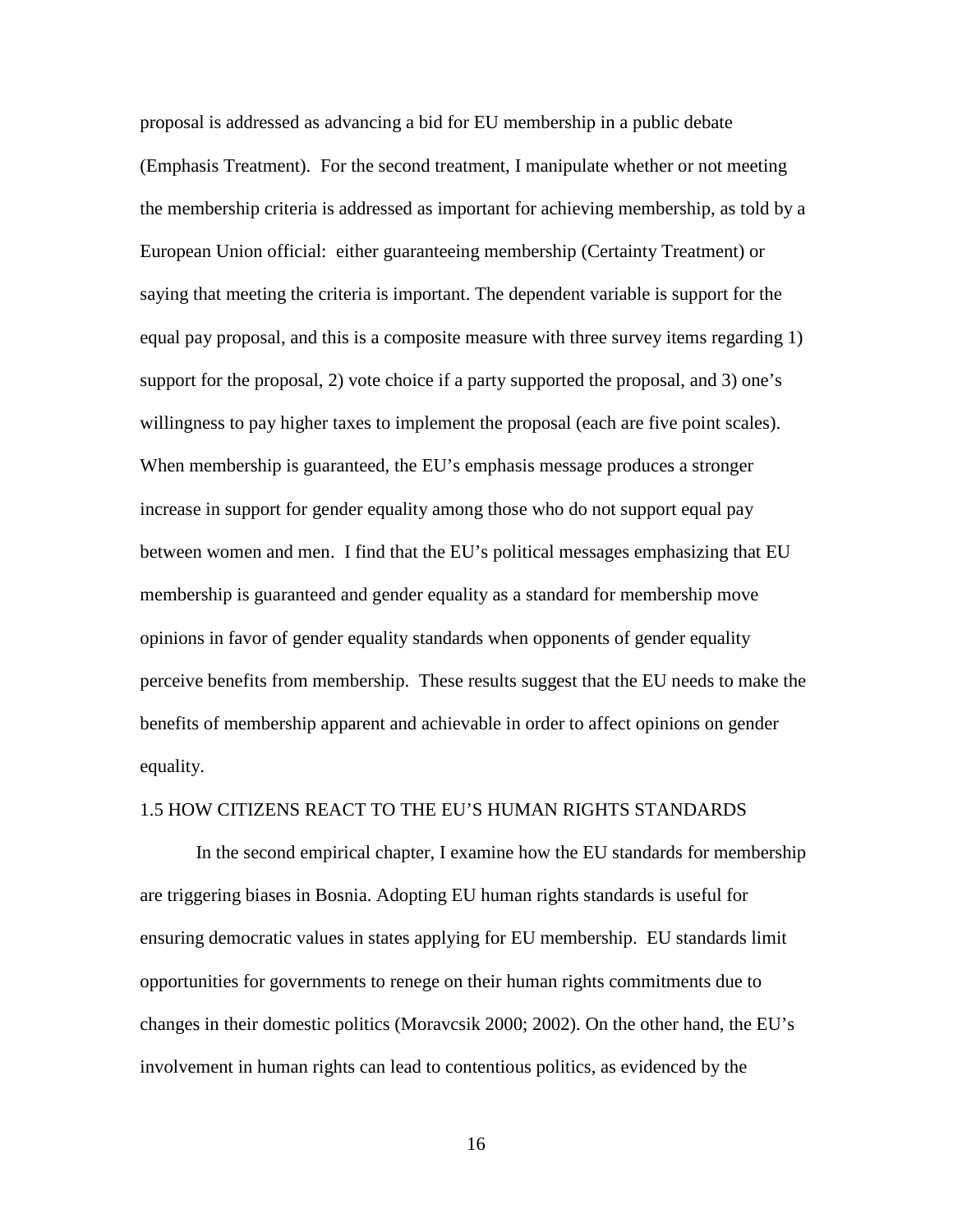proposal is addressed as advancing a bid for EU membership in a public debate (Emphasis Treatment). For the second treatment, I manipulate whether or not meeting the membership criteria is addressed as important for achieving membership, as told by a European Union official: either guaranteeing membership (Certainty Treatment) or saying that meeting the criteria is important. The dependent variable is support for the equal pay proposal, and this is a composite measure with three survey items regarding 1) support for the proposal, 2) vote choice if a party supported the proposal, and 3) one's willingness to pay higher taxes to implement the proposal (each are five point scales). When membership is guaranteed, the EU's emphasis message produces a stronger increase in support for gender equality among those who do not support equal pay between women and men. I find that the EU's political messages emphasizing that EU membership is guaranteed and gender equality as a standard for membership move opinions in favor of gender equality standards when opponents of gender equality perceive benefits from membership. These results suggest that the EU needs to make the benefits of membership apparent and achievable in order to affect opinions on gender equality.

## 1.5 HOW CITIZENS REACT TO THE EU'S HUMAN RIGHTS STANDARDS

In the second empirical chapter, I examine how the EU standards for membership are triggering biases in Bosnia. Adopting EU human rights standards is useful for ensuring democratic values in states applying for EU membership. EU standards limit opportunities for governments to renege on their human rights commitments due to changes in their domestic politics (Moravcsik 2000; 2002). On the other hand, the EU's involvement in human rights can lead to contentious politics, as evidenced by the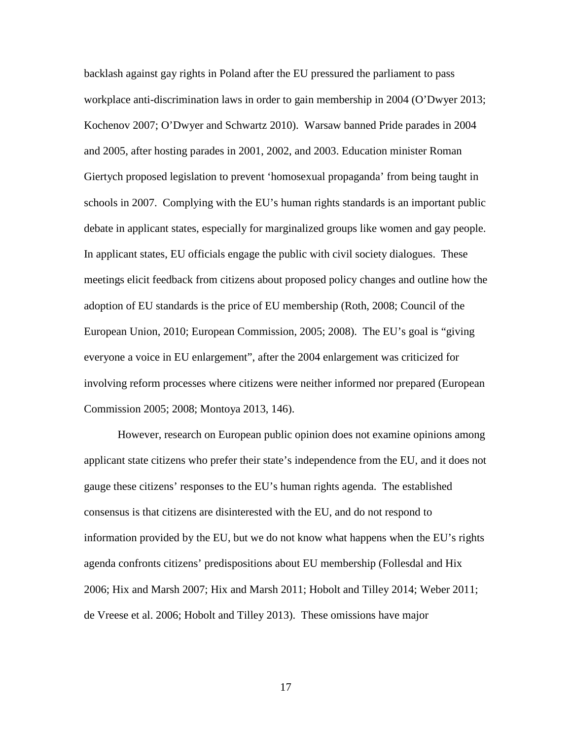backlash against gay rights in Poland after the EU pressured the parliament to pass workplace anti-discrimination laws in order to gain membership in 2004 (O'Dwyer 2013; Kochenov 2007; O'Dwyer and Schwartz 2010). Warsaw banned Pride parades in 2004 and 2005, after hosting parades in 2001, 2002, and 2003. Education minister Roman Giertych proposed legislation to prevent 'homosexual propaganda' from being taught in schools in 2007. Complying with the EU's human rights standards is an important public debate in applicant states, especially for marginalized groups like women and gay people. In applicant states, EU officials engage the public with civil society dialogues. These meetings elicit feedback from citizens about proposed policy changes and outline how the adoption of EU standards is the price of EU membership (Roth, 2008; Council of the European Union, 2010; European Commission, 2005; 2008). The EU's goal is "giving everyone a voice in EU enlargement", after the 2004 enlargement was criticized for involving reform processes where citizens were neither informed nor prepared (European Commission 2005; 2008; Montoya 2013, 146).

However, research on European public opinion does not examine opinions among applicant state citizens who prefer their state's independence from the EU, and it does not gauge these citizens' responses to the EU's human rights agenda. The established consensus is that citizens are disinterested with the EU, and do not respond to information provided by the EU, but we do not know what happens when the EU's rights agenda confronts citizens' predispositions about EU membership (Follesdal and Hix 2006; Hix and Marsh 2007; Hix and Marsh 2011; Hobolt and Tilley 2014; Weber 2011; de Vreese et al. 2006; Hobolt and Tilley 2013). These omissions have major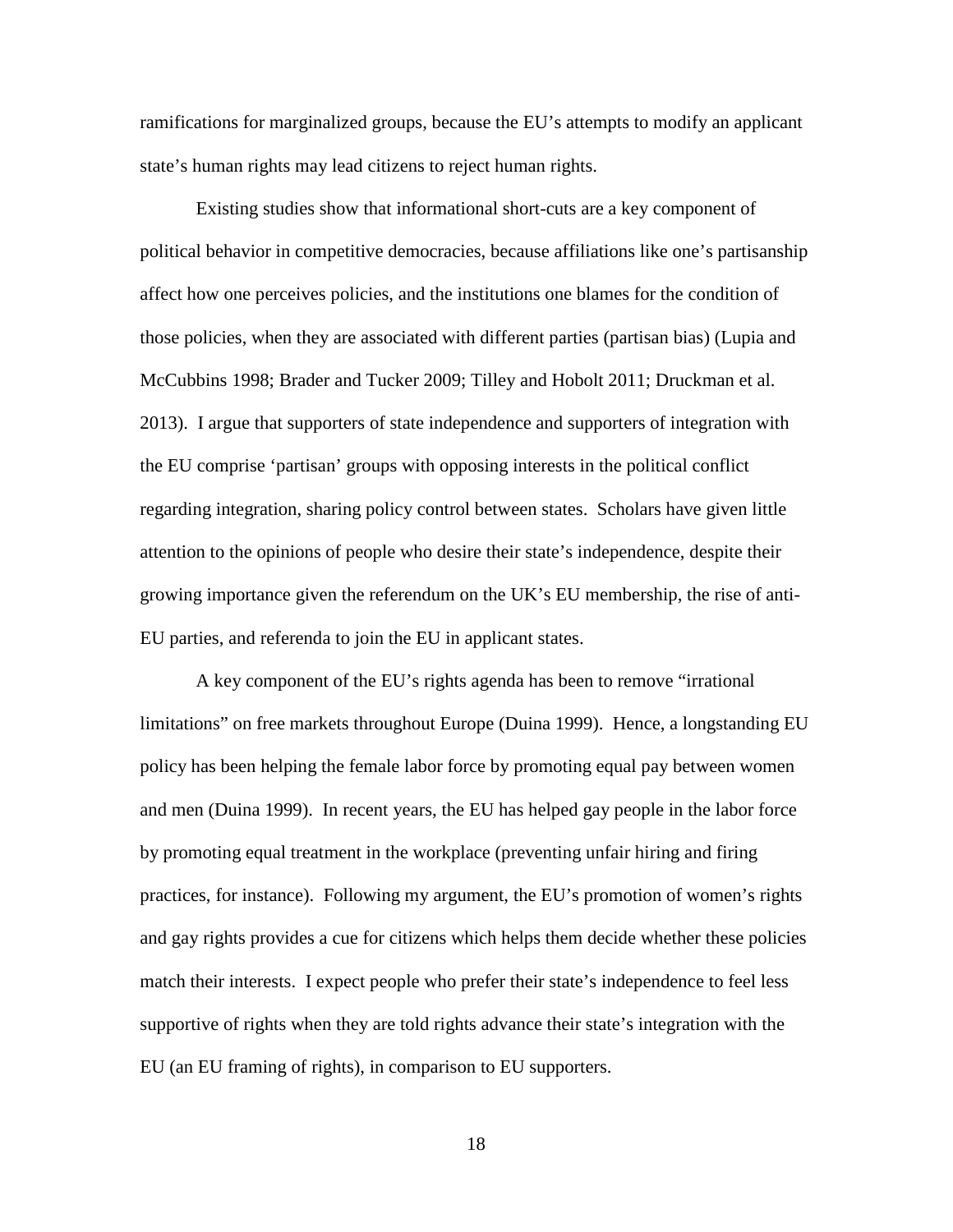ramifications for marginalized groups, because the EU's attempts to modify an applicant state's human rights may lead citizens to reject human rights.

Existing studies show that informational short-cuts are a key component of political behavior in competitive democracies, because affiliations like one's partisanship affect how one perceives policies, and the institutions one blames for the condition of those policies, when they are associated with different parties (partisan bias) (Lupia and McCubbins 1998; Brader and Tucker 2009; Tilley and Hobolt 2011; Druckman et al. 2013). I argue that supporters of state independence and supporters of integration with the EU comprise 'partisan' groups with opposing interests in the political conflict regarding integration, sharing policy control between states. Scholars have given little attention to the opinions of people who desire their state's independence, despite their growing importance given the referendum on the UK's EU membership, the rise of anti-EU parties, and referenda to join the EU in applicant states.

A key component of the EU's rights agenda has been to remove "irrational limitations" on free markets throughout Europe (Duina 1999). Hence, a longstanding EU policy has been helping the female labor force by promoting equal pay between women and men (Duina 1999). In recent years, the EU has helped gay people in the labor force by promoting equal treatment in the workplace (preventing unfair hiring and firing practices, for instance). Following my argument, the EU's promotion of women's rights and gay rights provides a cue for citizens which helps them decide whether these policies match their interests. I expect people who prefer their state's independence to feel less supportive of rights when they are told rights advance their state's integration with the EU (an EU framing of rights), in comparison to EU supporters.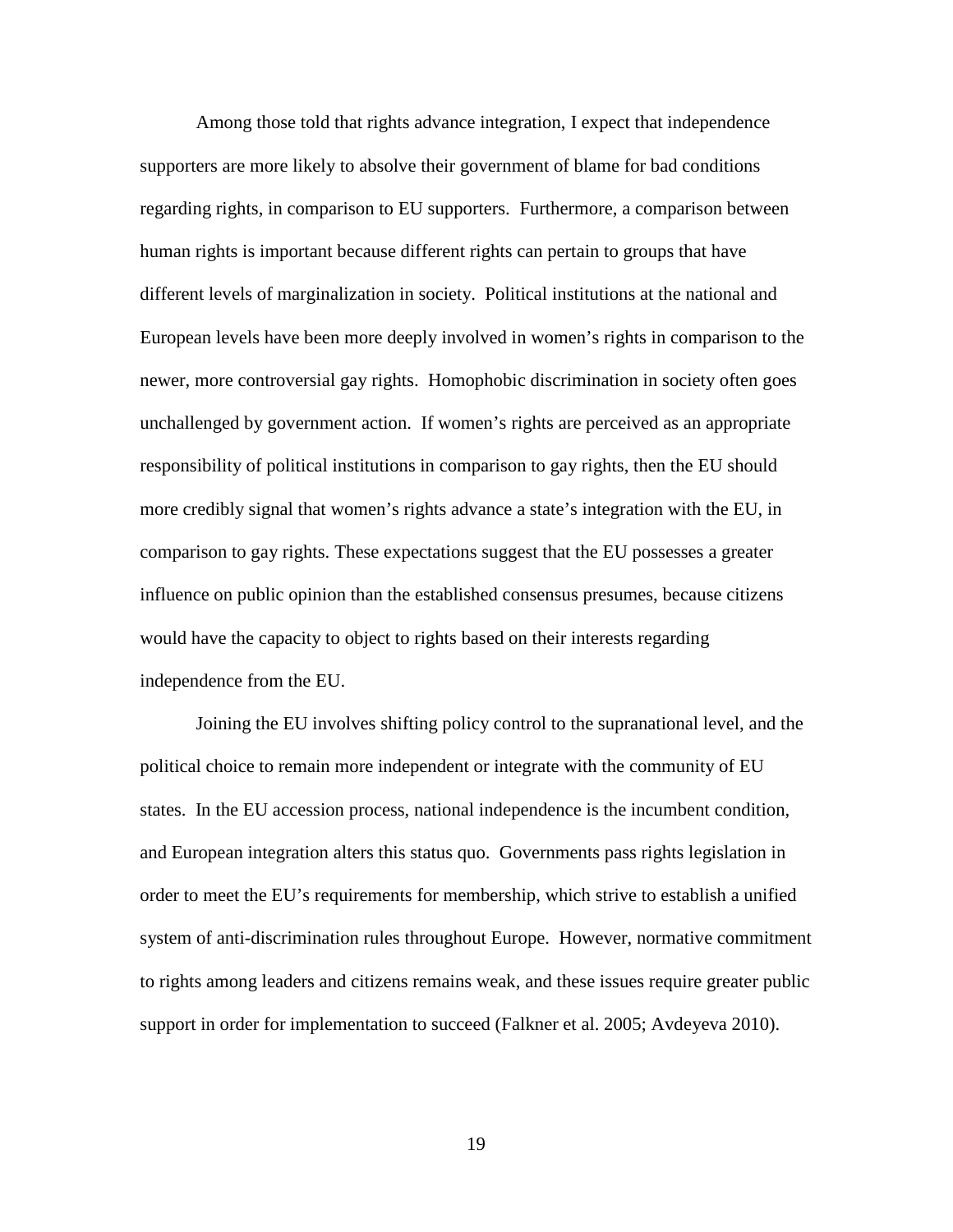Among those told that rights advance integration, I expect that independence supporters are more likely to absolve their government of blame for bad conditions regarding rights, in comparison to EU supporters. Furthermore, a comparison between human rights is important because different rights can pertain to groups that have different levels of marginalization in society. Political institutions at the national and European levels have been more deeply involved in women's rights in comparison to the newer, more controversial gay rights. Homophobic discrimination in society often goes unchallenged by government action. If women's rights are perceived as an appropriate responsibility of political institutions in comparison to gay rights, then the EU should more credibly signal that women's rights advance a state's integration with the EU, in comparison to gay rights. These expectations suggest that the EU possesses a greater influence on public opinion than the established consensus presumes, because citizens would have the capacity to object to rights based on their interests regarding independence from the EU.

Joining the EU involves shifting policy control to the supranational level, and the political choice to remain more independent or integrate with the community of EU states. In the EU accession process, national independence is the incumbent condition, and European integration alters this status quo. Governments pass rights legislation in order to meet the EU's requirements for membership, which strive to establish a unified system of anti-discrimination rules throughout Europe. However, normative commitment to rights among leaders and citizens remains weak, and these issues require greater public support in order for implementation to succeed (Falkner et al. 2005; Avdeyeva 2010).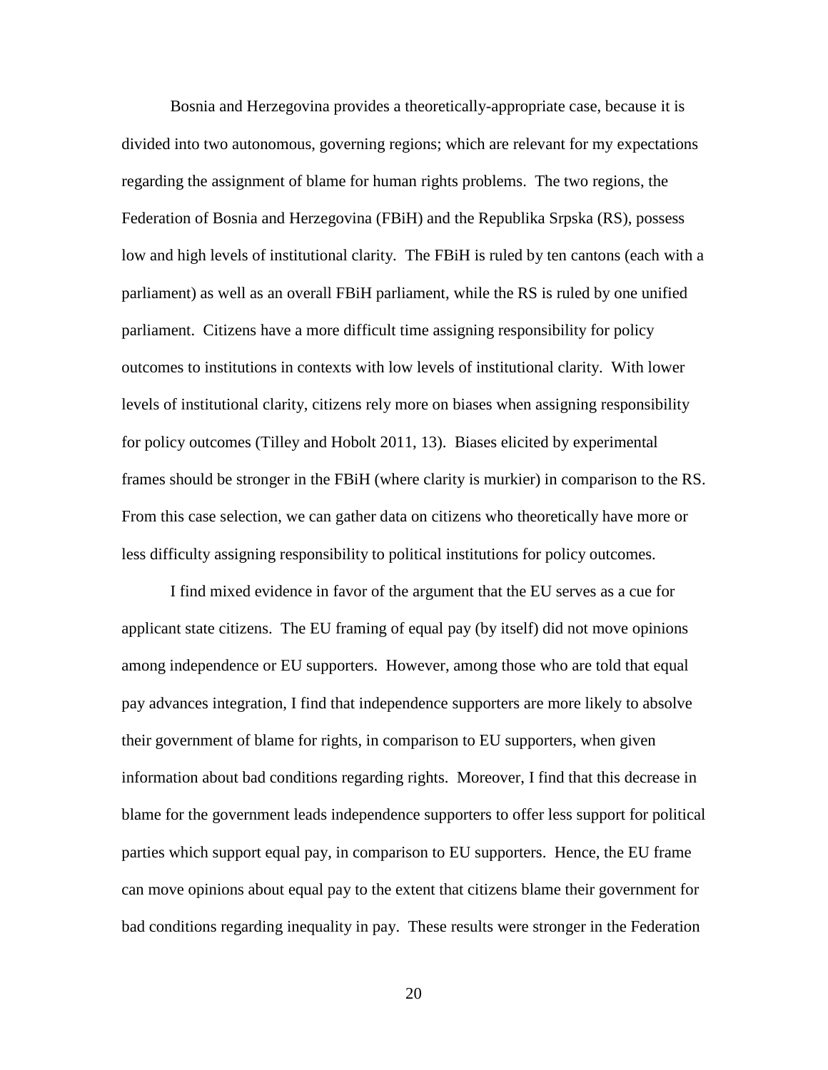Bosnia and Herzegovina provides a theoretically-appropriate case, because it is divided into two autonomous, governing regions; which are relevant for my expectations regarding the assignment of blame for human rights problems. The two regions, the Federation of Bosnia and Herzegovina (FBiH) and the Republika Srpska (RS), possess low and high levels of institutional clarity. The FBiH is ruled by ten cantons (each with a parliament) as well as an overall FBiH parliament, while the RS is ruled by one unified parliament. Citizens have a more difficult time assigning responsibility for policy outcomes to institutions in contexts with low levels of institutional clarity. With lower levels of institutional clarity, citizens rely more on biases when assigning responsibility for policy outcomes (Tilley and Hobolt 2011, 13). Biases elicited by experimental frames should be stronger in the FBiH (where clarity is murkier) in comparison to the RS. From this case selection, we can gather data on citizens who theoretically have more or less difficulty assigning responsibility to political institutions for policy outcomes.

I find mixed evidence in favor of the argument that the EU serves as a cue for applicant state citizens. The EU framing of equal pay (by itself) did not move opinions among independence or EU supporters. However, among those who are told that equal pay advances integration, I find that independence supporters are more likely to absolve their government of blame for rights, in comparison to EU supporters, when given information about bad conditions regarding rights. Moreover, I find that this decrease in blame for the government leads independence supporters to offer less support for political parties which support equal pay, in comparison to EU supporters. Hence, the EU frame can move opinions about equal pay to the extent that citizens blame their government for bad conditions regarding inequality in pay. These results were stronger in the Federation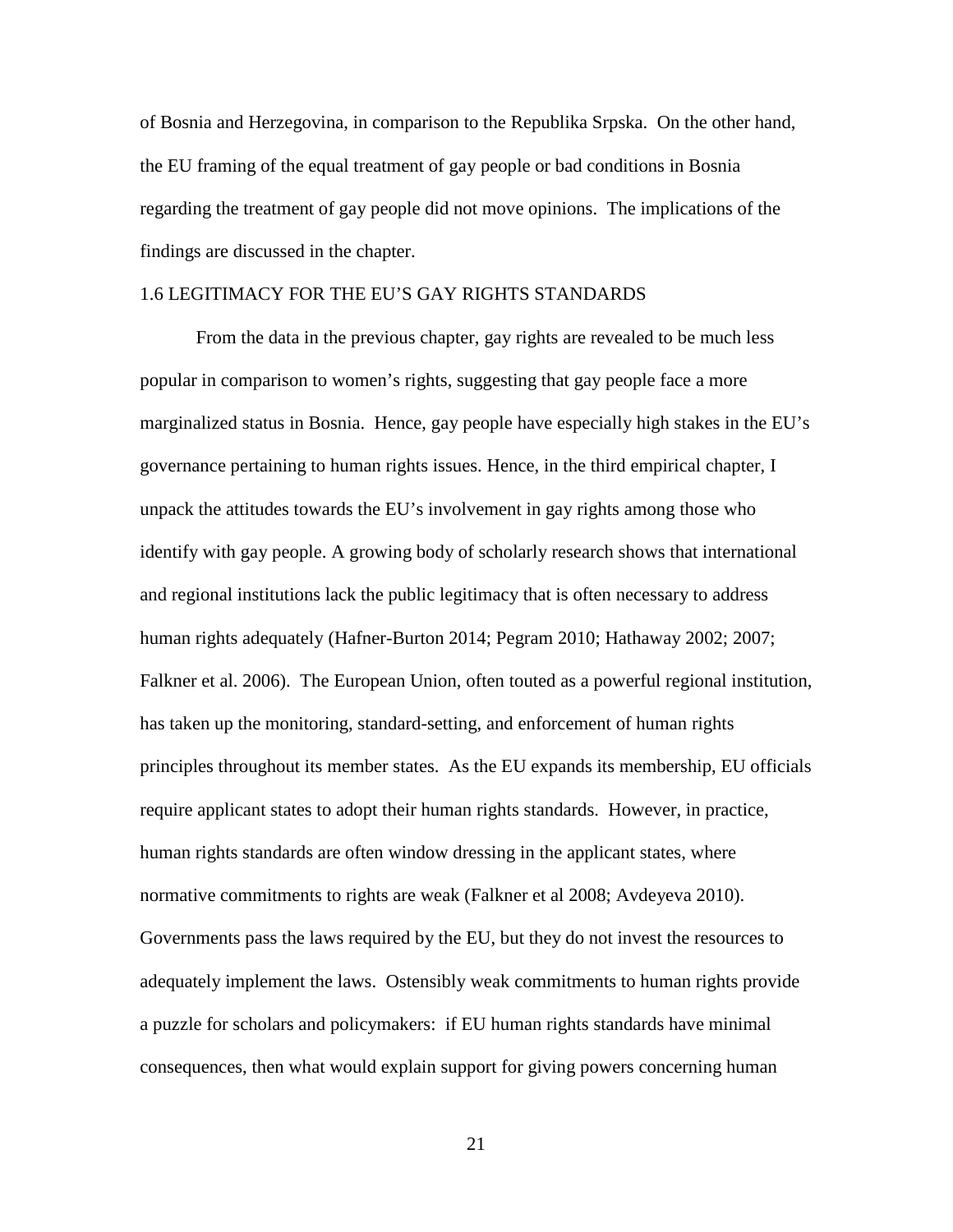of Bosnia and Herzegovina, in comparison to the Republika Srpska. On the other hand, the EU framing of the equal treatment of gay people or bad conditions in Bosnia regarding the treatment of gay people did not move opinions. The implications of the findings are discussed in the chapter.

## 1.6 LEGITIMACY FOR THE EU'S GAY RIGHTS STANDARDS

From the data in the previous chapter, gay rights are revealed to be much less popular in comparison to women's rights, suggesting that gay people face a more marginalized status in Bosnia. Hence, gay people have especially high stakes in the EU's governance pertaining to human rights issues. Hence, in the third empirical chapter, I unpack the attitudes towards the EU's involvement in gay rights among those who identify with gay people. A growing body of scholarly research shows that international and regional institutions lack the public legitimacy that is often necessary to address human rights adequately (Hafner-Burton 2014; Pegram 2010; Hathaway 2002; 2007; Falkner et al. 2006). The European Union, often touted as a powerful regional institution, has taken up the monitoring, standard-setting, and enforcement of human rights principles throughout its member states. As the EU expands its membership, EU officials require applicant states to adopt their human rights standards. However, in practice, human rights standards are often window dressing in the applicant states, where normative commitments to rights are weak (Falkner et al 2008; Avdeyeva 2010). Governments pass the laws required by the EU, but they do not invest the resources to adequately implement the laws. Ostensibly weak commitments to human rights provide a puzzle for scholars and policymakers: if EU human rights standards have minimal consequences, then what would explain support for giving powers concerning human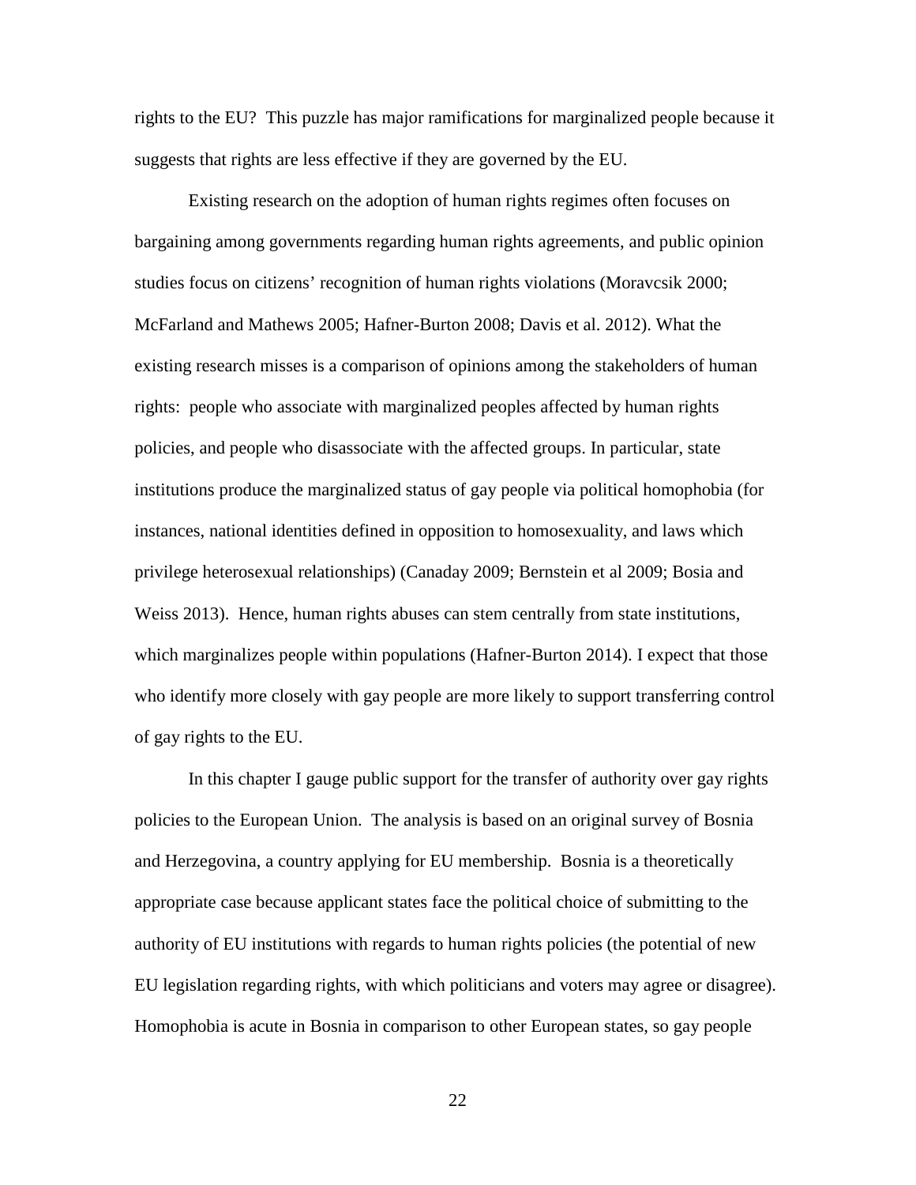rights to the EU? This puzzle has major ramifications for marginalized people because it suggests that rights are less effective if they are governed by the EU.

Existing research on the adoption of human rights regimes often focuses on bargaining among governments regarding human rights agreements, and public opinion studies focus on citizens' recognition of human rights violations (Moravcsik 2000; McFarland and Mathews 2005; Hafner-Burton 2008; Davis et al. 2012). What the existing research misses is a comparison of opinions among the stakeholders of human rights: people who associate with marginalized peoples affected by human rights policies, and people who disassociate with the affected groups. In particular, state institutions produce the marginalized status of gay people via political homophobia (for instances, national identities defined in opposition to homosexuality, and laws which privilege heterosexual relationships) (Canaday 2009; Bernstein et al 2009; Bosia and Weiss 2013). Hence, human rights abuses can stem centrally from state institutions, which marginalizes people within populations (Hafner-Burton 2014). I expect that those who identify more closely with gay people are more likely to support transferring control of gay rights to the EU.

In this chapter I gauge public support for the transfer of authority over gay rights policies to the European Union. The analysis is based on an original survey of Bosnia and Herzegovina, a country applying for EU membership. Bosnia is a theoretically appropriate case because applicant states face the political choice of submitting to the authority of EU institutions with regards to human rights policies (the potential of new EU legislation regarding rights, with which politicians and voters may agree or disagree). Homophobia is acute in Bosnia in comparison to other European states, so gay people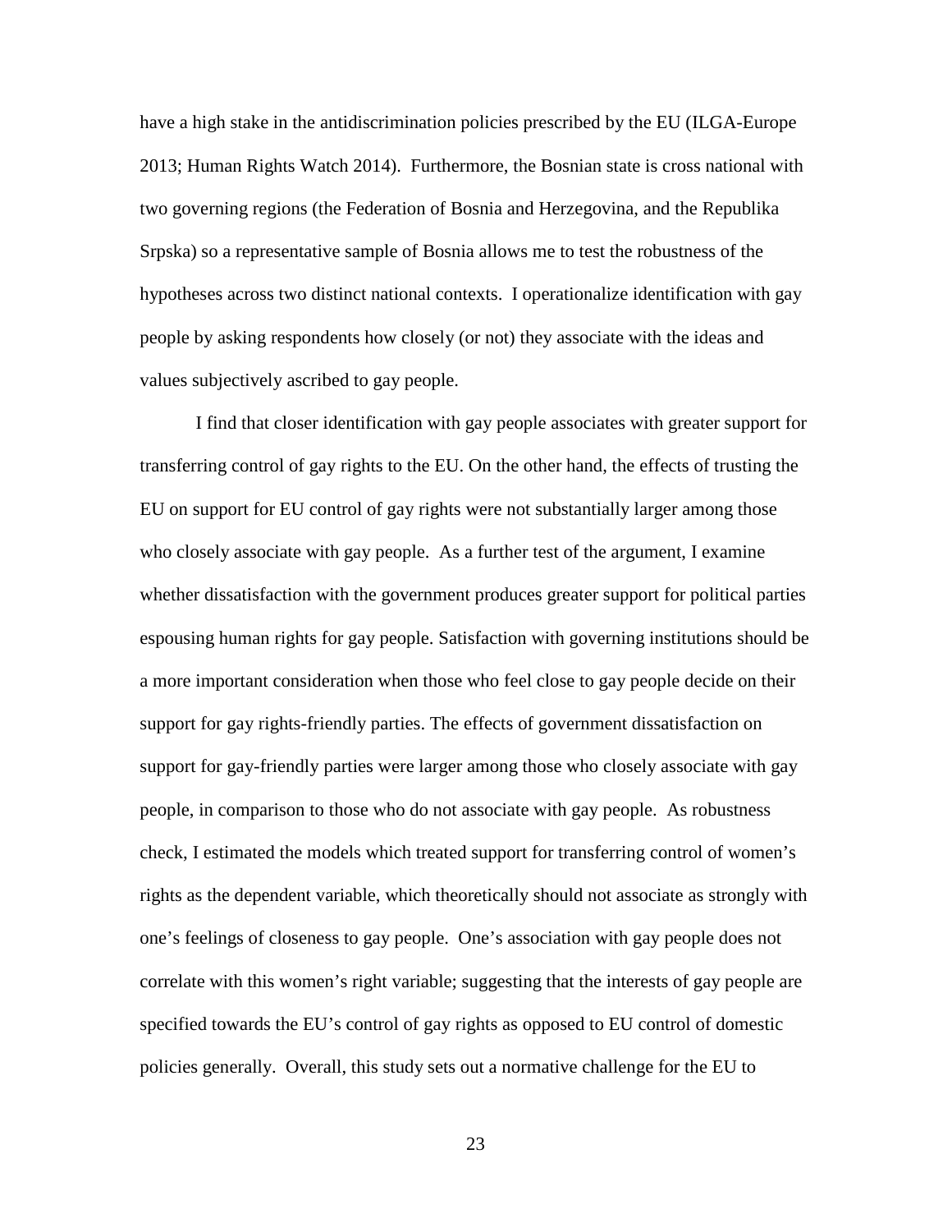have a high stake in the antidiscrimination policies prescribed by the EU (ILGA-Europe 2013; Human Rights Watch 2014). Furthermore, the Bosnian state is cross national with two governing regions (the Federation of Bosnia and Herzegovina, and the Republika Srpska) so a representative sample of Bosnia allows me to test the robustness of the hypotheses across two distinct national contexts. I operationalize identification with gay people by asking respondents how closely (or not) they associate with the ideas and values subjectively ascribed to gay people.

I find that closer identification with gay people associates with greater support for transferring control of gay rights to the EU. On the other hand, the effects of trusting the EU on support for EU control of gay rights were not substantially larger among those who closely associate with gay people. As a further test of the argument, I examine whether dissatisfaction with the government produces greater support for political parties espousing human rights for gay people. Satisfaction with governing institutions should be a more important consideration when those who feel close to gay people decide on their support for gay rights-friendly parties. The effects of government dissatisfaction on support for gay-friendly parties were larger among those who closely associate with gay people, in comparison to those who do not associate with gay people. As robustness check, I estimated the models which treated support for transferring control of women's rights as the dependent variable, which theoretically should not associate as strongly with one's feelings of closeness to gay people. One's association with gay people does not correlate with this women's right variable; suggesting that the interests of gay people are specified towards the EU's control of gay rights as opposed to EU control of domestic policies generally. Overall, this study sets out a normative challenge for the EU to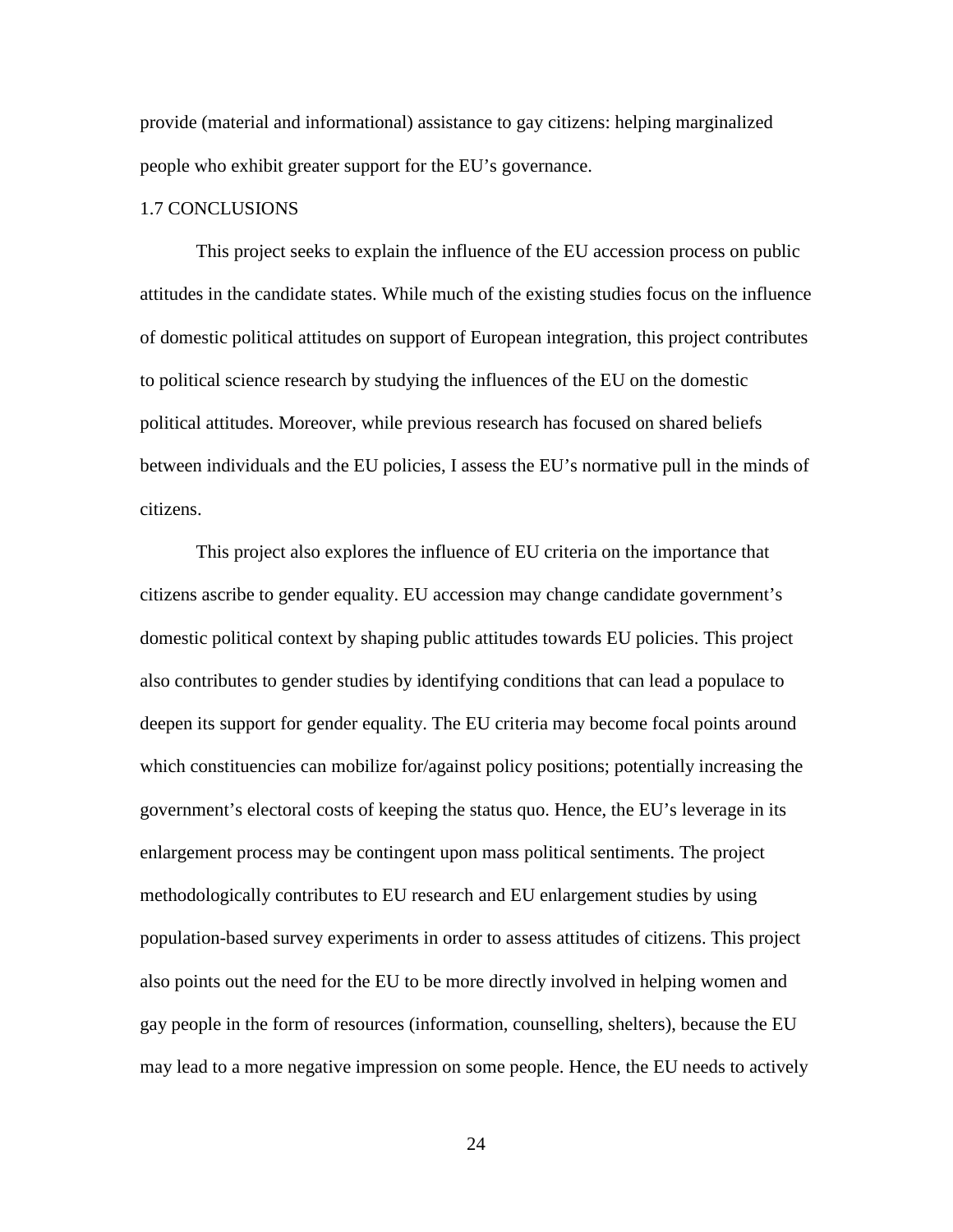provide (material and informational) assistance to gay citizens: helping marginalized people who exhibit greater support for the EU's governance.

## 1.7 CONCLUSIONS

This project seeks to explain the influence of the EU accession process on public attitudes in the candidate states. While much of the existing studies focus on the influence of domestic political attitudes on support of European integration, this project contributes to political science research by studying the influences of the EU on the domestic political attitudes. Moreover, while previous research has focused on shared beliefs between individuals and the EU policies, I assess the EU's normative pull in the minds of citizens.

This project also explores the influence of EU criteria on the importance that citizens ascribe to gender equality. EU accession may change candidate government's domestic political context by shaping public attitudes towards EU policies. This project also contributes to gender studies by identifying conditions that can lead a populace to deepen its support for gender equality. The EU criteria may become focal points around which constituencies can mobilize for/against policy positions; potentially increasing the government's electoral costs of keeping the status quo. Hence, the EU's leverage in its enlargement process may be contingent upon mass political sentiments. The project methodologically contributes to EU research and EU enlargement studies by using population-based survey experiments in order to assess attitudes of citizens. This project also points out the need for the EU to be more directly involved in helping women and gay people in the form of resources (information, counselling, shelters), because the EU may lead to a more negative impression on some people. Hence, the EU needs to actively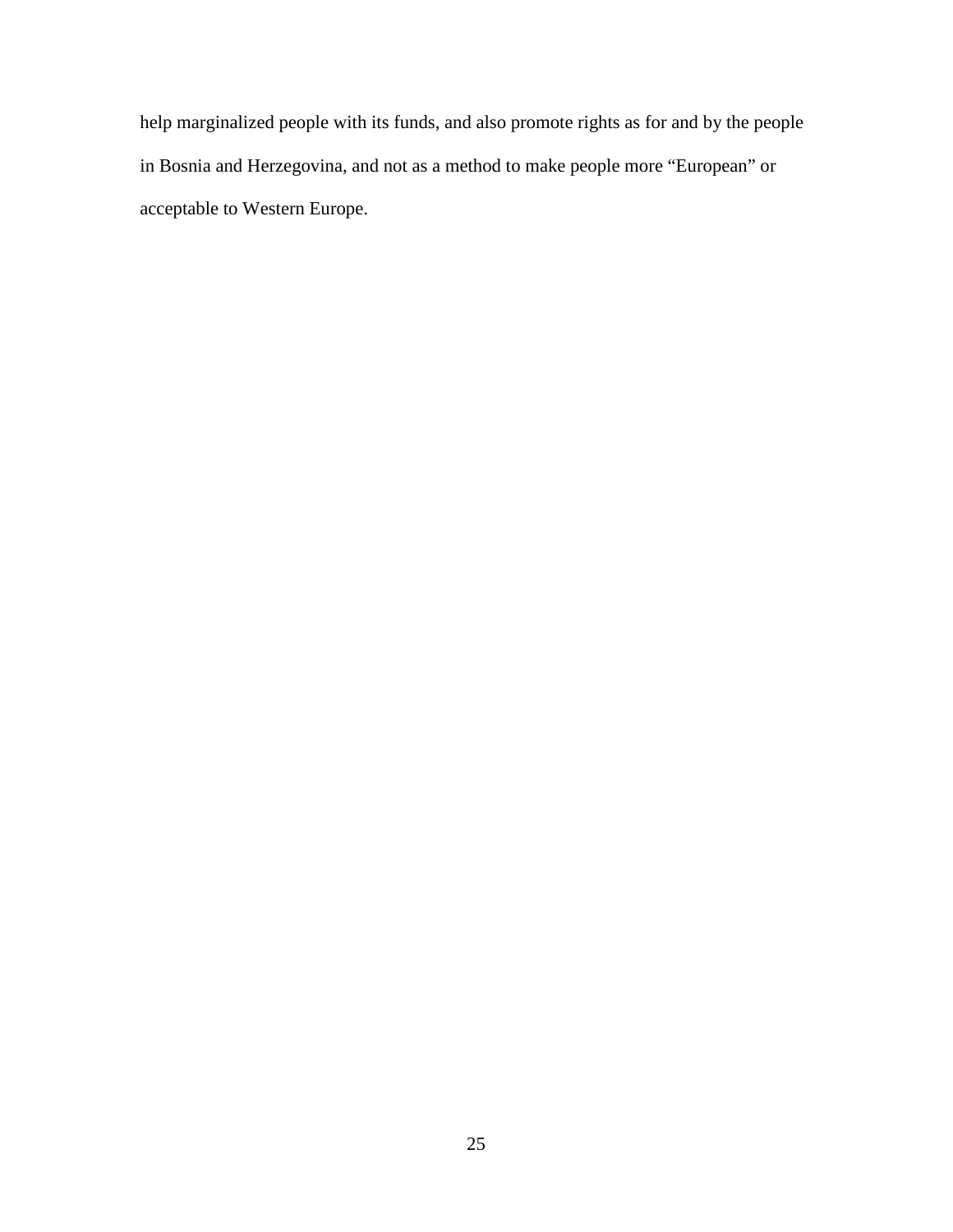help marginalized people with its funds, and also promote rights as for and by the people in Bosnia and Herzegovina, and not as a method to make people more “European” or acceptable to Western Europe.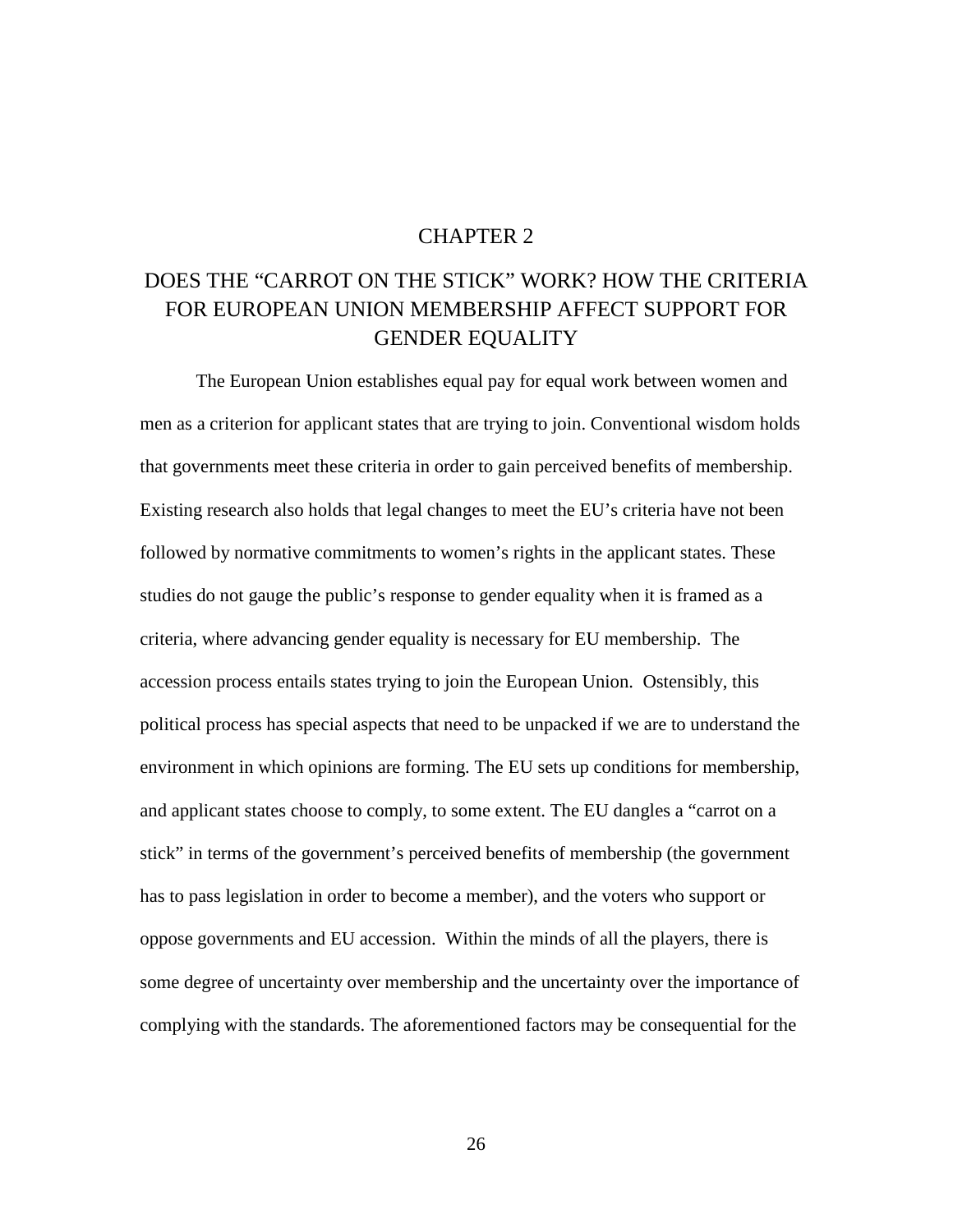# CHAPTER 2

## DOES THE "CARROT ON THE STICK" WORK? HOW THE CRITERIA FOR EUROPEAN UNION MEMBERSHIP AFFECT SUPPORT FOR GENDER EQUALITY

The European Union establishes equal pay for equal work between women and men as a criterion for applicant states that are trying to join. Conventional wisdom holds that governments meet these criteria in order to gain perceived benefits of membership. Existing research also holds that legal changes to meet the EU's criteria have not been followed by normative commitments to women's rights in the applicant states. These studies do not gauge the public's response to gender equality when it is framed as a criteria, where advancing gender equality is necessary for EU membership. The accession process entails states trying to join the European Union. Ostensibly, this political process has special aspects that need to be unpacked if we are to understand the environment in which opinions are forming. The EU sets up conditions for membership, and applicant states choose to comply, to some extent. The EU dangles a "carrot on a stick" in terms of the government's perceived benefits of membership (the government has to pass legislation in order to become a member), and the voters who support or oppose governments and EU accession. Within the minds of all the players, there is some degree of uncertainty over membership and the uncertainty over the importance of complying with the standards. The aforementioned factors may be consequential for the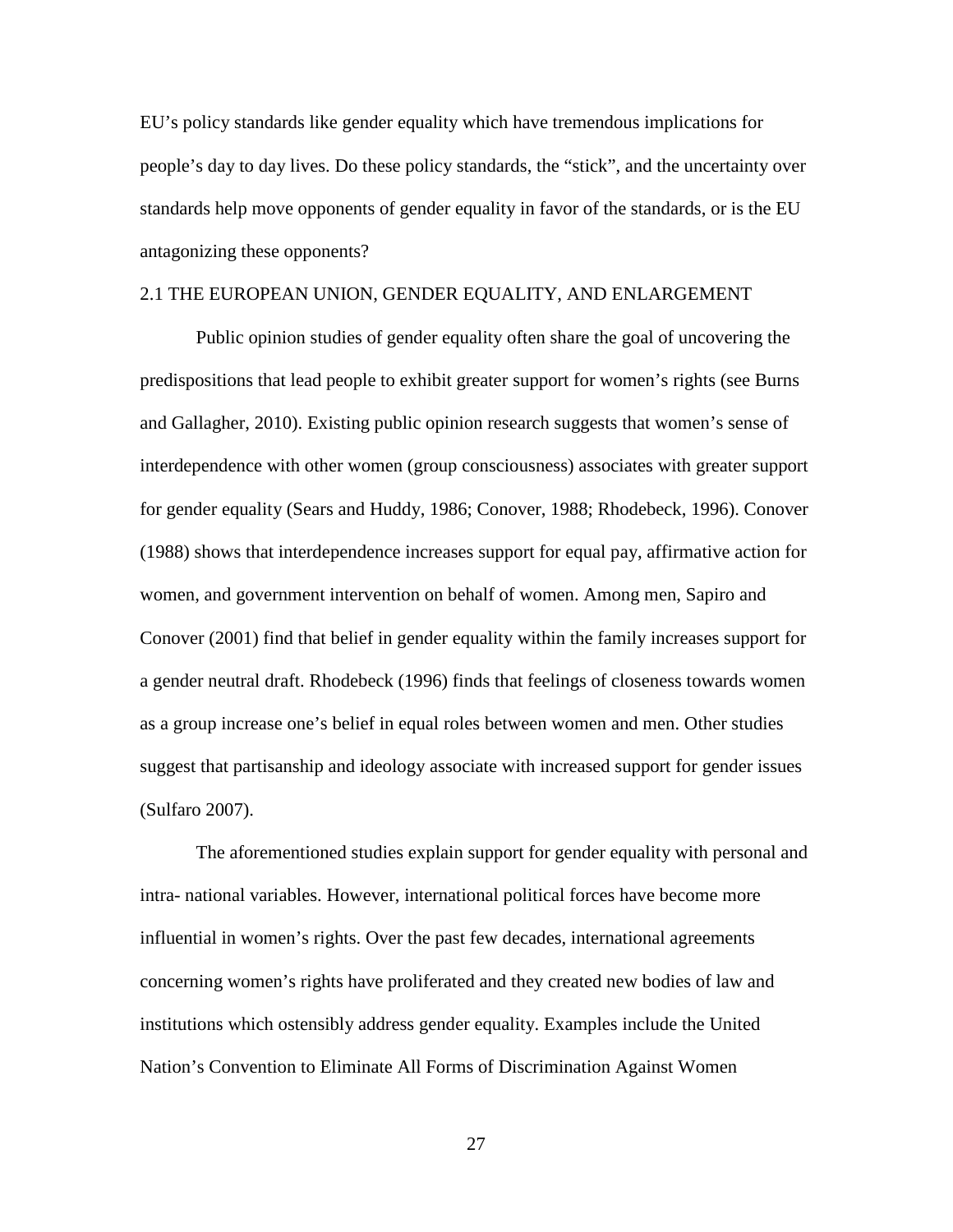EU's policy standards like gender equality which have tremendous implications for people's day to day lives. Do these policy standards, the "stick", and the uncertainty over standards help move opponents of gender equality in favor of the standards, or is the EU antagonizing these opponents?

## 2.1 THE EUROPEAN UNION, GENDER EQUALITY, AND ENLARGEMENT

Public opinion studies of gender equality often share the goal of uncovering the predispositions that lead people to exhibit greater support for women's rights (see Burns and Gallagher, 2010). Existing public opinion research suggests that women's sense of interdependence with other women (group consciousness) associates with greater support for gender equality (Sears and Huddy, 1986; Conover, 1988; Rhodebeck, 1996). Conover (1988) shows that interdependence increases support for equal pay, affirmative action for women, and government intervention on behalf of women. Among men, Sapiro and Conover (2001) find that belief in gender equality within the family increases support for a gender neutral draft. Rhodebeck (1996) finds that feelings of closeness towards women as a group increase one's belief in equal roles between women and men. Other studies suggest that partisanship and ideology associate with increased support for gender issues (Sulfaro 2007).

The aforementioned studies explain support for gender equality with personal and intra- national variables. However, international political forces have become more influential in women's rights. Over the past few decades, international agreements concerning women's rights have proliferated and they created new bodies of law and institutions which ostensibly address gender equality. Examples include the United Nation's Convention to Eliminate All Forms of Discrimination Against Women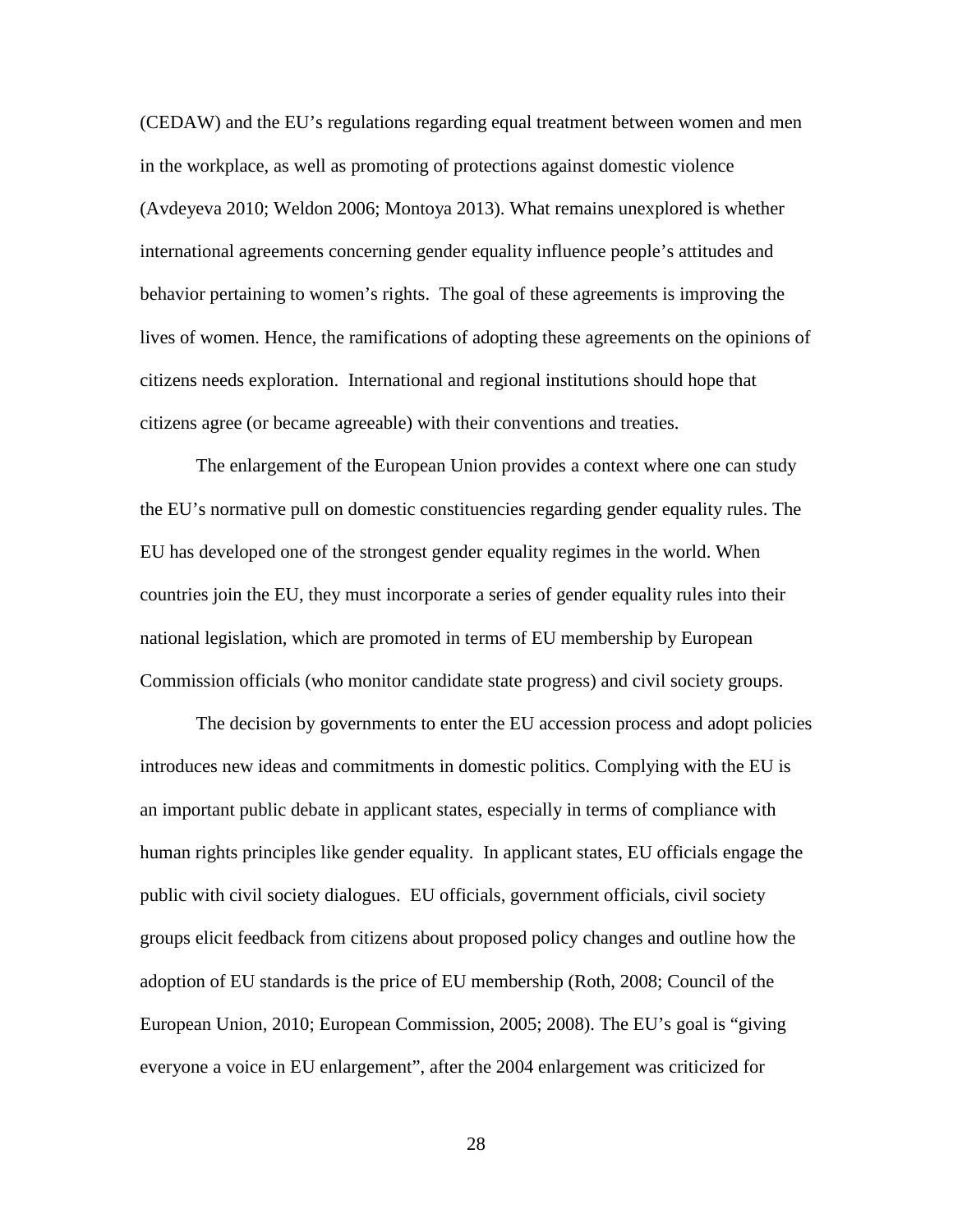(CEDAW) and the EU's regulations regarding equal treatment between women and men in the workplace, as well as promoting of protections against domestic violence (Avdeyeva 2010; Weldon 2006; Montoya 2013). What remains unexplored is whether international agreements concerning gender equality influence people's attitudes and behavior pertaining to women's rights. The goal of these agreements is improving the lives of women. Hence, the ramifications of adopting these agreements on the opinions of citizens needs exploration. International and regional institutions should hope that citizens agree (or became agreeable) with their conventions and treaties.

The enlargement of the European Union provides a context where one can study the EU's normative pull on domestic constituencies regarding gender equality rules. The EU has developed one of the strongest gender equality regimes in the world. When countries join the EU, they must incorporate a series of gender equality rules into their national legislation, which are promoted in terms of EU membership by European Commission officials (who monitor candidate state progress) and civil society groups.

The decision by governments to enter the EU accession process and adopt policies introduces new ideas and commitments in domestic politics. Complying with the EU is an important public debate in applicant states, especially in terms of compliance with human rights principles like gender equality. In applicant states, EU officials engage the public with civil society dialogues. EU officials, government officials, civil society groups elicit feedback from citizens about proposed policy changes and outline how the adoption of EU standards is the price of EU membership (Roth, 2008; Council of the European Union, 2010; European Commission, 2005; 2008). The EU's goal is "giving everyone a voice in EU enlargement", after the 2004 enlargement was criticized for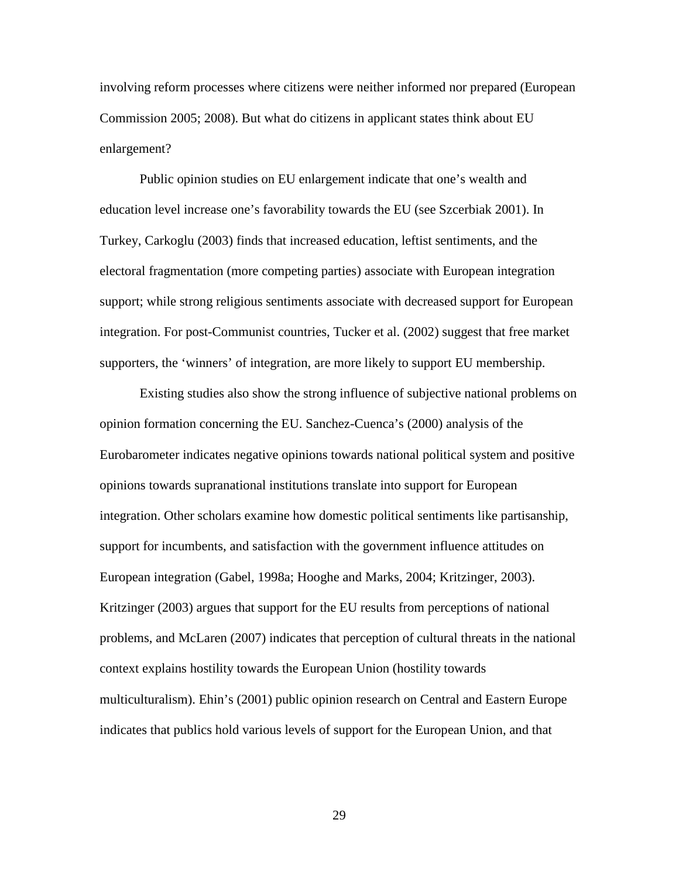involving reform processes where citizens were neither informed nor prepared (European Commission 2005; 2008). But what do citizens in applicant states think about EU enlargement?

Public opinion studies on EU enlargement indicate that one's wealth and education level increase one's favorability towards the EU (see Szcerbiak 2001). In Turkey, Carkoglu (2003) finds that increased education, leftist sentiments, and the electoral fragmentation (more competing parties) associate with European integration support; while strong religious sentiments associate with decreased support for European integration. For post-Communist countries, Tucker et al. (2002) suggest that free market supporters, the 'winners' of integration, are more likely to support EU membership.

Existing studies also show the strong influence of subjective national problems on opinion formation concerning the EU. Sanchez-Cuenca's (2000) analysis of the Eurobarometer indicates negative opinions towards national political system and positive opinions towards supranational institutions translate into support for European integration. Other scholars examine how domestic political sentiments like partisanship, support for incumbents, and satisfaction with the government influence attitudes on European integration (Gabel, 1998a; Hooghe and Marks, 2004; Kritzinger, 2003). Kritzinger (2003) argues that support for the EU results from perceptions of national problems, and McLaren (2007) indicates that perception of cultural threats in the national context explains hostility towards the European Union (hostility towards multiculturalism). Ehin's (2001) public opinion research on Central and Eastern Europe indicates that publics hold various levels of support for the European Union, and that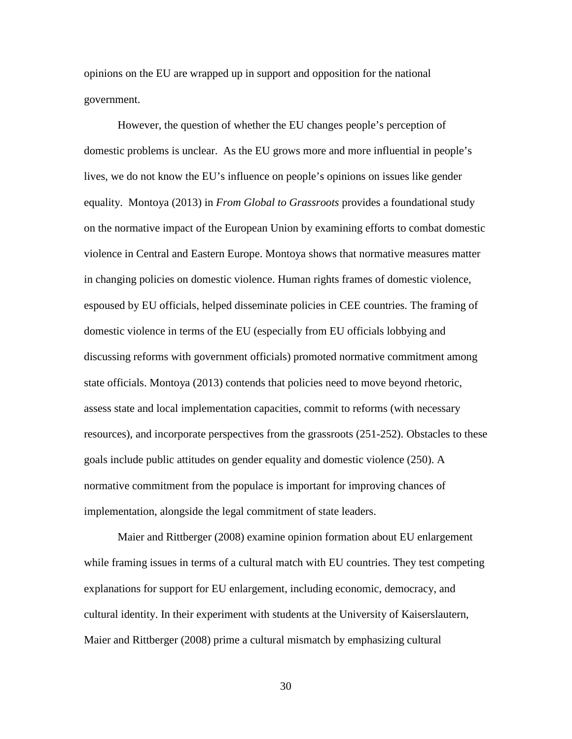opinions on the EU are wrapped up in support and opposition for the national government.

However, the question of whether the EU changes people's perception of domestic problems is unclear. As the EU grows more and more influential in people's lives, we do not know the EU's influence on people's opinions on issues like gender equality. Montoya (2013) in *From Global to Grassroots* provides a foundational study on the normative impact of the European Union by examining efforts to combat domestic violence in Central and Eastern Europe. Montoya shows that normative measures matter in changing policies on domestic violence. Human rights frames of domestic violence, espoused by EU officials, helped disseminate policies in CEE countries. The framing of domestic violence in terms of the EU (especially from EU officials lobbying and discussing reforms with government officials) promoted normative commitment among state officials. Montoya (2013) contends that policies need to move beyond rhetoric, assess state and local implementation capacities, commit to reforms (with necessary resources), and incorporate perspectives from the grassroots (251-252). Obstacles to these goals include public attitudes on gender equality and domestic violence (250). A normative commitment from the populace is important for improving chances of implementation, alongside the legal commitment of state leaders.

Maier and Rittberger (2008) examine opinion formation about EU enlargement while framing issues in terms of a cultural match with EU countries. They test competing explanations for support for EU enlargement, including economic, democracy, and cultural identity. In their experiment with students at the University of Kaiserslautern, Maier and Rittberger (2008) prime a cultural mismatch by emphasizing cultural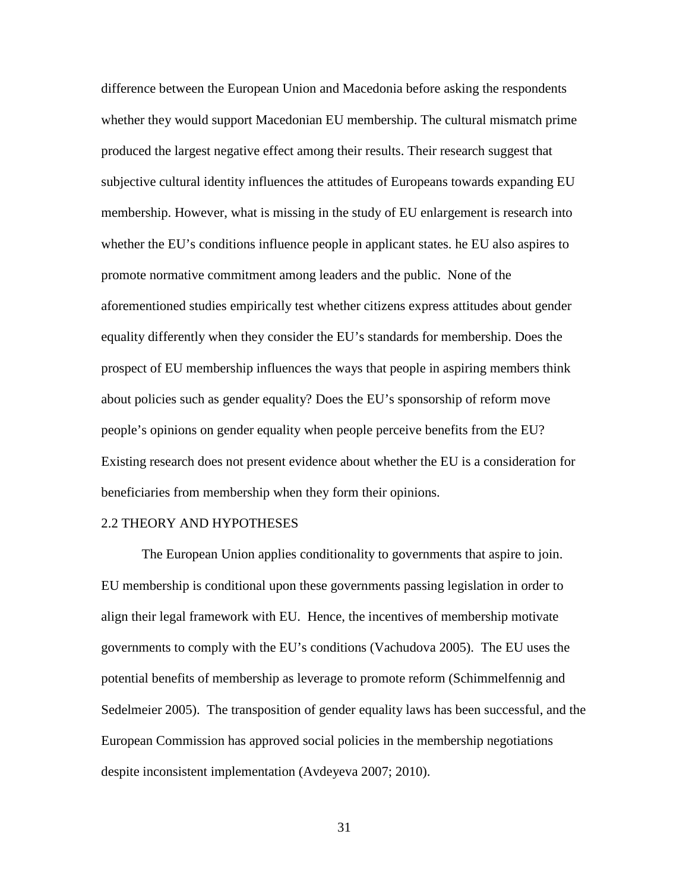difference between the European Union and Macedonia before asking the respondents whether they would support Macedonian EU membership. The cultural mismatch prime produced the largest negative effect among their results. Their research suggest that subjective cultural identity influences the attitudes of Europeans towards expanding EU membership. However, what is missing in the study of EU enlargement is research into whether the EU's conditions influence people in applicant states. he EU also aspires to promote normative commitment among leaders and the public. None of the aforementioned studies empirically test whether citizens express attitudes about gender equality differently when they consider the EU's standards for membership. Does the prospect of EU membership influences the ways that people in aspiring members think about policies such as gender equality? Does the EU's sponsorship of reform move people's opinions on gender equality when people perceive benefits from the EU? Existing research does not present evidence about whether the EU is a consideration for beneficiaries from membership when they form their opinions.

## 2.2 THEORY AND HYPOTHESES

The European Union applies conditionality to governments that aspire to join. EU membership is conditional upon these governments passing legislation in order to align their legal framework with EU. Hence, the incentives of membership motivate governments to comply with the EU's conditions (Vachudova 2005). The EU uses the potential benefits of membership as leverage to promote reform (Schimmelfennig and Sedelmeier 2005). The transposition of gender equality laws has been successful, and the European Commission has approved social policies in the membership negotiations despite inconsistent implementation (Avdeyeva 2007; 2010).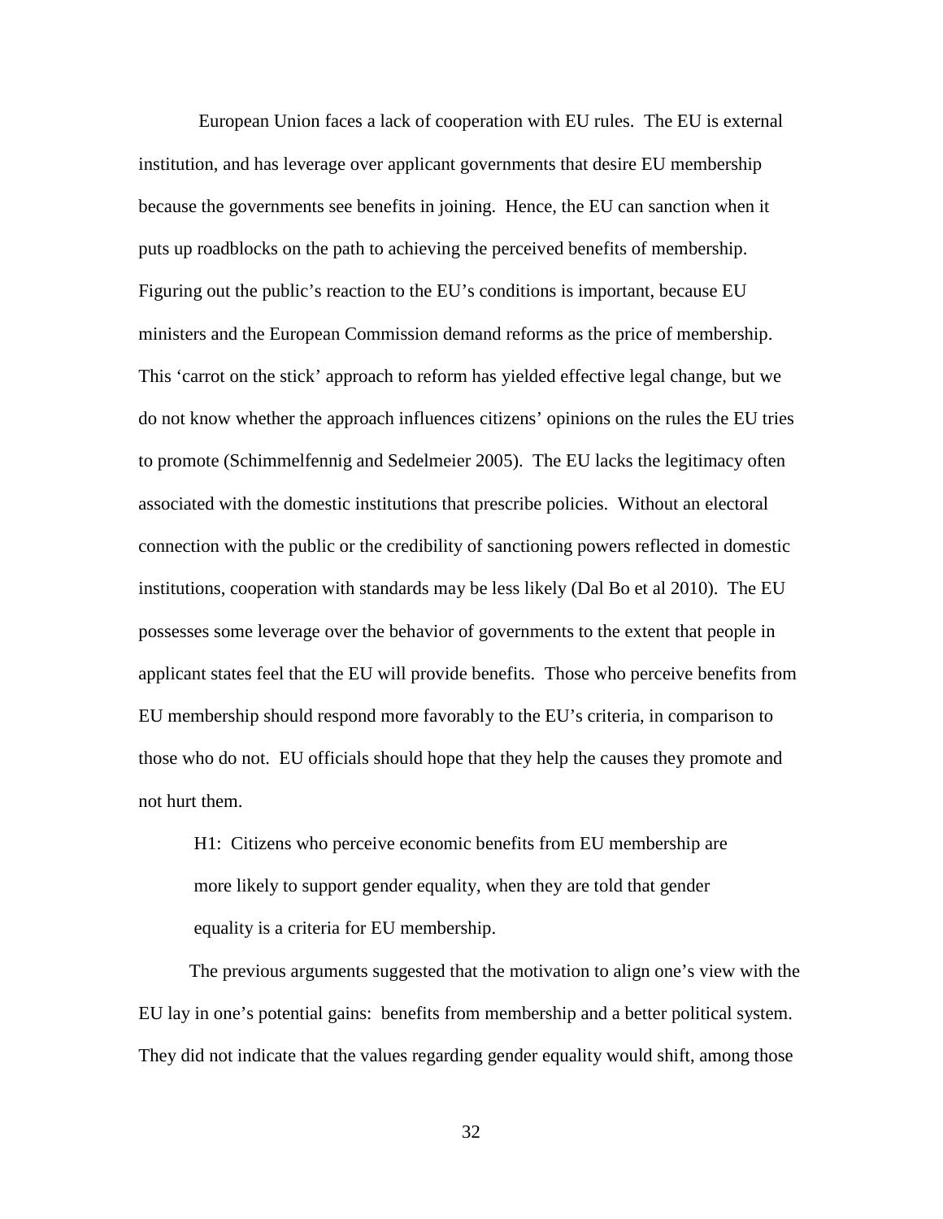European Union faces a lack of cooperation with EU rules. The EU is external institution, and has leverage over applicant governments that desire EU membership because the governments see benefits in joining. Hence, the EU can sanction when it puts up roadblocks on the path to achieving the perceived benefits of membership. Figuring out the public's reaction to the EU's conditions is important, because EU ministers and the European Commission demand reforms as the price of membership. This 'carrot on the stick' approach to reform has yielded effective legal change, but we do not know whether the approach influences citizens' opinions on the rules the EU tries to promote (Schimmelfennig and Sedelmeier 2005). The EU lacks the legitimacy often associated with the domestic institutions that prescribe policies. Without an electoral connection with the public or the credibility of sanctioning powers reflected in domestic institutions, cooperation with standards may be less likely (Dal Bo et al 2010). The EU possesses some leverage over the behavior of governments to the extent that people in applicant states feel that the EU will provide benefits. Those who perceive benefits from EU membership should respond more favorably to the EU's criteria, in comparison to those who do not. EU officials should hope that they help the causes they promote and not hurt them.

> H1: Citizens who perceive economic benefits from EU membership are more likely to support gender equality, when they are told that gender equality is a criteria for EU membership.

The previous arguments suggested that the motivation to align one's view with the EU lay in one's potential gains: benefits from membership and a better political system. They did not indicate that the values regarding gender equality would shift, among those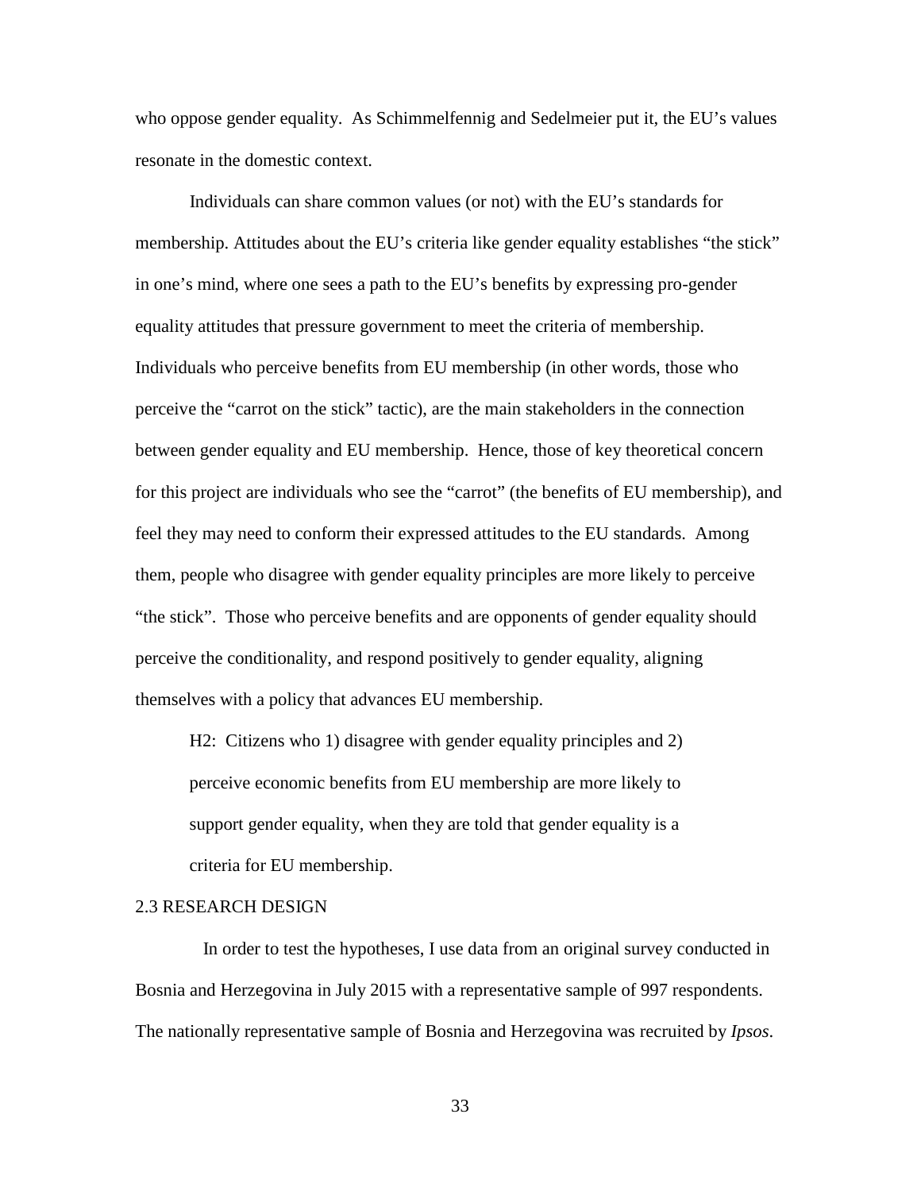who oppose gender equality. As Schimmelfennig and Sedelmeier put it, the EU's values resonate in the domestic context.

Individuals can share common values (or not) with the EU's standards for membership. Attitudes about the EU's criteria like gender equality establishes "the stick" in one's mind, where one sees a path to the EU's benefits by expressing pro-gender equality attitudes that pressure government to meet the criteria of membership. Individuals who perceive benefits from EU membership (in other words, those who perceive the "carrot on the stick" tactic), are the main stakeholders in the connection between gender equality and EU membership. Hence, those of key theoretical concern for this project are individuals who see the "carrot" (the benefits of EU membership), and feel they may need to conform their expressed attitudes to the EU standards. Among them, people who disagree with gender equality principles are more likely to perceive "the stick". Those who perceive benefits and are opponents of gender equality should perceive the conditionality, and respond positively to gender equality, aligning themselves with a policy that advances EU membership.

> H2: Citizens who 1) disagree with gender equality principles and 2) perceive economic benefits from EU membership are more likely to support gender equality, when they are told that gender equality is a criteria for EU membership.

## 2.3 RESEARCH DESIGN

In order to test the hypotheses, I use data from an original survey conducted in Bosnia and Herzegovina in July 2015 with a representative sample of 997 respondents. The nationally representative sample of Bosnia and Herzegovina was recruited by *Ipsos*.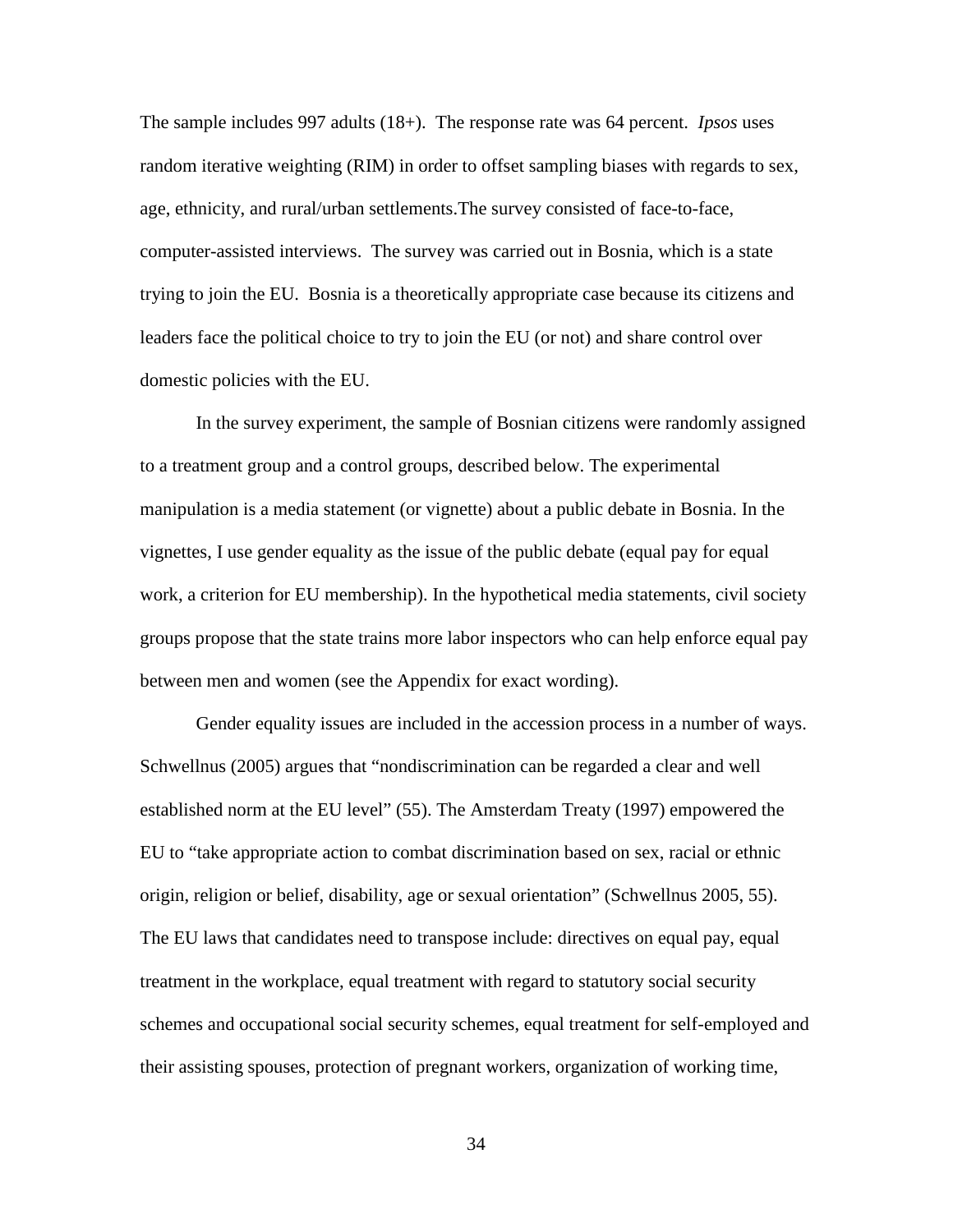The sample includes 997 adults (18+). The response rate was 64 percent. *Ipsos* uses random iterative weighting (RIM) in order to offset sampling biases with regards to sex, age, ethnicity, and rural/urban settlements.The survey consisted of face-to-face, computer-assisted interviews. The survey was carried out in Bosnia, which is a state trying to join the EU. Bosnia is a theoretically appropriate case because its citizens and leaders face the political choice to try to join the EU (or not) and share control over domestic policies with the EU.

In the survey experiment, the sample of Bosnian citizens were randomly assigned to a treatment group and a control groups, described below. The experimental manipulation is a media statement (or vignette) about a public debate in Bosnia. In the vignettes, I use gender equality as the issue of the public debate (equal pay for equal work, a criterion for EU membership). In the hypothetical media statements, civil society groups propose that the state trains more labor inspectors who can help enforce equal pay between men and women (see the Appendix for exact wording).

Gender equality issues are included in the accession process in a number of ways. Schwellnus (2005) argues that "nondiscrimination can be regarded a clear and well established norm at the EU level" (55). The Amsterdam Treaty (1997) empowered the EU to "take appropriate action to combat discrimination based on sex, racial or ethnic origin, religion or belief, disability, age or sexual orientation" (Schwellnus 2005, 55). The EU laws that candidates need to transpose include: directives on equal pay, equal treatment in the workplace, equal treatment with regard to statutory social security schemes and occupational social security schemes, equal treatment for self-employed and their assisting spouses, protection of pregnant workers, organization of working time,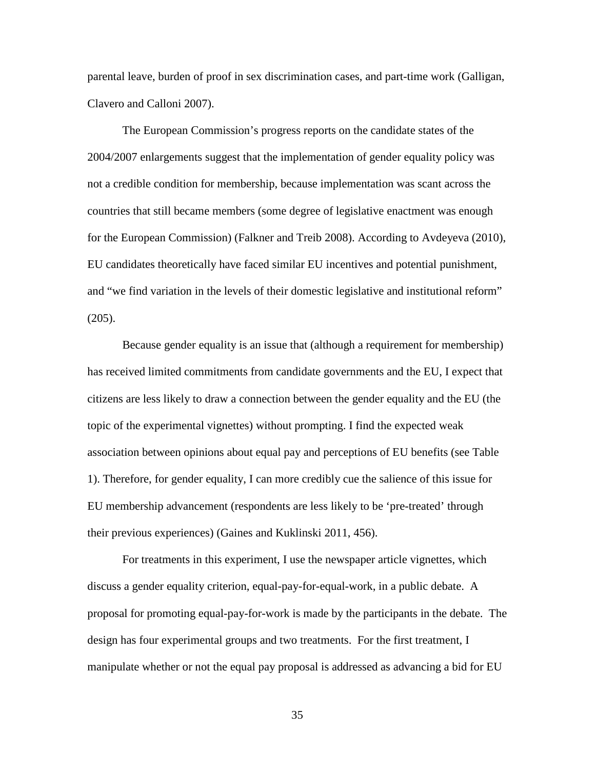parental leave, burden of proof in sex discrimination cases, and part-time work (Galligan, Clavero and Calloni 2007).

The European Commission's progress reports on the candidate states of the 2004/2007 enlargements suggest that the implementation of gender equality policy was not a credible condition for membership, because implementation was scant across the countries that still became members (some degree of legislative enactment was enough for the European Commission) (Falkner and Treib 2008). According to Avdeyeva (2010), EU candidates theoretically have faced similar EU incentives and potential punishment, and "we find variation in the levels of their domestic legislative and institutional reform" (205).

Because gender equality is an issue that (although a requirement for membership) has received limited commitments from candidate governments and the EU, I expect that citizens are less likely to draw a connection between the gender equality and the EU (the topic of the experimental vignettes) without prompting. I find the expected weak association between opinions about equal pay and perceptions of EU benefits (see Table 1). Therefore, for gender equality, I can more credibly cue the salience of this issue for EU membership advancement (respondents are less likely to be 'pre-treated' through their previous experiences) (Gaines and Kuklinski 2011, 456).

For treatments in this experiment, I use the newspaper article vignettes, which discuss a gender equality criterion, equal-pay-for-equal-work, in a public debate. A proposal for promoting equal-pay-for-work is made by the participants in the debate. The design has four experimental groups and two treatments. For the first treatment, I manipulate whether or not the equal pay proposal is addressed as advancing a bid for EU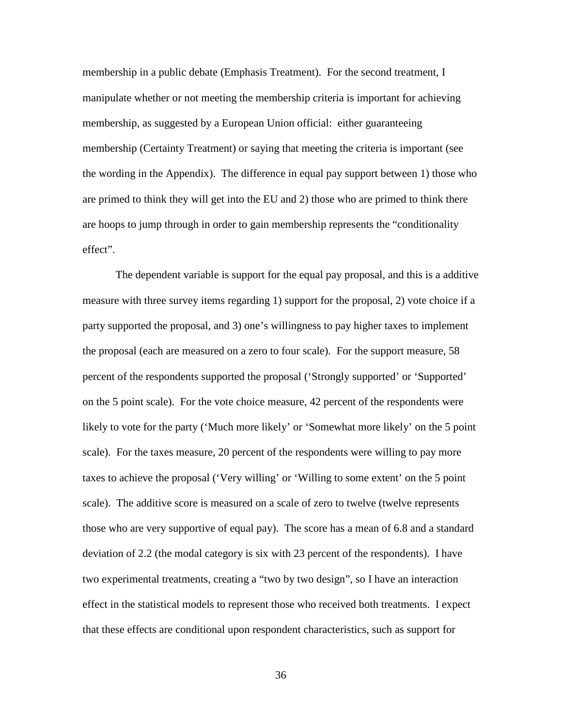membership in a public debate (Emphasis Treatment). For the second treatment, I manipulate whether or not meeting the membership criteria is important for achieving membership, as suggested by a European Union official: either guaranteeing membership (Certainty Treatment) or saying that meeting the criteria is important (see the wording in the Appendix). The difference in equal pay support between 1) those who are primed to think they will get into the EU and 2) those who are primed to think there are hoops to jump through in order to gain membership represents the "conditionality effect".

The dependent variable is support for the equal pay proposal, and this is a additive measure with three survey items regarding 1) support for the proposal, 2) vote choice if a party supported the proposal, and 3) one's willingness to pay higher taxes to implement the proposal (each are measured on a zero to four scale). For the support measure, 58 percent of the respondents supported the proposal ('Strongly supported' or 'Supported' on the 5 point scale). For the vote choice measure, 42 percent of the respondents were likely to vote for the party ('Much more likely' or 'Somewhat more likely' on the 5 point scale). For the taxes measure, 20 percent of the respondents were willing to pay more taxes to achieve the proposal ('Very willing' or 'Willing to some extent' on the 5 point scale). The additive score is measured on a scale of zero to twelve (twelve represents those who are very supportive of equal pay). The score has a mean of 6.8 and a standard deviation of 2.2 (the modal category is six with 23 percent of the respondents). I have two experimental treatments, creating a "two by two design", so I have an interaction effect in the statistical models to represent those who received both treatments. I expect that these effects are conditional upon respondent characteristics, such as support for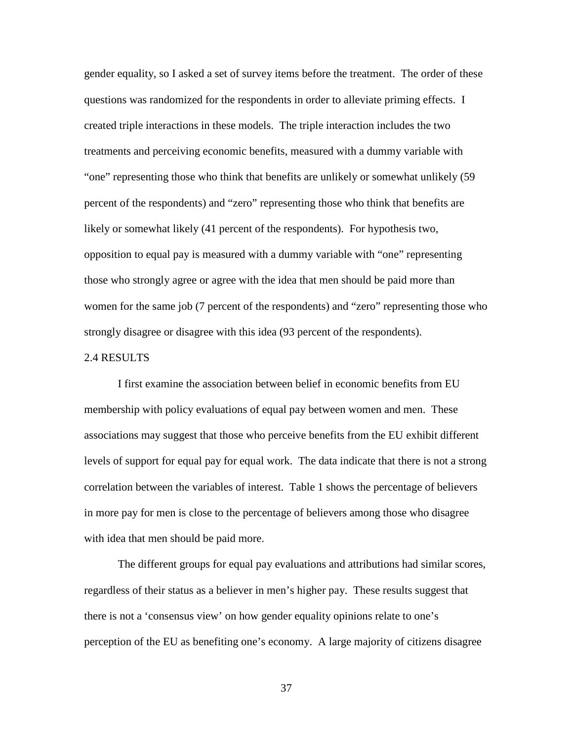gender equality, so I asked a set of survey items before the treatment. The order of these questions was randomized for the respondents in order to alleviate priming effects. I created triple interactions in these models. The triple interaction includes the two treatments and perceiving economic benefits, measured with a dummy variable with "one" representing those who think that benefits are unlikely or somewhat unlikely (59 percent of the respondents) and "zero" representing those who think that benefits are likely or somewhat likely (41 percent of the respondents). For hypothesis two, opposition to equal pay is measured with a dummy variable with "one" representing those who strongly agree or agree with the idea that men should be paid more than women for the same job (7 percent of the respondents) and "zero" representing those who strongly disagree or disagree with this idea (93 percent of the respondents).

## 2.4 RESULTS

I first examine the association between belief in economic benefits from EU membership with policy evaluations of equal pay between women and men. These associations may suggest that those who perceive benefits from the EU exhibit different levels of support for equal pay for equal work. The data indicate that there is not a strong correlation between the variables of interest. Table 1 shows the percentage of believers in more pay for men is close to the percentage of believers among those who disagree with idea that men should be paid more.

The different groups for equal pay evaluations and attributions had similar scores, regardless of their status as a believer in men's higher pay. These results suggest that there is not a 'consensus view' on how gender equality opinions relate to one's perception of the EU as benefiting one's economy. A large majority of citizens disagree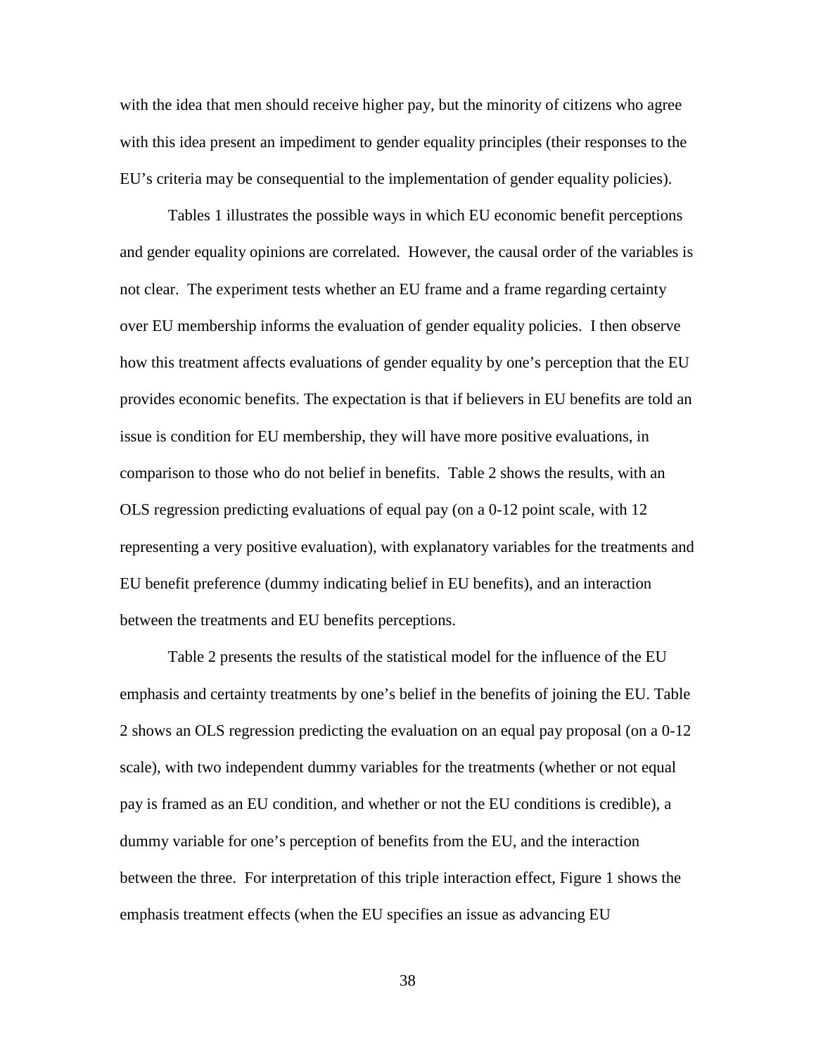with the idea that men should receive higher pay, but the minority of citizens who agree with this idea present an impediment to gender equality principles (their responses to the EU's criteria may be consequential to the implementation of gender equality policies).

Tables 1 illustrates the possible ways in which EU economic benefit perceptions and gender equality opinions are correlated. However, the causal order of the variables is not clear. The experiment tests whether an EU frame and a frame regarding certainty over EU membership informs the evaluation of gender equality policies. I then observe how this treatment affects evaluations of gender equality by one's perception that the EU provides economic benefits. The expectation is that if believers in EU benefits are told an issue is condition for EU membership, they will have more positive evaluations, in comparison to those who do not belief in benefits. Table 2 shows the results, with an OLS regression predicting evaluations of equal pay (on a 0-12 point scale, with 12 representing a very positive evaluation), with explanatory variables for the treatments and EU benefit preference (dummy indicating belief in EU benefits), and an interaction between the treatments and EU benefits perceptions.

Table 2 presents the results of the statistical model for the influence of the EU emphasis and certainty treatments by one's belief in the benefits of joining the EU. Table 2 shows an OLS regression predicting the evaluation on an equal pay proposal (on a 0-12 scale), with two independent dummy variables for the treatments (whether or not equal pay is framed as an EU condition, and whether or not the EU conditions is credible), a dummy variable for one's perception of benefits from the EU, and the interaction between the three. For interpretation of this triple interaction effect, Figure 1 shows the emphasis treatment effects (when the EU specifies an issue as advancing EU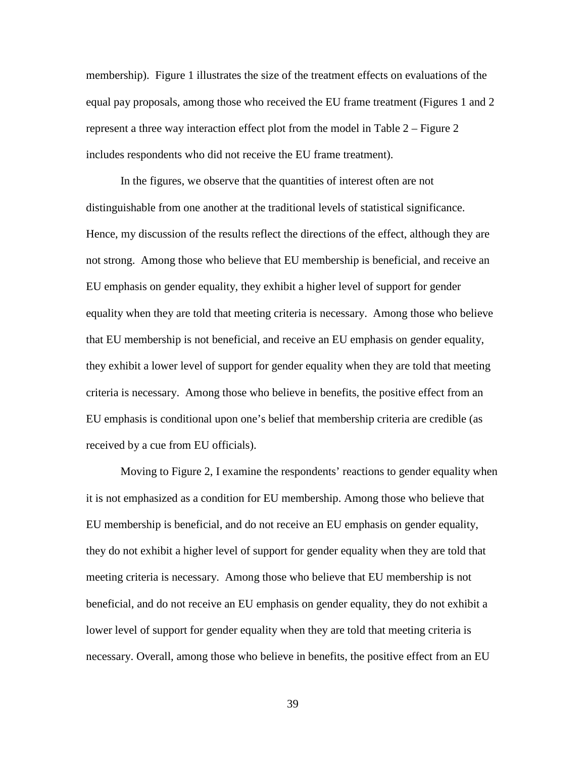membership). Figure 1 illustrates the size of the treatment effects on evaluations of the equal pay proposals, among those who received the EU frame treatment (Figures 1 and 2 represent a three way interaction effect plot from the model in Table 2 – Figure 2 includes respondents who did not receive the EU frame treatment).

In the figures, we observe that the quantities of interest often are not distinguishable from one another at the traditional levels of statistical significance. Hence, my discussion of the results reflect the directions of the effect, although they are not strong. Among those who believe that EU membership is beneficial, and receive an EU emphasis on gender equality, they exhibit a higher level of support for gender equality when they are told that meeting criteria is necessary. Among those who believe that EU membership is not beneficial, and receive an EU emphasis on gender equality, they exhibit a lower level of support for gender equality when they are told that meeting criteria is necessary. Among those who believe in benefits, the positive effect from an EU emphasis is conditional upon one's belief that membership criteria are credible (as received by a cue from EU officials).

Moving to Figure 2, I examine the respondents' reactions to gender equality when it is not emphasized as a condition for EU membership. Among those who believe that EU membership is beneficial, and do not receive an EU emphasis on gender equality, they do not exhibit a higher level of support for gender equality when they are told that meeting criteria is necessary. Among those who believe that EU membership is not beneficial, and do not receive an EU emphasis on gender equality, they do not exhibit a lower level of support for gender equality when they are told that meeting criteria is necessary. Overall, among those who believe in benefits, the positive effect from an EU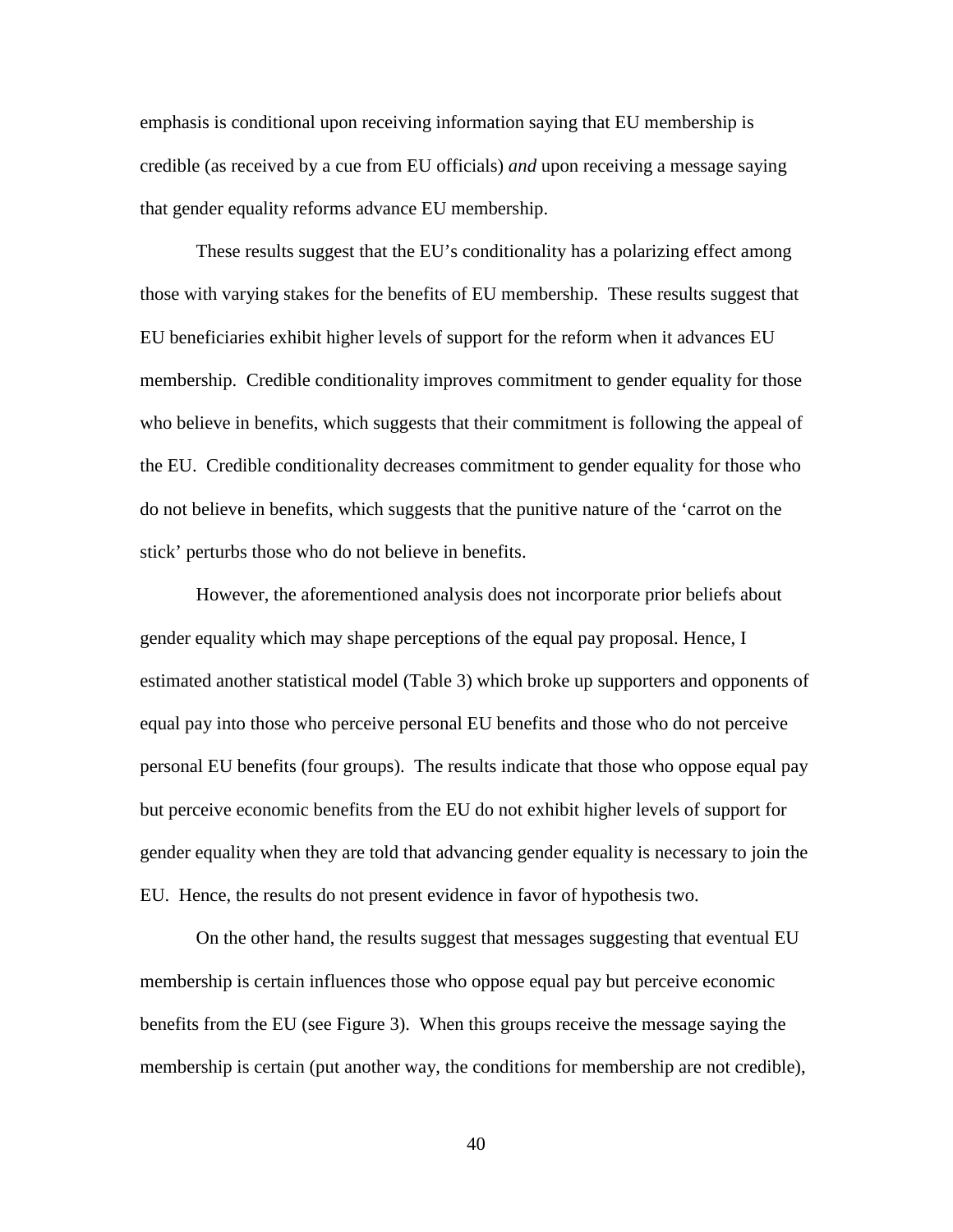emphasis is conditional upon receiving information saying that EU membership is credible (as received by a cue from EU officials) *and* upon receiving a message saying that gender equality reforms advance EU membership.

These results suggest that the EU's conditionality has a polarizing effect among those with varying stakes for the benefits of EU membership. These results suggest that EU beneficiaries exhibit higher levels of support for the reform when it advances EU membership. Credible conditionality improves commitment to gender equality for those who believe in benefits, which suggests that their commitment is following the appeal of the EU. Credible conditionality decreases commitment to gender equality for those who do not believe in benefits, which suggests that the punitive nature of the 'carrot on the stick' perturbs those who do not believe in benefits.

However, the aforementioned analysis does not incorporate prior beliefs about gender equality which may shape perceptions of the equal pay proposal. Hence, I estimated another statistical model (Table 3) which broke up supporters and opponents of equal pay into those who perceive personal EU benefits and those who do not perceive personal EU benefits (four groups). The results indicate that those who oppose equal pay but perceive economic benefits from the EU do not exhibit higher levels of support for gender equality when they are told that advancing gender equality is necessary to join the EU. Hence, the results do not present evidence in favor of hypothesis two.

On the other hand, the results suggest that messages suggesting that eventual EU membership is certain influences those who oppose equal pay but perceive economic benefits from the EU (see Figure 3). When this groups receive the message saying the membership is certain (put another way, the conditions for membership are not credible),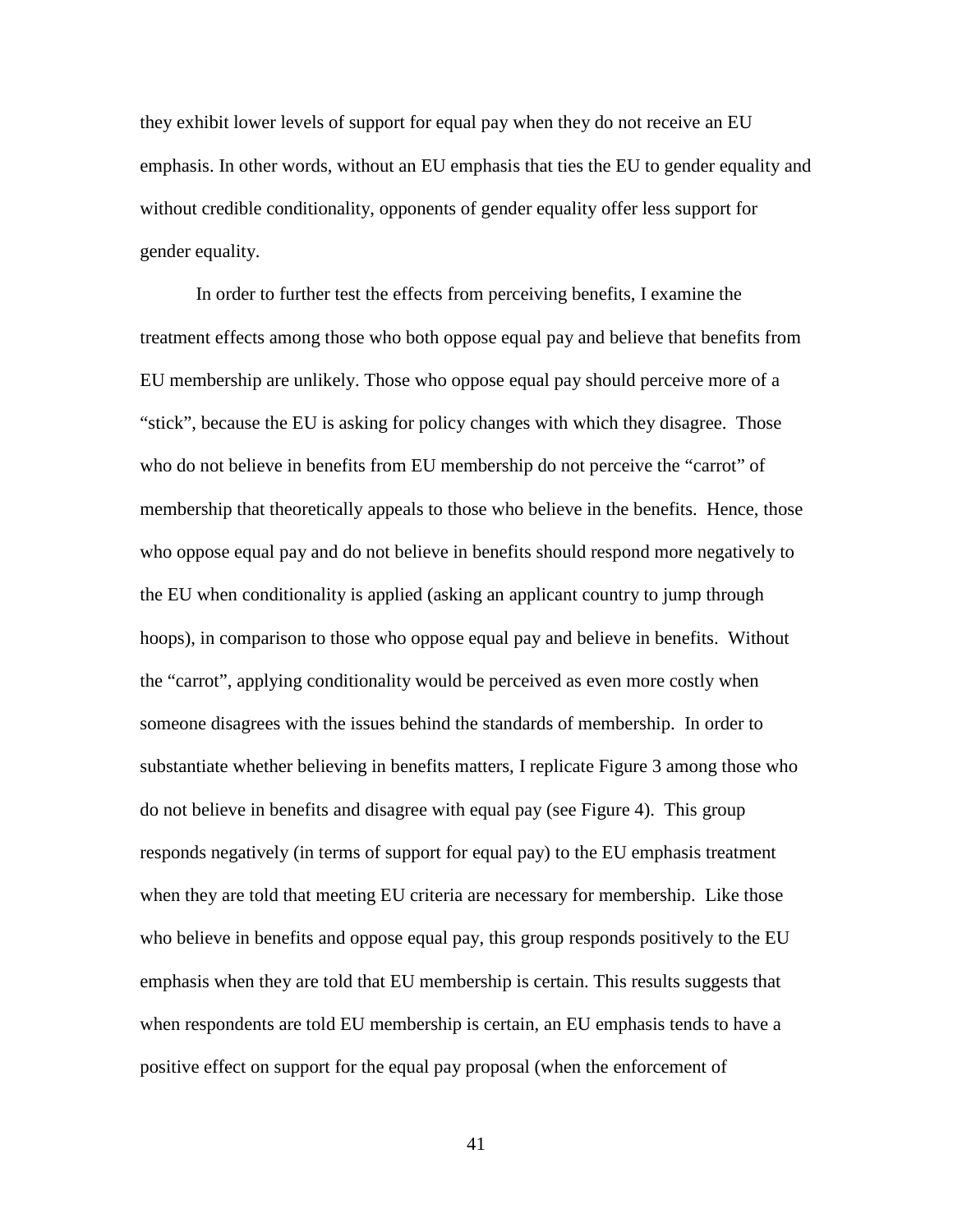they exhibit lower levels of support for equal pay when they do not receive an EU emphasis. In other words, without an EU emphasis that ties the EU to gender equality and without credible conditionality, opponents of gender equality offer less support for gender equality.

In order to further test the effects from perceiving benefits, I examine the treatment effects among those who both oppose equal pay and believe that benefits from EU membership are unlikely. Those who oppose equal pay should perceive more of a "stick", because the EU is asking for policy changes with which they disagree. Those who do not believe in benefits from EU membership do not perceive the "carrot" of membership that theoretically appeals to those who believe in the benefits. Hence, those who oppose equal pay and do not believe in benefits should respond more negatively to the EU when conditionality is applied (asking an applicant country to jump through hoops), in comparison to those who oppose equal pay and believe in benefits. Without the "carrot", applying conditionality would be perceived as even more costly when someone disagrees with the issues behind the standards of membership. In order to substantiate whether believing in benefits matters, I replicate Figure 3 among those who do not believe in benefits and disagree with equal pay (see Figure 4). This group responds negatively (in terms of support for equal pay) to the EU emphasis treatment when they are told that meeting EU criteria are necessary for membership. Like those who believe in benefits and oppose equal pay, this group responds positively to the EU emphasis when they are told that EU membership is certain. This results suggests that when respondents are told EU membership is certain, an EU emphasis tends to have a positive effect on support for the equal pay proposal (when the enforcement of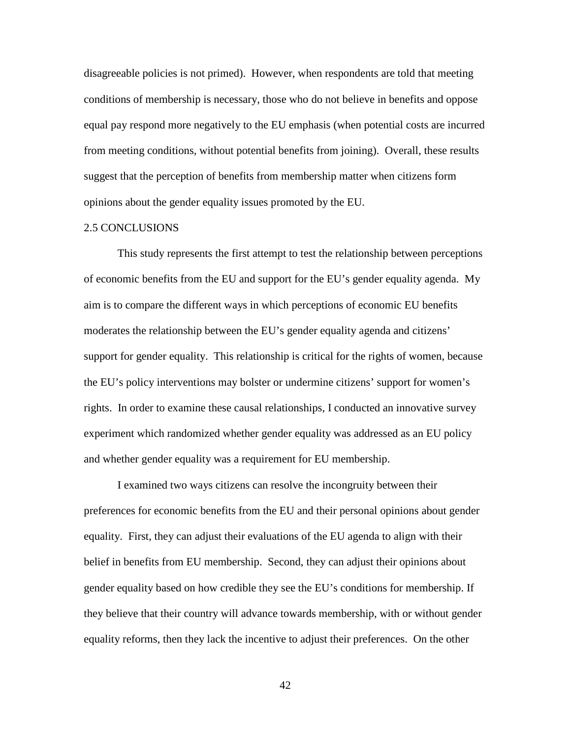disagreeable policies is not primed). However, when respondents are told that meeting conditions of membership is necessary, those who do not believe in benefits and oppose equal pay respond more negatively to the EU emphasis (when potential costs are incurred from meeting conditions, without potential benefits from joining). Overall, these results suggest that the perception of benefits from membership matter when citizens form opinions about the gender equality issues promoted by the EU.

## 2.5 CONCLUSIONS

This study represents the first attempt to test the relationship between perceptions of economic benefits from the EU and support for the EU's gender equality agenda. My aim is to compare the different ways in which perceptions of economic EU benefits moderates the relationship between the EU's gender equality agenda and citizens' support for gender equality. This relationship is critical for the rights of women, because the EU's policy interventions may bolster or undermine citizens' support for women's rights. In order to examine these causal relationships, I conducted an innovative survey experiment which randomized whether gender equality was addressed as an EU policy and whether gender equality was a requirement for EU membership.

I examined two ways citizens can resolve the incongruity between their preferences for economic benefits from the EU and their personal opinions about gender equality. First, they can adjust their evaluations of the EU agenda to align with their belief in benefits from EU membership. Second, they can adjust their opinions about gender equality based on how credible they see the EU's conditions for membership. If they believe that their country will advance towards membership, with or without gender equality reforms, then they lack the incentive to adjust their preferences. On the other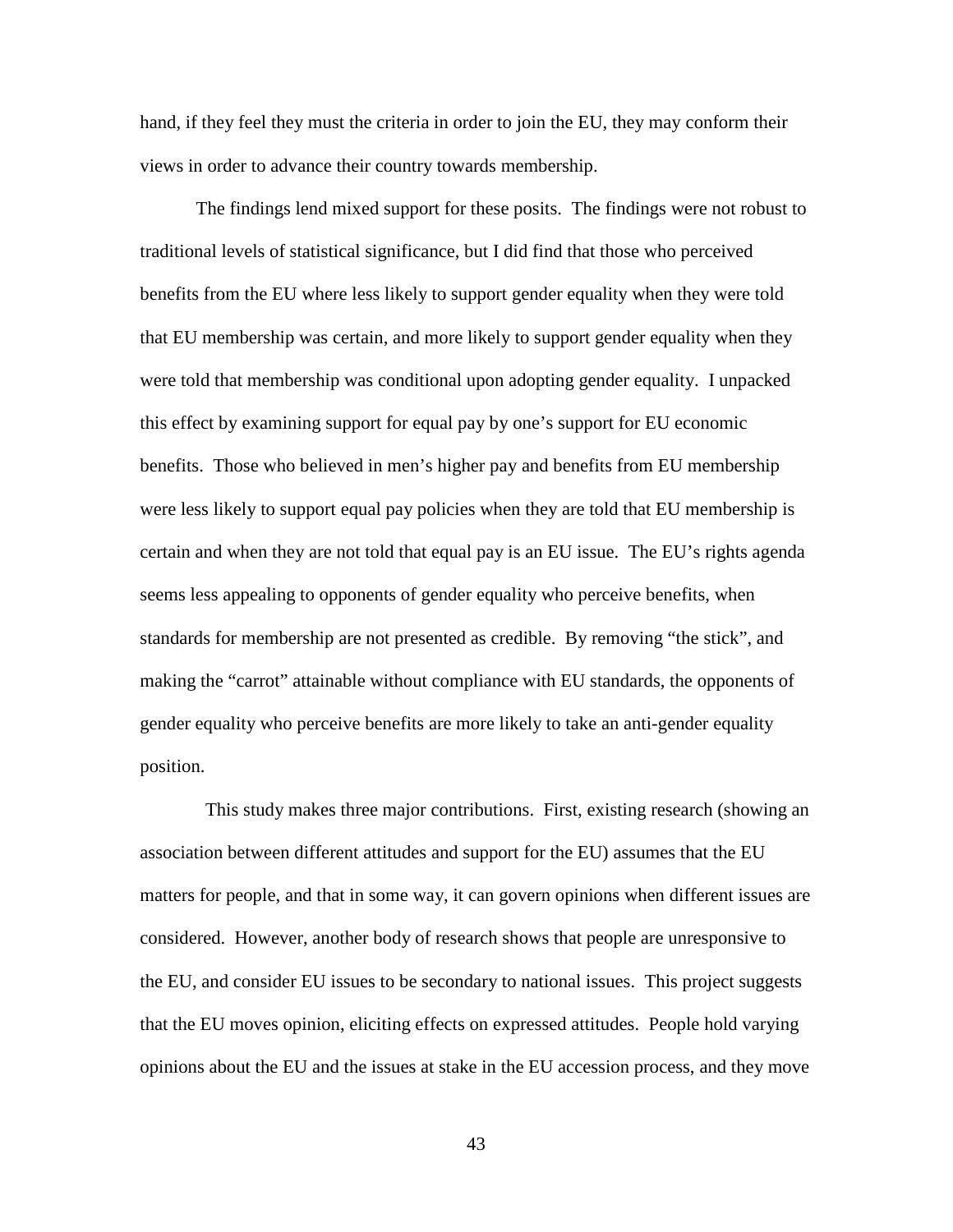hand, if they feel they must the criteria in order to join the EU, they may conform their views in order to advance their country towards membership.

The findings lend mixed support for these posits. The findings were not robust to traditional levels of statistical significance, but I did find that those who perceived benefits from the EU where less likely to support gender equality when they were told that EU membership was certain, and more likely to support gender equality when they were told that membership was conditional upon adopting gender equality. I unpacked this effect by examining support for equal pay by one's support for EU economic benefits. Those who believed in men's higher pay and benefits from EU membership were less likely to support equal pay policies when they are told that EU membership is certain and when they are not told that equal pay is an EU issue. The EU's rights agenda seems less appealing to opponents of gender equality who perceive benefits, when standards for membership are not presented as credible. By removing "the stick", and making the "carrot" attainable without compliance with EU standards, the opponents of gender equality who perceive benefits are more likely to take an anti-gender equality position.

This study makes three major contributions. First, existing research (showing an association between different attitudes and support for the EU) assumes that the EU matters for people, and that in some way, it can govern opinions when different issues are considered. However, another body of research shows that people are unresponsive to the EU, and consider EU issues to be secondary to national issues. This project suggests that the EU moves opinion, eliciting effects on expressed attitudes. People hold varying opinions about the EU and the issues at stake in the EU accession process, and they move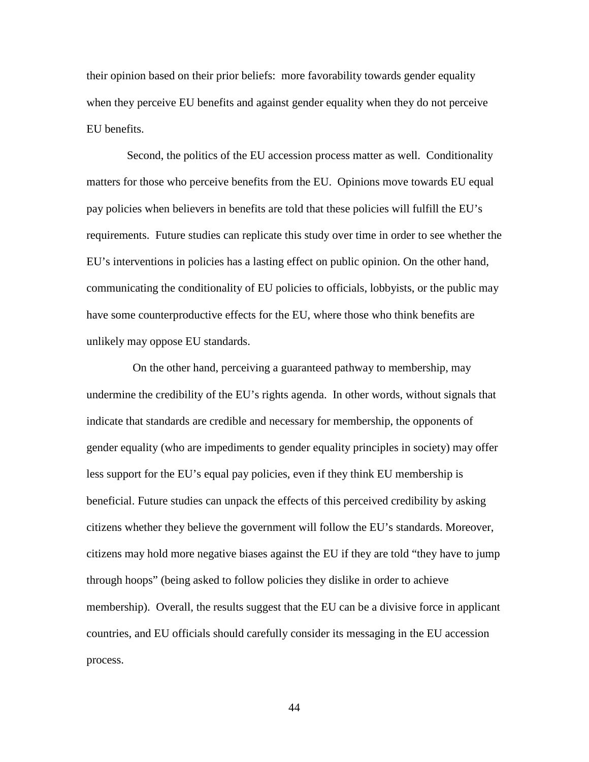their opinion based on their prior beliefs: more favorability towards gender equality when they perceive EU benefits and against gender equality when they do not perceive EU benefits.

Second, the politics of the EU accession process matter as well. Conditionality matters for those who perceive benefits from the EU. Opinions move towards EU equal pay policies when believers in benefits are told that these policies will fulfill the EU's requirements. Future studies can replicate this study over time in order to see whether the EU's interventions in policies has a lasting effect on public opinion. On the other hand, communicating the conditionality of EU policies to officials, lobbyists, or the public may have some counterproductive effects for the EU, where those who think benefits are unlikely may oppose EU standards.

On the other hand, perceiving a guaranteed pathway to membership, may undermine the credibility of the EU's rights agenda. In other words, without signals that indicate that standards are credible and necessary for membership, the opponents of gender equality (who are impediments to gender equality principles in society) may offer less support for the EU's equal pay policies, even if they think EU membership is beneficial. Future studies can unpack the effects of this perceived credibility by asking citizens whether they believe the government will follow the EU's standards. Moreover, citizens may hold more negative biases against the EU if they are told "they have to jump through hoops" (being asked to follow policies they dislike in order to achieve membership). Overall, the results suggest that the EU can be a divisive force in applicant countries, and EU officials should carefully consider its messaging in the EU accession process.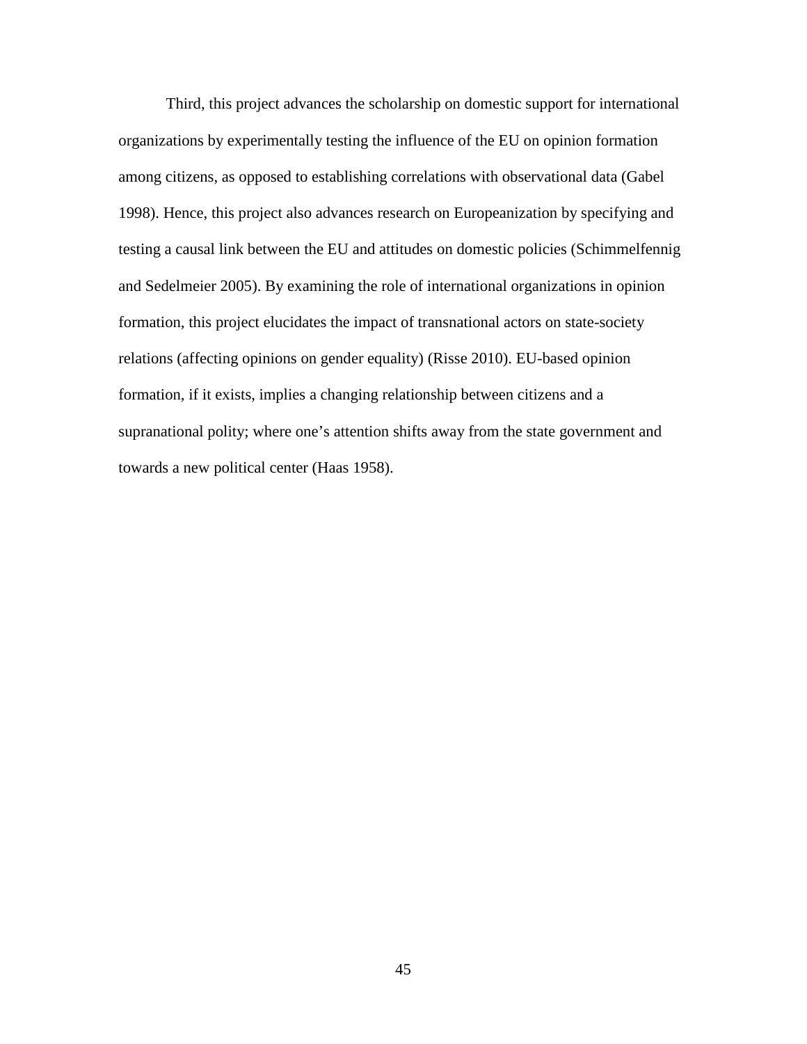Third, this project advances the scholarship on domestic support for international organizations by experimentally testing the influence of the EU on opinion formation among citizens, as opposed to establishing correlations with observational data (Gabel 1998). Hence, this project also advances research on Europeanization by specifying and testing a causal link between the EU and attitudes on domestic policies (Schimmelfennig and Sedelmeier 2005). By examining the role of international organizations in opinion formation, this project elucidates the impact of transnational actors on state-society relations (affecting opinions on gender equality) (Risse 2010). EU-based opinion formation, if it exists, implies a changing relationship between citizens and a supranational polity; where one's attention shifts away from the state government and towards a new political center (Haas 1958).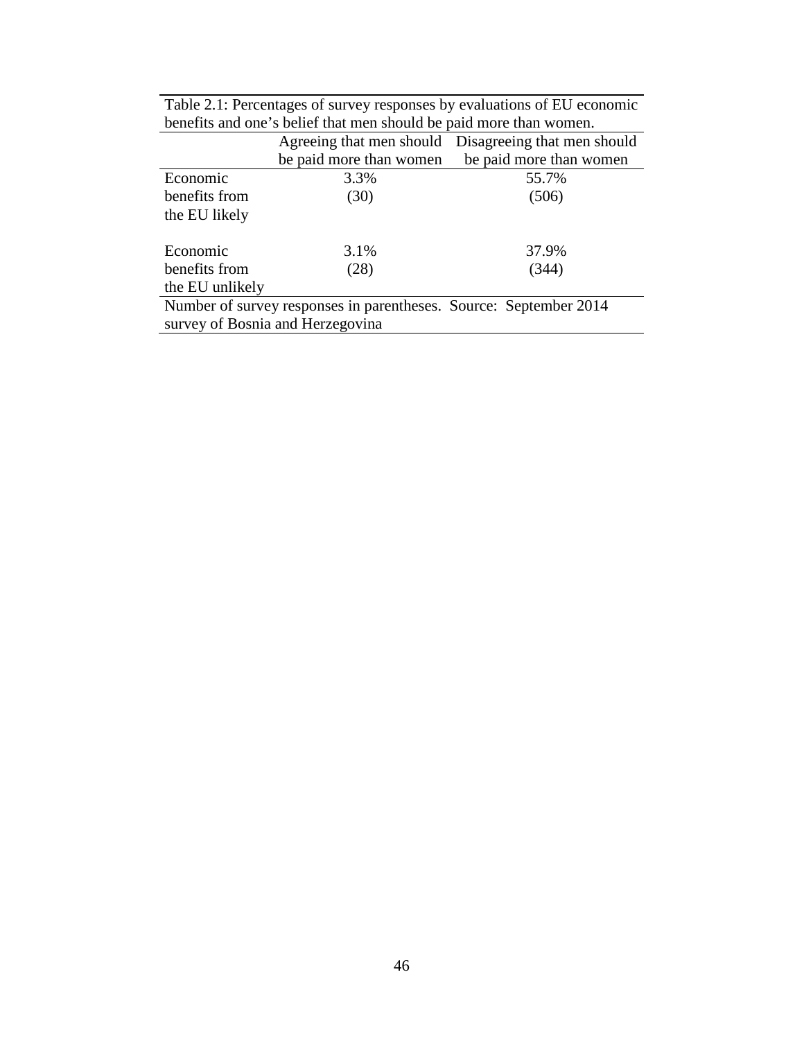Table 2.1: Percentages of survey responses by evaluations of EU economic benefits and one's belief that men should be paid more than women.

| | Agreeing that men should be paid more than women | Disagreeing that men should be paid more than women |
|---|---|---|
| Economic benefits from the EU likely | 3.3% (30) | 55.7% (506) |
| Economic benefits from the EU unlikely | 3.1% (28) | 37.9% (344) |

Number of survey responses in parentheses. Source: September 2014 survey of Bosnia and Herzegovina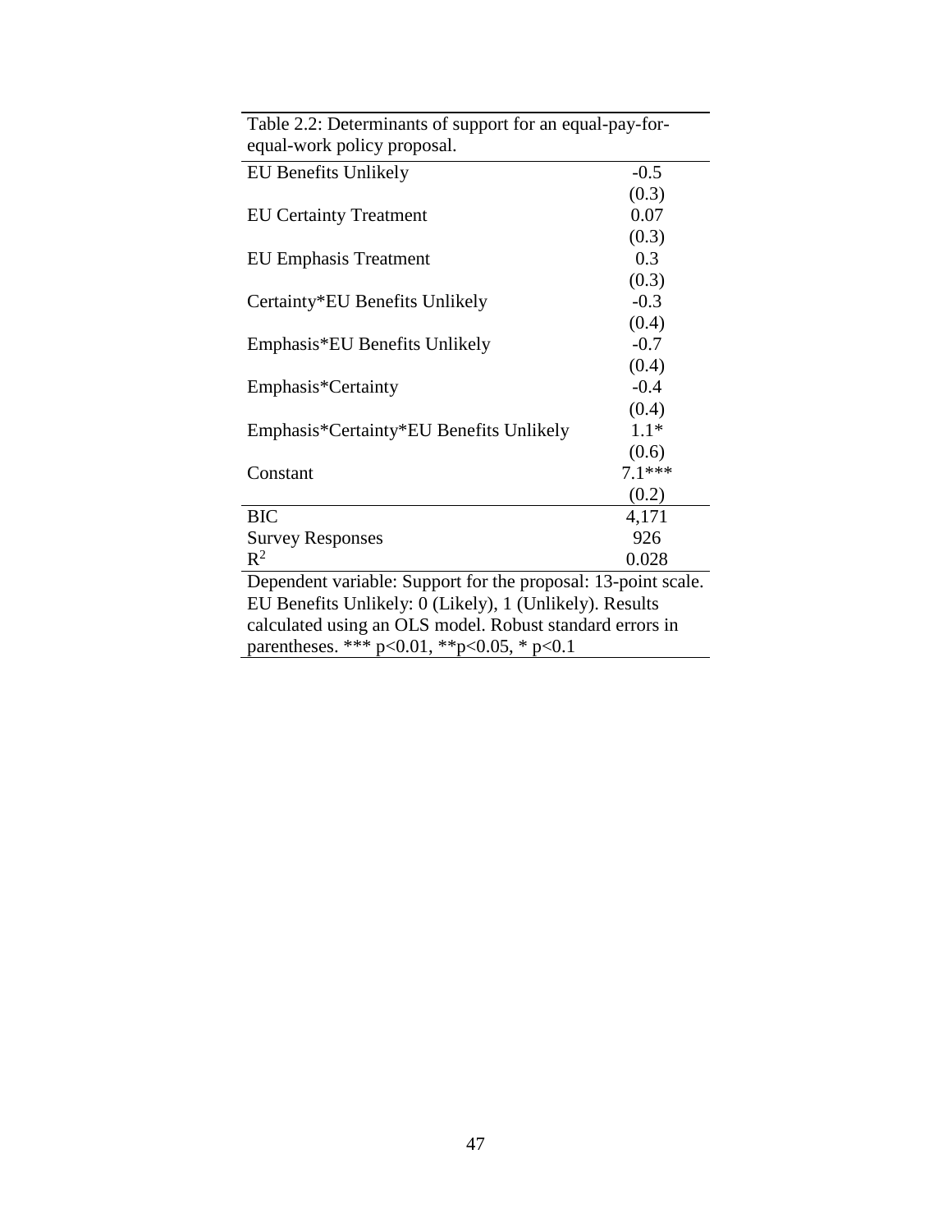Table 2.2: Determinants of support for an equal-pay-for-equal-work policy proposal.

| | |
|---|---|
| EU Benefits Unlikely | -0.5 |
| | (0.3) |
| EU Certainty Treatment | 0.07 |
| | (0.3) |
| EU Emphasis Treatment | 0.3 |
| | (0.3) |
| Certainty*EU Benefits Unlikely | -0.3 |
| | (0.4) |
| Emphasis*EU Benefits Unlikely | -0.7 |
| | (0.4) |
| Emphasis*Certainty | -0.4 |
| | (0.4) |
| Emphasis*Certainty*EU Benefits Unlikely | 1.1* |
| | (0.6) |
| Constant | 7.1*** |
| | (0.2) |
| BIC | 4,171 |
| Survey Responses | 926 |
| $R^2$ | 0.028 |

Dependent variable: Support for the proposal: 13-point scale. EU Benefits Unlikely: 0 (Likely), 1 (Unlikely). Results calculated using an OLS model. Robust standard errors in parentheses. *** p<0.01, **p<0.05, * p<0.1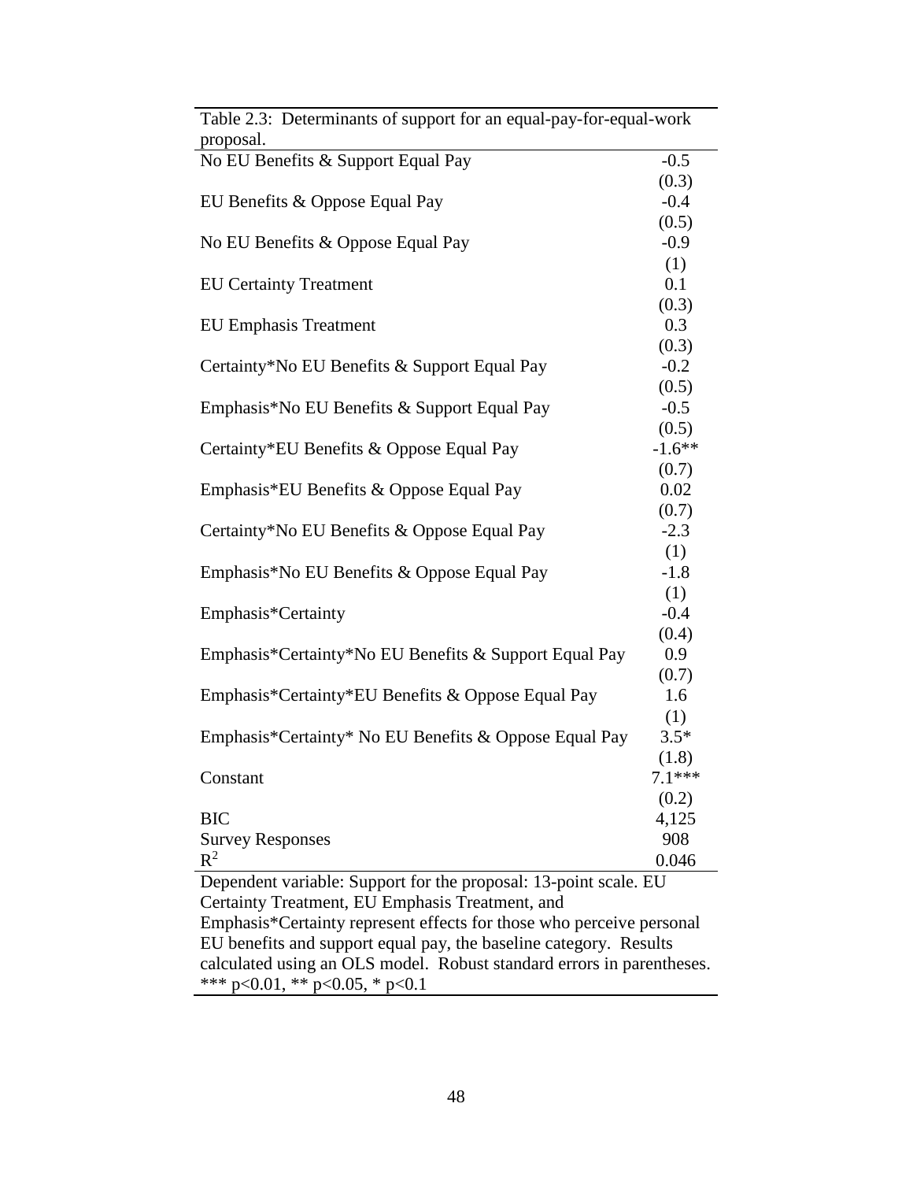Table 2.3: Determinants of support for an equal-pay-for-equal-work proposal.

| | |
|---|---|
| No EU Benefits & Support Equal Pay | -0.5 |
| | (0.3) |
| EU Benefits & Oppose Equal Pay | -0.4 |
| | (0.5) |
| No EU Benefits & Oppose Equal Pay | -0.9 |
| | (1) |
| EU Certainty Treatment | 0.1 |
| | (0.3) |
| EU Emphasis Treatment | 0.3 |
| | (0.3) |
| Certainty*No EU Benefits & Support Equal Pay | -0.2 |
| | (0.5) |
| Emphasis*No EU Benefits & Support Equal Pay | -0.5 |
| | (0.5) |
| Certainty*EU Benefits & Oppose Equal Pay | -1.6** |
| | (0.7) |
| Emphasis*EU Benefits & Oppose Equal Pay | 0.02 |
| | (0.7) |
| Certainty*No EU Benefits & Oppose Equal Pay | -2.3 |
| | (1) |
| Emphasis*No EU Benefits & Oppose Equal Pay | -1.8 |
| | (1) |
| Emphasis*Certainty | -0.4 |
| | (0.4) |
| Emphasis*Certainty*No EU Benefits & Support Equal Pay | 0.9 |
| | (0.7) |
| Emphasis*Certainty*EU Benefits & Oppose Equal Pay | 1.6 |
| | (1) |
| Emphasis*Certainty* No EU Benefits & Oppose Equal Pay | 3.5* |
| | (1.8) |
| Constant | 7.1*** |
| | (0.2) |
| BIC | 4,125 |
| Survey Responses | 908 |
| $R^2$ | 0.046 |

Dependent variable: Support for the proposal: 13-point scale. EU Certainty Treatment, EU Emphasis Treatment, and Emphasis*Certainty represent effects for those who perceive personal EU benefits and support equal pay, the baseline category. Results calculated using an OLS model. Robust standard errors in parentheses. *** p<0.01, ** p<0.05, * p<0.1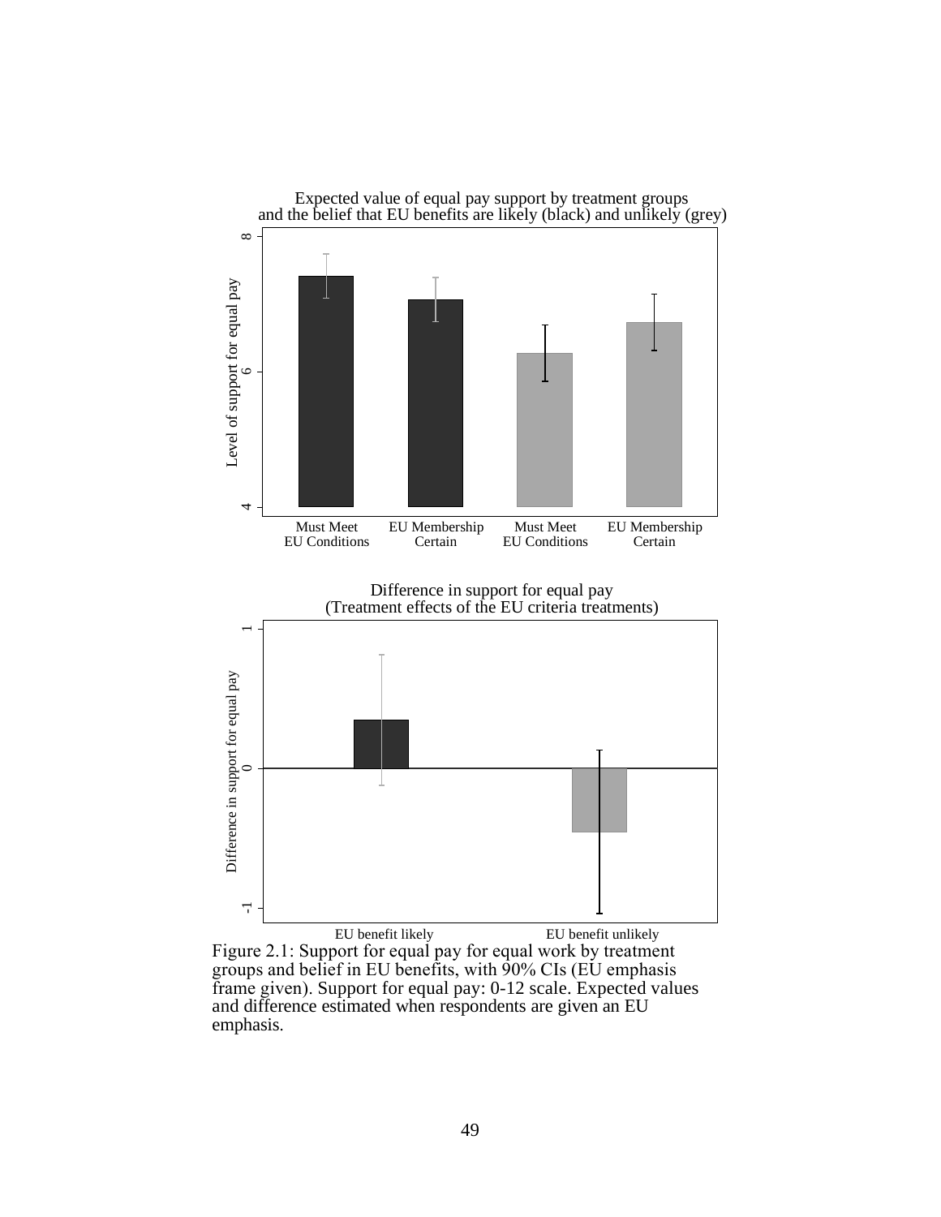Figure 2.1: Support for equal pay for equal work by treatment groups and belief in EU benefits, with 90% CIs (EU emphasis frame given). Support for equal pay: 0-12 scale. Expected values and difference estimated when respondents are given an EU emphasis.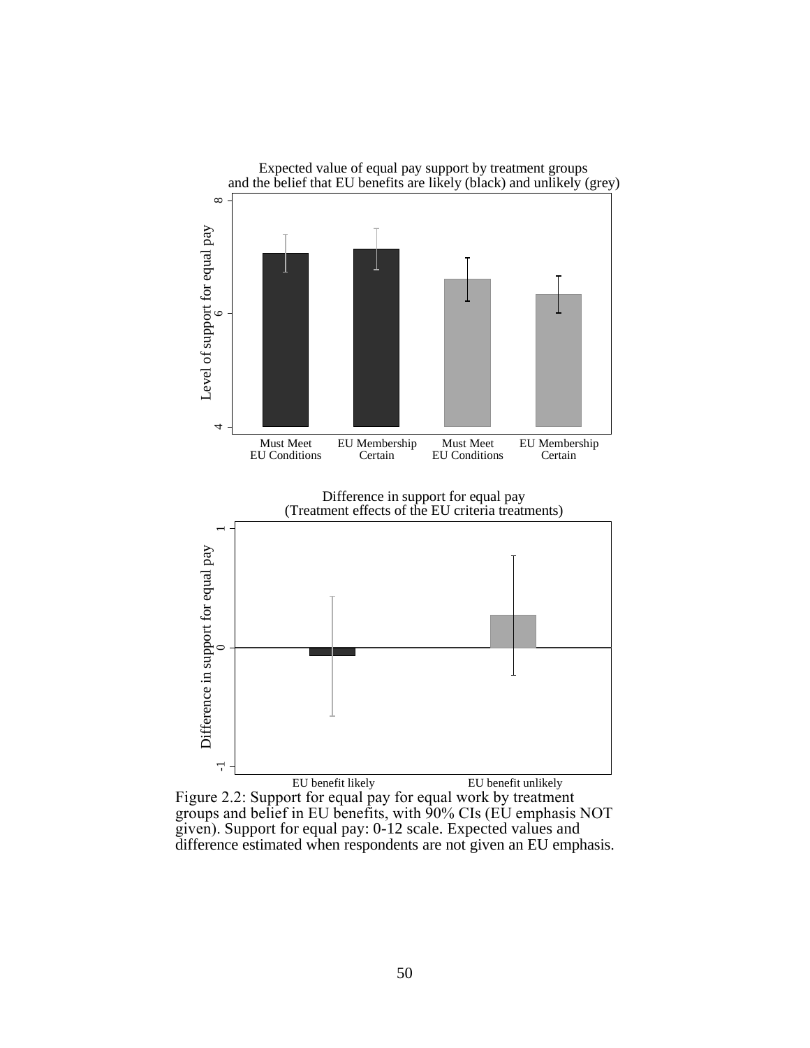Figure 2.2: Support for equal pay for equal work by treatment groups and belief in EU benefits, with 90% CIs (EU emphasis NOT given). Support for equal pay: 0-12 scale. Expected values and difference estimated when respondents are not given an EU emphasis.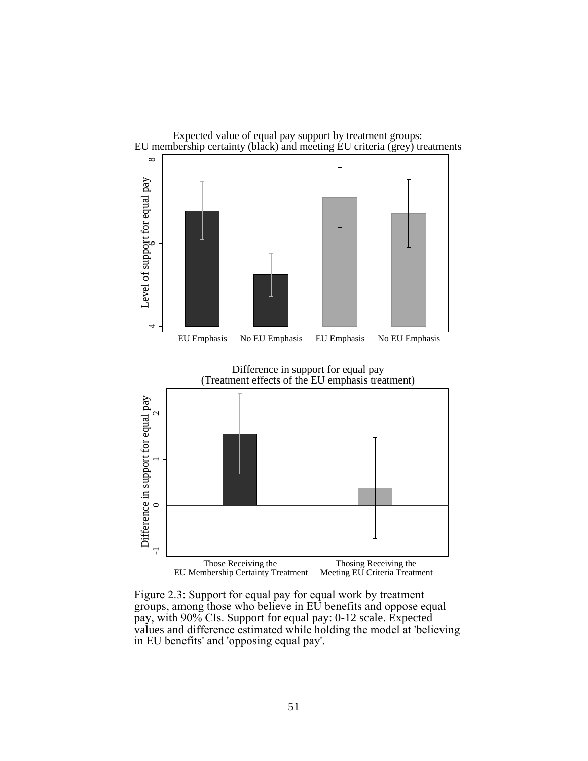Expected value of equal pay support by treatment groups:
EU membership certainty (black) and meeting EU criteria (grey) treatments

Difference in support for equal pay
(Treatment effects of the EU emphasis treatment)

Figure 2.3: Support for equal pay for equal work by treatment groups, among those who believe in EU benefits and oppose equal pay, with 90% CIs. Support for equal pay: 0-12 scale. Expected values and difference estimated while holding the model at 'believing in EU benefits' and 'opposing equal pay'.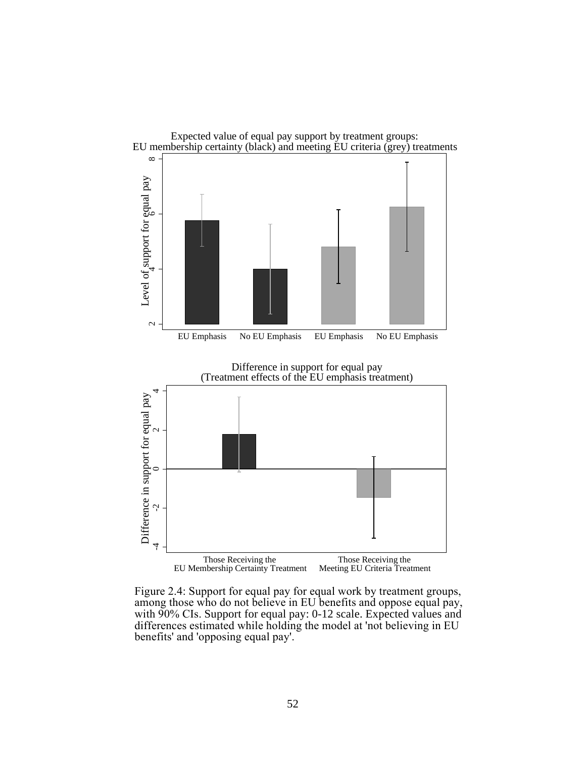Expected value of equal pay support by treatment groups:
EU membership certainty (black) and meeting EU criteria (grey) treatments

Difference in support for equal pay
(Treatment effects of the EU emphasis treatment)

Figure 2.4: Support for equal pay for equal work by treatment groups, among those who do not believe in EU benefits and oppose equal pay, with 90% CIs. Support for equal pay: 0-12 scale. Expected values and differences estimated while holding the model at 'not believing in EU benefits' and 'opposing equal pay'.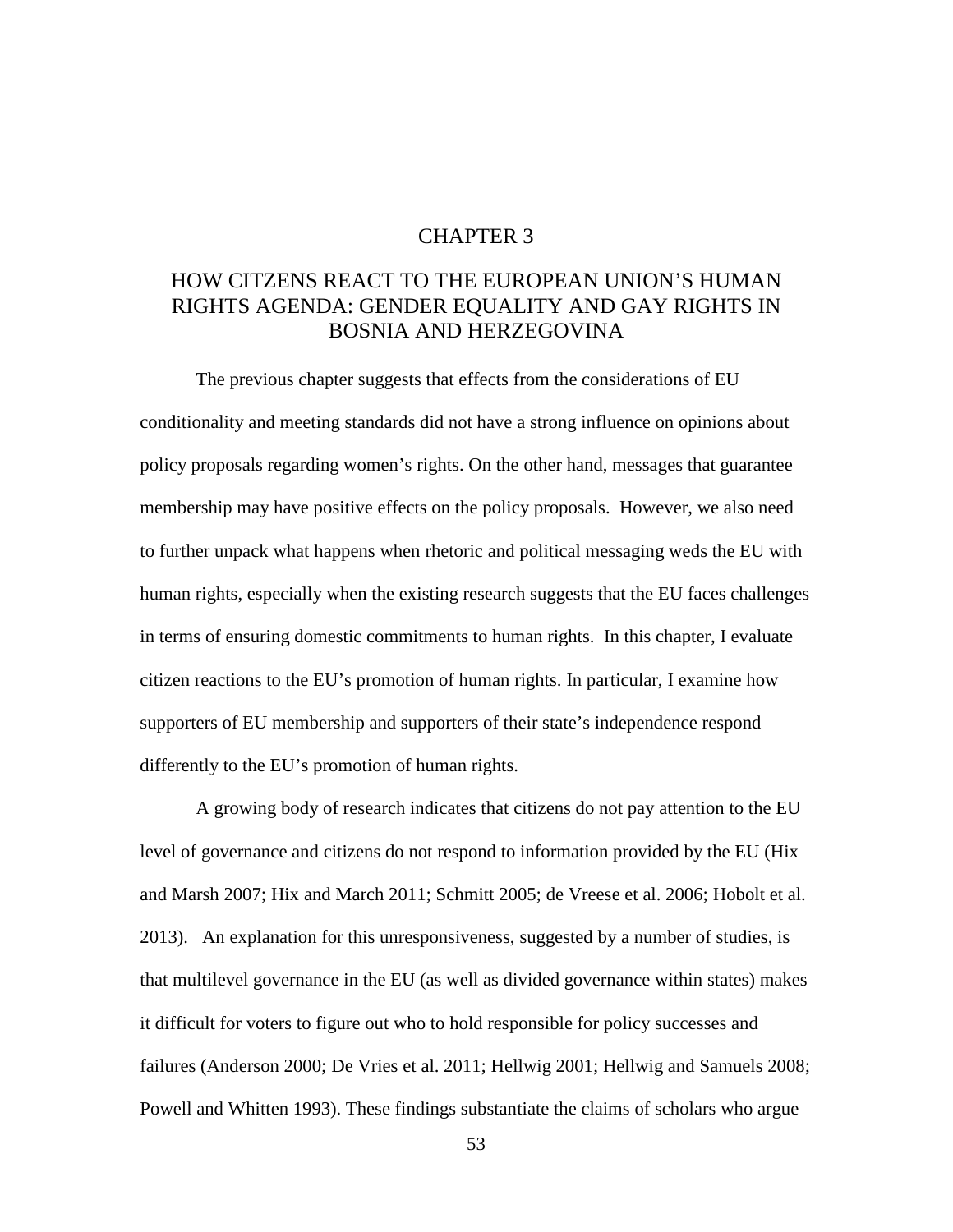# CHAPTER 3

## HOW CITIZENS REACT TO THE EUROPEAN UNION'S HUMAN RIGHTS AGENDA: GENDER EQUALITY AND GAY RIGHTS IN BOSNIA AND HERZEGOVINA

The previous chapter suggests that effects from the considerations of EU conditionality and meeting standards did not have a strong influence on opinions about policy proposals regarding women's rights. On the other hand, messages that guarantee membership may have positive effects on the policy proposals. However, we also need to further unpack what happens when rhetoric and political messaging weds the EU with human rights, especially when the existing research suggests that the EU faces challenges in terms of ensuring domestic commitments to human rights. In this chapter, I evaluate citizen reactions to the EU's promotion of human rights. In particular, I examine how supporters of EU membership and supporters of their state's independence respond differently to the EU's promotion of human rights.

A growing body of research indicates that citizens do not pay attention to the EU level of governance and citizens do not respond to information provided by the EU (Hix and Marsh 2007; Hix and March 2011; Schmitt 2005; de Vreese et al. 2006; Hobolt et al. 2013). An explanation for this unresponsiveness, suggested by a number of studies, is that multilevel governance in the EU (as well as divided governance within states) makes it difficult for voters to figure out who to hold responsible for policy successes and failures (Anderson 2000; De Vries et al. 2011; Hellwig 2001; Hellwig and Samuels 2008; Powell and Whitten 1993). These findings substantiate the claims of scholars who argue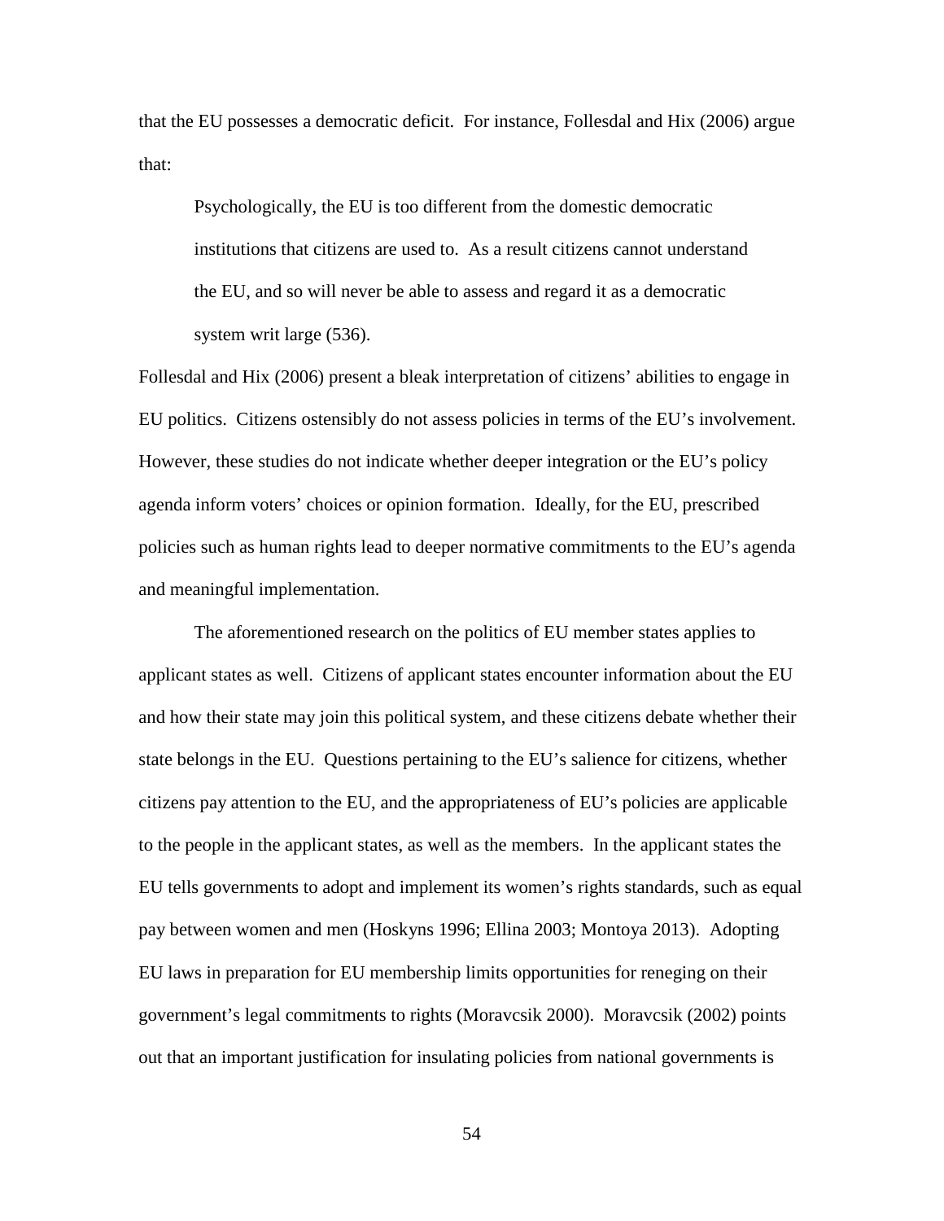that the EU possesses a democratic deficit. For instance, Follesdal and Hix (2006) argue that:

> Psychologically, the EU is too different from the domestic democratic institutions that citizens are used to. As a result citizens cannot understand the EU, and so will never be able to assess and regard it as a democratic system writ large (536).

Follesdal and Hix (2006) present a bleak interpretation of citizens' abilities to engage in EU politics. Citizens ostensibly do not assess policies in terms of the EU's involvement. However, these studies do not indicate whether deeper integration or the EU's policy agenda inform voters' choices or opinion formation. Ideally, for the EU, prescribed policies such as human rights lead to deeper normative commitments to the EU's agenda and meaningful implementation.

The aforementioned research on the politics of EU member states applies to applicant states as well. Citizens of applicant states encounter information about the EU and how their state may join this political system, and these citizens debate whether their state belongs in the EU. Questions pertaining to the EU's salience for citizens, whether citizens pay attention to the EU, and the appropriateness of EU's policies are applicable to the people in the applicant states, as well as the members. In the applicant states the EU tells governments to adopt and implement its women's rights standards, such as equal pay between women and men (Hoskyns 1996; Ellina 2003; Montoya 2013). Adopting EU laws in preparation for EU membership limits opportunities for reneging on their government's legal commitments to rights (Moravcsik 2000). Moravcsik (2002) points out that an important justification for insulating policies from national governments is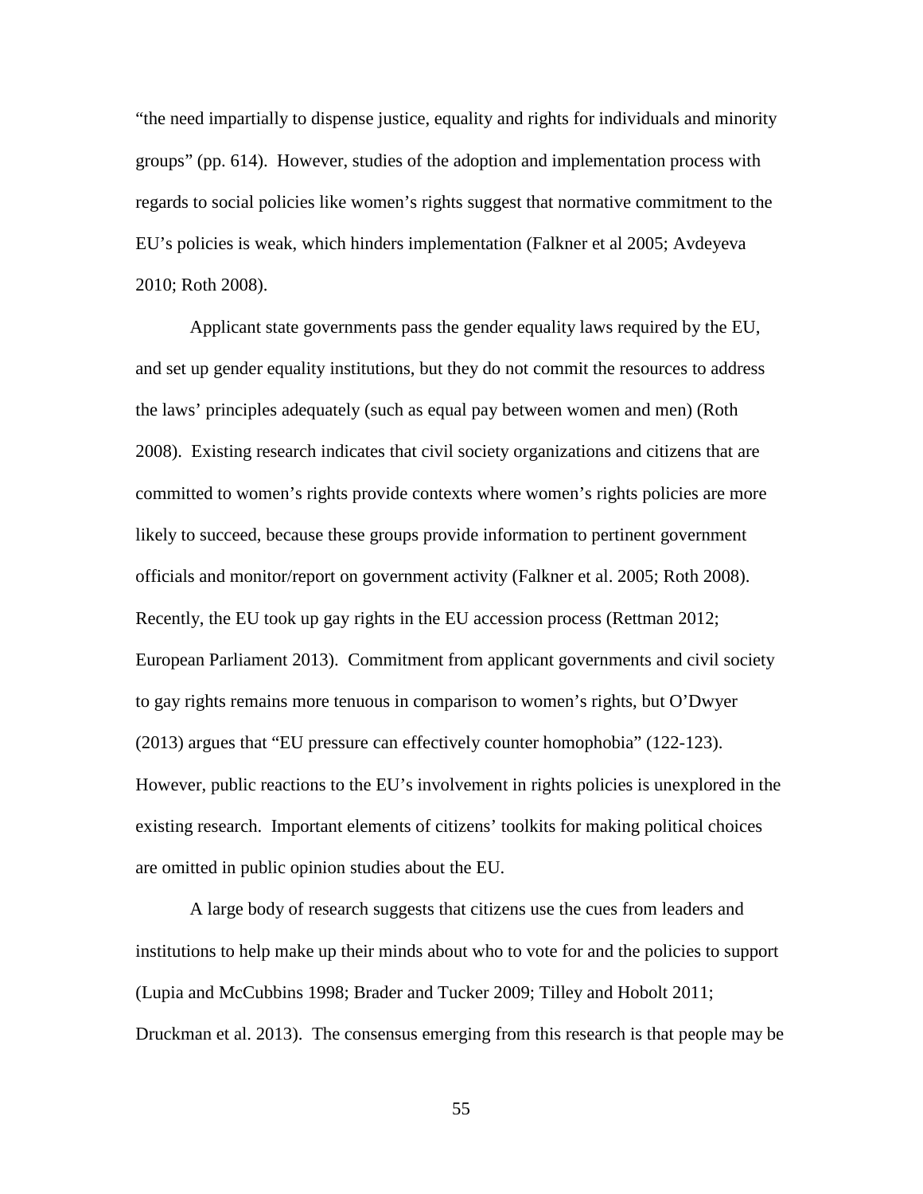"the need impartially to dispense justice, equality and rights for individuals and minority groups" (pp. 614). However, studies of the adoption and implementation process with regards to social policies like women's rights suggest that normative commitment to the EU's policies is weak, which hinders implementation (Falkner et al 2005; Avdeyeva 2010; Roth 2008).

Applicant state governments pass the gender equality laws required by the EU, and set up gender equality institutions, but they do not commit the resources to address the laws' principles adequately (such as equal pay between women and men) (Roth 2008). Existing research indicates that civil society organizations and citizens that are committed to women's rights provide contexts where women's rights policies are more likely to succeed, because these groups provide information to pertinent government officials and monitor/report on government activity (Falkner et al. 2005; Roth 2008). Recently, the EU took up gay rights in the EU accession process (Rettman 2012; European Parliament 2013). Commitment from applicant governments and civil society to gay rights remains more tenuous in comparison to women's rights, but O'Dwyer (2013) argues that "EU pressure can effectively counter homophobia" (122-123). However, public reactions to the EU's involvement in rights policies is unexplored in the existing research. Important elements of citizens' toolkits for making political choices are omitted in public opinion studies about the EU.

A large body of research suggests that citizens use the cues from leaders and institutions to help make up their minds about who to vote for and the policies to support (Lupia and McCubbins 1998; Brader and Tucker 2009; Tilley and Hobolt 2011; Druckman et al. 2013). The consensus emerging from this research is that people may be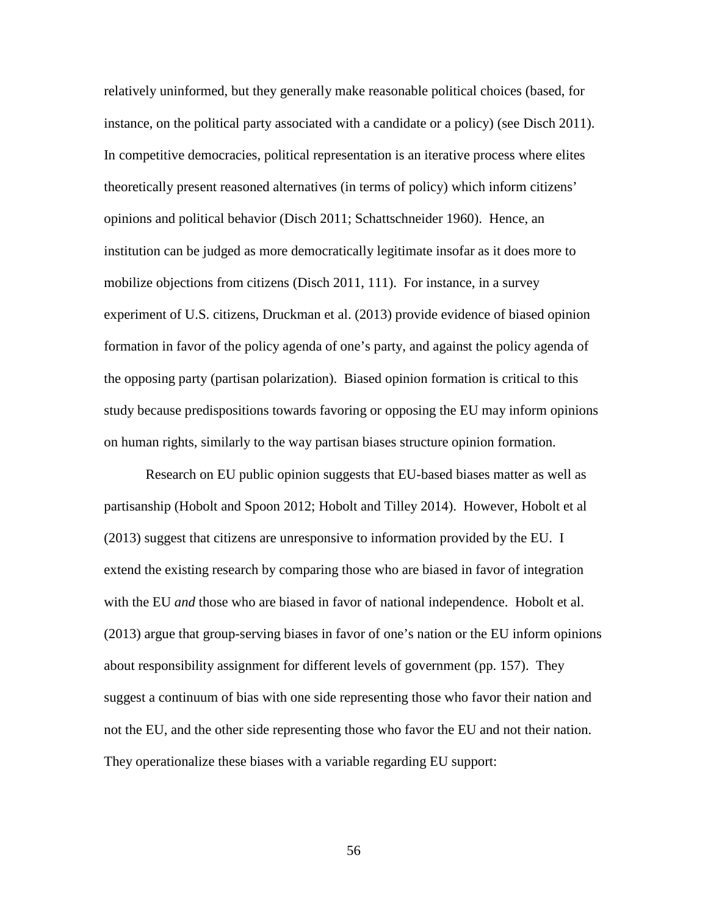relatively uninformed, but they generally make reasonable political choices (based, for instance, on the political party associated with a candidate or a policy) (see Disch 2011). In competitive democracies, political representation is an iterative process where elites theoretically present reasoned alternatives (in terms of policy) which inform citizens' opinions and political behavior (Disch 2011; Schattschneider 1960). Hence, an institution can be judged as more democratically legitimate insofar as it does more to mobilize objections from citizens (Disch 2011, 111). For instance, in a survey experiment of U.S. citizens, Druckman et al. (2013) provide evidence of biased opinion formation in favor of the policy agenda of one's party, and against the policy agenda of the opposing party (partisan polarization). Biased opinion formation is critical to this study because predispositions towards favoring or opposing the EU may inform opinions on human rights, similarly to the way partisan biases structure opinion formation.

Research on EU public opinion suggests that EU-based biases matter as well as partisanship (Hobolt and Spoon 2012; Hobolt and Tilley 2014). However, Hobolt et al (2013) suggest that citizens are unresponsive to information provided by the EU. I extend the existing research by comparing those who are biased in favor of integration with the EU *and* those who are biased in favor of national independence. Hobolt et al. (2013) argue that group-serving biases in favor of one's nation or the EU inform opinions about responsibility assignment for different levels of government (pp. 157). They suggest a continuum of bias with one side representing those who favor their nation and not the EU, and the other side representing those who favor the EU and not their nation. They operationalize these biases with a variable regarding EU support: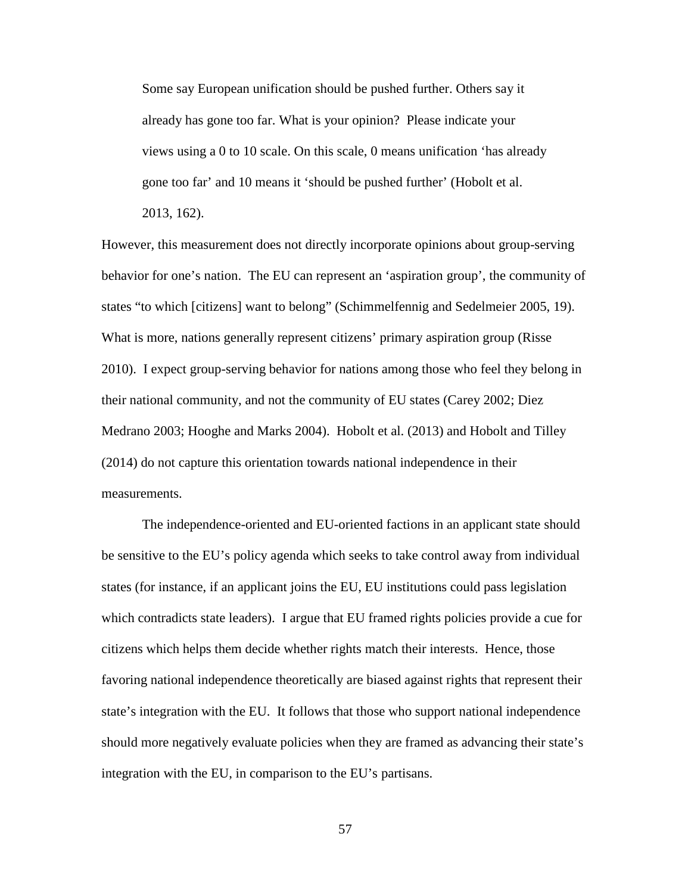> Some say European unification should be pushed further. Others say it already has gone too far. What is your opinion? Please indicate your views using a 0 to 10 scale. On this scale, 0 means unification 'has already gone too far' and 10 means it 'should be pushed further' (Hobolt et al. 2013, 162).

However, this measurement does not directly incorporate opinions about group-serving behavior for one's nation. The EU can represent an 'aspiration group', the community of states "to which [citizens] want to belong" (Schimmelfennig and Sedelmeier 2005, 19). What is more, nations generally represent citizens' primary aspiration group (Risse 2010). I expect group-serving behavior for nations among those who feel they belong in their national community, and not the community of EU states (Carey 2002; Diez Medrano 2003; Hooghe and Marks 2004). Hobolt et al. (2013) and Hobolt and Tilley (2014) do not capture this orientation towards national independence in their measurements.

The independence-oriented and EU-oriented factions in an applicant state should be sensitive to the EU's policy agenda which seeks to take control away from individual states (for instance, if an applicant joins the EU, EU institutions could pass legislation which contradicts state leaders). I argue that EU framed rights policies provide a cue for citizens which helps them decide whether rights match their interests. Hence, those favoring national independence theoretically are biased against rights that represent their state's integration with the EU. It follows that those who support national independence should more negatively evaluate policies when they are framed as advancing their state's integration with the EU, in comparison to the EU's partisans.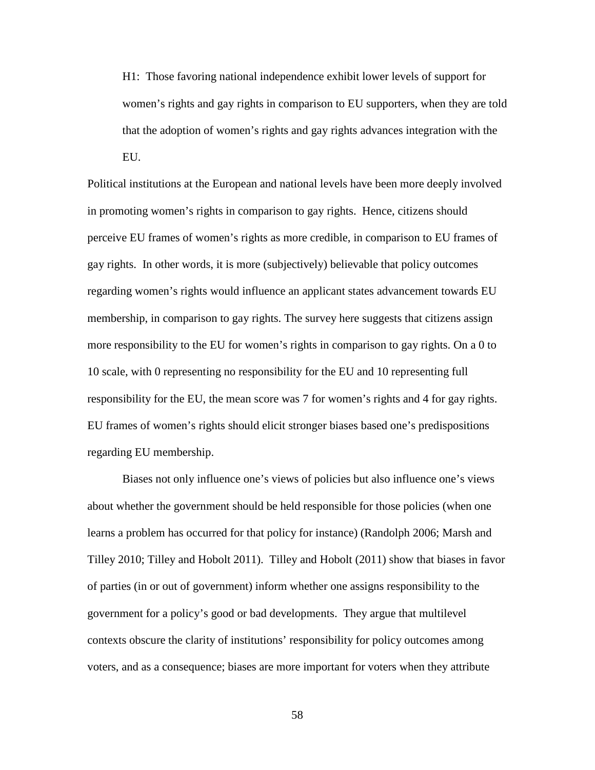> H1: Those favoring national independence exhibit lower levels of support for women's rights and gay rights in comparison to EU supporters, when they are told that the adoption of women's rights and gay rights advances integration with the EU.

Political institutions at the European and national levels have been more deeply involved in promoting women's rights in comparison to gay rights. Hence, citizens should perceive EU frames of women's rights as more credible, in comparison to EU frames of gay rights. In other words, it is more (subjectively) believable that policy outcomes regarding women's rights would influence an applicant states advancement towards EU membership, in comparison to gay rights. The survey here suggests that citizens assign more responsibility to the EU for women's rights in comparison to gay rights. On a 0 to 10 scale, with 0 representing no responsibility for the EU and 10 representing full responsibility for the EU, the mean score was 7 for women's rights and 4 for gay rights. EU frames of women's rights should elicit stronger biases based one's predispositions regarding EU membership.

Biases not only influence one's views of policies but also influence one's views about whether the government should be held responsible for those policies (when one learns a problem has occurred for that policy for instance) (Randolph 2006; Marsh and Tilley 2010; Tilley and Hobolt 2011). Tilley and Hobolt (2011) show that biases in favor of parties (in or out of government) inform whether one assigns responsibility to the government for a policy's good or bad developments. They argue that multilevel contexts obscure the clarity of institutions' responsibility for policy outcomes among voters, and as a consequence; biases are more important for voters when they attribute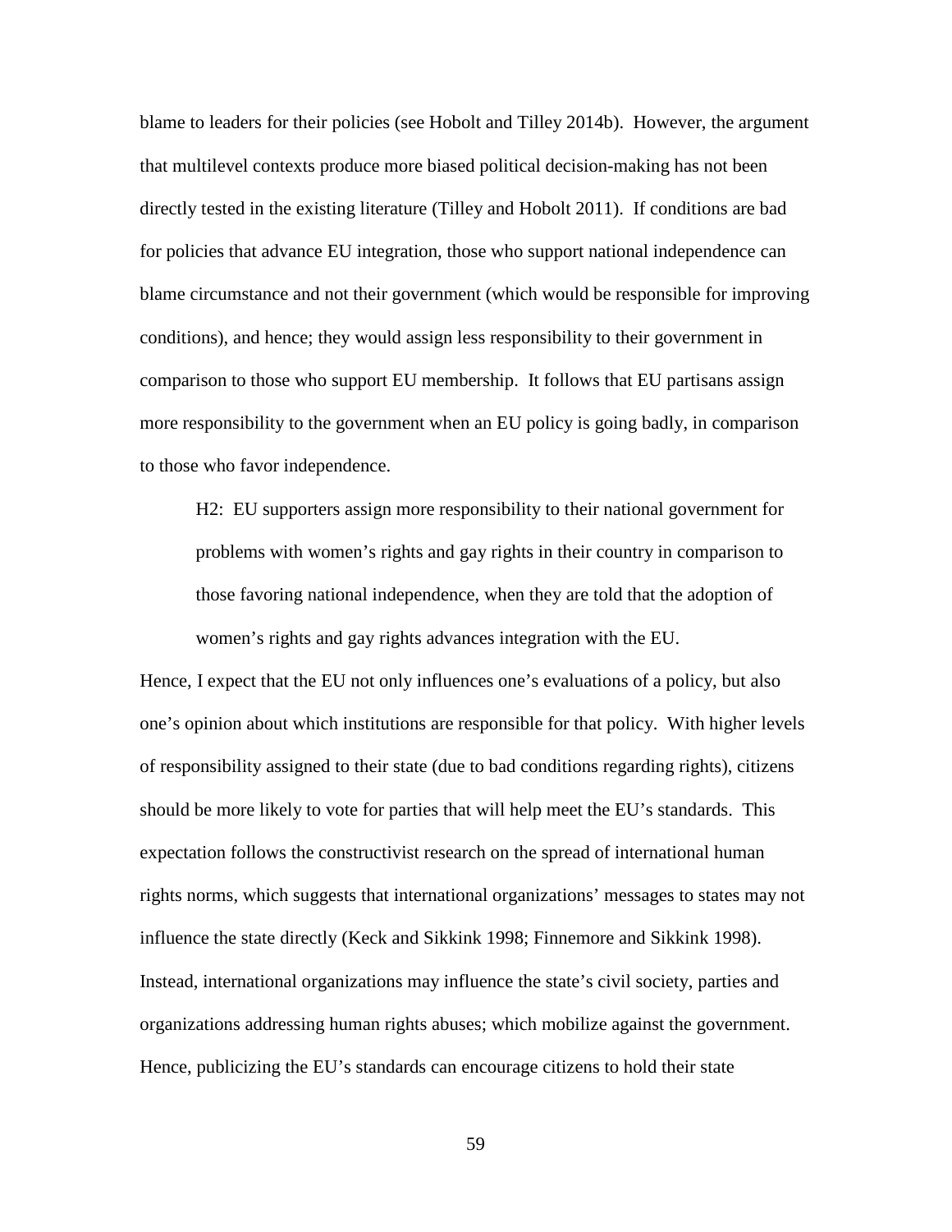blame to leaders for their policies (see Hobolt and Tilley 2014b). However, the argument that multilevel contexts produce more biased political decision-making has not been directly tested in the existing literature (Tilley and Hobolt 2011). If conditions are bad for policies that advance EU integration, those who support national independence can blame circumstance and not their government (which would be responsible for improving conditions), and hence; they would assign less responsibility to their government in comparison to those who support EU membership. It follows that EU partisans assign more responsibility to the government when an EU policy is going badly, in comparison to those who favor independence.

> H2: EU supporters assign more responsibility to their national government for problems with women's rights and gay rights in their country in comparison to those favoring national independence, when they are told that the adoption of women's rights and gay rights advances integration with the EU.

Hence, I expect that the EU not only influences one's evaluations of a policy, but also one's opinion about which institutions are responsible for that policy. With higher levels of responsibility assigned to their state (due to bad conditions regarding rights), citizens should be more likely to vote for parties that will help meet the EU's standards. This expectation follows the constructivist research on the spread of international human rights norms, which suggests that international organizations' messages to states may not influence the state directly (Keck and Sikkink 1998; Finnemore and Sikkink 1998). Instead, international organizations may influence the state's civil society, parties and organizations addressing human rights abuses; which mobilize against the government. Hence, publicizing the EU's standards can encourage citizens to hold their state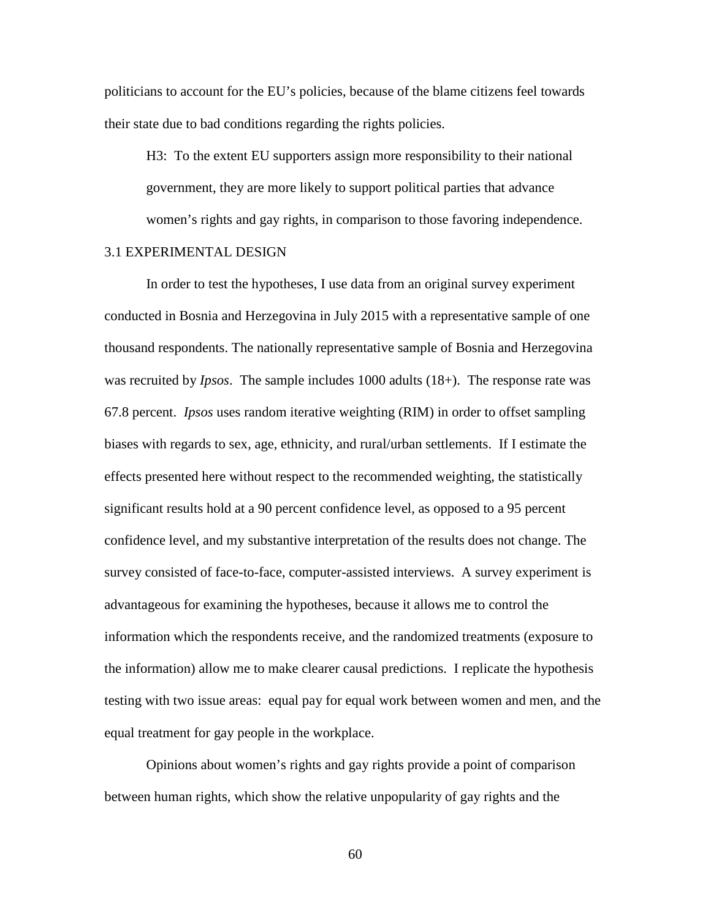politicians to account for the EU's policies, because of the blame citizens feel towards their state due to bad conditions regarding the rights policies.

> H3: To the extent EU supporters assign more responsibility to their national government, they are more likely to support political parties that advance women's rights and gay rights, in comparison to those favoring independence.

### 3.1 EXPERIMENTAL DESIGN

In order to test the hypotheses, I use data from an original survey experiment conducted in Bosnia and Herzegovina in July 2015 with a representative sample of one thousand respondents. The nationally representative sample of Bosnia and Herzegovina was recruited by *Ipsos*. The sample includes 1000 adults (18+). The response rate was 67.8 percent. *Ipsos* uses random iterative weighting (RIM) in order to offset sampling biases with regards to sex, age, ethnicity, and rural/urban settlements. If I estimate the effects presented here without respect to the recommended weighting, the statistically significant results hold at a 90 percent confidence level, as opposed to a 95 percent confidence level, and my substantive interpretation of the results does not change. The survey consisted of face-to-face, computer-assisted interviews. A survey experiment is advantageous for examining the hypotheses, because it allows me to control the information which the respondents receive, and the randomized treatments (exposure to the information) allow me to make clearer causal predictions. I replicate the hypothesis testing with two issue areas: equal pay for equal work between women and men, and the equal treatment for gay people in the workplace.

Opinions about women's rights and gay rights provide a point of comparison between human rights, which show the relative unpopularity of gay rights and the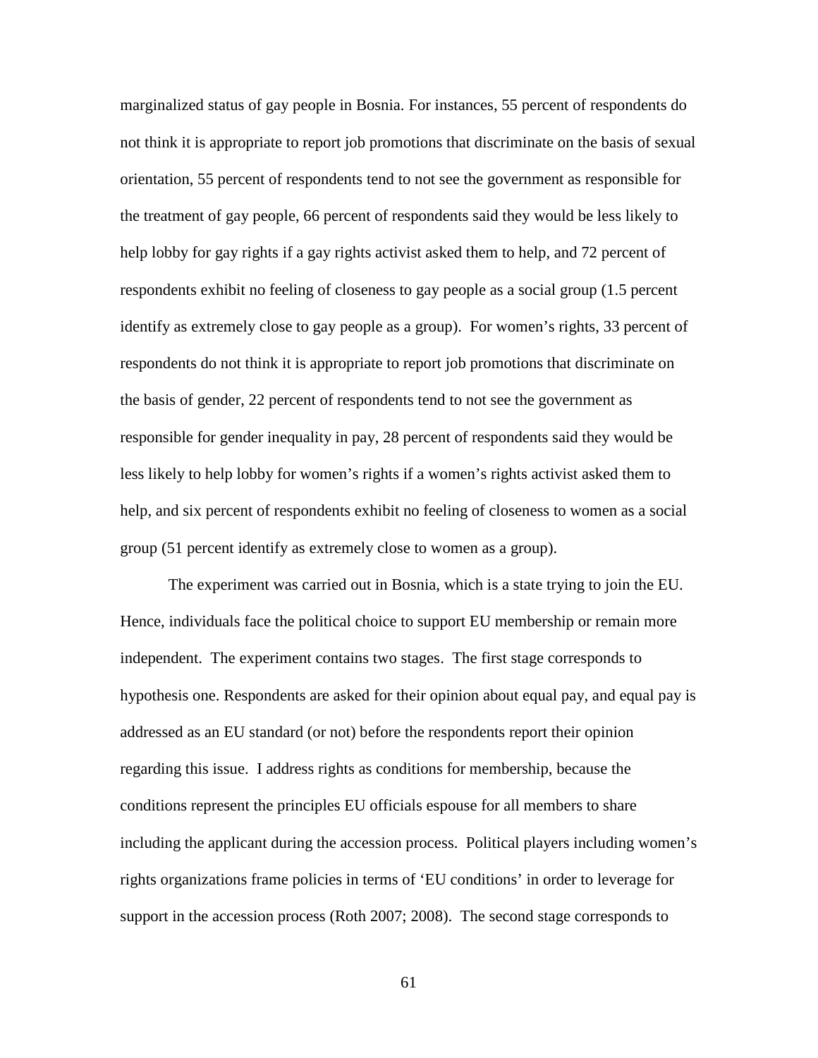marginalized status of gay people in Bosnia. For instances, 55 percent of respondents do not think it is appropriate to report job promotions that discriminate on the basis of sexual orientation, 55 percent of respondents tend to not see the government as responsible for the treatment of gay people, 66 percent of respondents said they would be less likely to help lobby for gay rights if a gay rights activist asked them to help, and 72 percent of respondents exhibit no feeling of closeness to gay people as a social group (1.5 percent identify as extremely close to gay people as a group). For women's rights, 33 percent of respondents do not think it is appropriate to report job promotions that discriminate on the basis of gender, 22 percent of respondents tend to not see the government as responsible for gender inequality in pay, 28 percent of respondents said they would be less likely to help lobby for women's rights if a women's rights activist asked them to help, and six percent of respondents exhibit no feeling of closeness to women as a social group (51 percent identify as extremely close to women as a group).

The experiment was carried out in Bosnia, which is a state trying to join the EU. Hence, individuals face the political choice to support EU membership or remain more independent. The experiment contains two stages. The first stage corresponds to hypothesis one. Respondents are asked for their opinion about equal pay, and equal pay is addressed as an EU standard (or not) before the respondents report their opinion regarding this issue. I address rights as conditions for membership, because the conditions represent the principles EU officials espouse for all members to share including the applicant during the accession process. Political players including women's rights organizations frame policies in terms of 'EU conditions' in order to leverage for support in the accession process (Roth 2007; 2008). The second stage corresponds to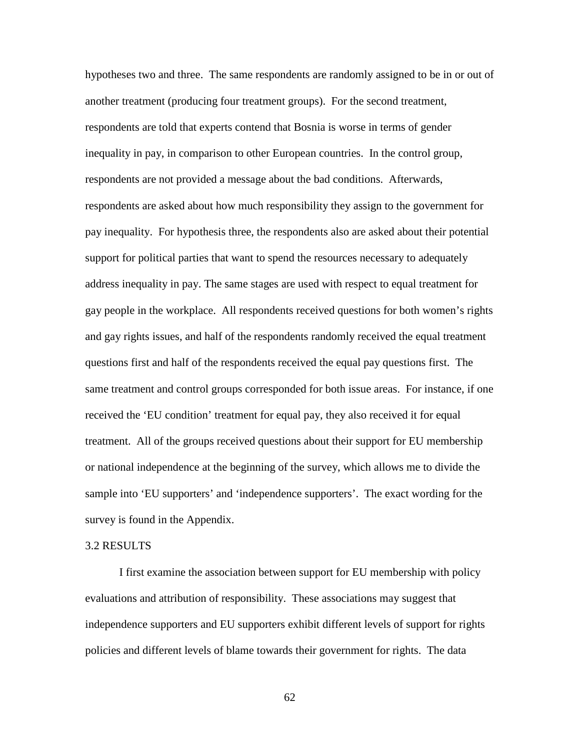hypotheses two and three. The same respondents are randomly assigned to be in or out of another treatment (producing four treatment groups). For the second treatment, respondents are told that experts contend that Bosnia is worse in terms of gender inequality in pay, in comparison to other European countries. In the control group, respondents are not provided a message about the bad conditions. Afterwards, respondents are asked about how much responsibility they assign to the government for pay inequality. For hypothesis three, the respondents also are asked about their potential support for political parties that want to spend the resources necessary to adequately address inequality in pay. The same stages are used with respect to equal treatment for gay people in the workplace. All respondents received questions for both women's rights and gay rights issues, and half of the respondents randomly received the equal treatment questions first and half of the respondents received the equal pay questions first. The same treatment and control groups corresponded for both issue areas. For instance, if one received the 'EU condition' treatment for equal pay, they also received it for equal treatment. All of the groups received questions about their support for EU membership or national independence at the beginning of the survey, which allows me to divide the sample into 'EU supporters' and 'independence supporters'. The exact wording for the survey is found in the Appendix.

## 3.2 RESULTS

I first examine the association between support for EU membership with policy evaluations and attribution of responsibility. These associations may suggest that independence supporters and EU supporters exhibit different levels of support for rights policies and different levels of blame towards their government for rights. The data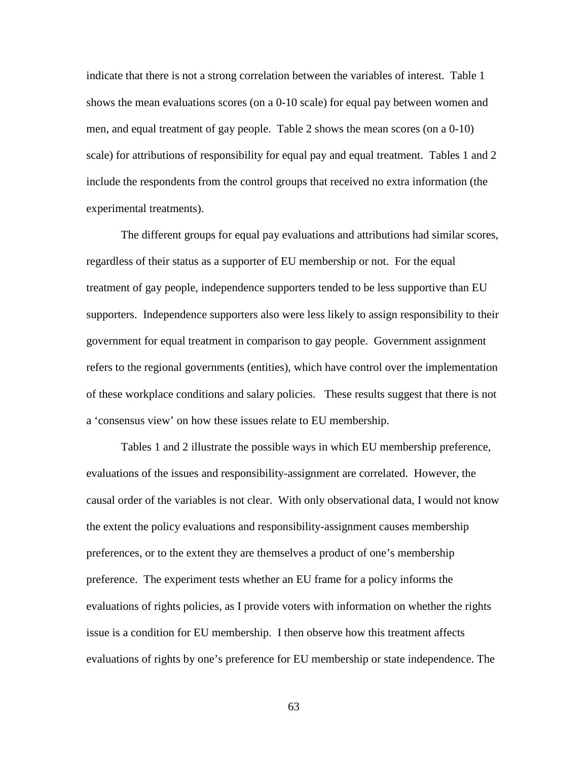indicate that there is not a strong correlation between the variables of interest. Table 1 shows the mean evaluations scores (on a 0-10 scale) for equal pay between women and men, and equal treatment of gay people. Table 2 shows the mean scores (on a 0-10) scale) for attributions of responsibility for equal pay and equal treatment. Tables 1 and 2 include the respondents from the control groups that received no extra information (the experimental treatments).

The different groups for equal pay evaluations and attributions had similar scores, regardless of their status as a supporter of EU membership or not. For the equal treatment of gay people, independence supporters tended to be less supportive than EU supporters. Independence supporters also were less likely to assign responsibility to their government for equal treatment in comparison to gay people. Government assignment refers to the regional governments (entities), which have control over the implementation of these workplace conditions and salary policies. These results suggest that there is not a 'consensus view' on how these issues relate to EU membership.

Tables 1 and 2 illustrate the possible ways in which EU membership preference, evaluations of the issues and responsibility-assignment are correlated. However, the causal order of the variables is not clear. With only observational data, I would not know the extent the policy evaluations and responsibility-assignment causes membership preferences, or to the extent they are themselves a product of one's membership preference. The experiment tests whether an EU frame for a policy informs the evaluations of rights policies, as I provide voters with information on whether the rights issue is a condition for EU membership. I then observe how this treatment affects evaluations of rights by one's preference for EU membership or state independence. The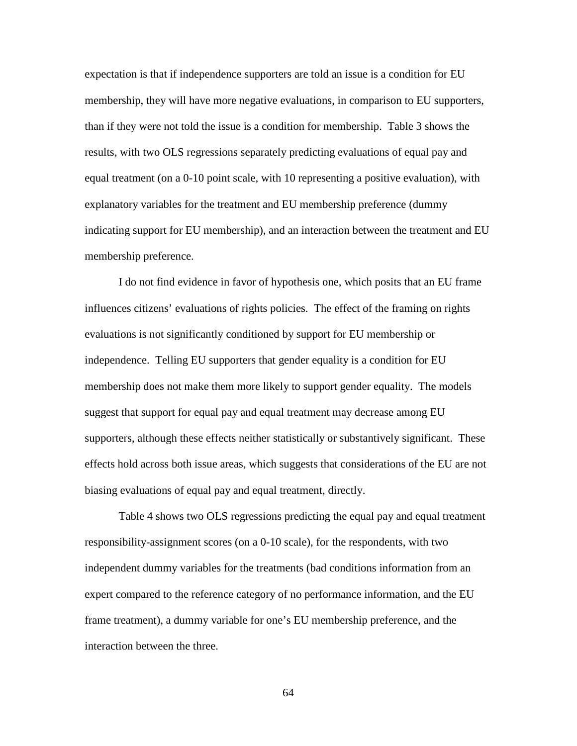expectation is that if independence supporters are told an issue is a condition for EU membership, they will have more negative evaluations, in comparison to EU supporters, than if they were not told the issue is a condition for membership. Table 3 shows the results, with two OLS regressions separately predicting evaluations of equal pay and equal treatment (on a 0-10 point scale, with 10 representing a positive evaluation), with explanatory variables for the treatment and EU membership preference (dummy indicating support for EU membership), and an interaction between the treatment and EU membership preference.

I do not find evidence in favor of hypothesis one, which posits that an EU frame influences citizens' evaluations of rights policies. The effect of the framing on rights evaluations is not significantly conditioned by support for EU membership or independence. Telling EU supporters that gender equality is a condition for EU membership does not make them more likely to support gender equality. The models suggest that support for equal pay and equal treatment may decrease among EU supporters, although these effects neither statistically or substantively significant. These effects hold across both issue areas, which suggests that considerations of the EU are not biasing evaluations of equal pay and equal treatment, directly.

Table 4 shows two OLS regressions predicting the equal pay and equal treatment responsibility-assignment scores (on a 0-10 scale), for the respondents, with two independent dummy variables for the treatments (bad conditions information from an expert compared to the reference category of no performance information, and the EU frame treatment), a dummy variable for one's EU membership preference, and the interaction between the three.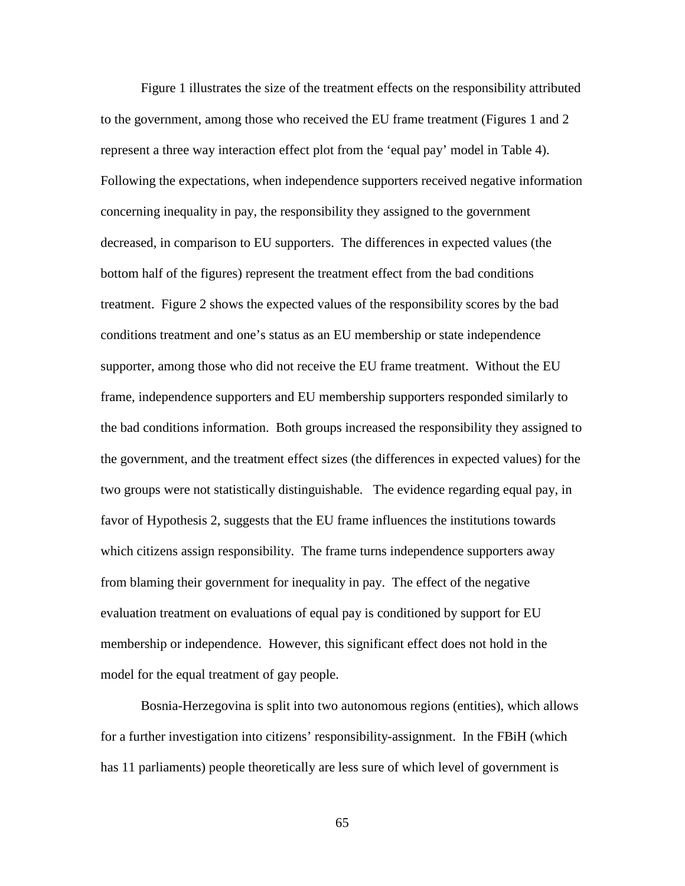Figure 1 illustrates the size of the treatment effects on the responsibility attributed to the government, among those who received the EU frame treatment (Figures 1 and 2 represent a three way interaction effect plot from the 'equal pay' model in Table 4). Following the expectations, when independence supporters received negative information concerning inequality in pay, the responsibility they assigned to the government decreased, in comparison to EU supporters. The differences in expected values (the bottom half of the figures) represent the treatment effect from the bad conditions treatment. Figure 2 shows the expected values of the responsibility scores by the bad conditions treatment and one's status as an EU membership or state independence supporter, among those who did not receive the EU frame treatment. Without the EU frame, independence supporters and EU membership supporters responded similarly to the bad conditions information. Both groups increased the responsibility they assigned to the government, and the treatment effect sizes (the differences in expected values) for the two groups were not statistically distinguishable. The evidence regarding equal pay, in favor of Hypothesis 2, suggests that the EU frame influences the institutions towards which citizens assign responsibility. The frame turns independence supporters away from blaming their government for inequality in pay. The effect of the negative evaluation treatment on evaluations of equal pay is conditioned by support for EU membership or independence. However, this significant effect does not hold in the model for the equal treatment of gay people.

Bosnia-Herzegovina is split into two autonomous regions (entities), which allows for a further investigation into citizens' responsibility-assignment. In the FBiH (which has 11 parliaments) people theoretically are less sure of which level of government is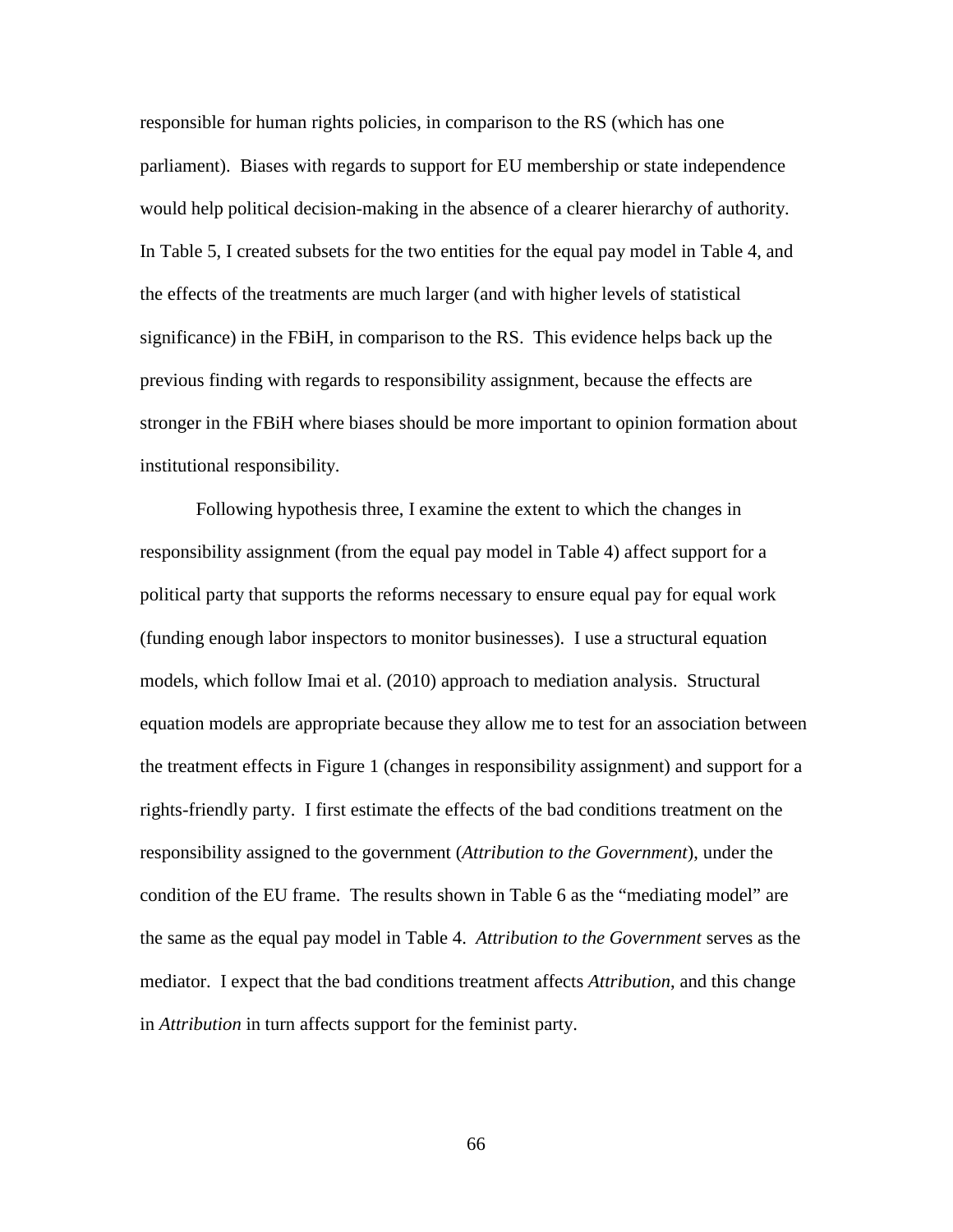responsible for human rights policies, in comparison to the RS (which has one parliament). Biases with regards to support for EU membership or state independence would help political decision-making in the absence of a clearer hierarchy of authority. In Table 5, I created subsets for the two entities for the equal pay model in Table 4, and the effects of the treatments are much larger (and with higher levels of statistical significance) in the FBiH, in comparison to the RS. This evidence helps back up the previous finding with regards to responsibility assignment, because the effects are stronger in the FBiH where biases should be more important to opinion formation about institutional responsibility.

Following hypothesis three, I examine the extent to which the changes in responsibility assignment (from the equal pay model in Table 4) affect support for a political party that supports the reforms necessary to ensure equal pay for equal work (funding enough labor inspectors to monitor businesses). I use a structural equation models, which follow Imai et al. (2010) approach to mediation analysis. Structural equation models are appropriate because they allow me to test for an association between the treatment effects in Figure 1 (changes in responsibility assignment) and support for a rights-friendly party. I first estimate the effects of the bad conditions treatment on the responsibility assigned to the government (*Attribution to the Government*), under the condition of the EU frame. The results shown in Table 6 as the "mediating model" are the same as the equal pay model in Table 4. *Attribution to the Government* serves as the mediator. I expect that the bad conditions treatment affects *Attribution*, and this change in *Attribution* in turn affects support for the feminist party.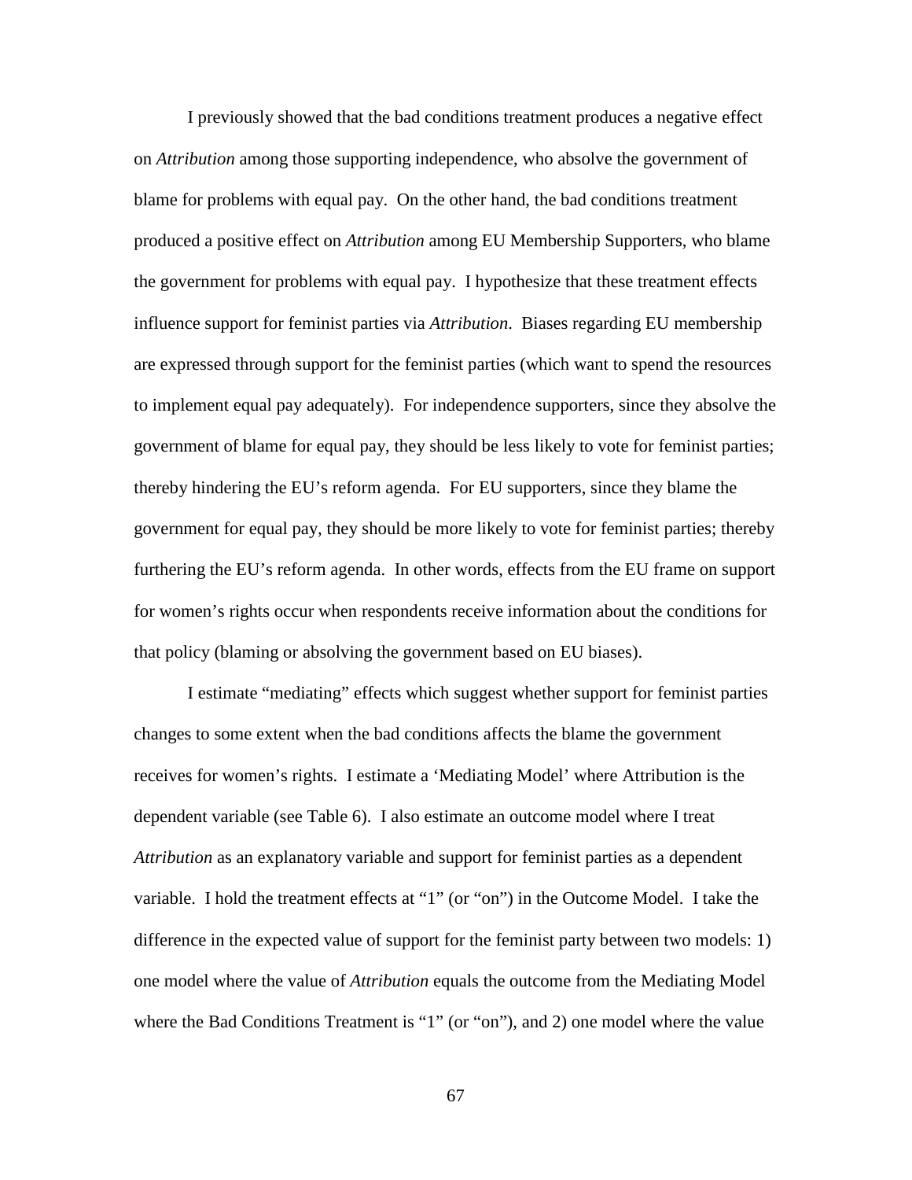I previously showed that the bad conditions treatment produces a negative effect on *Attribution* among those supporting independence, who absolve the government of blame for problems with equal pay. On the other hand, the bad conditions treatment produced a positive effect on *Attribution* among EU Membership Supporters, who blame the government for problems with equal pay. I hypothesize that these treatment effects influence support for feminist parties via *Attribution*. Biases regarding EU membership are expressed through support for the feminist parties (which want to spend the resources to implement equal pay adequately). For independence supporters, since they absolve the government of blame for equal pay, they should be less likely to vote for feminist parties; thereby hindering the EU's reform agenda. For EU supporters, since they blame the government for equal pay, they should be more likely to vote for feminist parties; thereby furthering the EU's reform agenda. In other words, effects from the EU frame on support for women's rights occur when respondents receive information about the conditions for that policy (blaming or absolving the government based on EU biases).

I estimate "mediating" effects which suggest whether support for feminist parties changes to some extent when the bad conditions affects the blame the government receives for women's rights. I estimate a 'Mediating Model' where Attribution is the dependent variable (see Table 6). I also estimate an outcome model where I treat *Attribution* as an explanatory variable and support for feminist parties as a dependent variable. I hold the treatment effects at "1" (or "on") in the Outcome Model. I take the difference in the expected value of support for the feminist party between two models: 1) one model where the value of *Attribution* equals the outcome from the Mediating Model where the Bad Conditions Treatment is "1" (or "on"), and 2) one model where the value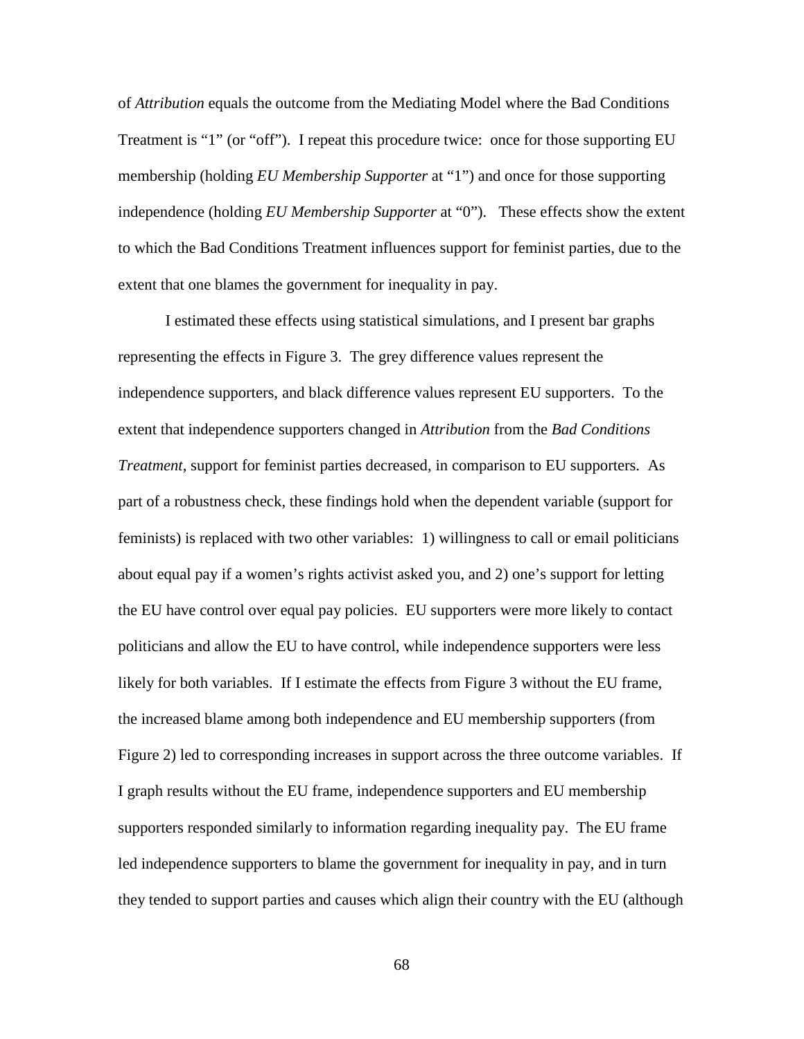of *Attribution* equals the outcome from the Mediating Model where the Bad Conditions Treatment is "1" (or "off"). I repeat this procedure twice: once for those supporting EU membership (holding *EU Membership Supporter* at "1") and once for those supporting independence (holding *EU Membership Supporter* at "0"). These effects show the extent to which the Bad Conditions Treatment influences support for feminist parties, due to the extent that one blames the government for inequality in pay.

I estimated these effects using statistical simulations, and I present bar graphs representing the effects in Figure 3. The grey difference values represent the independence supporters, and black difference values represent EU supporters. To the extent that independence supporters changed in *Attribution* from the *Bad Conditions Treatment*, support for feminist parties decreased, in comparison to EU supporters. As part of a robustness check, these findings hold when the dependent variable (support for feminists) is replaced with two other variables: 1) willingness to call or email politicians about equal pay if a women's rights activist asked you, and 2) one's support for letting the EU have control over equal pay policies. EU supporters were more likely to contact politicians and allow the EU to have control, while independence supporters were less likely for both variables. If I estimate the effects from Figure 3 without the EU frame, the increased blame among both independence and EU membership supporters (from Figure 2) led to corresponding increases in support across the three outcome variables. If I graph results without the EU frame, independence supporters and EU membership supporters responded similarly to information regarding inequality pay. The EU frame led independence supporters to blame the government for inequality in pay, and in turn they tended to support parties and causes which align their country with the EU (although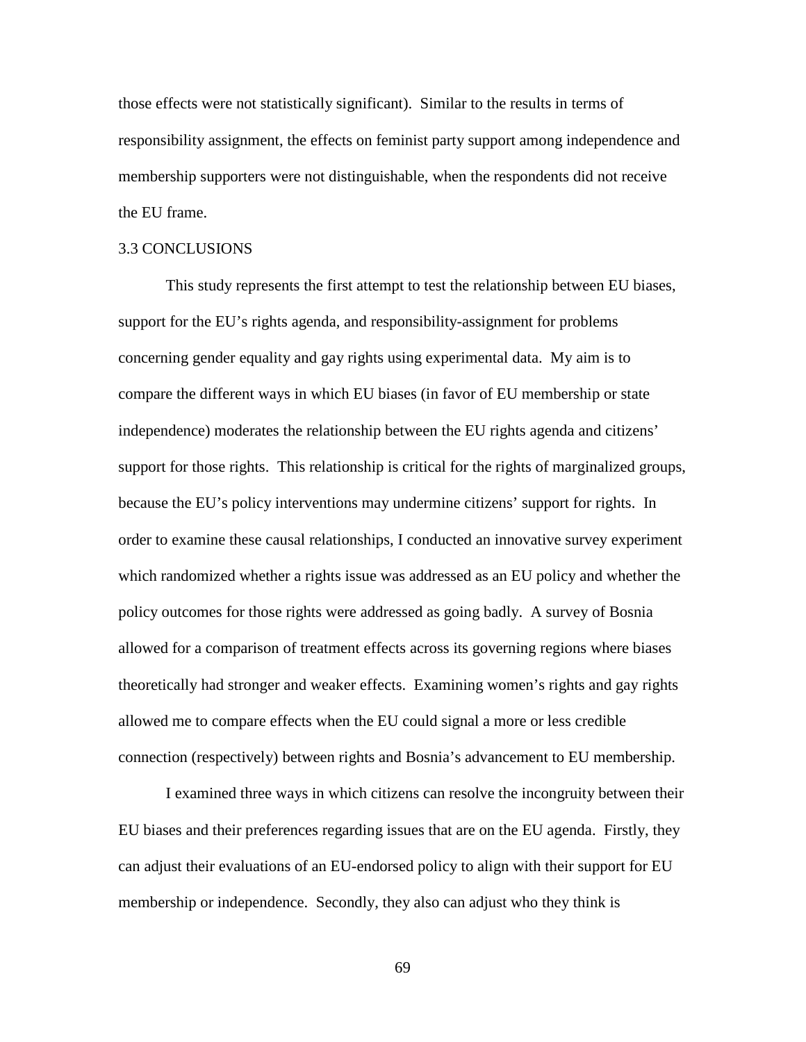those effects were not statistically significant). Similar to the results in terms of responsibility assignment, the effects on feminist party support among independence and membership supporters were not distinguishable, when the respondents did not receive the EU frame.

## 3.3 CONCLUSIONS

This study represents the first attempt to test the relationship between EU biases, support for the EU's rights agenda, and responsibility-assignment for problems concerning gender equality and gay rights using experimental data. My aim is to compare the different ways in which EU biases (in favor of EU membership or state independence) moderates the relationship between the EU rights agenda and citizens' support for those rights. This relationship is critical for the rights of marginalized groups, because the EU's policy interventions may undermine citizens' support for rights. In order to examine these causal relationships, I conducted an innovative survey experiment which randomized whether a rights issue was addressed as an EU policy and whether the policy outcomes for those rights were addressed as going badly. A survey of Bosnia allowed for a comparison of treatment effects across its governing regions where biases theoretically had stronger and weaker effects. Examining women's rights and gay rights allowed me to compare effects when the EU could signal a more or less credible connection (respectively) between rights and Bosnia's advancement to EU membership.

I examined three ways in which citizens can resolve the incongruity between their EU biases and their preferences regarding issues that are on the EU agenda. Firstly, they can adjust their evaluations of an EU-endorsed policy to align with their support for EU membership or independence. Secondly, they also can adjust who they think is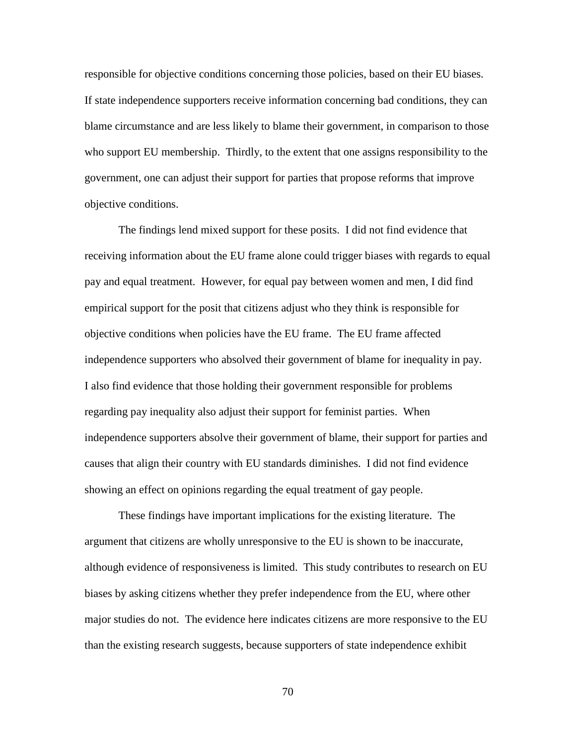responsible for objective conditions concerning those policies, based on their EU biases. If state independence supporters receive information concerning bad conditions, they can blame circumstance and are less likely to blame their government, in comparison to those who support EU membership. Thirdly, to the extent that one assigns responsibility to the government, one can adjust their support for parties that propose reforms that improve objective conditions.

The findings lend mixed support for these posits. I did not find evidence that receiving information about the EU frame alone could trigger biases with regards to equal pay and equal treatment. However, for equal pay between women and men, I did find empirical support for the posit that citizens adjust who they think is responsible for objective conditions when policies have the EU frame. The EU frame affected independence supporters who absolved their government of blame for inequality in pay. I also find evidence that those holding their government responsible for problems regarding pay inequality also adjust their support for feminist parties. When independence supporters absolve their government of blame, their support for parties and causes that align their country with EU standards diminishes. I did not find evidence showing an effect on opinions regarding the equal treatment of gay people.

These findings have important implications for the existing literature. The argument that citizens are wholly unresponsive to the EU is shown to be inaccurate, although evidence of responsiveness is limited. This study contributes to research on EU biases by asking citizens whether they prefer independence from the EU, where other major studies do not. The evidence here indicates citizens are more responsive to the EU than the existing research suggests, because supporters of state independence exhibit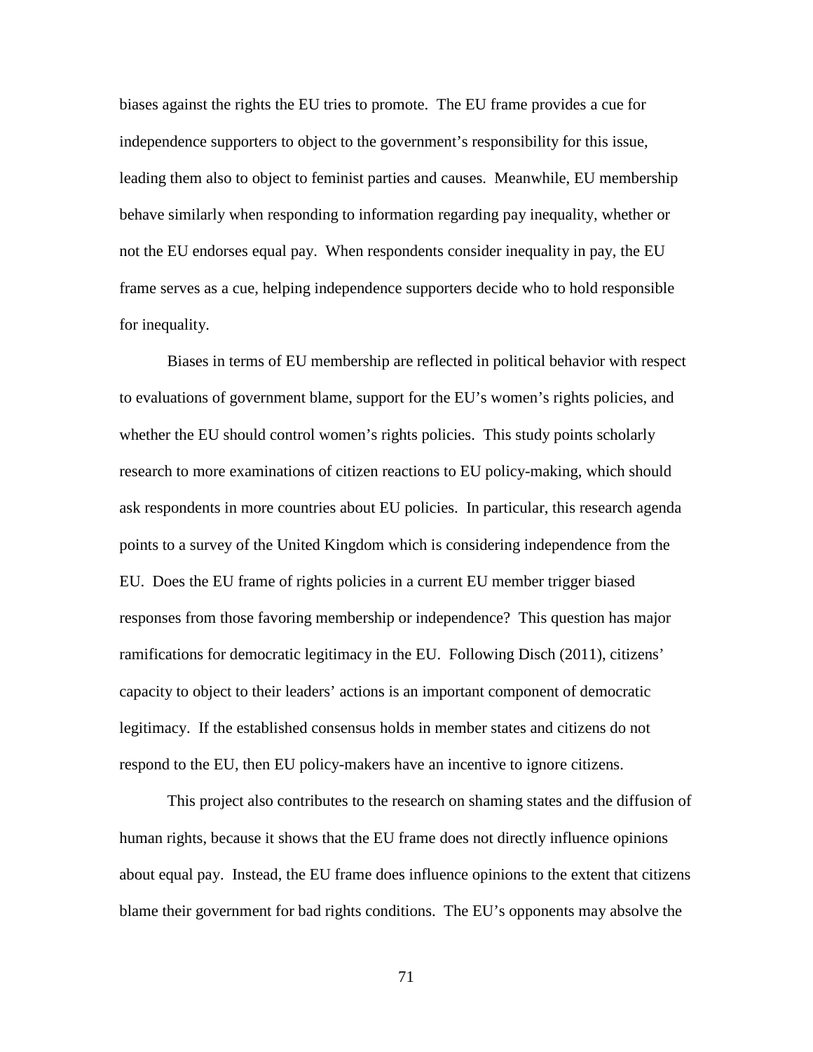biases against the rights the EU tries to promote. The EU frame provides a cue for independence supporters to object to the government's responsibility for this issue, leading them also to object to feminist parties and causes. Meanwhile, EU membership behave similarly when responding to information regarding pay inequality, whether or not the EU endorses equal pay. When respondents consider inequality in pay, the EU frame serves as a cue, helping independence supporters decide who to hold responsible for inequality.

Biases in terms of EU membership are reflected in political behavior with respect to evaluations of government blame, support for the EU's women's rights policies, and whether the EU should control women's rights policies. This study points scholarly research to more examinations of citizen reactions to EU policy-making, which should ask respondents in more countries about EU policies. In particular, this research agenda points to a survey of the United Kingdom which is considering independence from the EU. Does the EU frame of rights policies in a current EU member trigger biased responses from those favoring membership or independence? This question has major ramifications for democratic legitimacy in the EU. Following Disch (2011), citizens' capacity to object to their leaders' actions is an important component of democratic legitimacy. If the established consensus holds in member states and citizens do not respond to the EU, then EU policy-makers have an incentive to ignore citizens.

This project also contributes to the research on shaming states and the diffusion of human rights, because it shows that the EU frame does not directly influence opinions about equal pay. Instead, the EU frame does influence opinions to the extent that citizens blame their government for bad rights conditions. The EU's opponents may absolve the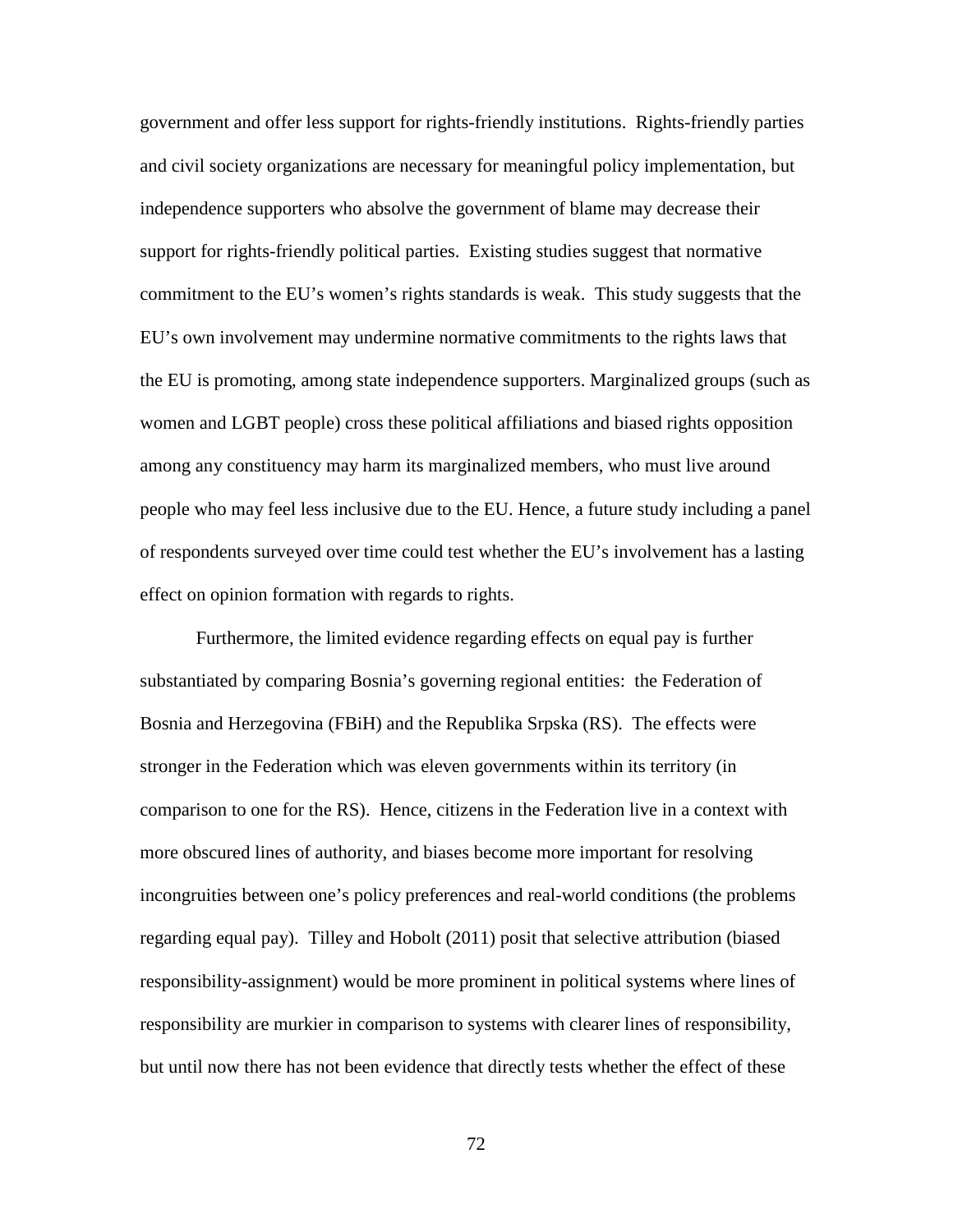government and offer less support for rights-friendly institutions. Rights-friendly parties and civil society organizations are necessary for meaningful policy implementation, but independence supporters who absolve the government of blame may decrease their support for rights-friendly political parties. Existing studies suggest that normative commitment to the EU's women's rights standards is weak. This study suggests that the EU's own involvement may undermine normative commitments to the rights laws that the EU is promoting, among state independence supporters. Marginalized groups (such as women and LGBT people) cross these political affiliations and biased rights opposition among any constituency may harm its marginalized members, who must live around people who may feel less inclusive due to the EU. Hence, a future study including a panel of respondents surveyed over time could test whether the EU's involvement has a lasting effect on opinion formation with regards to rights.

Furthermore, the limited evidence regarding effects on equal pay is further substantiated by comparing Bosnia's governing regional entities: the Federation of Bosnia and Herzegovina (FBiH) and the Republika Srpska (RS). The effects were stronger in the Federation which was eleven governments within its territory (in comparison to one for the RS). Hence, citizens in the Federation live in a context with more obscured lines of authority, and biases become more important for resolving incongruities between one's policy preferences and real-world conditions (the problems regarding equal pay). Tilley and Hobolt (2011) posit that selective attribution (biased responsibility-assignment) would be more prominent in political systems where lines of responsibility are murkier in comparison to systems with clearer lines of responsibility, but until now there has not been evidence that directly tests whether the effect of these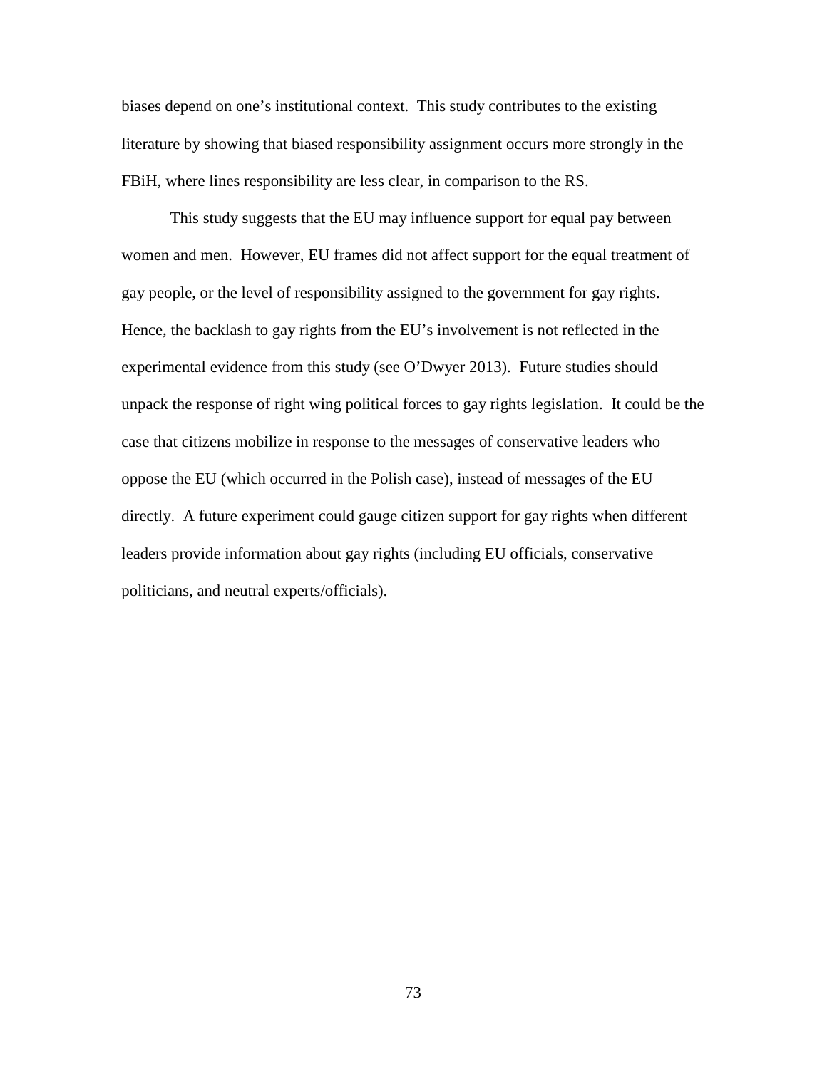biases depend on one's institutional context. This study contributes to the existing literature by showing that biased responsibility assignment occurs more strongly in the FBiH, where lines responsibility are less clear, in comparison to the RS.

This study suggests that the EU may influence support for equal pay between women and men. However, EU frames did not affect support for the equal treatment of gay people, or the level of responsibility assigned to the government for gay rights. Hence, the backlash to gay rights from the EU's involvement is not reflected in the experimental evidence from this study (see O'Dwyer 2013). Future studies should unpack the response of right wing political forces to gay rights legislation. It could be the case that citizens mobilize in response to the messages of conservative leaders who oppose the EU (which occurred in the Polish case), instead of messages of the EU directly. A future experiment could gauge citizen support for gay rights when different leaders provide information about gay rights (including EU officials, conservative politicians, and neutral experts/officials).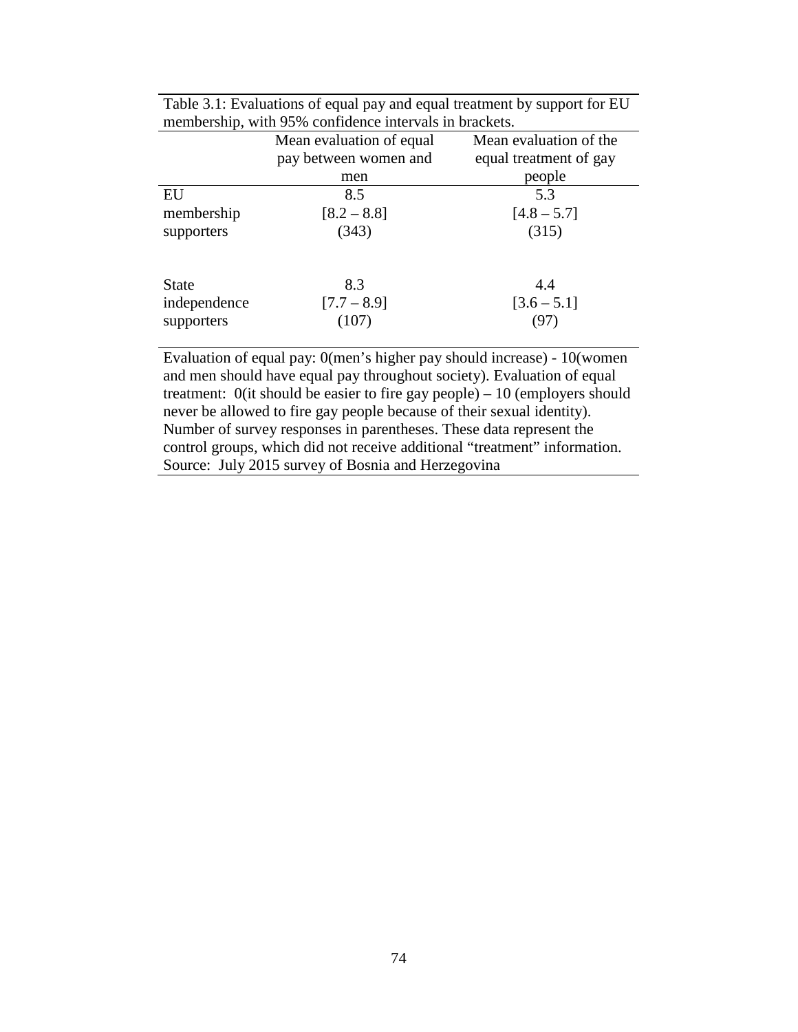Table 3.1: Evaluations of equal pay and equal treatment by support for EU membership, with 95% confidence intervals in brackets.

| | Mean evaluation of equal pay between women and men | Mean evaluation of the equal treatment of gay people |
|---|---|---|
| EU membership supporters | 8.5 [8.2 – 8.8] (343) | 5.3 [4.8 – 5.7] (315) |
| State independence supporters | 8.3 [7.7 – 8.9] (107) | 4.4 [3.6 – 5.1] (97) |

Evaluation of equal pay: 0(men's higher pay should increase) - 10(women and men should have equal pay throughout society). Evaluation of equal treatment: 0(it should be easier to fire gay people) – 10 (employers should never be allowed to fire gay people because of their sexual identity). Number of survey responses in parentheses. These data represent the control groups, which did not receive additional "treatment" information. Source: July 2015 survey of Bosnia and Herzegovina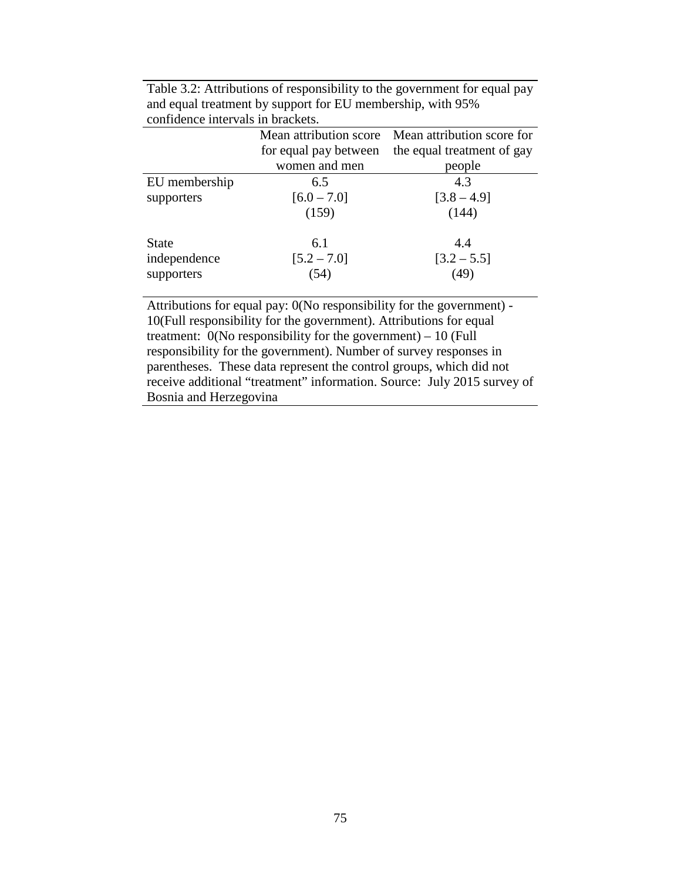Table 3.2: Attributions of responsibility to the government for equal pay and equal treatment by support for EU membership, with 95% confidence intervals in brackets.

| | Mean attribution score for equal pay between women and men | Mean attribution score for the equal treatment of gay people |
|---|---|---|
| EU membership supporters | 6.5<br>[6.0 – 7.0]<br>(159) | 4.3<br>[3.8 – 4.9]<br>(144) |
| State independence supporters | 6.1<br>[5.2 – 7.0]<br>(54) | 4.4<br>[3.2 – 5.5]<br>(49) |

Attributions for equal pay: 0(No responsibility for the government) - 10(Full responsibility for the government). Attributions for equal treatment: 0(No responsibility for the government) – 10 (Full responsibility for the government). Number of survey responses in parentheses. These data represent the control groups, which did not receive additional "treatment" information. Source: July 2015 survey of Bosnia and Herzegovina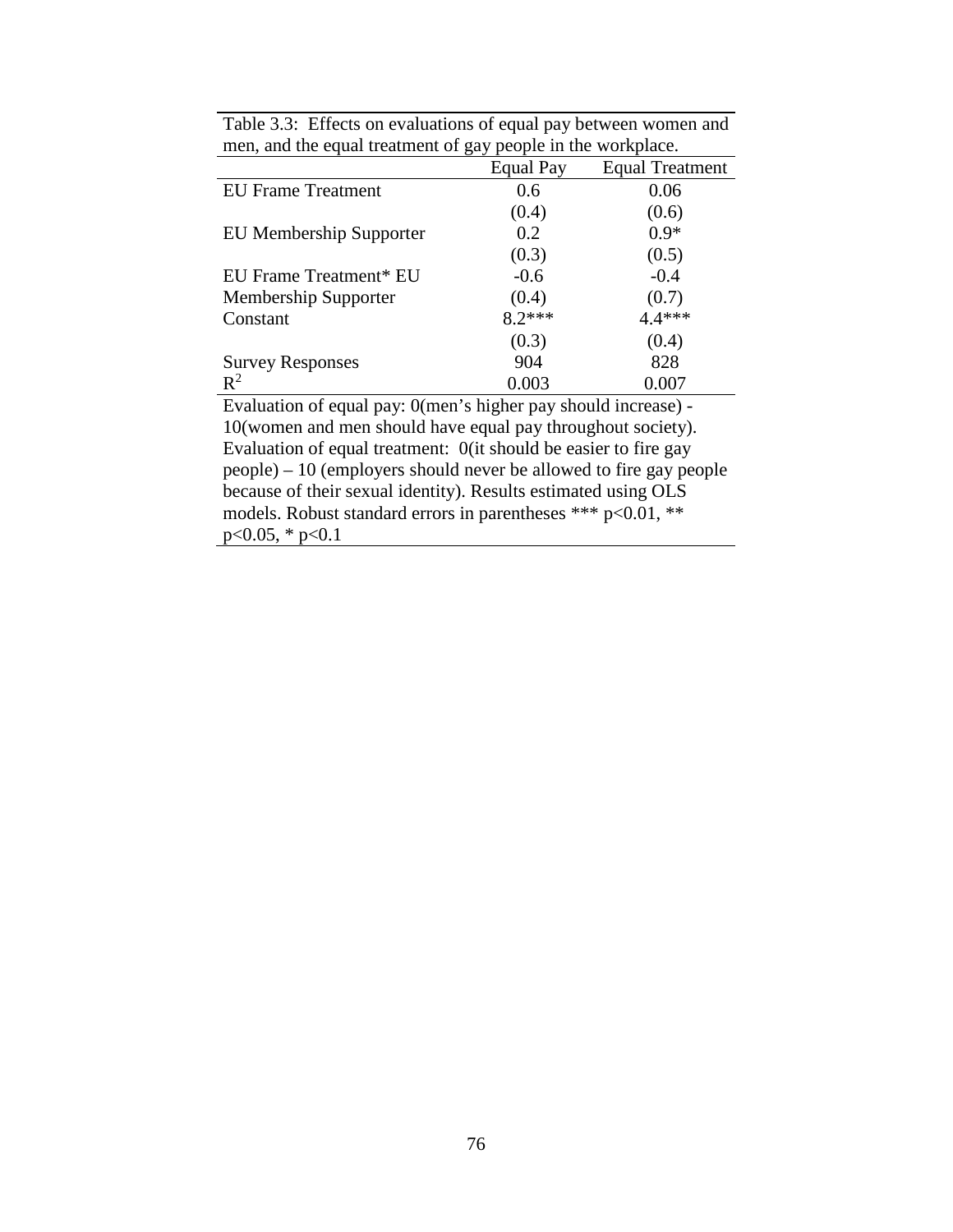Table 3.3: Effects on evaluations of equal pay between women and men, and the equal treatment of gay people in the workplace.

| | Equal Pay | Equal Treatment |
|---|---|---|
| EU Frame Treatment | 0.6 | 0.06 |
| | (0.4) | (0.6) |
| EU Membership Supporter | 0.2 | 0.9* |
| | (0.3) | (0.5) |
| EU Frame Treatment* EU Membership Supporter | -0.6 | -0.4 |
| | (0.4) | (0.7) |
| Constant | 8.2*** | 4.4*** |
| | (0.3) | (0.4) |
| Survey Responses | 904 | 828 |
| $R^2$ | 0.003 | 0.007 |

Evaluation of equal pay: 0(men's higher pay should increase) - 10(women and men should have equal pay throughout society). Evaluation of equal treatment: 0(it should be easier to fire gay people) – 10 (employers should never be allowed to fire gay people because of their sexual identity). Results estimated using OLS models. Robust standard errors in parentheses *** $p<0.01$, ** $p<0.05$, * $p<0.1$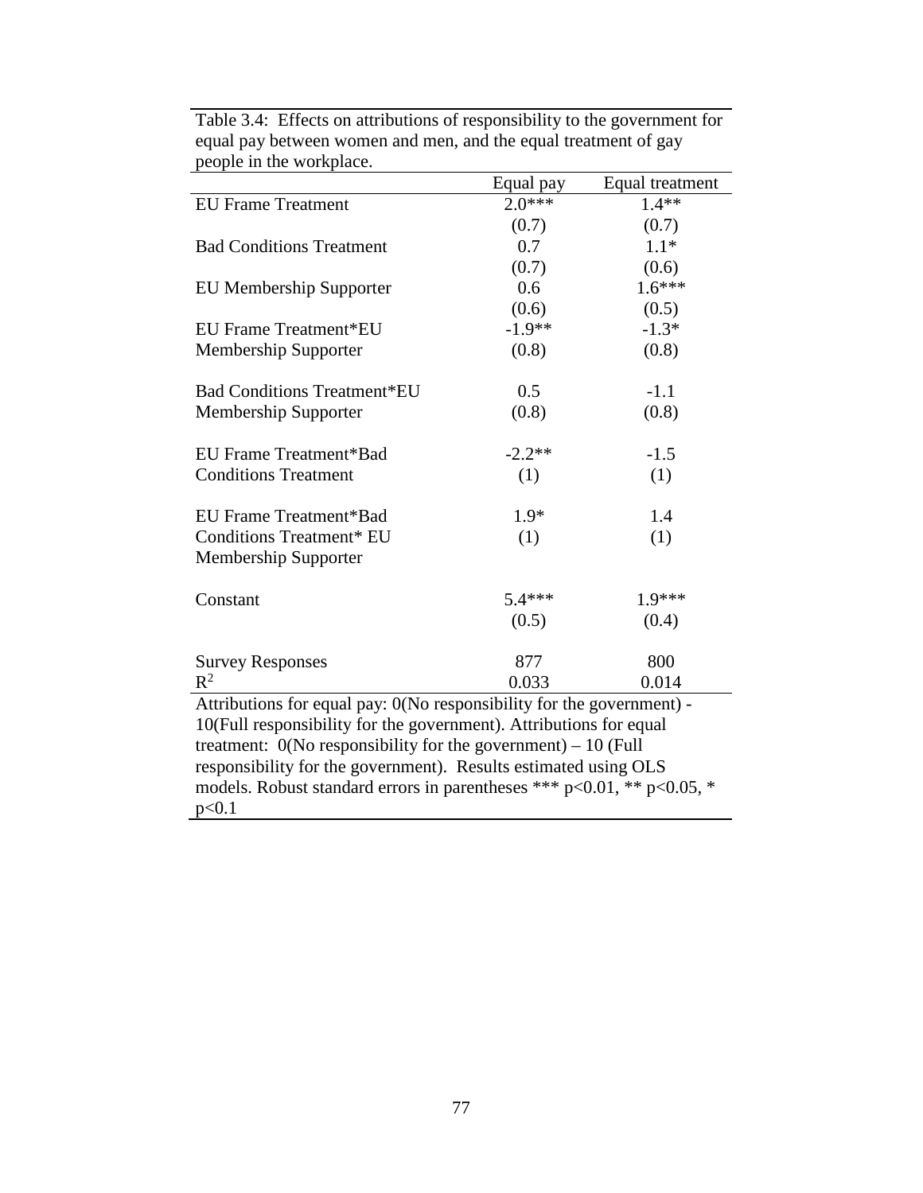Table 3.4: Effects on attributions of responsibility to the government for equal pay between women and men, and the equal treatment of gay people in the workplace.

| | Equal pay | Equal treatment |
|---|---|---|
| EU Frame Treatment | 2.0*** | 1.4** |
| | (0.7) | (0.7) |
| Bad Conditions Treatment | 0.7 | 1.1* |
| | (0.7) | (0.6) |
| EU Membership Supporter | 0.6 | 1.6*** |
| | (0.6) | (0.5) |
| EU Frame Treatment*EU Membership Supporter | -1.9** | -1.3* |
| | (0.8) | (0.8) |
| Bad Conditions Treatment*EU Membership Supporter | 0.5 | -1.1 |
| | (0.8) | (0.8) |
| EU Frame Treatment*Bad Conditions Treatment | -2.2** | -1.5 |
| | (1) | (1) |
| EU Frame Treatment*Bad Conditions Treatment* EU Membership Supporter | 1.9* | 1.4 |
| | (1) | (1) |
| Constant | 5.4*** | 1.9*** |
| | (0.5) | (0.4) |
| Survey Responses | 877 | 800 |
| $R^2$ | 0.033 | 0.014 |

Attributions for equal pay: 0(No responsibility for the government) - 10(Full responsibility for the government). Attributions for equal treatment: 0(No responsibility for the government) – 10 (Full responsibility for the government). Results estimated using OLS models. Robust standard errors in parentheses *** $p<0.01$, ** $p<0.05$, * $p<0.1$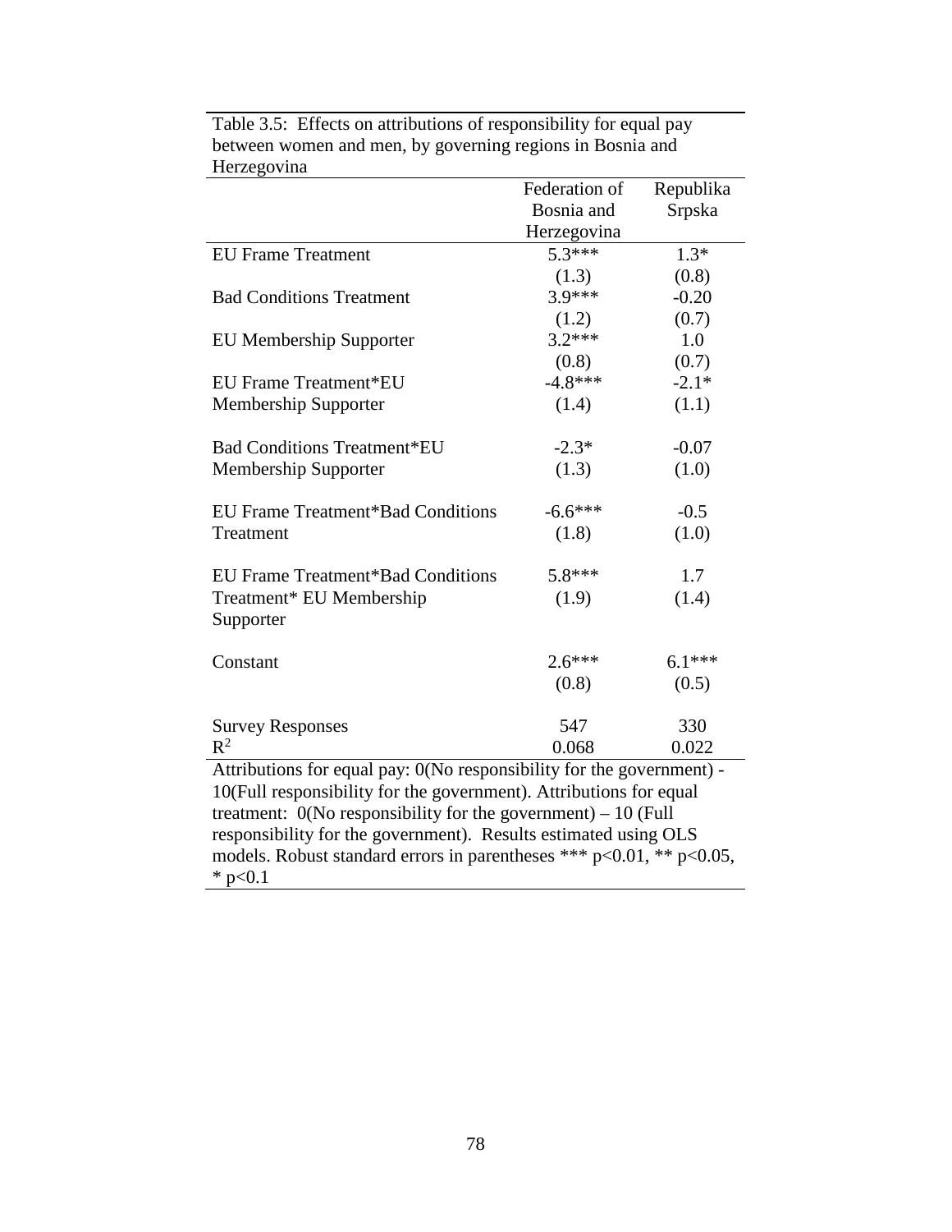Table 3.5: Effects on attributions of responsibility for equal pay between women and men, by governing regions in Bosnia and Herzegovina

| | Federation of Bosnia and Herzegovina | Republika Srpska |
|---|---|---|
| EU Frame Treatment | 5.3*** | 1.3* |
| | (1.3) | (0.8) |
| Bad Conditions Treatment | 3.9*** | -0.20 |
| | (1.2) | (0.7) |
| EU Membership Supporter | 3.2*** | 1.0 |
| | (0.8) | (0.7) |
| EU Frame Treatment*EU Membership Supporter | -4.8*** | -2.1* |
| | (1.4) | (1.1) |
| Bad Conditions Treatment*EU Membership Supporter | -2.3* | -0.07 |
| | (1.3) | (1.0) |
| EU Frame Treatment*Bad Conditions Treatment | -6.6*** | -0.5 |
| | (1.8) | (1.0) |
| EU Frame Treatment*Bad Conditions Treatment* EU Membership Supporter | 5.8*** | 1.7 |
| | (1.9) | (1.4) |
| Constant | 2.6*** | 6.1*** |
| | (0.8) | (0.5) |
| Survey Responses | 547 | 330 |
| $R^2$ | 0.068 | 0.022 |

Attributions for equal pay: 0(No responsibility for the government) - 10(Full responsibility for the government). Attributions for equal treatment: 0(No responsibility for the government) – 10 (Full responsibility for the government). Results estimated using OLS models. Robust standard errors in parentheses *** $p<0.01$, ** $p<0.05$, * $p<0.1$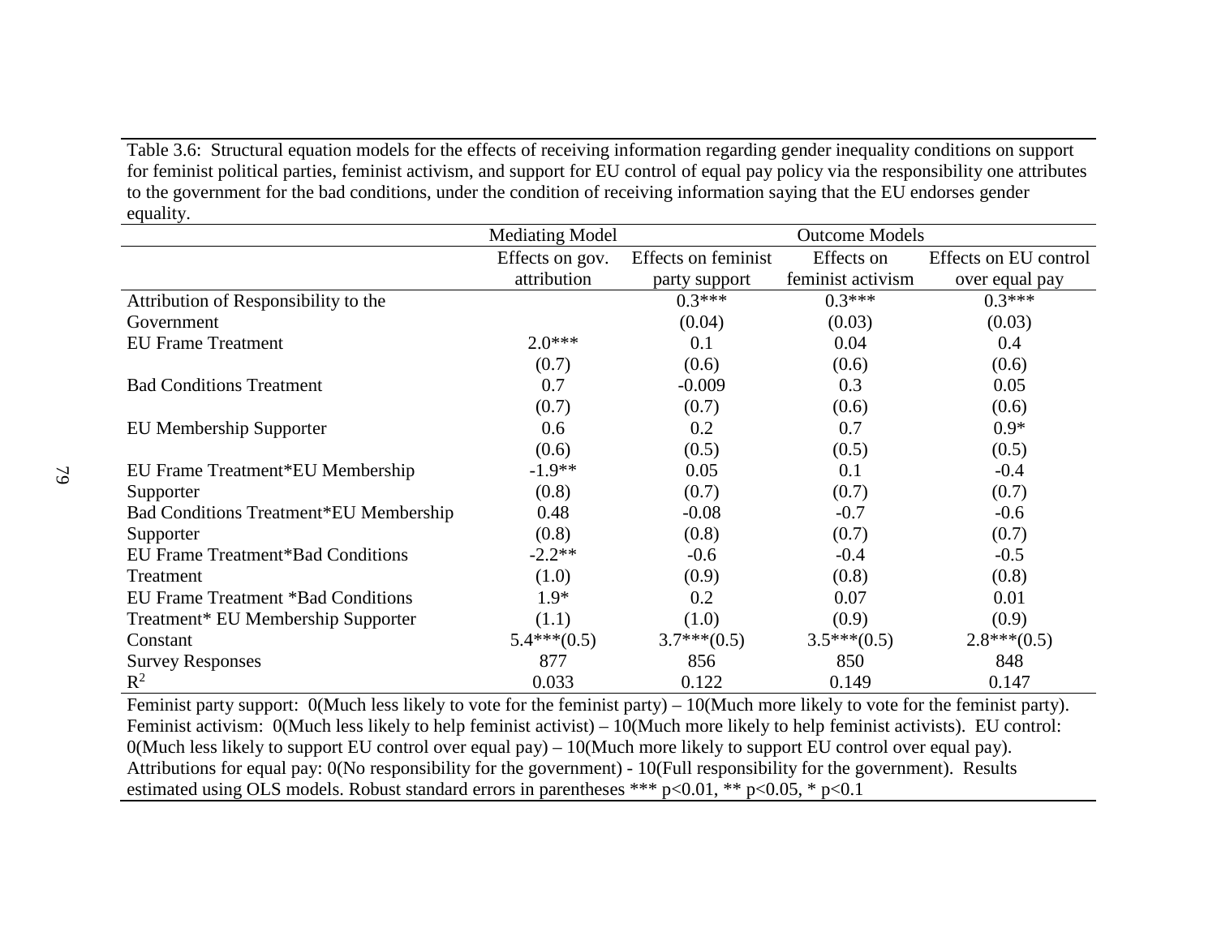Table 3.6: Structural equation models for the effects of receiving information regarding gender inequality conditions on support for feminist political parties, feminist activism, and support for EU control of equal pay policy via the responsibility one attributes to the government for the bad conditions, under the condition of receiving information saying that the EU endorses gender equality.

| | Mediating Model | Outcome Models | | |
|---|---|---|---|---|
| | Effects on gov. attribution | Effects on feminist party support | Effects on feminist activism | Effects on EU control over equal pay |
| Attribution of Responsibility to the Government | | 0.3*** | 0.3*** | 0.3*** |
| | | (0.04) | (0.03) | (0.03) |
| EU Frame Treatment | 2.0*** | 0.1 | 0.04 | 0.4 |
| | (0.7) | (0.6) | (0.6) | (0.6) |
| Bad Conditions Treatment | 0.7 | -0.009 | 0.3 | 0.05 |
| | (0.7) | (0.7) | (0.6) | (0.6) |
| EU Membership Supporter | 0.6 | 0.2 | 0.7 | 0.9* |
| | (0.6) | (0.5) | (0.5) | (0.5) |
| EU Frame Treatment*EU Membership Supporter | -1.9** | 0.05 | 0.1 | -0.4 |
| | (0.8) | (0.7) | (0.7) | (0.7) |
| Bad Conditions Treatment*EU Membership Supporter | 0.48 | -0.08 | -0.7 | -0.6 |
| | (0.8) | (0.8) | (0.7) | (0.7) |
| EU Frame Treatment*Bad Conditions Treatment | -2.2** | -0.6 | -0.4 | -0.5 |
| | (1.0) | (0.9) | (0.8) | (0.8) |
| EU Frame Treatment *Bad Conditions Treatment* EU Membership Supporter | 1.9* | 0.2 | 0.07 | 0.01 |
| | (1.1) | (1.0) | (0.9) | (0.9) |
| Constant | 5.4***(0.5) | 3.7***(0.5) | 3.5***(0.5) | 2.8***(0.5) |
| Survey Responses | 877 | 856 | 850 | 848 |
| $R^2$ | 0.033 | 0.122 | 0.149 | 0.147 |

Feminist party support: 0(Much less likely to vote for the feminist party) – 10(Much more likely to vote for the feminist party). Feminist activism: 0(Much less likely to help feminist activist) – 10(Much more likely to help feminist activists). EU control: 0(Much less likely to support EU control over equal pay) – 10(Much more likely to support EU control over equal pay). Attributions for equal pay: 0(No responsibility for the government) - 10(Full responsibility for the government). Results estimated using OLS models. Robust standard errors in parentheses *** p<0.01, ** p<0.05, * p<0.1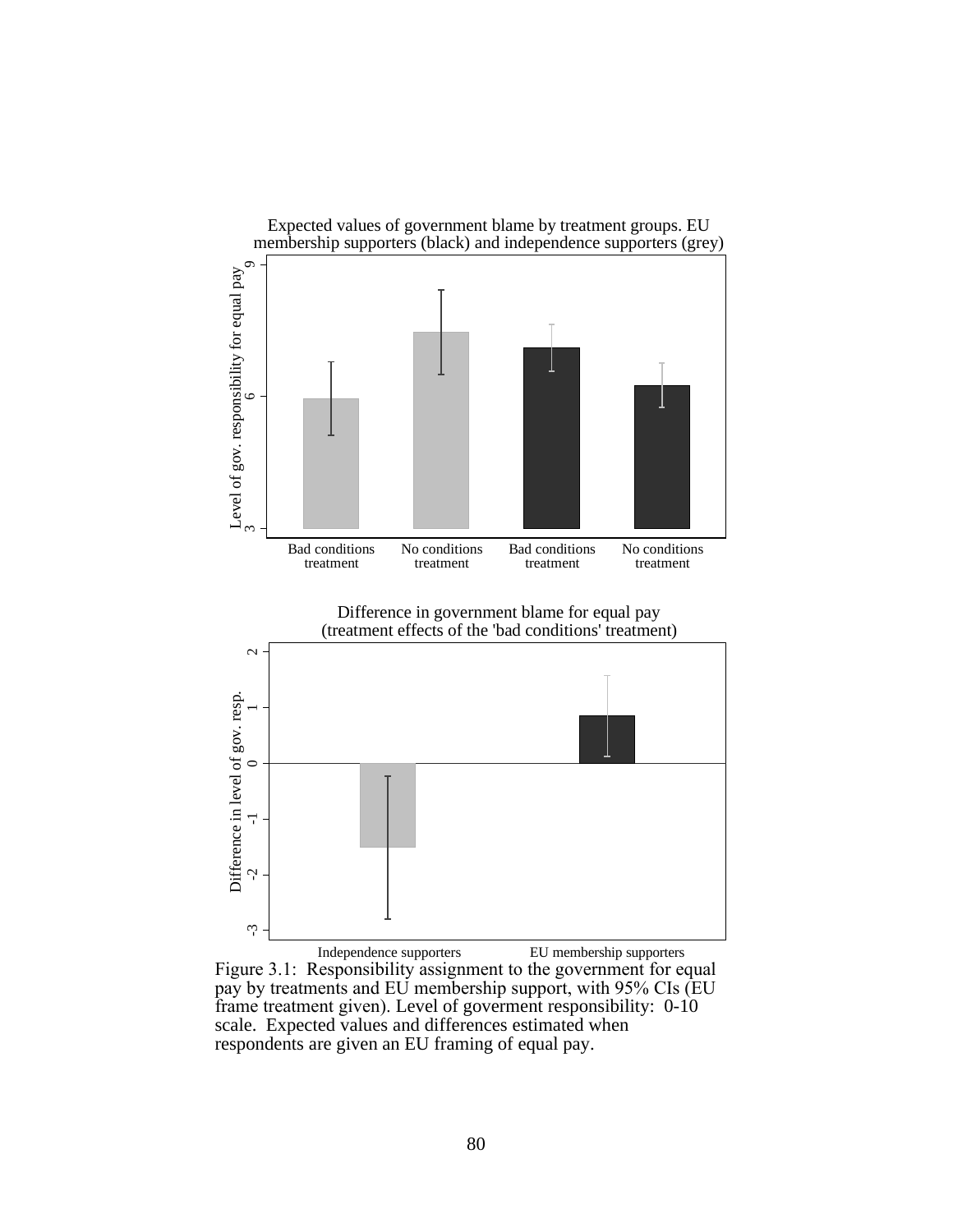Figure 3.1: Responsibility assignment to the government for equal pay by treatments and EU membership support, with 95% CIs (EU frame treatment given). Level of goverment responsibility: 0-10 scale. Expected values and differences estimated when respondents are given an EU framing of equal pay.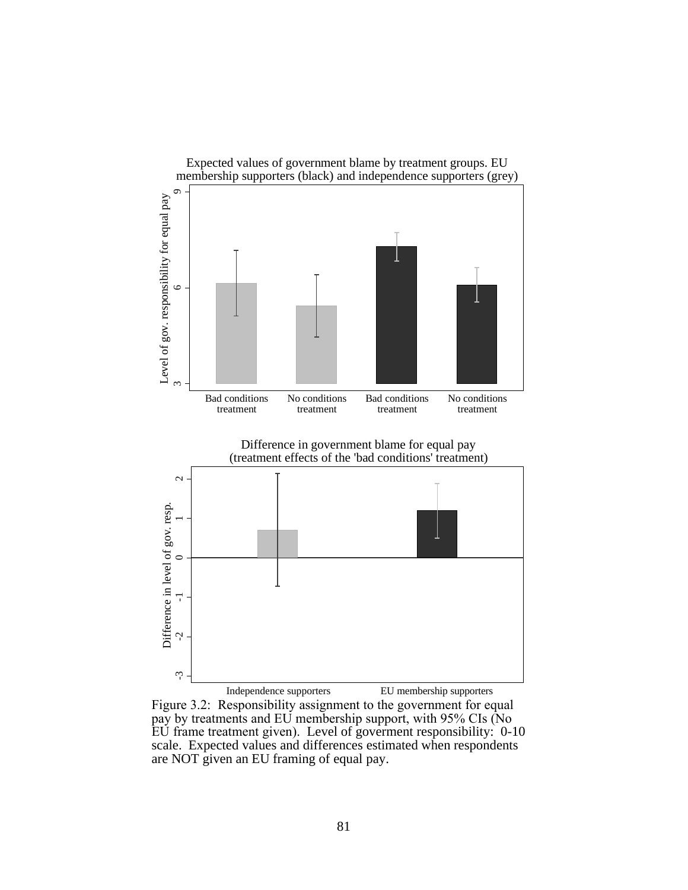Figure 3.2: Responsibility assignment to the government for equal pay by treatments and EU membership support, with 95% CIs (No EU frame treatment given). Level of goverment responsibility: 0-10 scale. Expected values and differences estimated when respondents are NOT given an EU framing of equal pay.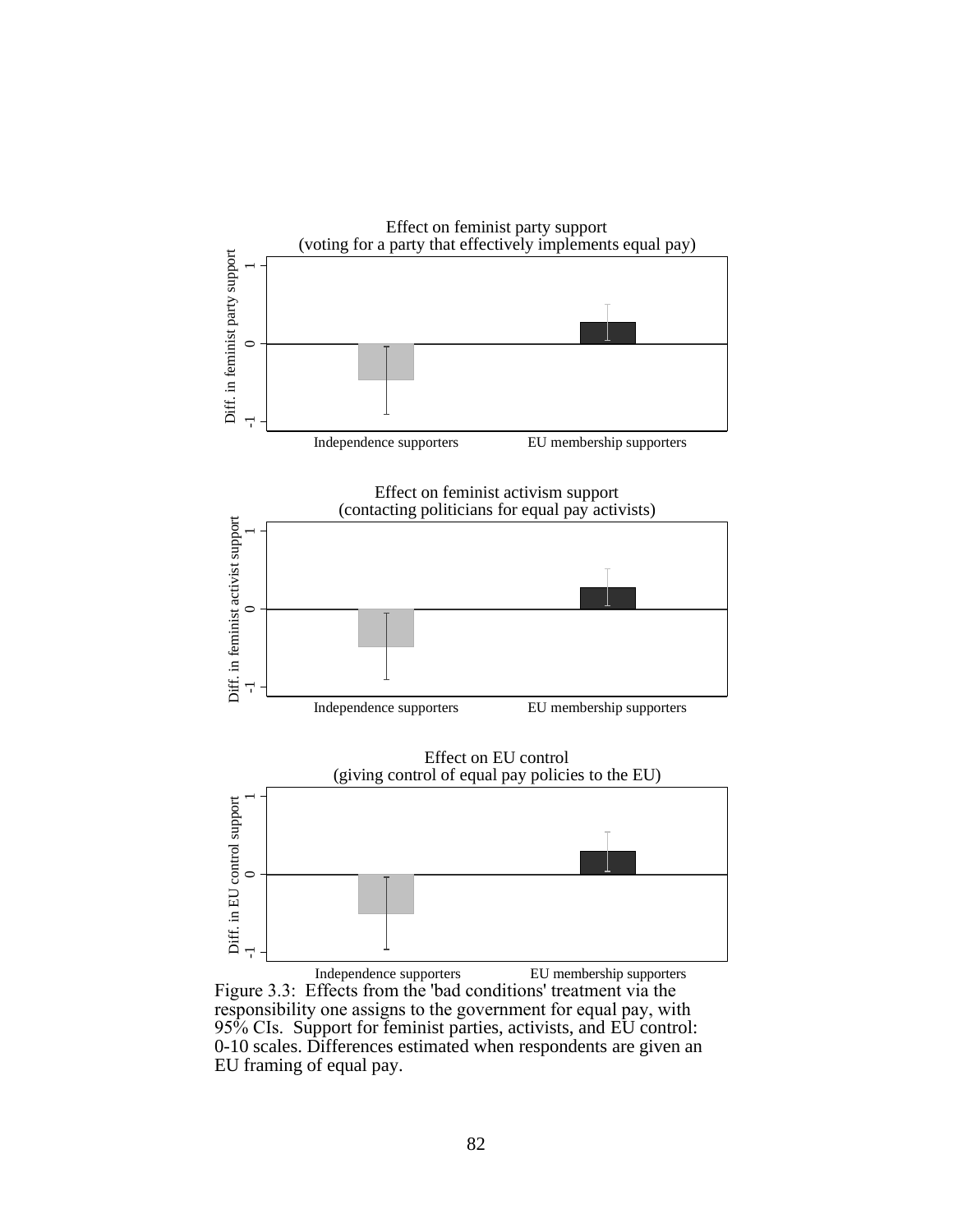Effect on feminist party support
(voting for a party that effectively implements equal pay)

Diff. in feminist party support

Independence supporters EU membership supporters

Effect on feminist activism support
(contacting politicians for equal pay activists)

Diff. in feminist activist support

Independence supporters EU membership supporters

Effect on EU control
(giving control of equal pay policies to the EU)

Diff. in EU control support

Independence supporters EU membership supporters

Figure 3.3: Effects from the 'bad conditions' treatment via the responsibility one assigns to the government for equal pay, with 95% CIs. Support for feminist parties, activists, and EU control: 0-10 scales. Differences estimated when respondents are given an EU framing of equal pay.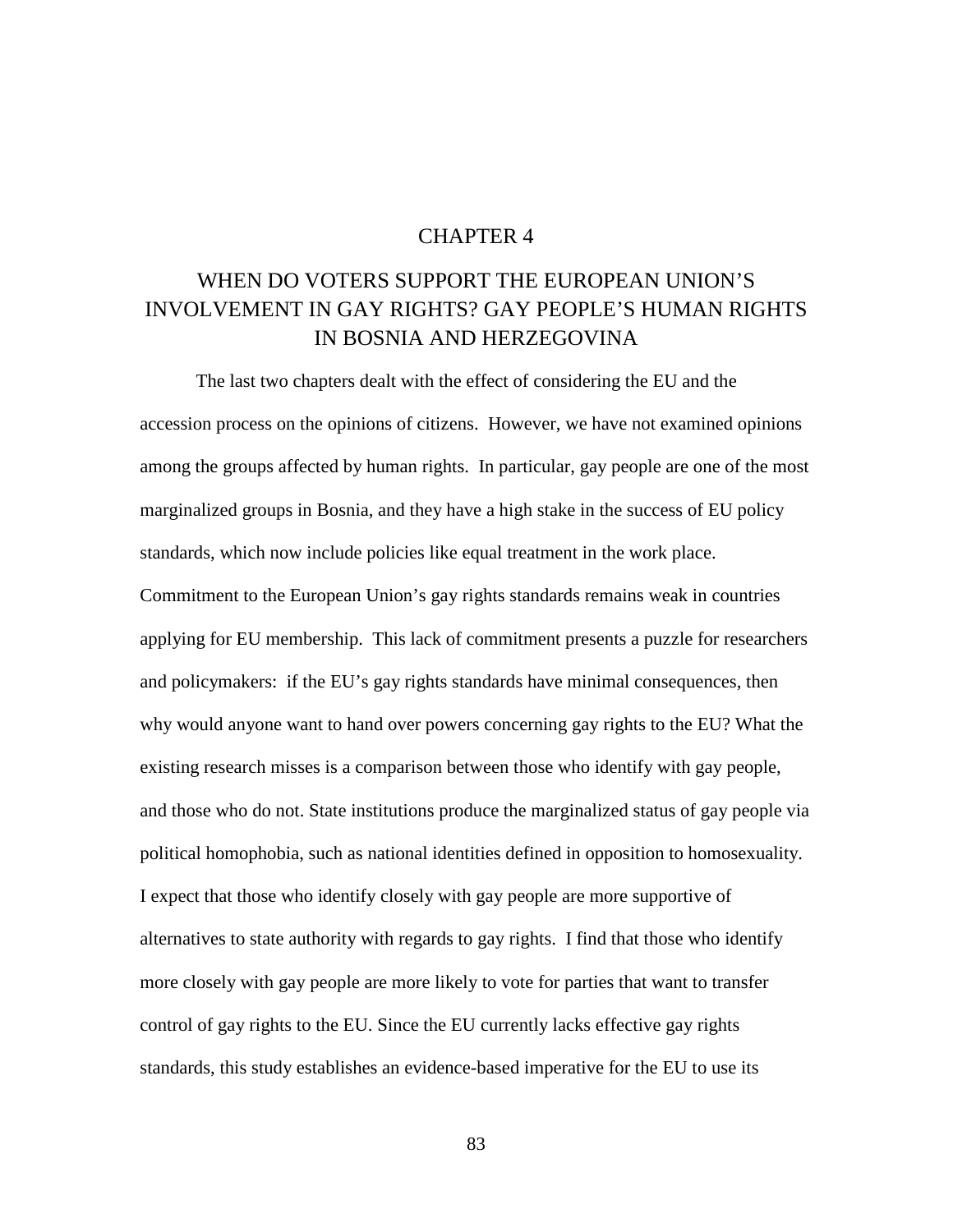# CHAPTER 4

# WHEN DO VOTERS SUPPORT THE EUROPEAN UNION'S INVOLVEMENT IN GAY RIGHTS? GAY PEOPLE'S HUMAN RIGHTS IN BOSNIA AND HERZEGOVINA

The last two chapters dealt with the effect of considering the EU and the accession process on the opinions of citizens. However, we have not examined opinions among the groups affected by human rights. In particular, gay people are one of the most marginalized groups in Bosnia, and they have a high stake in the success of EU policy standards, which now include policies like equal treatment in the work place. Commitment to the European Union's gay rights standards remains weak in countries applying for EU membership. This lack of commitment presents a puzzle for researchers and policymakers: if the EU's gay rights standards have minimal consequences, then why would anyone want to hand over powers concerning gay rights to the EU? What the existing research misses is a comparison between those who identify with gay people, and those who do not. State institutions produce the marginalized status of gay people via political homophobia, such as national identities defined in opposition to homosexuality. I expect that those who identify closely with gay people are more supportive of alternatives to state authority with regards to gay rights. I find that those who identify more closely with gay people are more likely to vote for parties that want to transfer control of gay rights to the EU. Since the EU currently lacks effective gay rights standards, this study establishes an evidence-based imperative for the EU to use its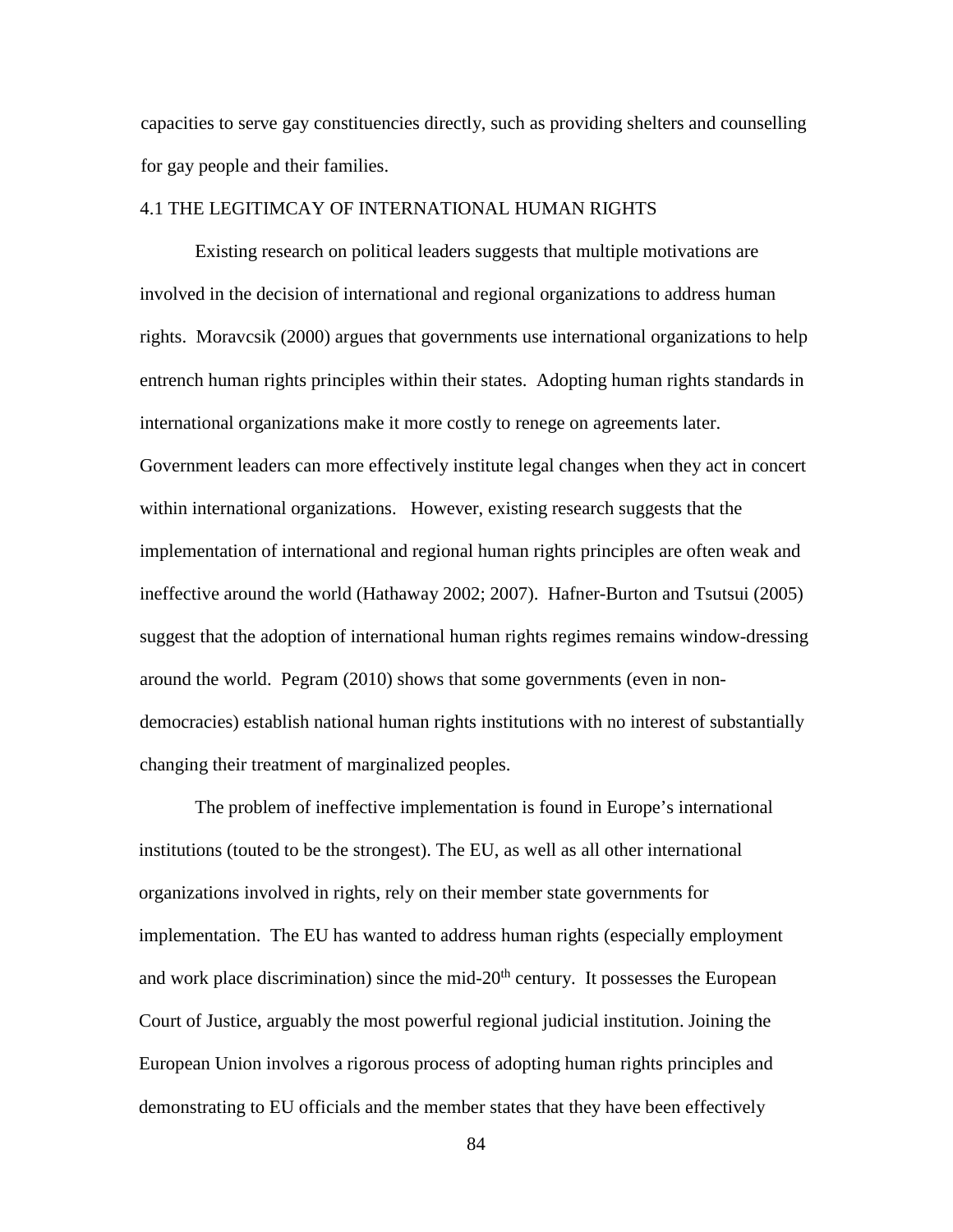capacities to serve gay constituencies directly, such as providing shelters and counselling for gay people and their families.

## 4.1 THE LEGITIMCAY OF INTERNATIONAL HUMAN RIGHTS

Existing research on political leaders suggests that multiple motivations are involved in the decision of international and regional organizations to address human rights. Moravcsik (2000) argues that governments use international organizations to help entrench human rights principles within their states. Adopting human rights standards in international organizations make it more costly to renege on agreements later. Government leaders can more effectively institute legal changes when they act in concert within international organizations. However, existing research suggests that the implementation of international and regional human rights principles are often weak and ineffective around the world (Hathaway 2002; 2007). Hafner-Burton and Tsutsui (2005) suggest that the adoption of international human rights regimes remains window-dressing around the world. Pegram (2010) shows that some governments (even in non-democracies) establish national human rights institutions with no interest of substantially changing their treatment of marginalized peoples.

The problem of ineffective implementation is found in Europe's international institutions (touted to be the strongest). The EU, as well as all other international organizations involved in rights, rely on their member state governments for implementation. The EU has wanted to address human rights (especially employment and work place discrimination) since the mid-20th century. It possesses the European Court of Justice, arguably the most powerful regional judicial institution. Joining the European Union involves a rigorous process of adopting human rights principles and demonstrating to EU officials and the member states that they have been effectively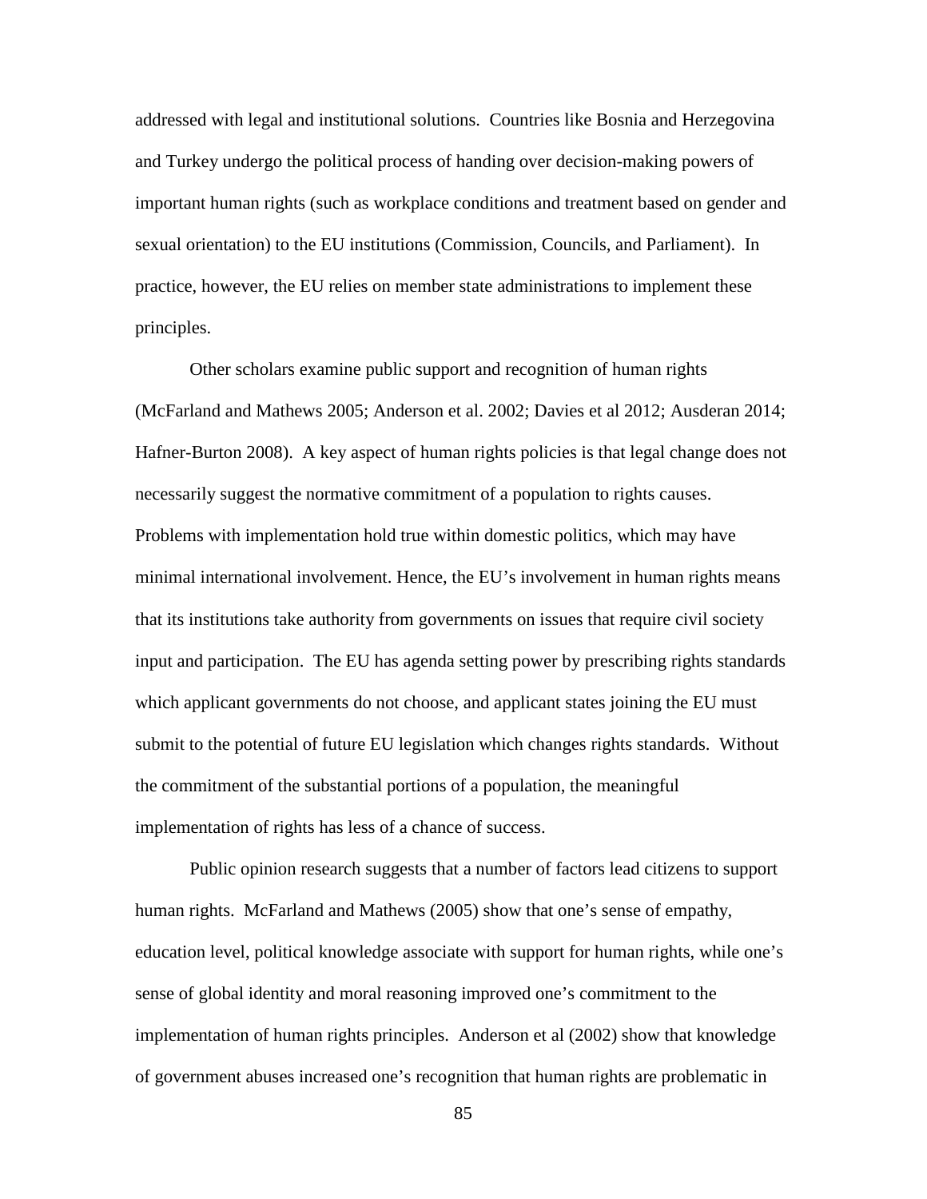addressed with legal and institutional solutions. Countries like Bosnia and Herzegovina and Turkey undergo the political process of handing over decision-making powers of important human rights (such as workplace conditions and treatment based on gender and sexual orientation) to the EU institutions (Commission, Councils, and Parliament). In practice, however, the EU relies on member state administrations to implement these principles.

Other scholars examine public support and recognition of human rights (McFarland and Mathews 2005; Anderson et al. 2002; Davies et al 2012; Ausderan 2014; Hafner-Burton 2008). A key aspect of human rights policies is that legal change does not necessarily suggest the normative commitment of a population to rights causes. Problems with implementation hold true within domestic politics, which may have minimal international involvement. Hence, the EU's involvement in human rights means that its institutions take authority from governments on issues that require civil society input and participation. The EU has agenda setting power by prescribing rights standards which applicant governments do not choose, and applicant states joining the EU must submit to the potential of future EU legislation which changes rights standards. Without the commitment of the substantial portions of a population, the meaningful implementation of rights has less of a chance of success.

Public opinion research suggests that a number of factors lead citizens to support human rights. McFarland and Mathews (2005) show that one's sense of empathy, education level, political knowledge associate with support for human rights, while one's sense of global identity and moral reasoning improved one's commitment to the implementation of human rights principles. Anderson et al (2002) show that knowledge of government abuses increased one's recognition that human rights are problematic in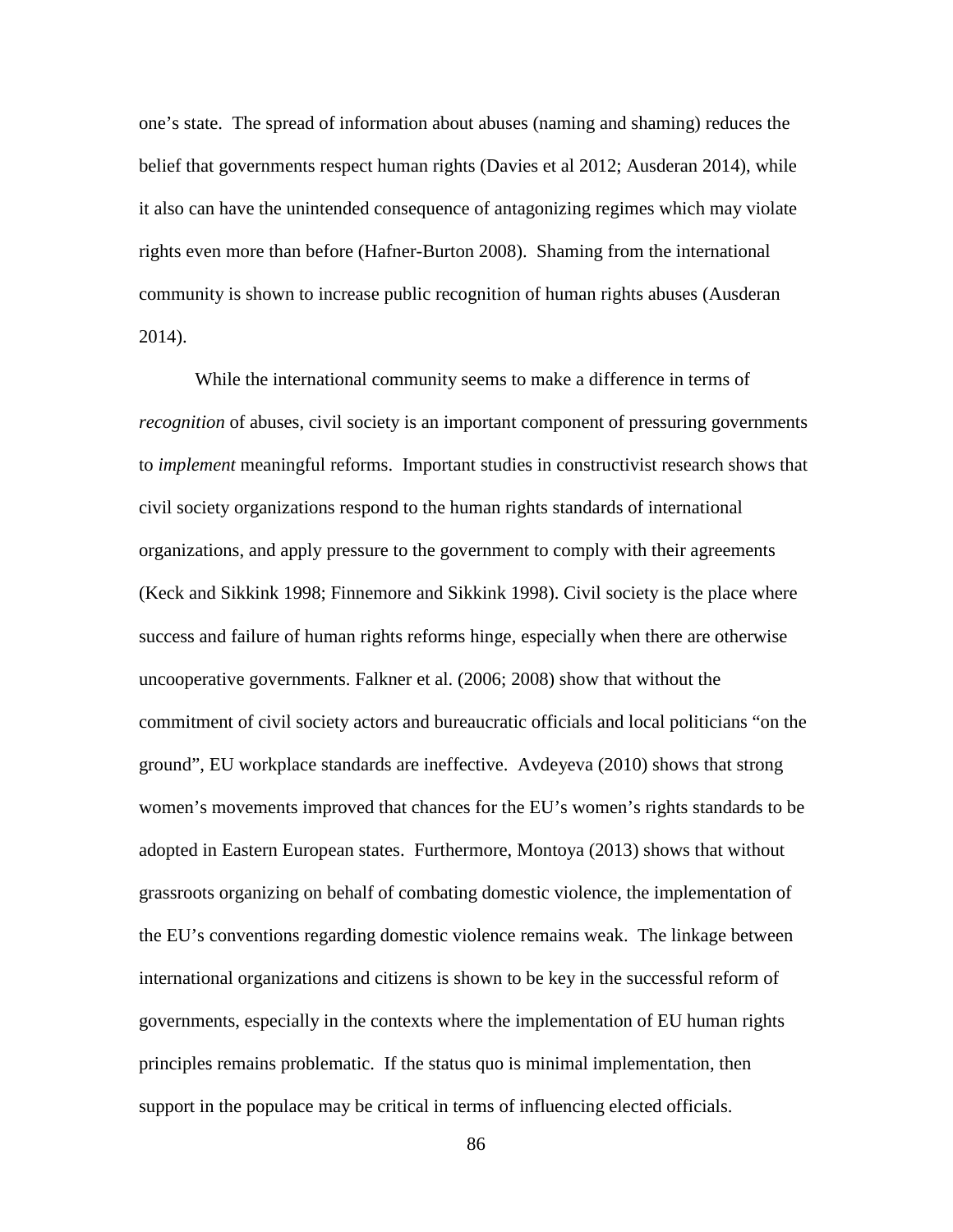one's state. The spread of information about abuses (naming and shaming) reduces the belief that governments respect human rights (Davies et al 2012; Ausderan 2014), while it also can have the unintended consequence of antagonizing regimes which may violate rights even more than before (Hafner-Burton 2008). Shaming from the international community is shown to increase public recognition of human rights abuses (Ausderan 2014).

While the international community seems to make a difference in terms of *recognition* of abuses, civil society is an important component of pressuring governments to *implement* meaningful reforms. Important studies in constructivist research shows that civil society organizations respond to the human rights standards of international organizations, and apply pressure to the government to comply with their agreements (Keck and Sikkink 1998; Finnemore and Sikkink 1998). Civil society is the place where success and failure of human rights reforms hinge, especially when there are otherwise uncooperative governments. Falkner et al. (2006; 2008) show that without the commitment of civil society actors and bureaucratic officials and local politicians "on the ground", EU workplace standards are ineffective. Avdeyeva (2010) shows that strong women's movements improved that chances for the EU's women's rights standards to be adopted in Eastern European states. Furthermore, Montoya (2013) shows that without grassroots organizing on behalf of combating domestic violence, the implementation of the EU's conventions regarding domestic violence remains weak. The linkage between international organizations and citizens is shown to be key in the successful reform of governments, especially in the contexts where the implementation of EU human rights principles remains problematic. If the status quo is minimal implementation, then support in the populace may be critical in terms of influencing elected officials.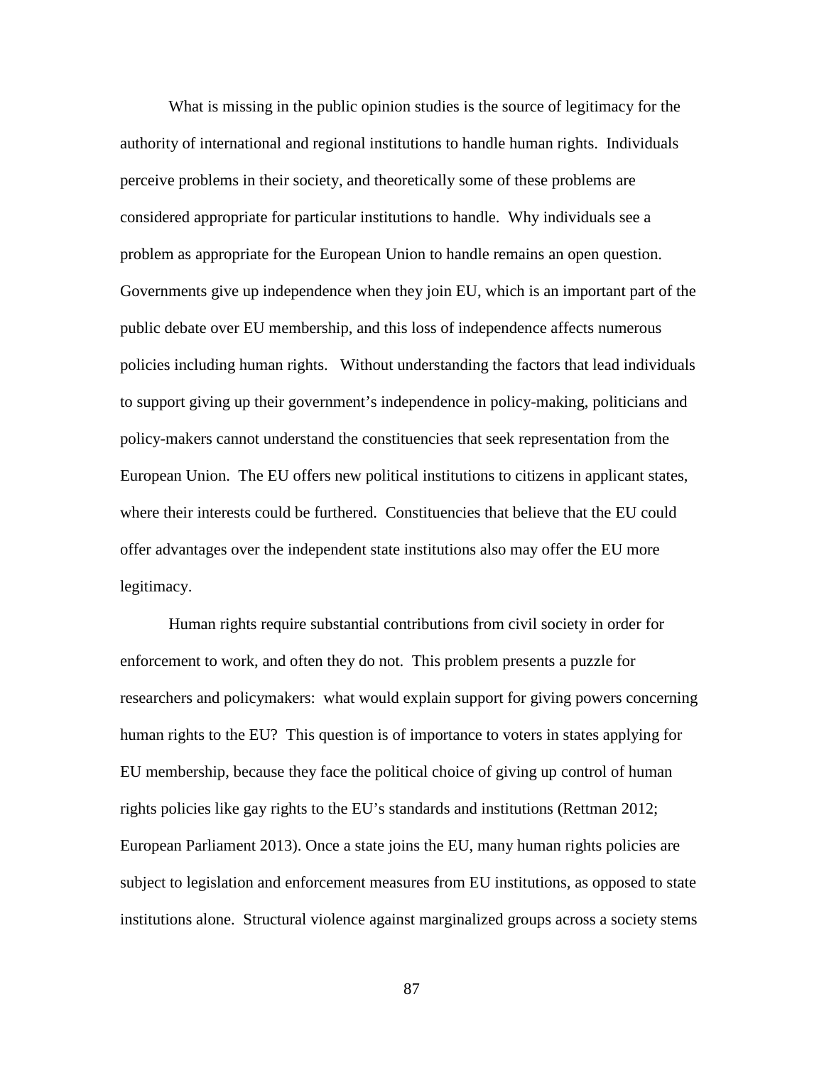What is missing in the public opinion studies is the source of legitimacy for the authority of international and regional institutions to handle human rights. Individuals perceive problems in their society, and theoretically some of these problems are considered appropriate for particular institutions to handle. Why individuals see a problem as appropriate for the European Union to handle remains an open question. Governments give up independence when they join EU, which is an important part of the public debate over EU membership, and this loss of independence affects numerous policies including human rights. Without understanding the factors that lead individuals to support giving up their government's independence in policy-making, politicians and policy-makers cannot understand the constituencies that seek representation from the European Union. The EU offers new political institutions to citizens in applicant states, where their interests could be furthered. Constituencies that believe that the EU could offer advantages over the independent state institutions also may offer the EU more legitimacy.

Human rights require substantial contributions from civil society in order for enforcement to work, and often they do not. This problem presents a puzzle for researchers and policymakers: what would explain support for giving powers concerning human rights to the EU? This question is of importance to voters in states applying for EU membership, because they face the political choice of giving up control of human rights policies like gay rights to the EU's standards and institutions (Rettman 2012; European Parliament 2013). Once a state joins the EU, many human rights policies are subject to legislation and enforcement measures from EU institutions, as opposed to state institutions alone. Structural violence against marginalized groups across a society stems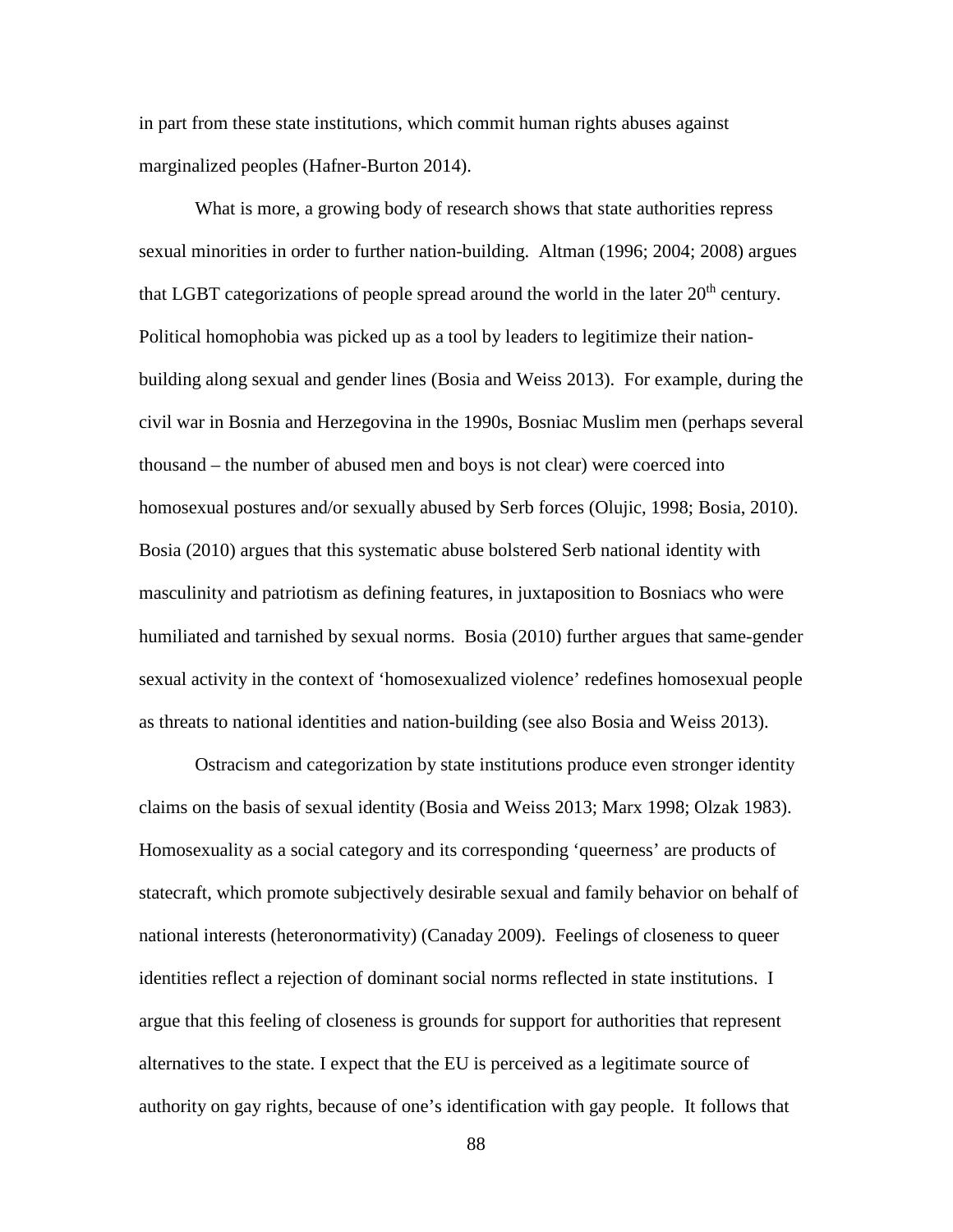in part from these state institutions, which commit human rights abuses against marginalized peoples (Hafner-Burton 2014).

What is more, a growing body of research shows that state authorities repress sexual minorities in order to further nation-building. Altman (1996; 2004; 2008) argues that LGBT categorizations of people spread around the world in the later 20th century. Political homophobia was picked up as a tool by leaders to legitimize their nation-building along sexual and gender lines (Bosia and Weiss 2013). For example, during the civil war in Bosnia and Herzegovina in the 1990s, Bosniac Muslim men (perhaps several thousand – the number of abused men and boys is not clear) were coerced into homosexual postures and/or sexually abused by Serb forces (Olujic, 1998; Bosia, 2010). Bosia (2010) argues that this systematic abuse bolstered Serb national identity with masculinity and patriotism as defining features, in juxtaposition to Bosniacs who were humiliated and tarnished by sexual norms. Bosia (2010) further argues that same-gender sexual activity in the context of 'homosexualized violence' redefines homosexual people as threats to national identities and nation-building (see also Bosia and Weiss 2013).

Ostracism and categorization by state institutions produce even stronger identity claims on the basis of sexual identity (Bosia and Weiss 2013; Marx 1998; Olzak 1983). Homosexuality as a social category and its corresponding 'queerness' are products of statecraft, which promote subjectively desirable sexual and family behavior on behalf of national interests (heteronormativity) (Canaday 2009). Feelings of closeness to queer identities reflect a rejection of dominant social norms reflected in state institutions. I argue that this feeling of closeness is grounds for support for authorities that represent alternatives to the state. I expect that the EU is perceived as a legitimate source of authority on gay rights, because of one's identification with gay people. It follows that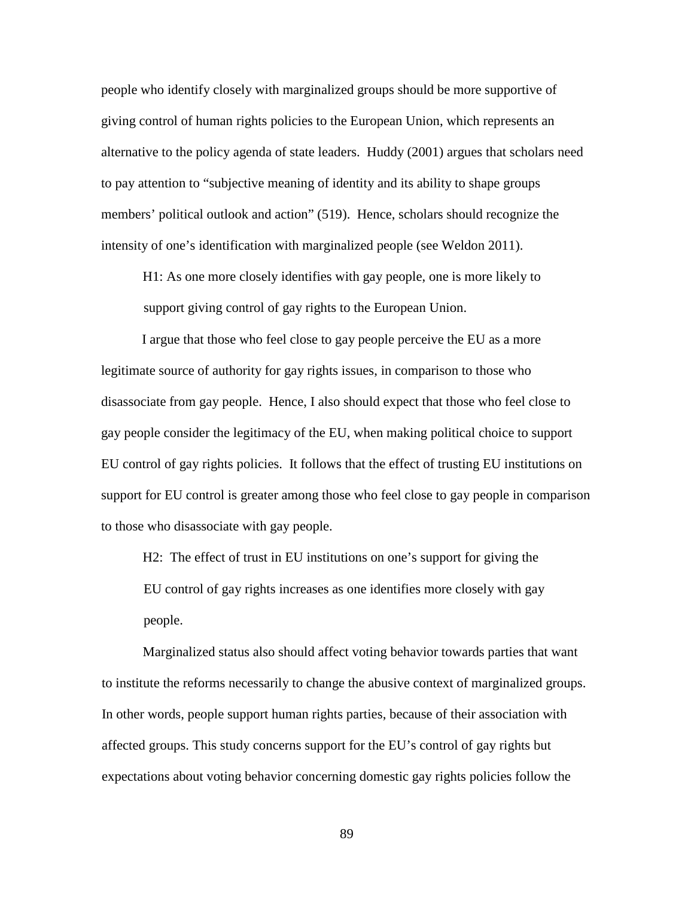people who identify closely with marginalized groups should be more supportive of giving control of human rights policies to the European Union, which represents an alternative to the policy agenda of state leaders. Huddy (2001) argues that scholars need to pay attention to "subjective meaning of identity and its ability to shape groups members' political outlook and action" (519). Hence, scholars should recognize the intensity of one's identification with marginalized people (see Weldon 2011).

> H1: As one more closely identifies with gay people, one is more likely to support giving control of gay rights to the European Union.

I argue that those who feel close to gay people perceive the EU as a more legitimate source of authority for gay rights issues, in comparison to those who disassociate from gay people. Hence, I also should expect that those who feel close to gay people consider the legitimacy of the EU, when making political choice to support EU control of gay rights policies. It follows that the effect of trusting EU institutions on support for EU control is greater among those who feel close to gay people in comparison to those who disassociate with gay people.

> H2: The effect of trust in EU institutions on one's support for giving the EU control of gay rights increases as one identifies more closely with gay people.

Marginalized status also should affect voting behavior towards parties that want to institute the reforms necessarily to change the abusive context of marginalized groups. In other words, people support human rights parties, because of their association with affected groups. This study concerns support for the EU's control of gay rights but expectations about voting behavior concerning domestic gay rights policies follow the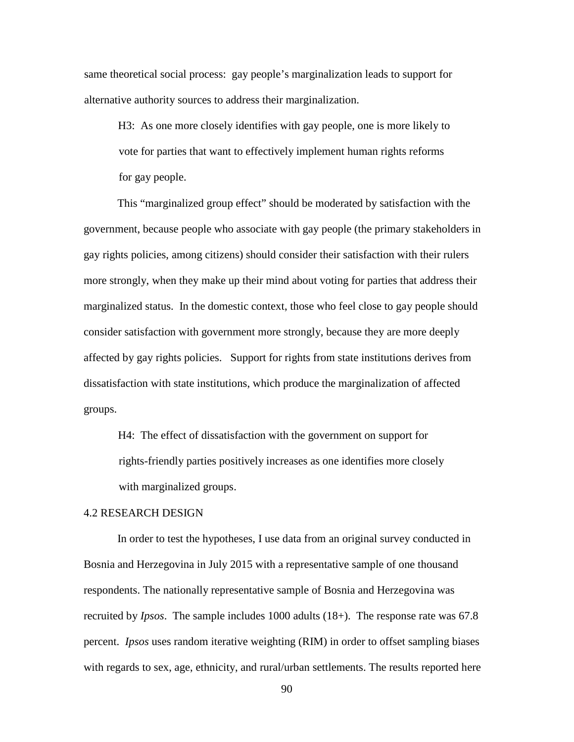same theoretical social process: gay people's marginalization leads to support for alternative authority sources to address their marginalization.

> H3: As one more closely identifies with gay people, one is more likely to vote for parties that want to effectively implement human rights reforms for gay people.

This "marginalized group effect" should be moderated by satisfaction with the government, because people who associate with gay people (the primary stakeholders in gay rights policies, among citizens) should consider their satisfaction with their rulers more strongly, when they make up their mind about voting for parties that address their marginalized status. In the domestic context, those who feel close to gay people should consider satisfaction with government more strongly, because they are more deeply affected by gay rights policies. Support for rights from state institutions derives from dissatisfaction with state institutions, which produce the marginalization of affected groups.

> H4: The effect of dissatisfaction with the government on support for rights-friendly parties positively increases as one identifies more closely with marginalized groups.

## 4.2 RESEARCH DESIGN

In order to test the hypotheses, I use data from an original survey conducted in Bosnia and Herzegovina in July 2015 with a representative sample of one thousand respondents. The nationally representative sample of Bosnia and Herzegovina was recruited by *Ipsos*. The sample includes 1000 adults (18+). The response rate was 67.8 percent. *Ipsos* uses random iterative weighting (RIM) in order to offset sampling biases with regards to sex, age, ethnicity, and rural/urban settlements. The results reported here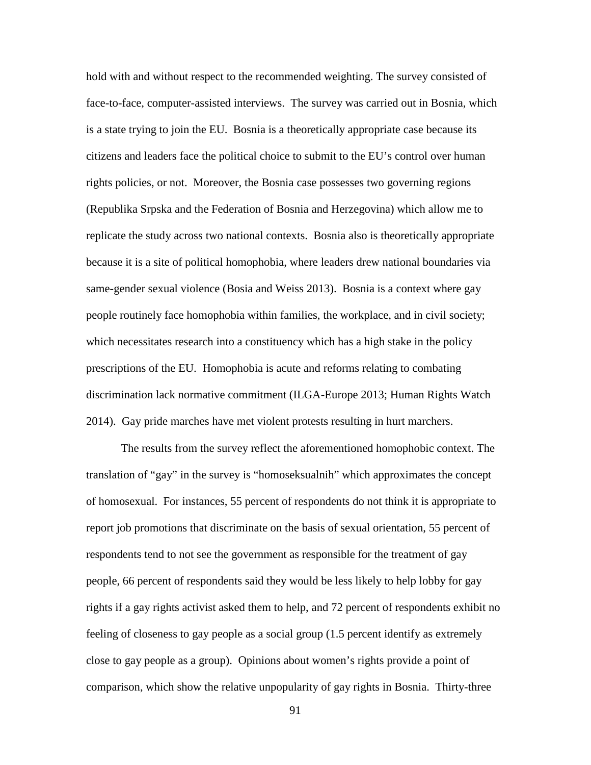hold with and without respect to the recommended weighting. The survey consisted of face-to-face, computer-assisted interviews. The survey was carried out in Bosnia, which is a state trying to join the EU. Bosnia is a theoretically appropriate case because its citizens and leaders face the political choice to submit to the EU's control over human rights policies, or not. Moreover, the Bosnia case possesses two governing regions (Republika Srpska and the Federation of Bosnia and Herzegovina) which allow me to replicate the study across two national contexts. Bosnia also is theoretically appropriate because it is a site of political homophobia, where leaders drew national boundaries via same-gender sexual violence (Bosia and Weiss 2013). Bosnia is a context where gay people routinely face homophobia within families, the workplace, and in civil society; which necessitates research into a constituency which has a high stake in the policy prescriptions of the EU. Homophobia is acute and reforms relating to combating discrimination lack normative commitment (ILGA-Europe 2013; Human Rights Watch 2014). Gay pride marches have met violent protests resulting in hurt marchers.

The results from the survey reflect the aforementioned homophobic context. The translation of "gay" in the survey is "homoseksualnih" which approximates the concept of homosexual. For instances, 55 percent of respondents do not think it is appropriate to report job promotions that discriminate on the basis of sexual orientation, 55 percent of respondents tend to not see the government as responsible for the treatment of gay people, 66 percent of respondents said they would be less likely to help lobby for gay rights if a gay rights activist asked them to help, and 72 percent of respondents exhibit no feeling of closeness to gay people as a social group (1.5 percent identify as extremely close to gay people as a group). Opinions about women's rights provide a point of comparison, which show the relative unpopularity of gay rights in Bosnia. Thirty-three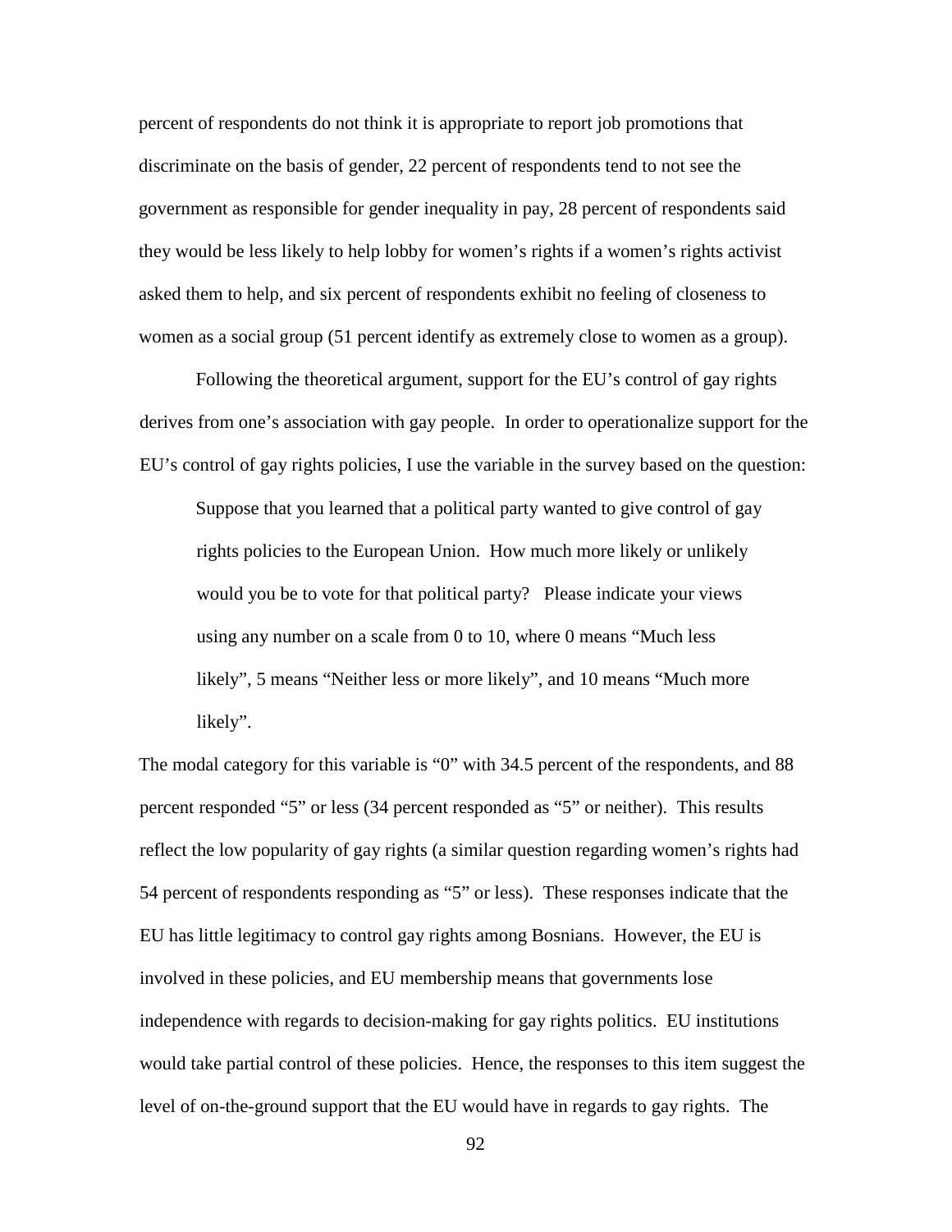percent of respondents do not think it is appropriate to report job promotions that discriminate on the basis of gender, 22 percent of respondents tend to not see the government as responsible for gender inequality in pay, 28 percent of respondents said they would be less likely to help lobby for women's rights if a women's rights activist asked them to help, and six percent of respondents exhibit no feeling of closeness to women as a social group (51 percent identify as extremely close to women as a group).

Following the theoretical argument, support for the EU's control of gay rights derives from one's association with gay people. In order to operationalize support for the EU's control of gay rights policies, I use the variable in the survey based on the question:

> Suppose that you learned that a political party wanted to give control of gay rights policies to the European Union. How much more likely or unlikely would you be to vote for that political party? Please indicate your views using any number on a scale from 0 to 10, where 0 means "Much less likely", 5 means "Neither less or more likely", and 10 means "Much more likely".

The modal category for this variable is "0" with 34.5 percent of the respondents, and 88 percent responded "5" or less (34 percent responded as "5" or neither). This results reflect the low popularity of gay rights (a similar question regarding women's rights had 54 percent of respondents responding as "5" or less). These responses indicate that the EU has little legitimacy to control gay rights among Bosnians. However, the EU is involved in these policies, and EU membership means that governments lose independence with regards to decision-making for gay rights politics. EU institutions would take partial control of these policies. Hence, the responses to this item suggest the level of on-the-ground support that the EU would have in regards to gay rights. The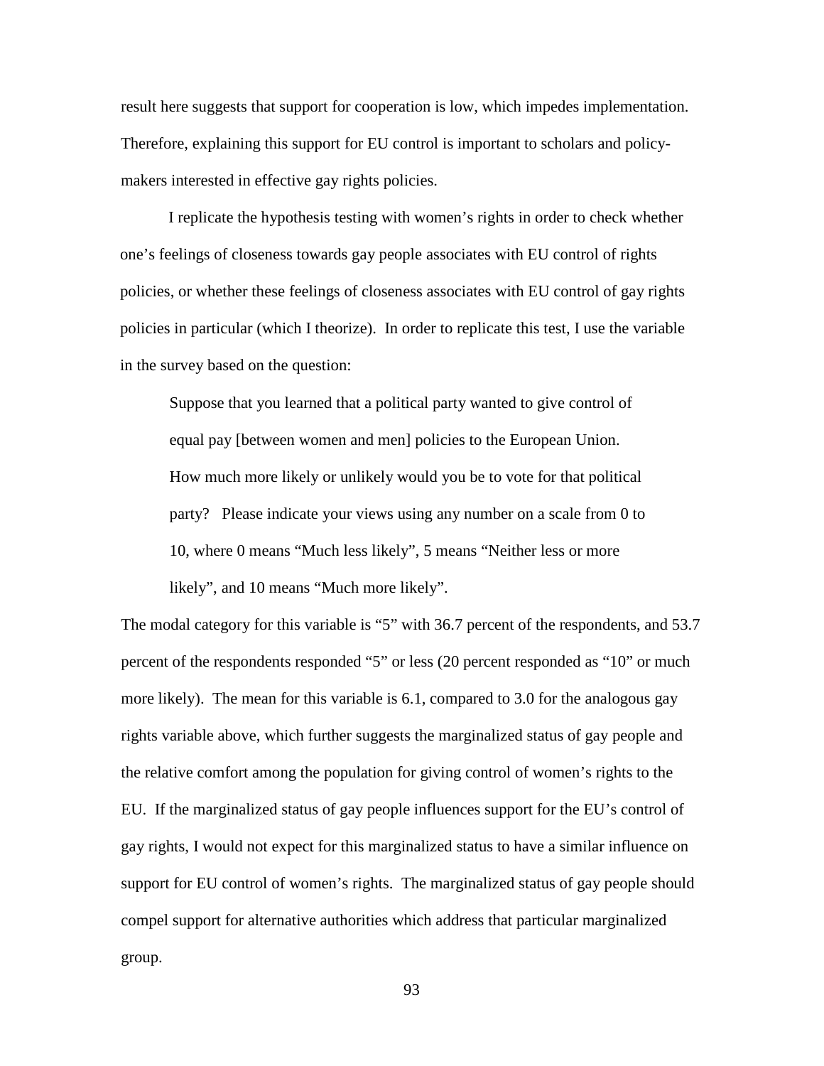result here suggests that support for cooperation is low, which impedes implementation. Therefore, explaining this support for EU control is important to scholars and policy-makers interested in effective gay rights policies.

I replicate the hypothesis testing with women's rights in order to check whether one's feelings of closeness towards gay people associates with EU control of rights policies, or whether these feelings of closeness associates with EU control of gay rights policies in particular (which I theorize). In order to replicate this test, I use the variable in the survey based on the question:

> Suppose that you learned that a political party wanted to give control of equal pay [between women and men] policies to the European Union. How much more likely or unlikely would you be to vote for that political party? Please indicate your views using any number on a scale from 0 to 10, where 0 means "Much less likely", 5 means "Neither less or more likely", and 10 means "Much more likely".

The modal category for this variable is "5" with 36.7 percent of the respondents, and 53.7 percent of the respondents responded "5" or less (20 percent responded as "10" or much more likely). The mean for this variable is 6.1, compared to 3.0 for the analogous gay rights variable above, which further suggests the marginalized status of gay people and the relative comfort among the population for giving control of women's rights to the EU. If the marginalized status of gay people influences support for the EU's control of gay rights, I would not expect for this marginalized status to have a similar influence on support for EU control of women's rights. The marginalized status of gay people should compel support for alternative authorities which address that particular marginalized group.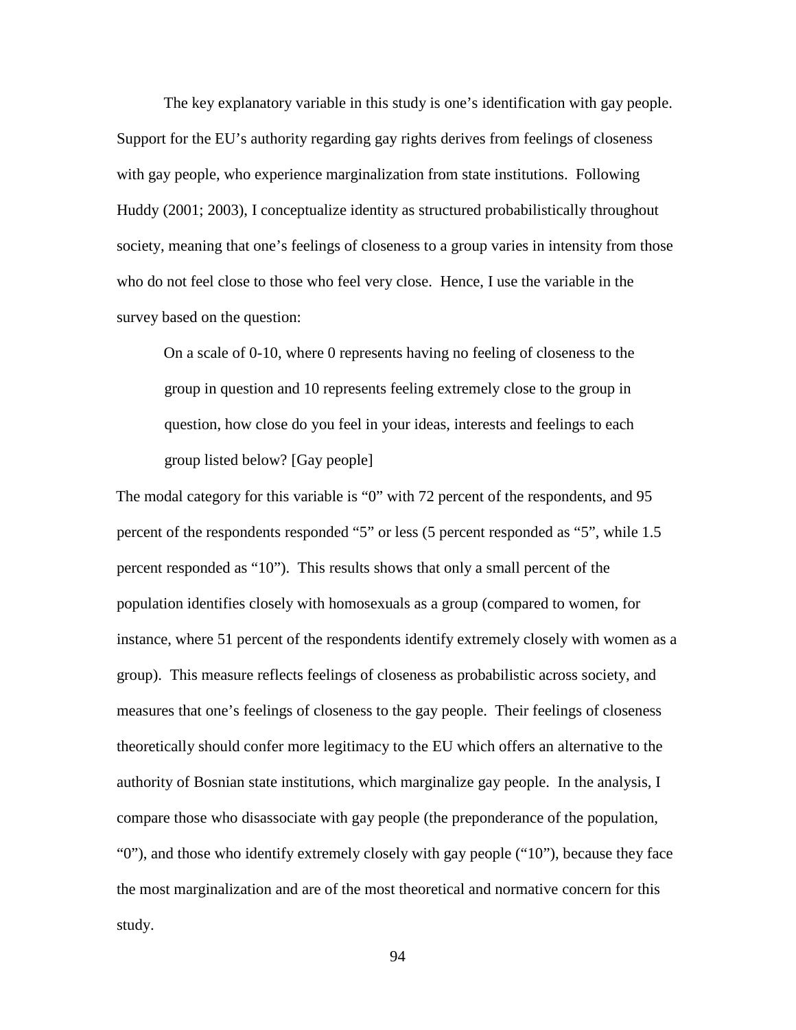The key explanatory variable in this study is one's identification with gay people. Support for the EU's authority regarding gay rights derives from feelings of closeness with gay people, who experience marginalization from state institutions. Following Huddy (2001; 2003), I conceptualize identity as structured probabilistically throughout society, meaning that one's feelings of closeness to a group varies in intensity from those who do not feel close to those who feel very close. Hence, I use the variable in the survey based on the question:

> On a scale of 0-10, where 0 represents having no feeling of closeness to the group in question and 10 represents feeling extremely close to the group in question, how close do you feel in your ideas, interests and feelings to each group listed below? [Gay people]

The modal category for this variable is "0" with 72 percent of the respondents, and 95 percent of the respondents responded "5" or less (5 percent responded as "5", while 1.5 percent responded as "10"). This results shows that only a small percent of the population identifies closely with homosexuals as a group (compared to women, for instance, where 51 percent of the respondents identify extremely closely with women as a group). This measure reflects feelings of closeness as probabilistic across society, and measures that one's feelings of closeness to the gay people. Their feelings of closeness theoretically should confer more legitimacy to the EU which offers an alternative to the authority of Bosnian state institutions, which marginalize gay people. In the analysis, I compare those who disassociate with gay people (the preponderance of the population, "0"), and those who identify extremely closely with gay people ("10"), because they face the most marginalization and are of the most theoretical and normative concern for this study.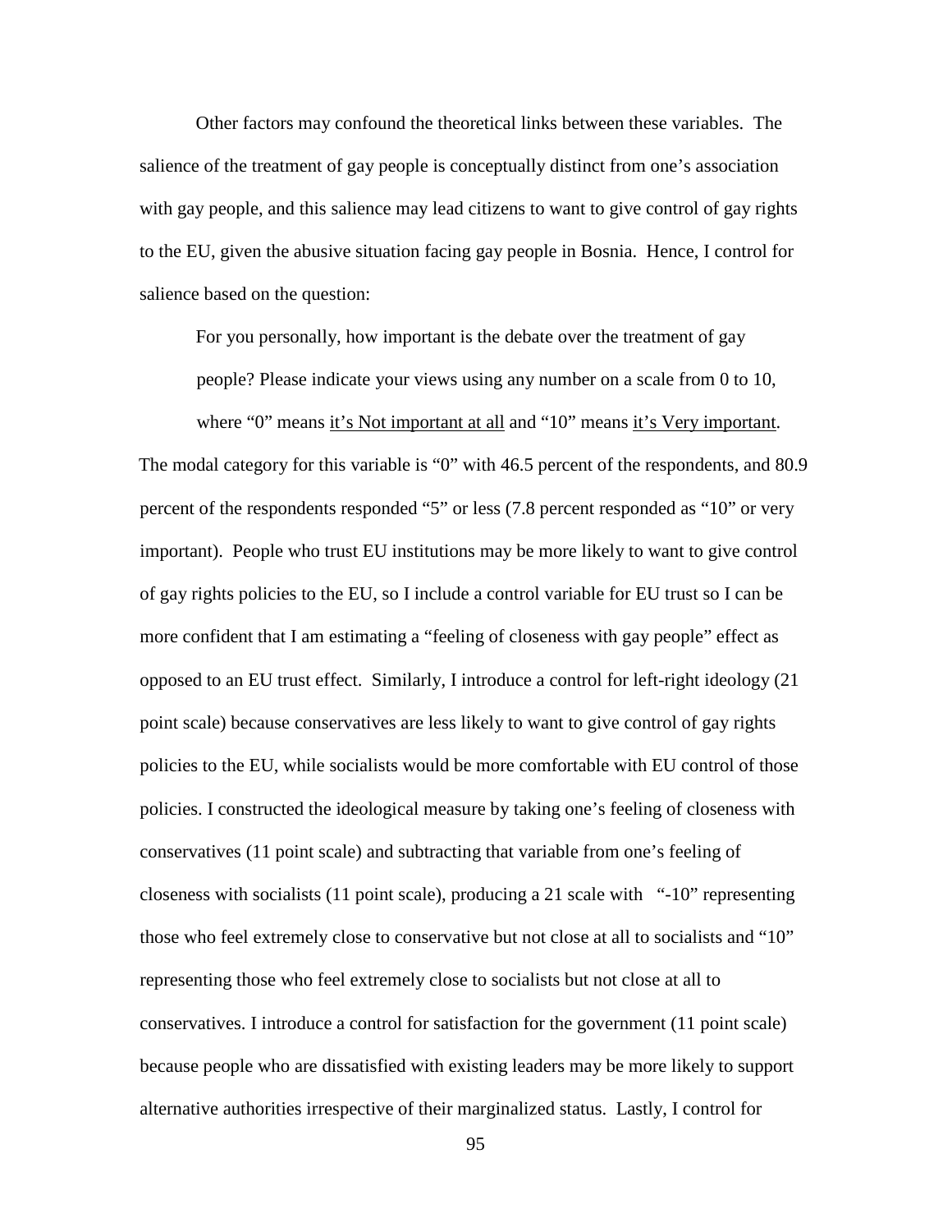Other factors may confound the theoretical links between these variables. The salience of the treatment of gay people is conceptually distinct from one's association with gay people, and this salience may lead citizens to want to give control of gay rights to the EU, given the abusive situation facing gay people in Bosnia. Hence, I control for salience based on the question:

> For you personally, how important is the debate over the treatment of gay people? Please indicate your views using any number on a scale from 0 to 10, where "0" means <u>it's Not important at all</u> and "10" means <u>it's Very important</u>.

The modal category for this variable is "0" with 46.5 percent of the respondents, and 80.9 percent of the respondents responded "5" or less (7.8 percent responded as "10" or very important). People who trust EU institutions may be more likely to want to give control of gay rights policies to the EU, so I include a control variable for EU trust so I can be more confident that I am estimating a "feeling of closeness with gay people" effect as opposed to an EU trust effect. Similarly, I introduce a control for left-right ideology (21 point scale) because conservatives are less likely to want to give control of gay rights policies to the EU, while socialists would be more comfortable with EU control of those policies. I constructed the ideological measure by taking one's feeling of closeness with conservatives (11 point scale) and subtracting that variable from one's feeling of closeness with socialists (11 point scale), producing a 21 scale with "-10" representing those who feel extremely close to conservative but not close at all to socialists and "10" representing those who feel extremely close to socialists but not close at all to conservatives. I introduce a control for satisfaction for the government (11 point scale) because people who are dissatisfied with existing leaders may be more likely to support alternative authorities irrespective of their marginalized status. Lastly, I control for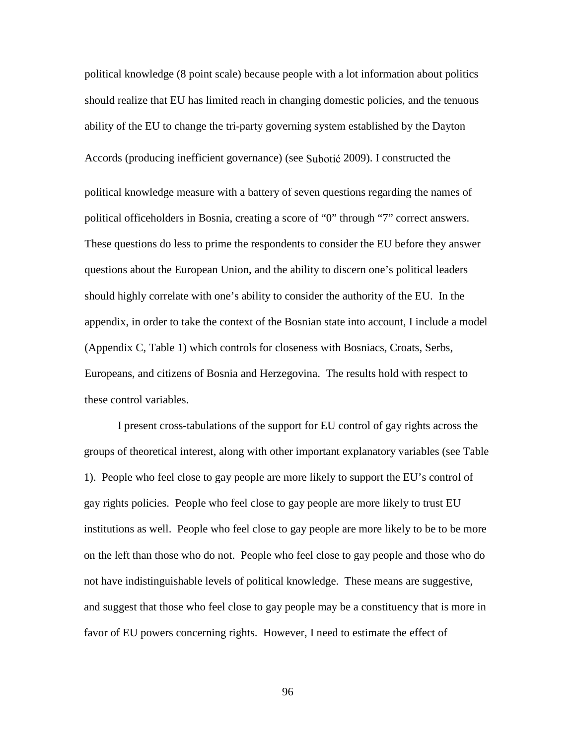political knowledge (8 point scale) because people with a lot information about politics should realize that EU has limited reach in changing domestic policies, and the tenuous ability of the EU to change the tri-party governing system established by the Dayton Accords (producing inefficient governance) (see Subotić 2009). I constructed the political knowledge measure with a battery of seven questions regarding the names of political officeholders in Bosnia, creating a score of "0" through "7" correct answers. These questions do less to prime the respondents to consider the EU before they answer questions about the European Union, and the ability to discern one's political leaders should highly correlate with one's ability to consider the authority of the EU. In the appendix, in order to take the context of the Bosnian state into account, I include a model (Appendix C, Table 1) which controls for closeness with Bosniacs, Croats, Serbs, Europeans, and citizens of Bosnia and Herzegovina. The results hold with respect to these control variables.

I present cross-tabulations of the support for EU control of gay rights across the groups of theoretical interest, along with other important explanatory variables (see Table 1). People who feel close to gay people are more likely to support the EU's control of gay rights policies. People who feel close to gay people are more likely to trust EU institutions as well. People who feel close to gay people are more likely to be to be more on the left than those who do not. People who feel close to gay people and those who do not have indistinguishable levels of political knowledge. These means are suggestive, and suggest that those who feel close to gay people may be a constituency that is more in favor of EU powers concerning rights. However, I need to estimate the effect of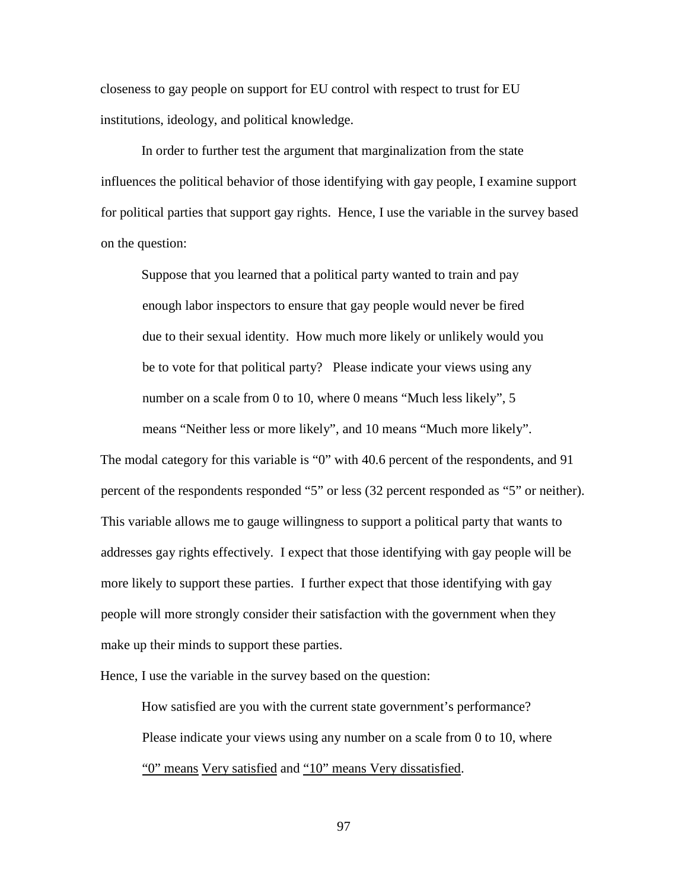closeness to gay people on support for EU control with respect to trust for EU institutions, ideology, and political knowledge.

In order to further test the argument that marginalization from the state influences the political behavior of those identifying with gay people, I examine support for political parties that support gay rights. Hence, I use the variable in the survey based on the question:

> Suppose that you learned that a political party wanted to train and pay enough labor inspectors to ensure that gay people would never be fired due to their sexual identity. How much more likely or unlikely would you be to vote for that political party? Please indicate your views using any number on a scale from 0 to 10, where 0 means "Much less likely", 5 means "Neither less or more likely", and 10 means "Much more likely".

The modal category for this variable is "0" with 40.6 percent of the respondents, and 91 percent of the respondents responded "5" or less (32 percent responded as "5" or neither). This variable allows me to gauge willingness to support a political party that wants to addresses gay rights effectively. I expect that those identifying with gay people will be more likely to support these parties. I further expect that those identifying with gay people will more strongly consider their satisfaction with the government when they make up their minds to support these parties.

Hence, I use the variable in the survey based on the question:

> How satisfied are you with the current state government's performance? Please indicate your views using any number on a scale from 0 to 10, where "0" means Very satisfied and "10" means Very dissatisfied.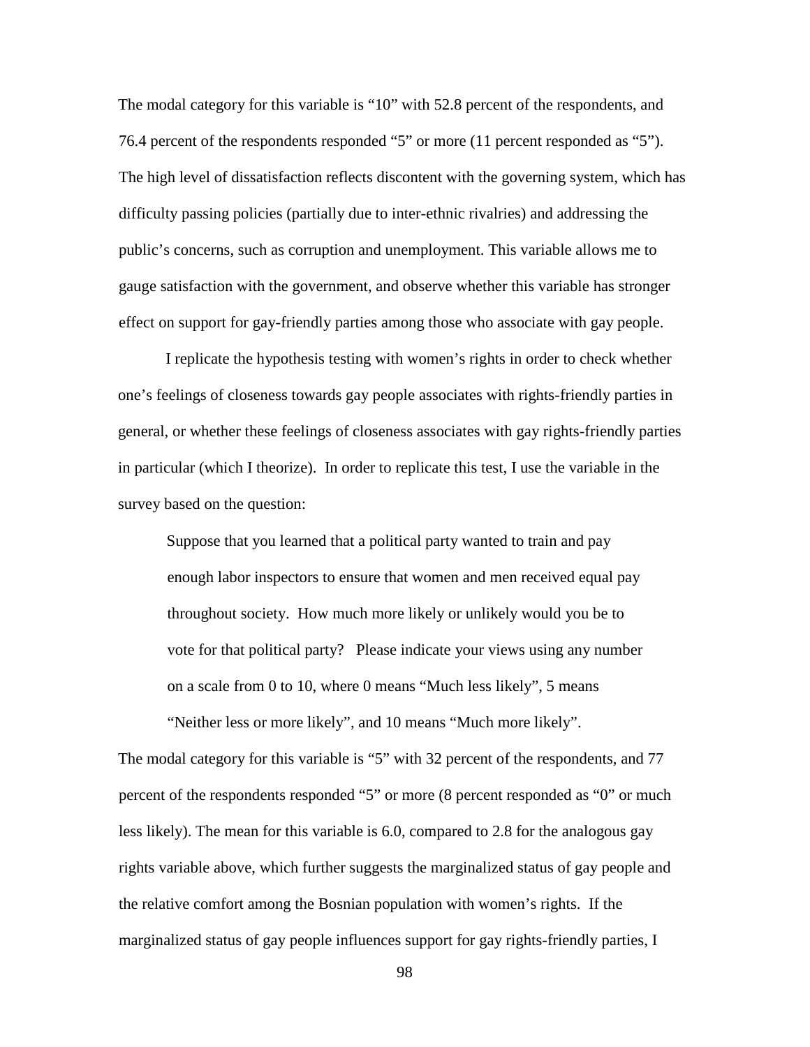The modal category for this variable is "10" with 52.8 percent of the respondents, and 76.4 percent of the respondents responded "5" or more (11 percent responded as "5"). The high level of dissatisfaction reflects discontent with the governing system, which has difficulty passing policies (partially due to inter-ethnic rivalries) and addressing the public's concerns, such as corruption and unemployment. This variable allows me to gauge satisfaction with the government, and observe whether this variable has stronger effect on support for gay-friendly parties among those who associate with gay people.

I replicate the hypothesis testing with women's rights in order to check whether one's feelings of closeness towards gay people associates with rights-friendly parties in general, or whether these feelings of closeness associates with gay rights-friendly parties in particular (which I theorize). In order to replicate this test, I use the variable in the survey based on the question:

> Suppose that you learned that a political party wanted to train and pay enough labor inspectors to ensure that women and men received equal pay throughout society. How much more likely or unlikely would you be to vote for that political party? Please indicate your views using any number on a scale from 0 to 10, where 0 means "Much less likely", 5 means "Neither less or more likely", and 10 means "Much more likely".

The modal category for this variable is "5" with 32 percent of the respondents, and 77 percent of the respondents responded "5" or more (8 percent responded as "0" or much less likely). The mean for this variable is 6.0, compared to 2.8 for the analogous gay rights variable above, which further suggests the marginalized status of gay people and the relative comfort among the Bosnian population with women's rights. If the marginalized status of gay people influences support for gay rights-friendly parties, I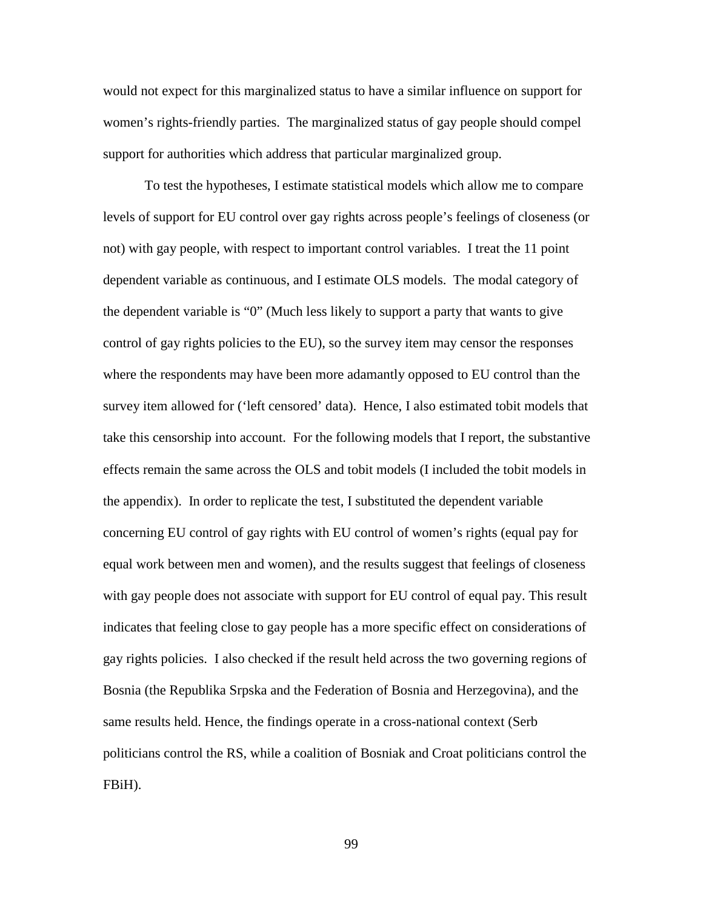would not expect for this marginalized status to have a similar influence on support for women's rights-friendly parties. The marginalized status of gay people should compel support for authorities which address that particular marginalized group.

To test the hypotheses, I estimate statistical models which allow me to compare levels of support for EU control over gay rights across people's feelings of closeness (or not) with gay people, with respect to important control variables. I treat the 11 point dependent variable as continuous, and I estimate OLS models. The modal category of the dependent variable is "0" (Much less likely to support a party that wants to give control of gay rights policies to the EU), so the survey item may censor the responses where the respondents may have been more adamantly opposed to EU control than the survey item allowed for ('left censored' data). Hence, I also estimated tobit models that take this censorship into account. For the following models that I report, the substantive effects remain the same across the OLS and tobit models (I included the tobit models in the appendix). In order to replicate the test, I substituted the dependent variable concerning EU control of gay rights with EU control of women's rights (equal pay for equal work between men and women), and the results suggest that feelings of closeness with gay people does not associate with support for EU control of equal pay. This result indicates that feeling close to gay people has a more specific effect on considerations of gay rights policies. I also checked if the result held across the two governing regions of Bosnia (the Republika Srpska and the Federation of Bosnia and Herzegovina), and the same results held. Hence, the findings operate in a cross-national context (Serb politicians control the RS, while a coalition of Bosniak and Croat politicians control the FBiH).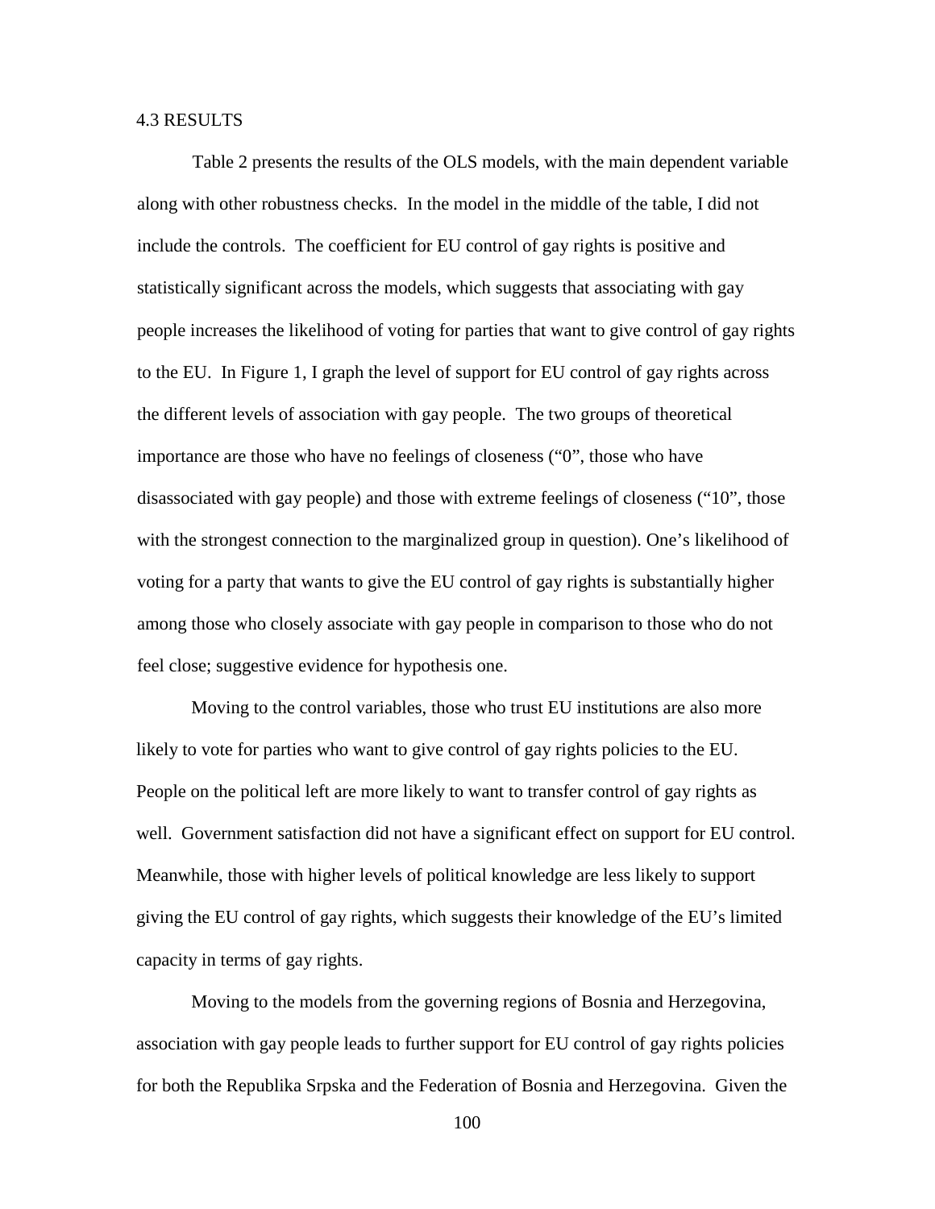### 4.3 RESULTS

Table 2 presents the results of the OLS models, with the main dependent variable along with other robustness checks. In the model in the middle of the table, I did not include the controls. The coefficient for EU control of gay rights is positive and statistically significant across the models, which suggests that associating with gay people increases the likelihood of voting for parties that want to give control of gay rights to the EU. In Figure 1, I graph the level of support for EU control of gay rights across the different levels of association with gay people. The two groups of theoretical importance are those who have no feelings of closeness ("0", those who have disassociated with gay people) and those with extreme feelings of closeness ("10", those with the strongest connection to the marginalized group in question). One's likelihood of voting for a party that wants to give the EU control of gay rights is substantially higher among those who closely associate with gay people in comparison to those who do not feel close; suggestive evidence for hypothesis one.

Moving to the control variables, those who trust EU institutions are also more likely to vote for parties who want to give control of gay rights policies to the EU. People on the political left are more likely to want to transfer control of gay rights as well. Government satisfaction did not have a significant effect on support for EU control. Meanwhile, those with higher levels of political knowledge are less likely to support giving the EU control of gay rights, which suggests their knowledge of the EU's limited capacity in terms of gay rights.

Moving to the models from the governing regions of Bosnia and Herzegovina, association with gay people leads to further support for EU control of gay rights policies for both the Republika Srpska and the Federation of Bosnia and Herzegovina. Given the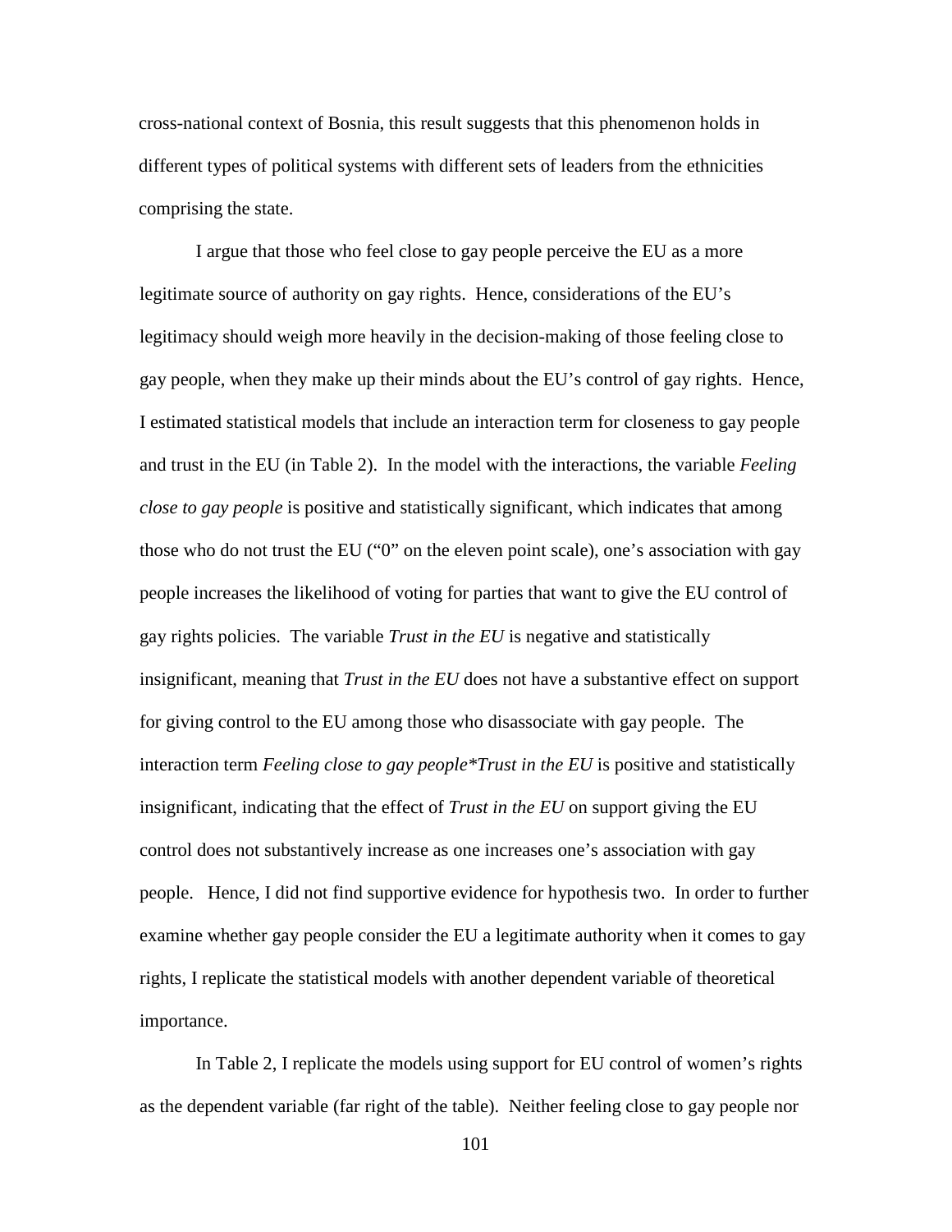cross-national context of Bosnia, this result suggests that this phenomenon holds in different types of political systems with different sets of leaders from the ethnicities comprising the state.

I argue that those who feel close to gay people perceive the EU as a more legitimate source of authority on gay rights. Hence, considerations of the EU's legitimacy should weigh more heavily in the decision-making of those feeling close to gay people, when they make up their minds about the EU's control of gay rights. Hence, I estimated statistical models that include an interaction term for closeness to gay people and trust in the EU (in Table 2). In the model with the interactions, the variable *Feeling close to gay people* is positive and statistically significant, which indicates that among those who do not trust the EU ("0" on the eleven point scale), one's association with gay people increases the likelihood of voting for parties that want to give the EU control of gay rights policies. The variable *Trust in the EU* is negative and statistically insignificant, meaning that *Trust in the EU* does not have a substantive effect on support for giving control to the EU among those who disassociate with gay people. The interaction term *Feeling close to gay people*Trust in the EU* is positive and statistically insignificant, indicating that the effect of *Trust in the EU* on support giving the EU control does not substantively increase as one increases one's association with gay people. Hence, I did not find supportive evidence for hypothesis two. In order to further examine whether gay people consider the EU a legitimate authority when it comes to gay rights, I replicate the statistical models with another dependent variable of theoretical importance.

In Table 2, I replicate the models using support for EU control of women's rights as the dependent variable (far right of the table). Neither feeling close to gay people nor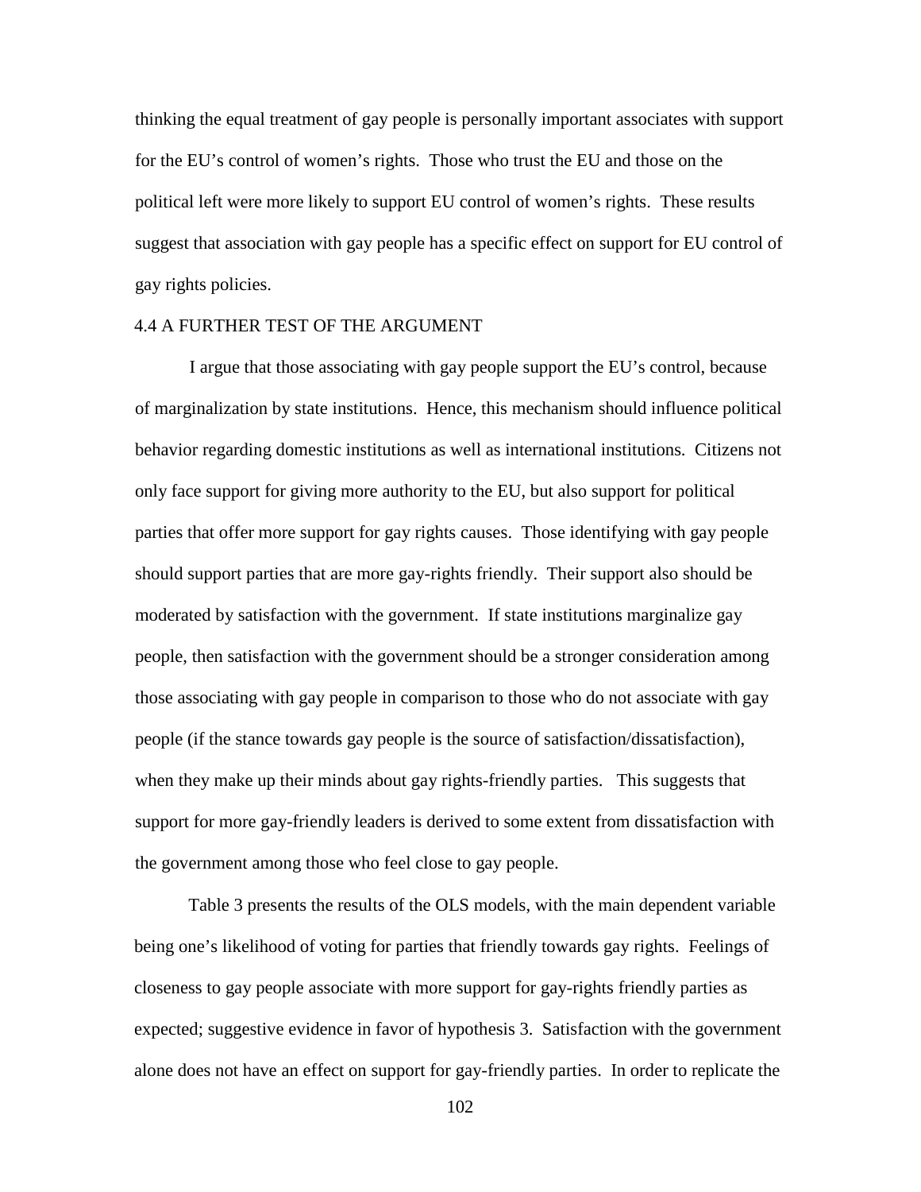thinking the equal treatment of gay people is personally important associates with support for the EU's control of women's rights. Those who trust the EU and those on the political left were more likely to support EU control of women's rights. These results suggest that association with gay people has a specific effect on support for EU control of gay rights policies.

## 4.4 A FURTHER TEST OF THE ARGUMENT

I argue that those associating with gay people support the EU's control, because of marginalization by state institutions. Hence, this mechanism should influence political behavior regarding domestic institutions as well as international institutions. Citizens not only face support for giving more authority to the EU, but also support for political parties that offer more support for gay rights causes. Those identifying with gay people should support parties that are more gay-rights friendly. Their support also should be moderated by satisfaction with the government. If state institutions marginalize gay people, then satisfaction with the government should be a stronger consideration among those associating with gay people in comparison to those who do not associate with gay people (if the stance towards gay people is the source of satisfaction/dissatisfaction), when they make up their minds about gay rights-friendly parties. This suggests that support for more gay-friendly leaders is derived to some extent from dissatisfaction with the government among those who feel close to gay people.

Table 3 presents the results of the OLS models, with the main dependent variable being one's likelihood of voting for parties that friendly towards gay rights. Feelings of closeness to gay people associate with more support for gay-rights friendly parties as expected; suggestive evidence in favor of hypothesis 3. Satisfaction with the government alone does not have an effect on support for gay-friendly parties. In order to replicate the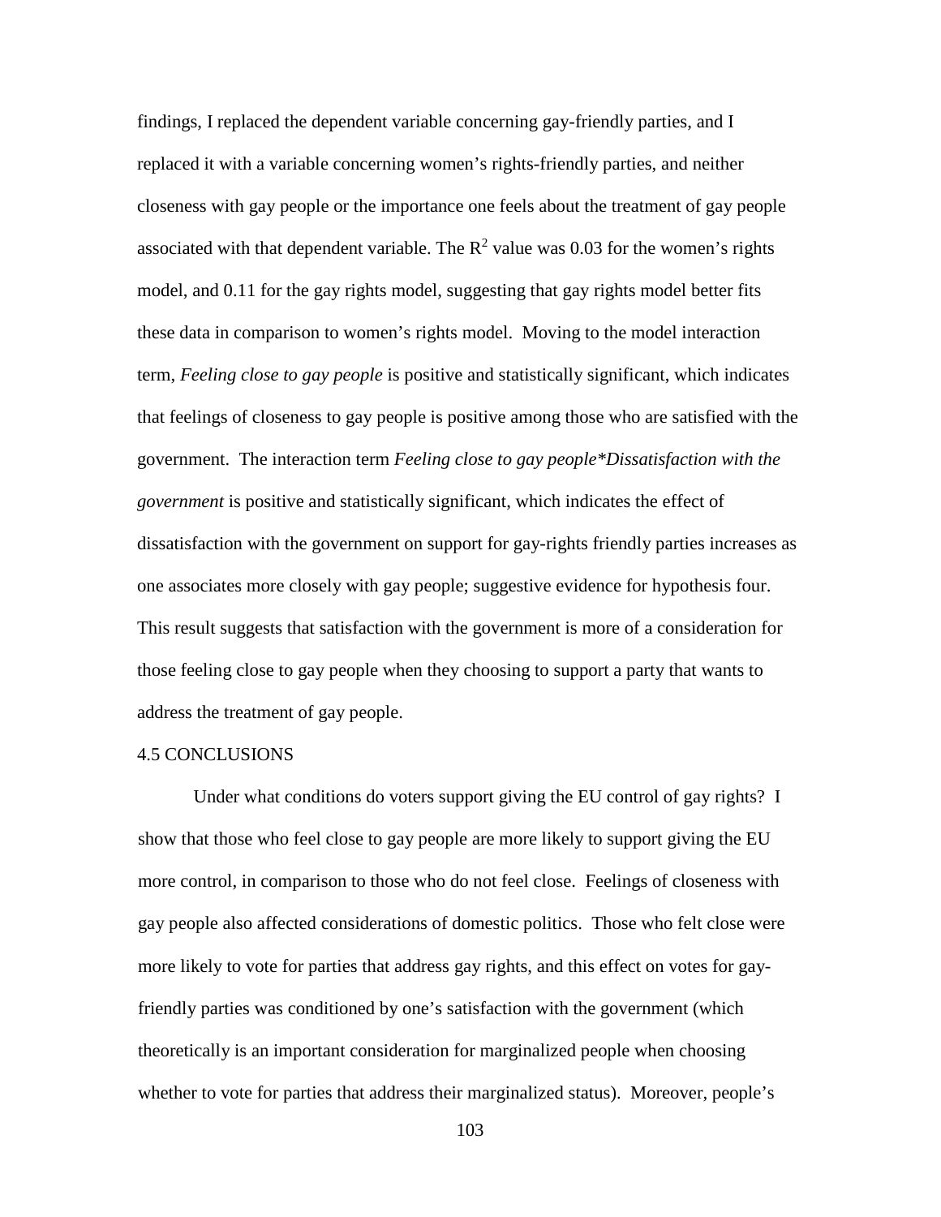findings, I replaced the dependent variable concerning gay-friendly parties, and I replaced it with a variable concerning women's rights-friendly parties, and neither closeness with gay people or the importance one feels about the treatment of gay people associated with that dependent variable. The $R^2$ value was 0.03 for the women's rights model, and 0.11 for the gay rights model, suggesting that gay rights model better fits these data in comparison to women's rights model. Moving to the model interaction term, *Feeling close to gay people* is positive and statistically significant, which indicates that feelings of closeness to gay people is positive among those who are satisfied with the government. The interaction term *Feeling close to gay people*Dissatisfaction with the government* is positive and statistically significant, which indicates the effect of dissatisfaction with the government on support for gay-rights friendly parties increases as one associates more closely with gay people; suggestive evidence for hypothesis four. This result suggests that satisfaction with the government is more of a consideration for those feeling close to gay people when they choosing to support a party that wants to address the treatment of gay people.

## 4.5 CONCLUSIONS

Under what conditions do voters support giving the EU control of gay rights? I show that those who feel close to gay people are more likely to support giving the EU more control, in comparison to those who do not feel close. Feelings of closeness with gay people also affected considerations of domestic politics. Those who felt close were more likely to vote for parties that address gay rights, and this effect on votes for gay-friendly parties was conditioned by one's satisfaction with the government (which theoretically is an important consideration for marginalized people when choosing whether to vote for parties that address their marginalized status). Moreover, people's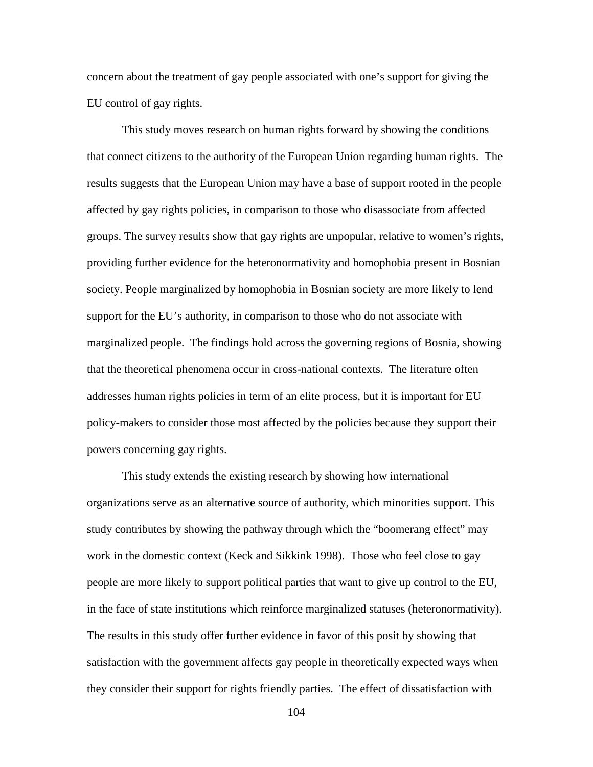concern about the treatment of gay people associated with one's support for giving the EU control of gay rights.

This study moves research on human rights forward by showing the conditions that connect citizens to the authority of the European Union regarding human rights. The results suggests that the European Union may have a base of support rooted in the people affected by gay rights policies, in comparison to those who disassociate from affected groups. The survey results show that gay rights are unpopular, relative to women's rights, providing further evidence for the heteronormativity and homophobia present in Bosnian society. People marginalized by homophobia in Bosnian society are more likely to lend support for the EU's authority, in comparison to those who do not associate with marginalized people. The findings hold across the governing regions of Bosnia, showing that the theoretical phenomena occur in cross-national contexts. The literature often addresses human rights policies in term of an elite process, but it is important for EU policy-makers to consider those most affected by the policies because they support their powers concerning gay rights.

This study extends the existing research by showing how international organizations serve as an alternative source of authority, which minorities support. This study contributes by showing the pathway through which the "boomerang effect" may work in the domestic context (Keck and Sikkink 1998). Those who feel close to gay people are more likely to support political parties that want to give up control to the EU, in the face of state institutions which reinforce marginalized statuses (heteronormativity). The results in this study offer further evidence in favor of this posit by showing that satisfaction with the government affects gay people in theoretically expected ways when they consider their support for rights friendly parties. The effect of dissatisfaction with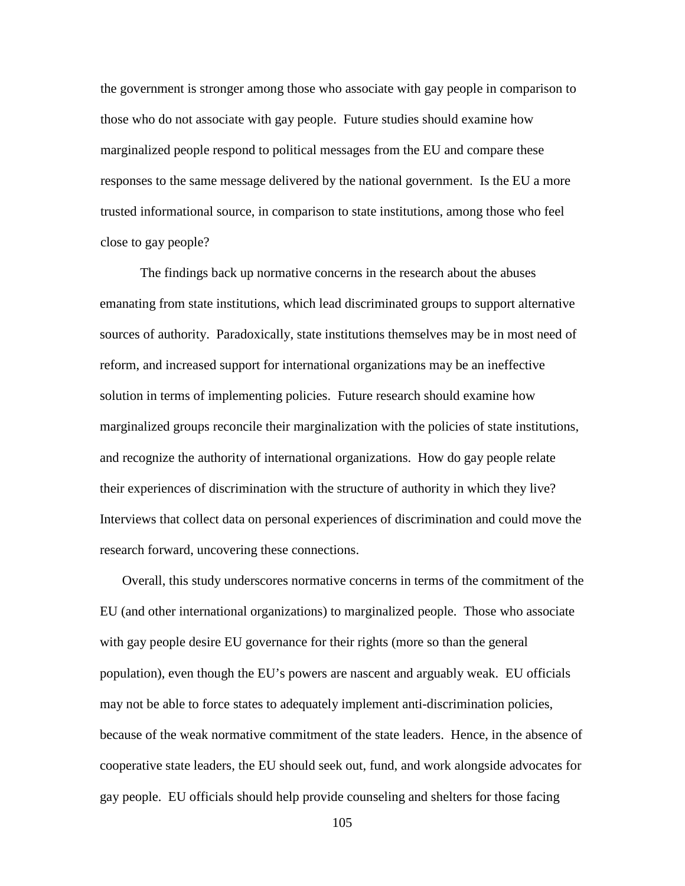the government is stronger among those who associate with gay people in comparison to those who do not associate with gay people. Future studies should examine how marginalized people respond to political messages from the EU and compare these responses to the same message delivered by the national government. Is the EU a more trusted informational source, in comparison to state institutions, among those who feel close to gay people?

The findings back up normative concerns in the research about the abuses emanating from state institutions, which lead discriminated groups to support alternative sources of authority. Paradoxically, state institutions themselves may be in most need of reform, and increased support for international organizations may be an ineffective solution in terms of implementing policies. Future research should examine how marginalized groups reconcile their marginalization with the policies of state institutions, and recognize the authority of international organizations. How do gay people relate their experiences of discrimination with the structure of authority in which they live? Interviews that collect data on personal experiences of discrimination and could move the research forward, uncovering these connections.

Overall, this study underscores normative concerns in terms of the commitment of the EU (and other international organizations) to marginalized people. Those who associate with gay people desire EU governance for their rights (more so than the general population), even though the EU's powers are nascent and arguably weak. EU officials may not be able to force states to adequately implement anti-discrimination policies, because of the weak normative commitment of the state leaders. Hence, in the absence of cooperative state leaders, the EU should seek out, fund, and work alongside advocates for gay people. EU officials should help provide counseling and shelters for those facing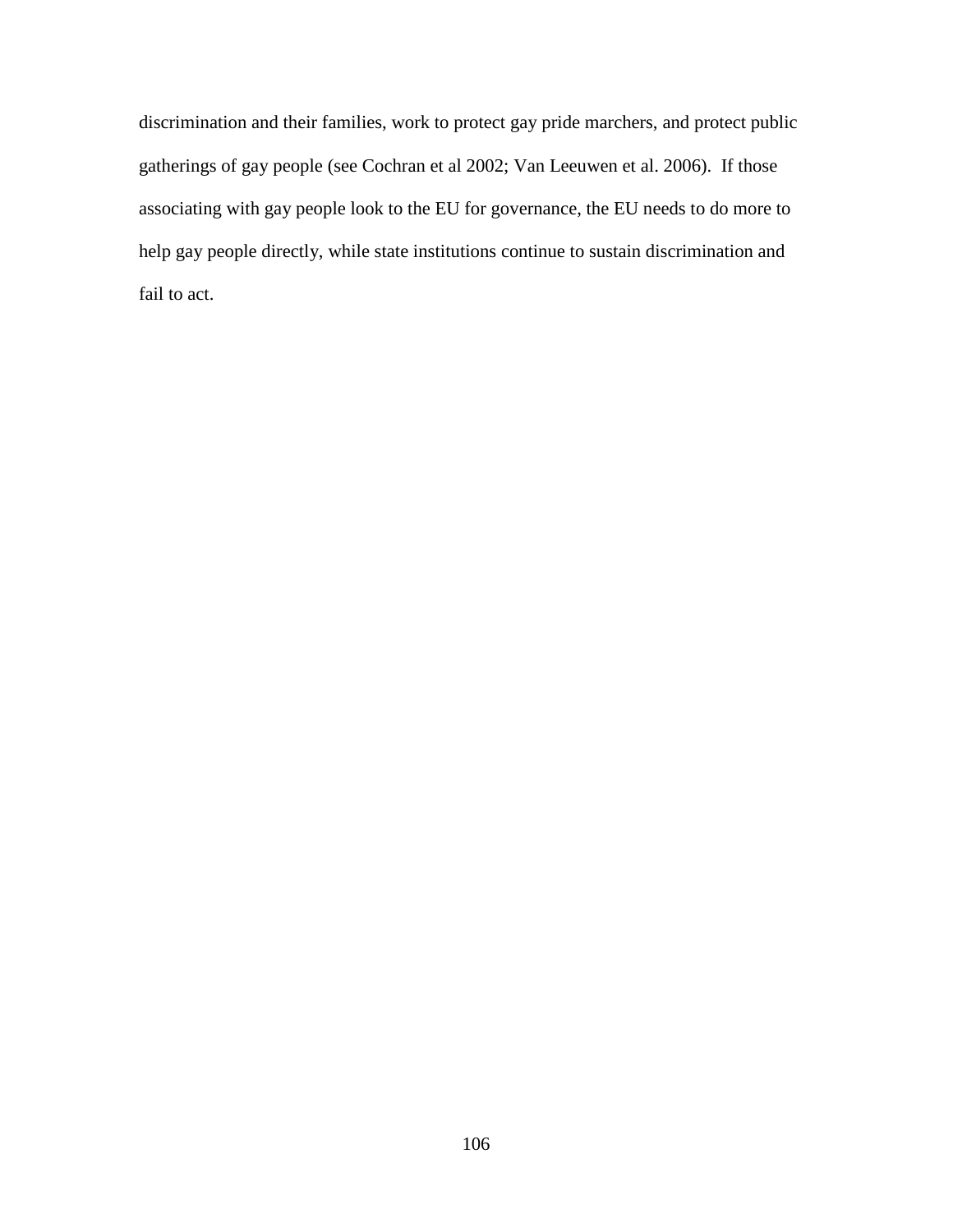discrimination and their families, work to protect gay pride marchers, and protect public gatherings of gay people (see Cochran et al 2002; Van Leeuwen et al. 2006). If those associating with gay people look to the EU for governance, the EU needs to do more to help gay people directly, while state institutions continue to sustain discrimination and fail to act.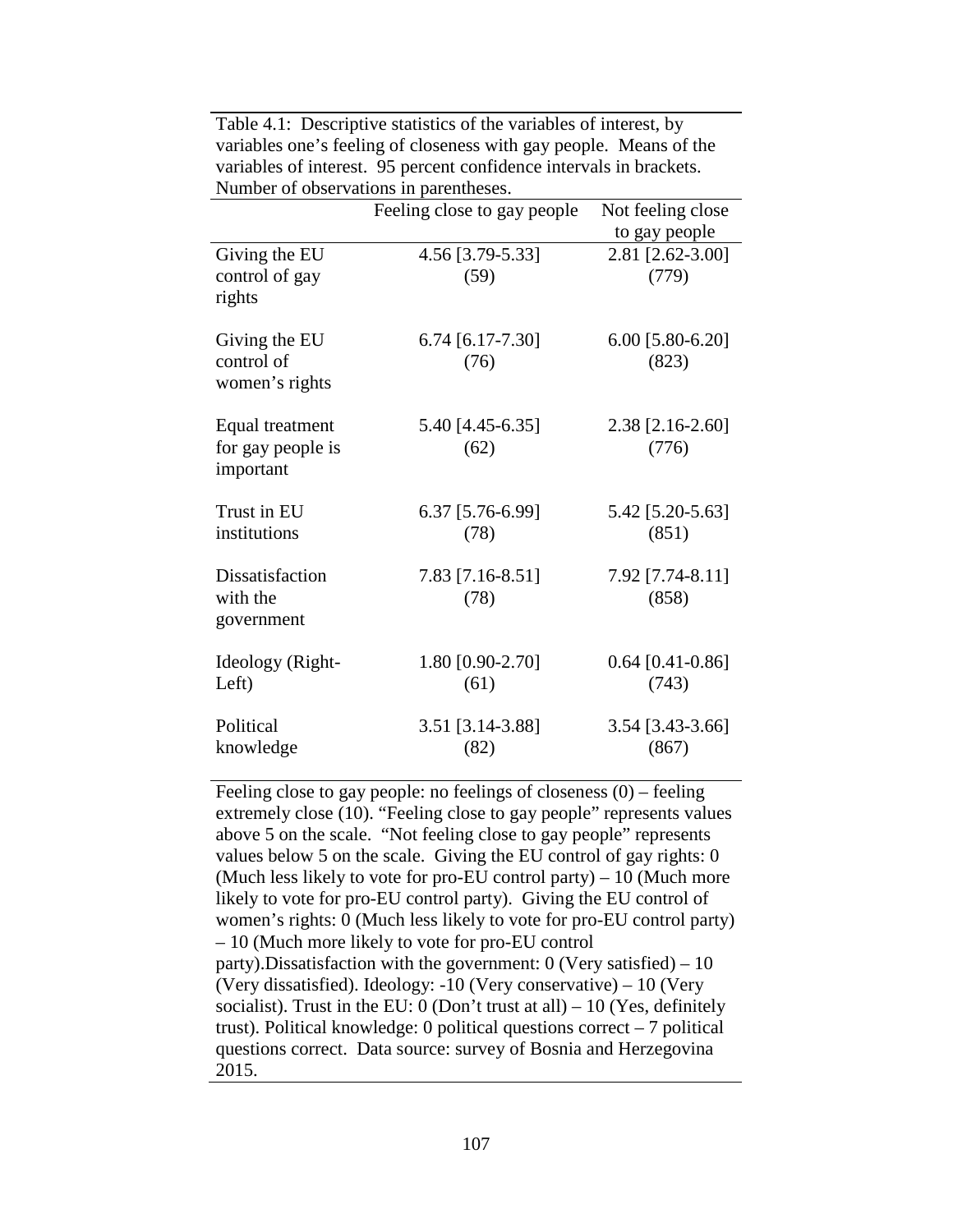Table 4.1: Descriptive statistics of the variables of interest, by variables one's feeling of closeness with gay people. Means of the variables of interest. 95 percent confidence intervals in brackets. Number of observations in parentheses.

| | Feeling close to gay people | Not feeling close to gay people |
|---|---|---|
| Giving the EU control of gay rights | 4.56 [3.79-5.33] (59) | 2.81 [2.62-3.00] (779) |
| Giving the EU control of women's rights | 6.74 [6.17-7.30] (76) | 6.00 [5.80-6.20] (823) |
| Equal treatment for gay people is important | 5.40 [4.45-6.35] (62) | 2.38 [2.16-2.60] (776) |
| Trust in EU institutions | 6.37 [5.76-6.99] (78) | 5.42 [5.20-5.63] (851) |
| Dissatisfaction with the government | 7.83 [7.16-8.51] (78) | 7.92 [7.74-8.11] (858) |
| Ideology (Right-Left) | 1.80 [0.90-2.70] (61) | 0.64 [0.41-0.86] (743) |
| Political knowledge | 3.51 [3.14-3.88] (82) | 3.54 [3.43-3.66] (867) |

Feeling close to gay people: no feelings of closeness (0) – feeling extremely close (10). "Feeling close to gay people" represents values above 5 on the scale. "Not feeling close to gay people" represents values below 5 on the scale. Giving the EU control of gay rights: 0 (Much less likely to vote for pro-EU control party) – 10 (Much more likely to vote for pro-EU control party). Giving the EU control of women's rights: 0 (Much less likely to vote for pro-EU control party) – 10 (Much more likely to vote for pro-EU control party).Dissatisfaction with the government: 0 (Very satisfied) – 10 (Very dissatisfied). Ideology: -10 (Very conservative) – 10 (Very socialist). Trust in the EU: 0 (Don't trust at all) – 10 (Yes, definitely trust). Political knowledge: 0 political questions correct – 7 political questions correct. Data source: survey of Bosnia and Herzegovina 2015.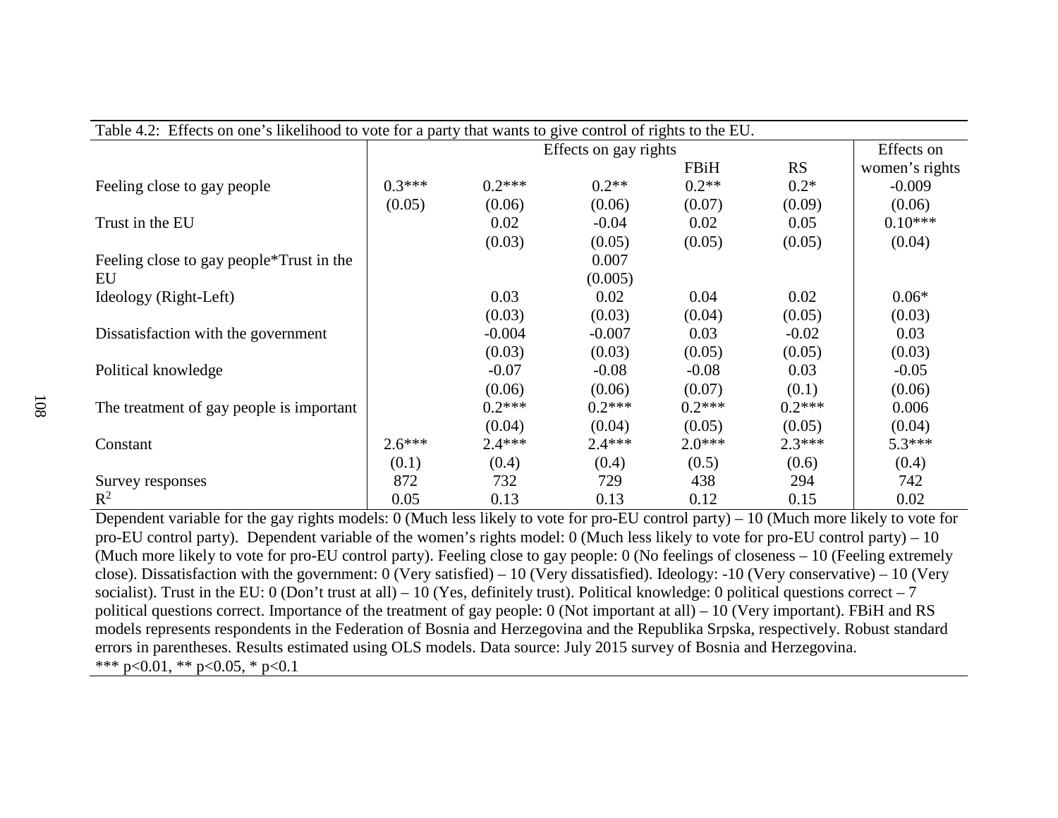Table 4.2: Effects on one's likelihood to vote for a party that wants to give control of rights to the EU.

| | Effects on gay rights | | | | | Effects on women's rights |
|---|---|---|---|---|---|---|
| | | | | FBiH | RS | |
| Feeling close to gay people | 0.3*** | 0.2*** | 0.2** | 0.2** | 0.2* | -0.009 |
| | (0.05) | (0.06) | (0.06) | (0.07) | (0.09) | (0.06) |
| Trust in the EU | | 0.02 | -0.04 | 0.02 | 0.05 | 0.10*** |
| | | (0.03) | (0.05) | (0.05) | (0.05) | (0.04) |
| Feeling close to gay people*Trust in the EU | | | 0.007 | | | |
| | | | (0.005) | | | |
| Ideology (Right-Left) | | 0.03 | 0.02 | 0.04 | 0.02 | 0.06* |
| | | (0.03) | (0.03) | (0.04) | (0.05) | (0.03) |
| Dissatisfaction with the government | | -0.004 | -0.007 | 0.03 | -0.02 | 0.03 |
| | | (0.03) | (0.03) | (0.05) | (0.05) | (0.03) |
| Political knowledge | | -0.07 | -0.08 | -0.08 | 0.03 | -0.05 |
| | | (0.06) | (0.06) | (0.07) | (0.1) | (0.06) |
| The treatment of gay people is important | | 0.2*** | 0.2*** | 0.2*** | 0.2*** | 0.006 |
| | | (0.04) | (0.04) | (0.05) | (0.05) | (0.04) |
| Constant | 2.6*** | 2.4*** | 2.4*** | 2.0*** | 2.3*** | 5.3*** |
| | (0.1) | (0.4) | (0.4) | (0.5) | (0.6) | (0.4) |
| Survey responses | 872 | 732 | 729 | 438 | 294 | 742 |
| $R^2$ | 0.05 | 0.13 | 0.13 | 0.12 | 0.15 | 0.02 |

Dependent variable for the gay rights models: 0 (Much less likely to vote for pro-EU control party) – 10 (Much more likely to vote for pro-EU control party). Dependent variable of the women's rights model: 0 (Much less likely to vote for pro-EU control party) – 10 (Much more likely to vote for pro-EU control party). Feeling close to gay people: 0 (No feelings of closeness – 10 (Feeling extremely close). Dissatisfaction with the government: 0 (Very satisfied) – 10 (Very dissatisfied). Ideology: -10 (Very conservative) – 10 (Very socialist). Trust in the EU: 0 (Don't trust at all) – 10 (Yes, definitely trust). Political knowledge: 0 political questions correct – 7 political questions correct. Importance of the treatment of gay people: 0 (Not important at all) – 10 (Very important). FBiH and RS models represents respondents in the Federation of Bosnia and Herzegovina and the Republika Srpska, respectively. Robust standard errors in parentheses. Results estimated using OLS models. Data source: July 2015 survey of Bosnia and Herzegovina.
*** $p<0.01$, ** $p<0.05$, * $p<0.1$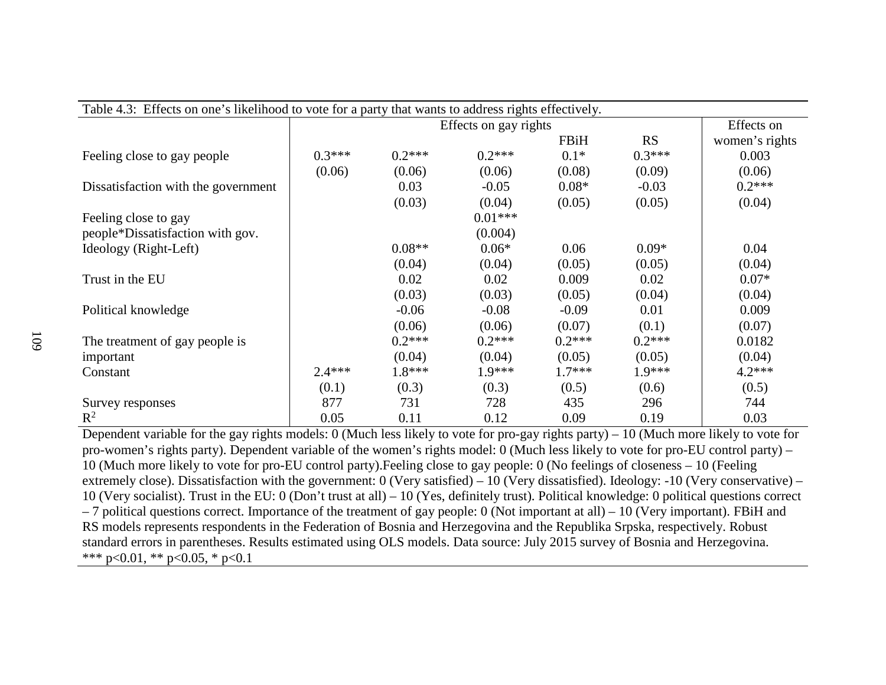Table 4.3: Effects on one's likelihood to vote for a party that wants to address rights effectively.

| | Effects on gay rights | | | | | Effects on women's rights |
|---|---|---|---|---|---|---|
| | | | | FBiH | RS | |
| Feeling close to gay people | 0.3*** | 0.2*** | 0.2*** | 0.1* | 0.3*** | 0.003 |
| | (0.06) | (0.06) | (0.06) | (0.08) | (0.09) | (0.06) |
| Dissatisfaction with the government | | 0.03 | -0.05 | 0.08* | -0.03 | 0.2*** |
| | | (0.03) | (0.04) | (0.05) | (0.05) | (0.04) |
| Feeling close to gay people*Dissatisfaction with gov. | | | 0.01*** | | | |
| | | | (0.004) | | | |
| Ideology (Right-Left) | | 0.08** | 0.06* | 0.06 | 0.09* | 0.04 |
| | | (0.04) | (0.04) | (0.05) | (0.05) | (0.04) |
| Trust in the EU | | 0.02 | 0.02 | 0.009 | 0.02 | 0.07* |
| | | (0.03) | (0.03) | (0.05) | (0.04) | (0.04) |
| Political knowledge | | -0.06 | -0.08 | -0.09 | 0.01 | 0.009 |
| | | (0.06) | (0.06) | (0.07) | (0.1) | (0.07) |
| The treatment of gay people is important | | 0.2*** | 0.2*** | 0.2*** | 0.2*** | 0.0182 |
| | | (0.04) | (0.04) | (0.05) | (0.05) | (0.04) |
| Constant | 2.4*** | 1.8*** | 1.9*** | 1.7*** | 1.9*** | 4.2*** |
| | (0.1) | (0.3) | (0.3) | (0.5) | (0.6) | (0.5) |
| Survey responses | 877 | 731 | 728 | 435 | 296 | 744 |
| $R^2$ | 0.05 | 0.11 | 0.12 | 0.09 | 0.19 | 0.03 |

Dependent variable for the gay rights models: 0 (Much less likely to vote for pro-gay rights party) – 10 (Much more likely to vote for pro-women's rights party). Dependent variable of the women's rights model: 0 (Much less likely to vote for pro-EU control party) – 10 (Much more likely to vote for pro-EU control party).Feeling close to gay people: 0 (No feelings of closeness – 10 (Feeling extremely close). Dissatisfaction with the government: 0 (Very satisfied) – 10 (Very dissatisfied). Ideology: -10 (Very conservative) – 10 (Very socialist). Trust in the EU: 0 (Don't trust at all) – 10 (Yes, definitely trust). Political knowledge: 0 political questions correct – 7 political questions correct. Importance of the treatment of gay people: 0 (Not important at all) – 10 (Very important). FBiH and RS models represents respondents in the Federation of Bosnia and Herzegovina and the Republika Srpska, respectively. Robust standard errors in parentheses. Results estimated using OLS models. Data source: July 2015 survey of Bosnia and Herzegovina.
*** p<0.01, ** p<0.05, * p<0.1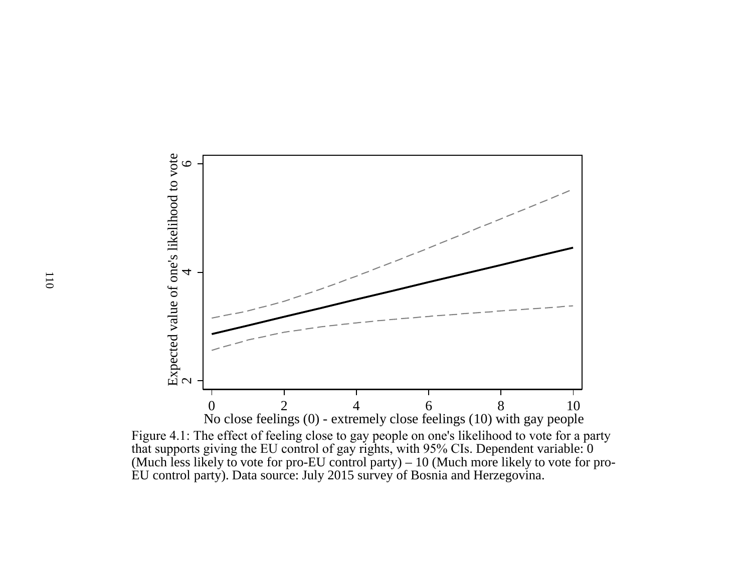Figure 4.1: The effect of feeling close to gay people on one's likelihood to vote for a party that supports giving the EU control of gay rights, with 95% CIs. Dependent variable: 0 (Much less likely to vote for pro-EU control party) – 10 (Much more likely to vote for pro-EU control party). Data source: July 2015 survey of Bosnia and Herzegovina.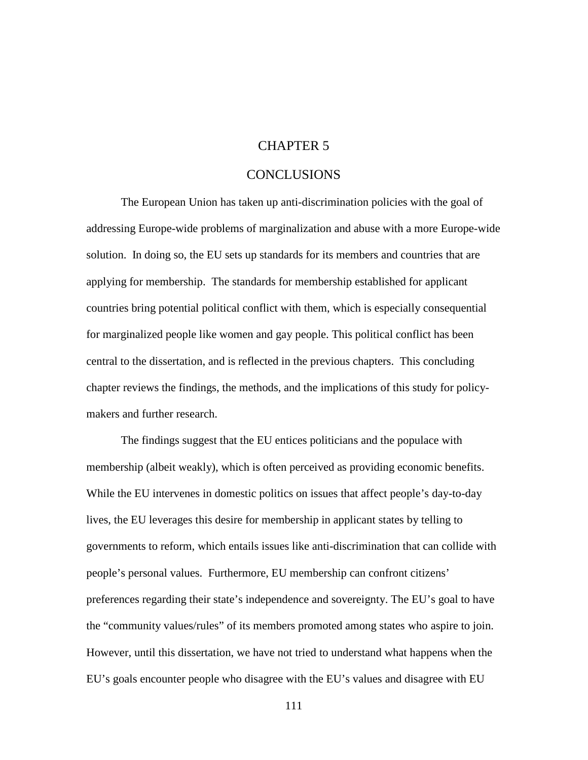# CHAPTER 5

# CONCLUSIONS

The European Union has taken up anti-discrimination policies with the goal of addressing Europe-wide problems of marginalization and abuse with a more Europe-wide solution. In doing so, the EU sets up standards for its members and countries that are applying for membership. The standards for membership established for applicant countries bring potential political conflict with them, which is especially consequential for marginalized people like women and gay people. This political conflict has been central to the dissertation, and is reflected in the previous chapters. This concluding chapter reviews the findings, the methods, and the implications of this study for policy-makers and further research.

The findings suggest that the EU entices politicians and the populace with membership (albeit weakly), which is often perceived as providing economic benefits. While the EU intervenes in domestic politics on issues that affect people's day-to-day lives, the EU leverages this desire for membership in applicant states by telling to governments to reform, which entails issues like anti-discrimination that can collide with people's personal values. Furthermore, EU membership can confront citizens' preferences regarding their state's independence and sovereignty. The EU's goal to have the "community values/rules" of its members promoted among states who aspire to join. However, until this dissertation, we have not tried to understand what happens when the EU's goals encounter people who disagree with the EU's values and disagree with EU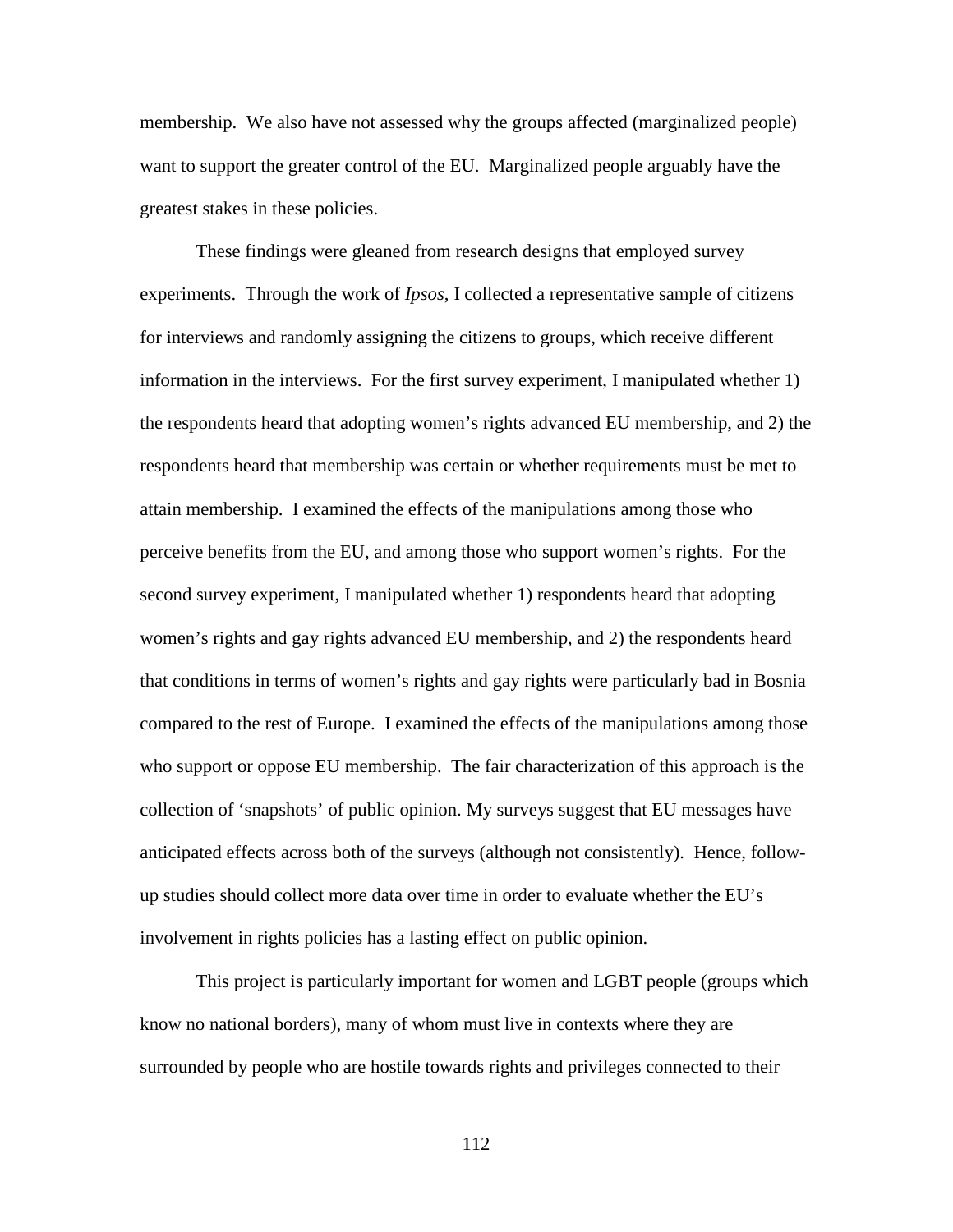membership. We also have not assessed why the groups affected (marginalized people) want to support the greater control of the EU. Marginalized people arguably have the greatest stakes in these policies.

These findings were gleaned from research designs that employed survey experiments. Through the work of *Ipsos*, I collected a representative sample of citizens for interviews and randomly assigning the citizens to groups, which receive different information in the interviews. For the first survey experiment, I manipulated whether 1) the respondents heard that adopting women's rights advanced EU membership, and 2) the respondents heard that membership was certain or whether requirements must be met to attain membership. I examined the effects of the manipulations among those who perceive benefits from the EU, and among those who support women's rights. For the second survey experiment, I manipulated whether 1) respondents heard that adopting women's rights and gay rights advanced EU membership, and 2) the respondents heard that conditions in terms of women's rights and gay rights were particularly bad in Bosnia compared to the rest of Europe. I examined the effects of the manipulations among those who support or oppose EU membership. The fair characterization of this approach is the collection of 'snapshots' of public opinion. My surveys suggest that EU messages have anticipated effects across both of the surveys (although not consistently). Hence, follow-up studies should collect more data over time in order to evaluate whether the EU's involvement in rights policies has a lasting effect on public opinion.

This project is particularly important for women and LGBT people (groups which know no national borders), many of whom must live in contexts where they are surrounded by people who are hostile towards rights and privileges connected to their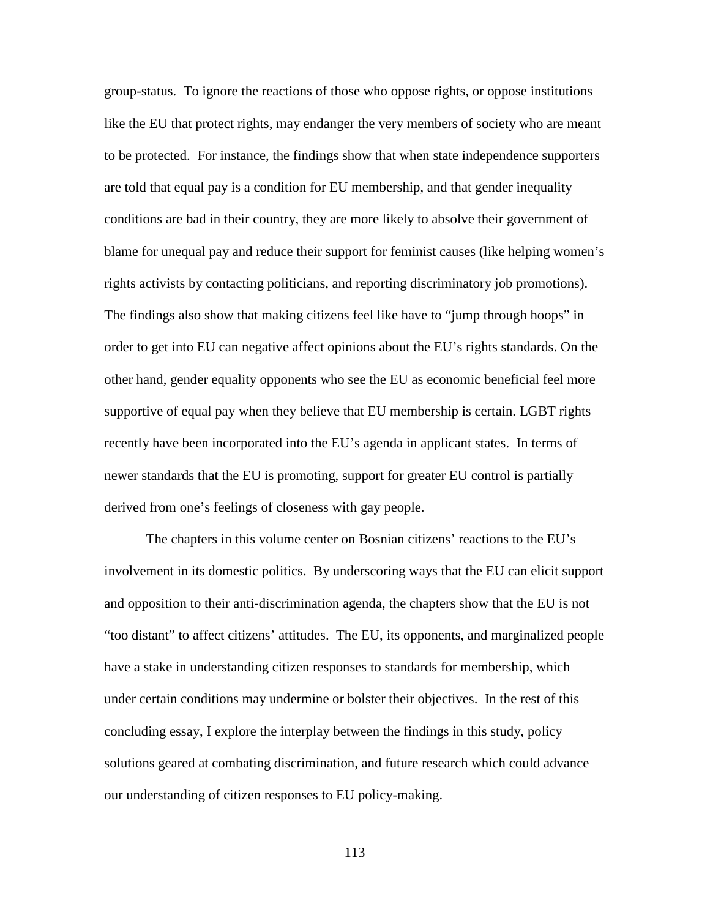group-status. To ignore the reactions of those who oppose rights, or oppose institutions like the EU that protect rights, may endanger the very members of society who are meant to be protected. For instance, the findings show that when state independence supporters are told that equal pay is a condition for EU membership, and that gender inequality conditions are bad in their country, they are more likely to absolve their government of blame for unequal pay and reduce their support for feminist causes (like helping women's rights activists by contacting politicians, and reporting discriminatory job promotions). The findings also show that making citizens feel like have to "jump through hoops" in order to get into EU can negative affect opinions about the EU's rights standards. On the other hand, gender equality opponents who see the EU as economic beneficial feel more supportive of equal pay when they believe that EU membership is certain. LGBT rights recently have been incorporated into the EU's agenda in applicant states. In terms of newer standards that the EU is promoting, support for greater EU control is partially derived from one's feelings of closeness with gay people.

The chapters in this volume center on Bosnian citizens' reactions to the EU's involvement in its domestic politics. By underscoring ways that the EU can elicit support and opposition to their anti-discrimination agenda, the chapters show that the EU is not "too distant" to affect citizens' attitudes. The EU, its opponents, and marginalized people have a stake in understanding citizen responses to standards for membership, which under certain conditions may undermine or bolster their objectives. In the rest of this concluding essay, I explore the interplay between the findings in this study, policy solutions geared at combating discrimination, and future research which could advance our understanding of citizen responses to EU policy-making.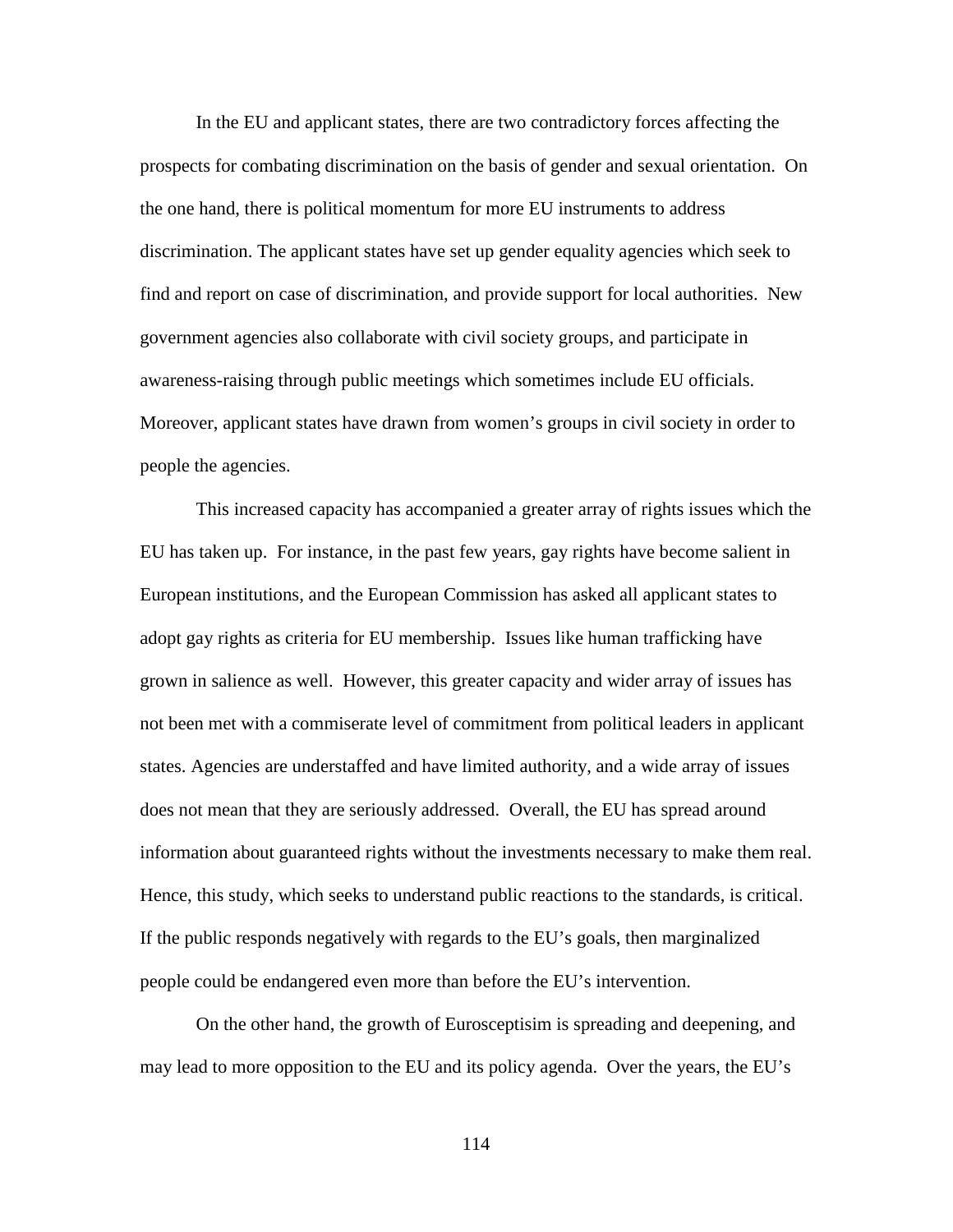In the EU and applicant states, there are two contradictory forces affecting the prospects for combating discrimination on the basis of gender and sexual orientation. On the one hand, there is political momentum for more EU instruments to address discrimination. The applicant states have set up gender equality agencies which seek to find and report on case of discrimination, and provide support for local authorities. New government agencies also collaborate with civil society groups, and participate in awareness-raising through public meetings which sometimes include EU officials. Moreover, applicant states have drawn from women's groups in civil society in order to people the agencies.

This increased capacity has accompanied a greater array of rights issues which the EU has taken up. For instance, in the past few years, gay rights have become salient in European institutions, and the European Commission has asked all applicant states to adopt gay rights as criteria for EU membership. Issues like human trafficking have grown in salience as well. However, this greater capacity and wider array of issues has not been met with a commiserate level of commitment from political leaders in applicant states. Agencies are understaffed and have limited authority, and a wide array of issues does not mean that they are seriously addressed. Overall, the EU has spread around information about guaranteed rights without the investments necessary to make them real. Hence, this study, which seeks to understand public reactions to the standards, is critical. If the public responds negatively with regards to the EU's goals, then marginalized people could be endangered even more than before the EU's intervention.

On the other hand, the growth of Eurosceptisim is spreading and deepening, and may lead to more opposition to the EU and its policy agenda. Over the years, the EU's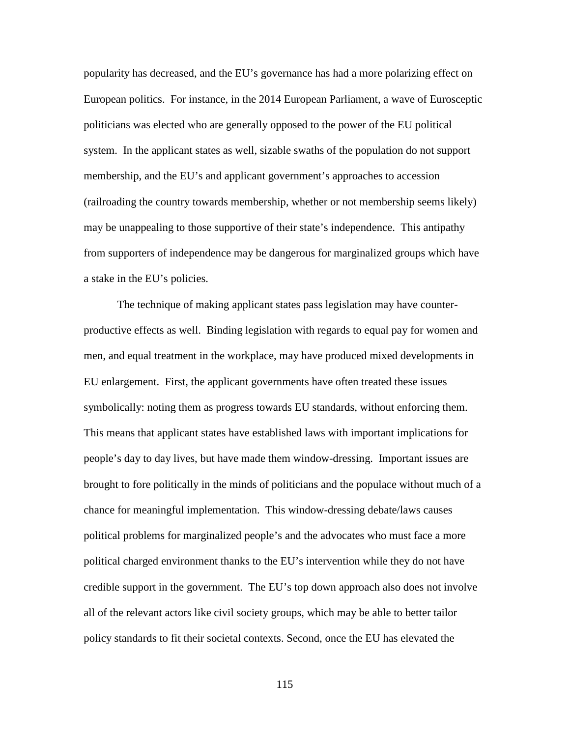popularity has decreased, and the EU's governance has had a more polarizing effect on European politics. For instance, in the 2014 European Parliament, a wave of Eurosceptic politicians was elected who are generally opposed to the power of the EU political system. In the applicant states as well, sizable swaths of the population do not support membership, and the EU's and applicant government's approaches to accession (railroading the country towards membership, whether or not membership seems likely) may be unappealing to those supportive of their state's independence. This antipathy from supporters of independence may be dangerous for marginalized groups which have a stake in the EU's policies.

The technique of making applicant states pass legislation may have counter-productive effects as well. Binding legislation with regards to equal pay for women and men, and equal treatment in the workplace, may have produced mixed developments in EU enlargement. First, the applicant governments have often treated these issues symbolically: noting them as progress towards EU standards, without enforcing them. This means that applicant states have established laws with important implications for people's day to day lives, but have made them window-dressing. Important issues are brought to fore politically in the minds of politicians and the populace without much of a chance for meaningful implementation. This window-dressing debate/laws causes political problems for marginalized people's and the advocates who must face a more political charged environment thanks to the EU's intervention while they do not have credible support in the government. The EU's top down approach also does not involve all of the relevant actors like civil society groups, which may be able to better tailor policy standards to fit their societal contexts. Second, once the EU has elevated the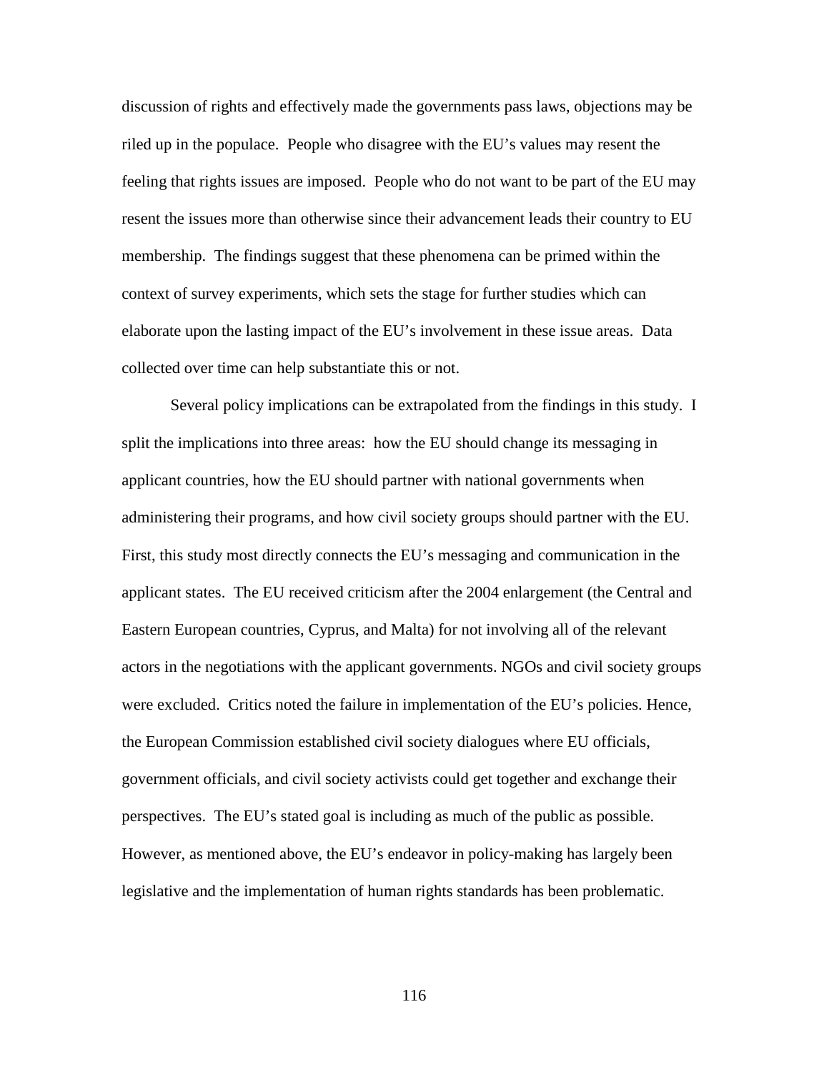discussion of rights and effectively made the governments pass laws, objections may be riled up in the populace. People who disagree with the EU's values may resent the feeling that rights issues are imposed. People who do not want to be part of the EU may resent the issues more than otherwise since their advancement leads their country to EU membership. The findings suggest that these phenomena can be primed within the context of survey experiments, which sets the stage for further studies which can elaborate upon the lasting impact of the EU's involvement in these issue areas. Data collected over time can help substantiate this or not.

Several policy implications can be extrapolated from the findings in this study. I split the implications into three areas: how the EU should change its messaging in applicant countries, how the EU should partner with national governments when administering their programs, and how civil society groups should partner with the EU. First, this study most directly connects the EU's messaging and communication in the applicant states. The EU received criticism after the 2004 enlargement (the Central and Eastern European countries, Cyprus, and Malta) for not involving all of the relevant actors in the negotiations with the applicant governments. NGOs and civil society groups were excluded. Critics noted the failure in implementation of the EU's policies. Hence, the European Commission established civil society dialogues where EU officials, government officials, and civil society activists could get together and exchange their perspectives. The EU's stated goal is including as much of the public as possible. However, as mentioned above, the EU's endeavor in policy-making has largely been legislative and the implementation of human rights standards has been problematic.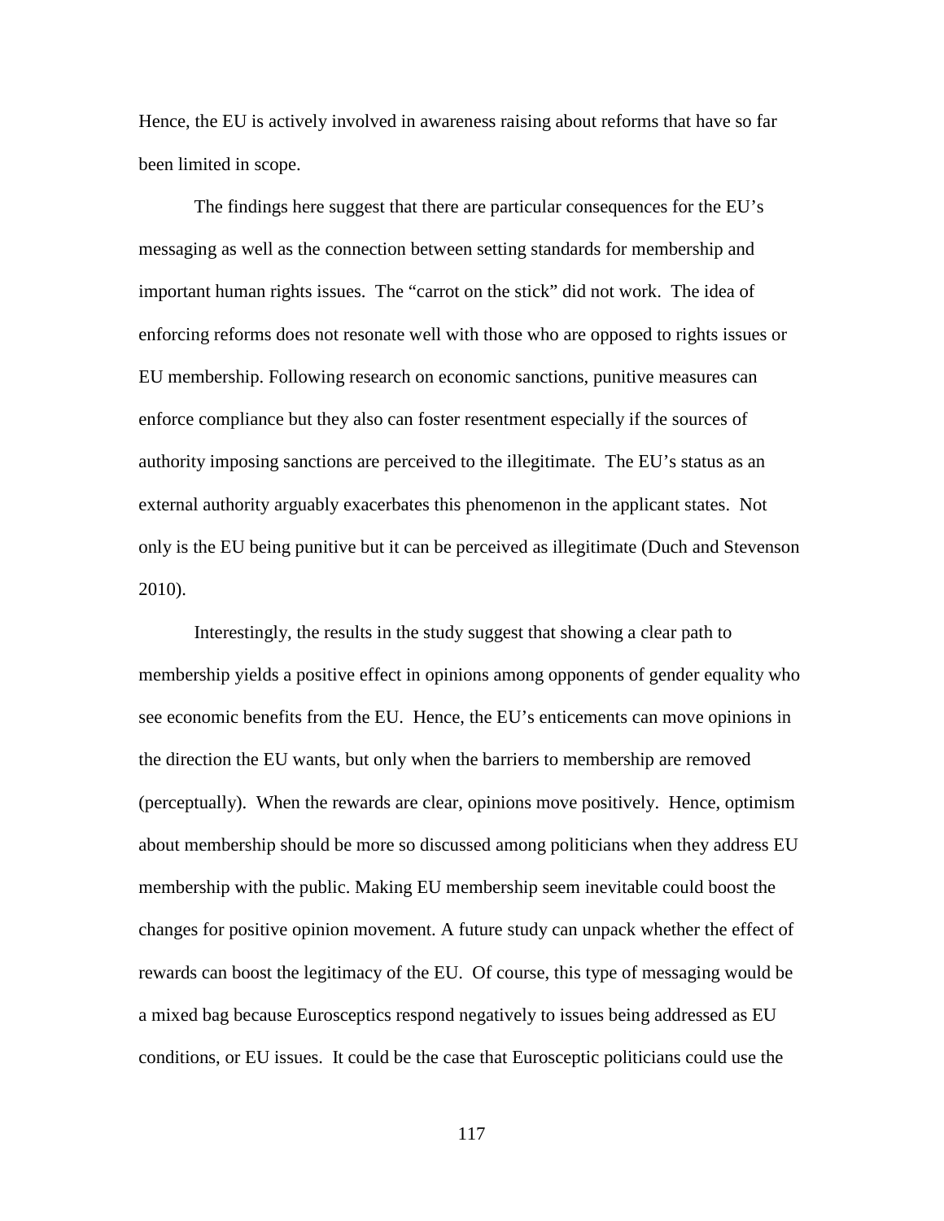Hence, the EU is actively involved in awareness raising about reforms that have so far been limited in scope.

The findings here suggest that there are particular consequences for the EU's messaging as well as the connection between setting standards for membership and important human rights issues. The "carrot on the stick" did not work. The idea of enforcing reforms does not resonate well with those who are opposed to rights issues or EU membership. Following research on economic sanctions, punitive measures can enforce compliance but they also can foster resentment especially if the sources of authority imposing sanctions are perceived to the illegitimate. The EU's status as an external authority arguably exacerbates this phenomenon in the applicant states. Not only is the EU being punitive but it can be perceived as illegitimate (Duch and Stevenson 2010).

Interestingly, the results in the study suggest that showing a clear path to membership yields a positive effect in opinions among opponents of gender equality who see economic benefits from the EU. Hence, the EU's enticements can move opinions in the direction the EU wants, but only when the barriers to membership are removed (perceptually). When the rewards are clear, opinions move positively. Hence, optimism about membership should be more so discussed among politicians when they address EU membership with the public. Making EU membership seem inevitable could boost the changes for positive opinion movement. A future study can unpack whether the effect of rewards can boost the legitimacy of the EU. Of course, this type of messaging would be a mixed bag because Eurosceptics respond negatively to issues being addressed as EU conditions, or EU issues. It could be the case that Eurosceptic politicians could use the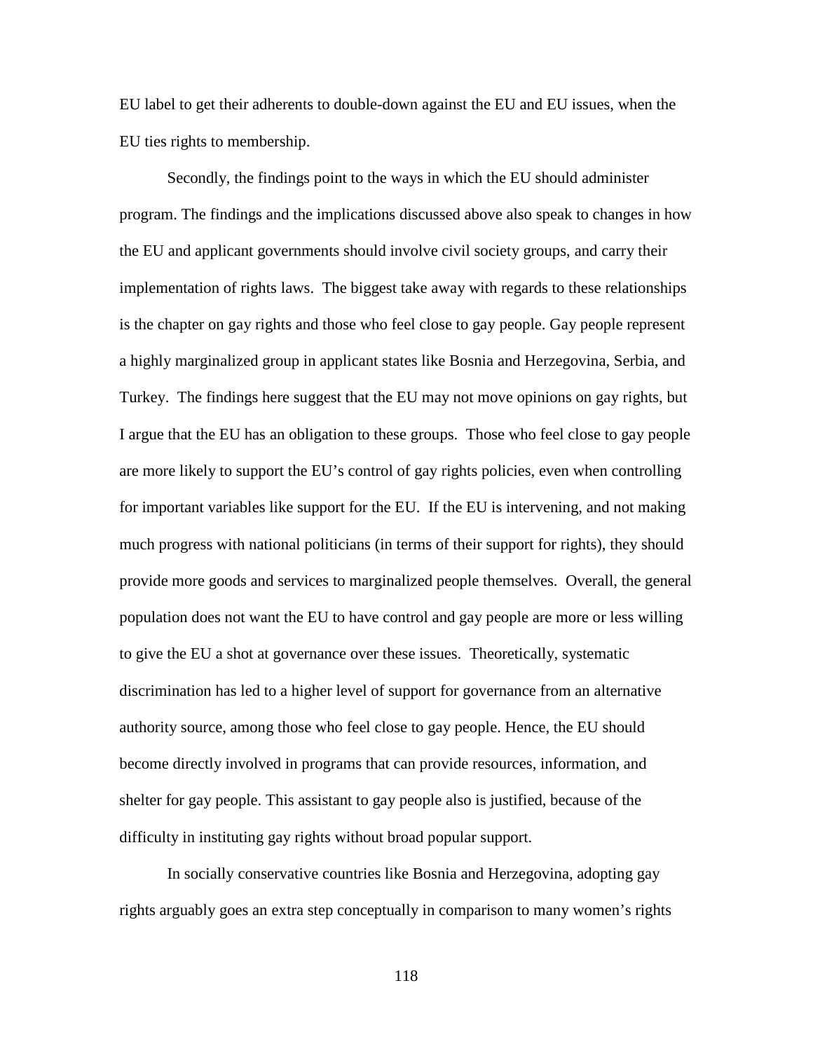EU label to get their adherents to double-down against the EU and EU issues, when the EU ties rights to membership.

Secondly, the findings point to the ways in which the EU should administer program. The findings and the implications discussed above also speak to changes in how the EU and applicant governments should involve civil society groups, and carry their implementation of rights laws. The biggest take away with regards to these relationships is the chapter on gay rights and those who feel close to gay people. Gay people represent a highly marginalized group in applicant states like Bosnia and Herzegovina, Serbia, and Turkey. The findings here suggest that the EU may not move opinions on gay rights, but I argue that the EU has an obligation to these groups. Those who feel close to gay people are more likely to support the EU's control of gay rights policies, even when controlling for important variables like support for the EU. If the EU is intervening, and not making much progress with national politicians (in terms of their support for rights), they should provide more goods and services to marginalized people themselves. Overall, the general population does not want the EU to have control and gay people are more or less willing to give the EU a shot at governance over these issues. Theoretically, systematic discrimination has led to a higher level of support for governance from an alternative authority source, among those who feel close to gay people. Hence, the EU should become directly involved in programs that can provide resources, information, and shelter for gay people. This assistant to gay people also is justified, because of the difficulty in instituting gay rights without broad popular support.

In socially conservative countries like Bosnia and Herzegovina, adopting gay rights arguably goes an extra step conceptually in comparison to many women's rights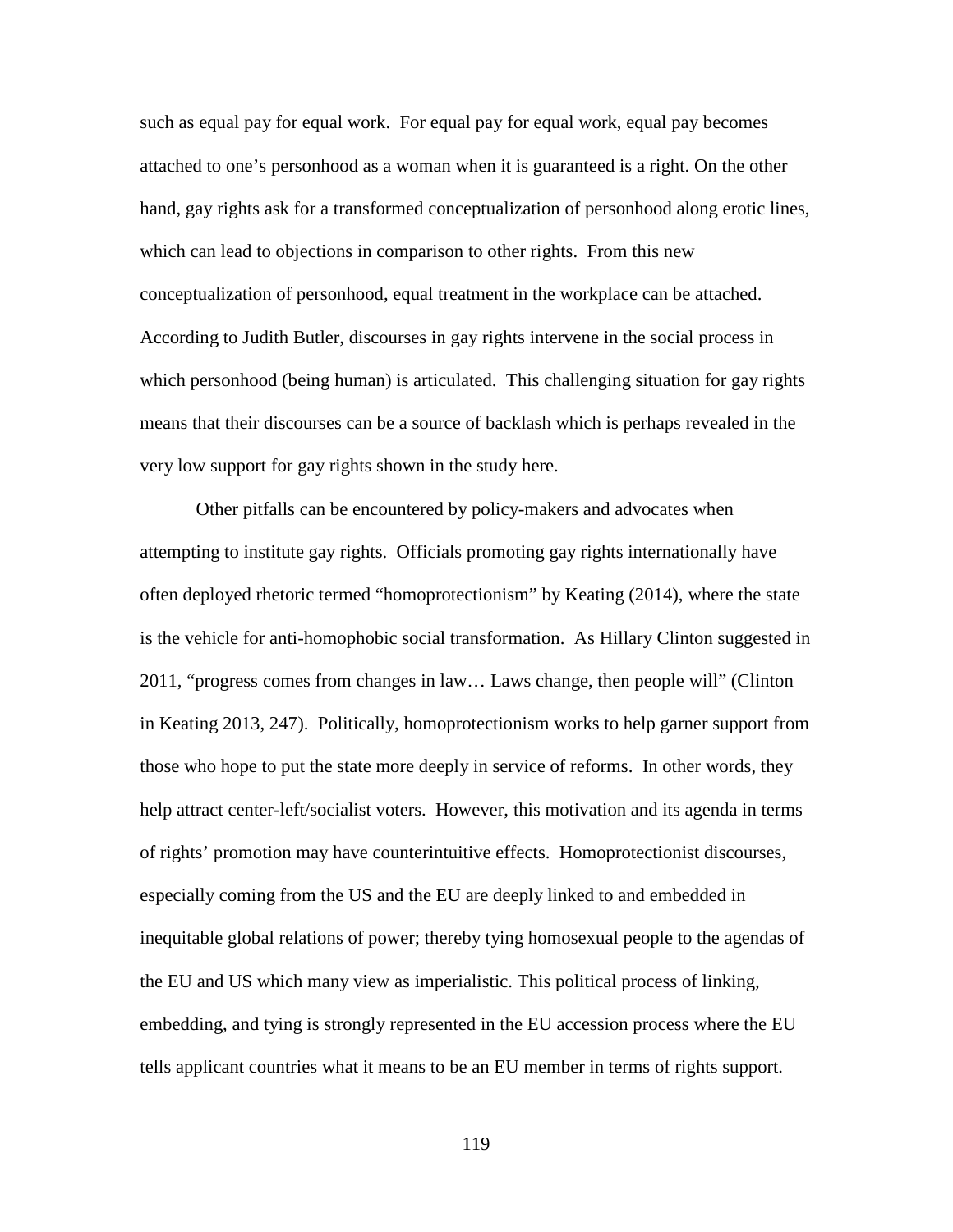such as equal pay for equal work. For equal pay for equal work, equal pay becomes attached to one's personhood as a woman when it is guaranteed is a right. On the other hand, gay rights ask for a transformed conceptualization of personhood along erotic lines, which can lead to objections in comparison to other rights. From this new conceptualization of personhood, equal treatment in the workplace can be attached. According to Judith Butler, discourses in gay rights intervene in the social process in which personhood (being human) is articulated. This challenging situation for gay rights means that their discourses can be a source of backlash which is perhaps revealed in the very low support for gay rights shown in the study here.

Other pitfalls can be encountered by policy-makers and advocates when attempting to institute gay rights. Officials promoting gay rights internationally have often deployed rhetoric termed "homoprotectionism" by Keating (2014), where the state is the vehicle for anti-homophobic social transformation. As Hillary Clinton suggested in 2011, "progress comes from changes in law… Laws change, then people will" (Clinton in Keating 2013, 247). Politically, homoprotectionism works to help garner support from those who hope to put the state more deeply in service of reforms. In other words, they help attract center-left/socialist voters. However, this motivation and its agenda in terms of rights' promotion may have counterintuitive effects. Homoprotectionist discourses, especially coming from the US and the EU are deeply linked to and embedded in inequitable global relations of power; thereby tying homosexual people to the agendas of the EU and US which many view as imperialistic. This political process of linking, embedding, and tying is strongly represented in the EU accession process where the EU tells applicant countries what it means to be an EU member in terms of rights support.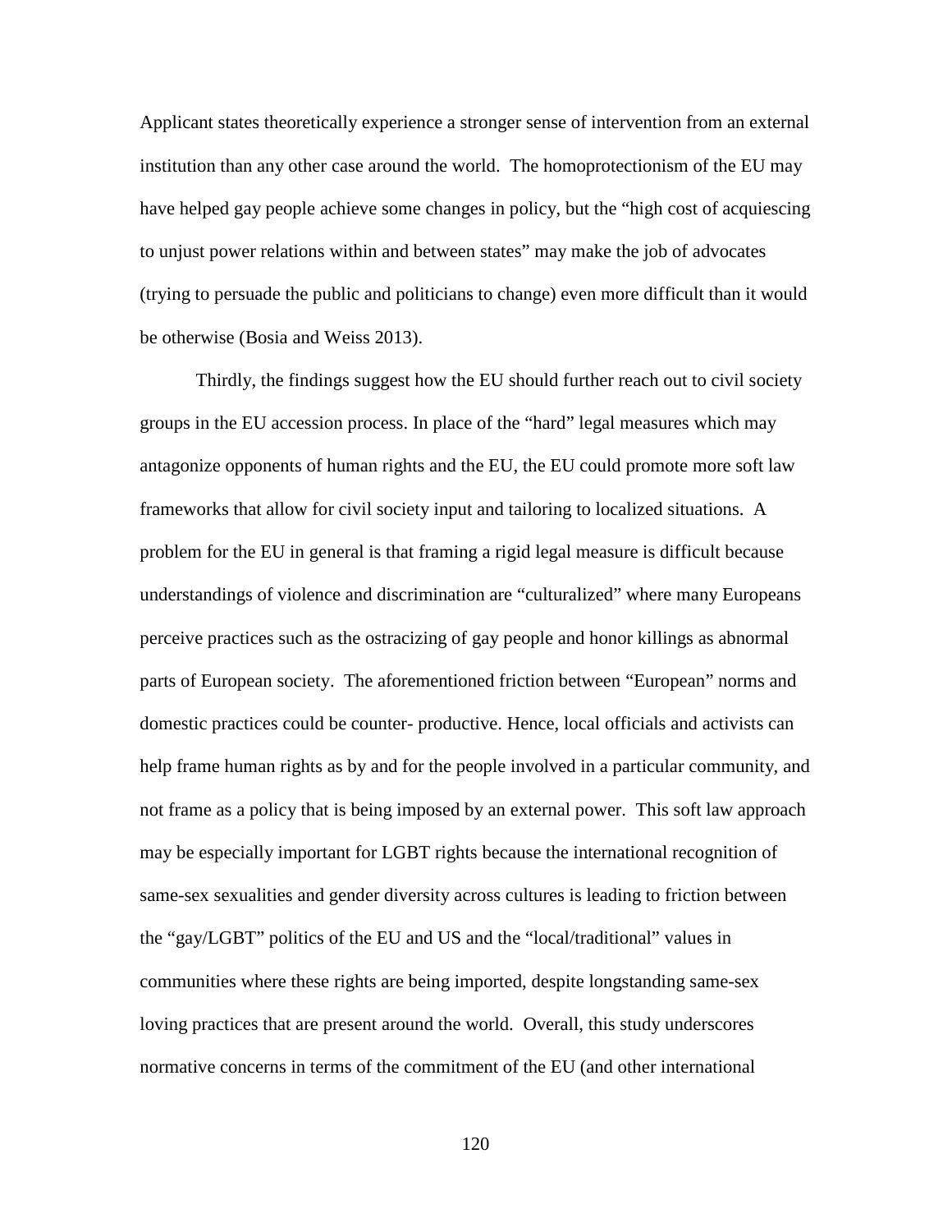Applicant states theoretically experience a stronger sense of intervention from an external institution than any other case around the world. The homoprotectionism of the EU may have helped gay people achieve some changes in policy, but the "high cost of acquiescing to unjust power relations within and between states" may make the job of advocates (trying to persuade the public and politicians to change) even more difficult than it would be otherwise (Bosia and Weiss 2013).

Thirdly, the findings suggest how the EU should further reach out to civil society groups in the EU accession process. In place of the "hard" legal measures which may antagonize opponents of human rights and the EU, the EU could promote more soft law frameworks that allow for civil society input and tailoring to localized situations. A problem for the EU in general is that framing a rigid legal measure is difficult because understandings of violence and discrimination are "culturalized" where many Europeans perceive practices such as the ostracizing of gay people and honor killings as abnormal parts of European society. The aforementioned friction between "European" norms and domestic practices could be counter- productive. Hence, local officials and activists can help frame human rights as by and for the people involved in a particular community, and not frame as a policy that is being imposed by an external power. This soft law approach may be especially important for LGBT rights because the international recognition of same-sex sexualities and gender diversity across cultures is leading to friction between the "gay/LGBT" politics of the EU and US and the "local/traditional" values in communities where these rights are being imported, despite longstanding same-sex loving practices that are present around the world. Overall, this study underscores normative concerns in terms of the commitment of the EU (and other international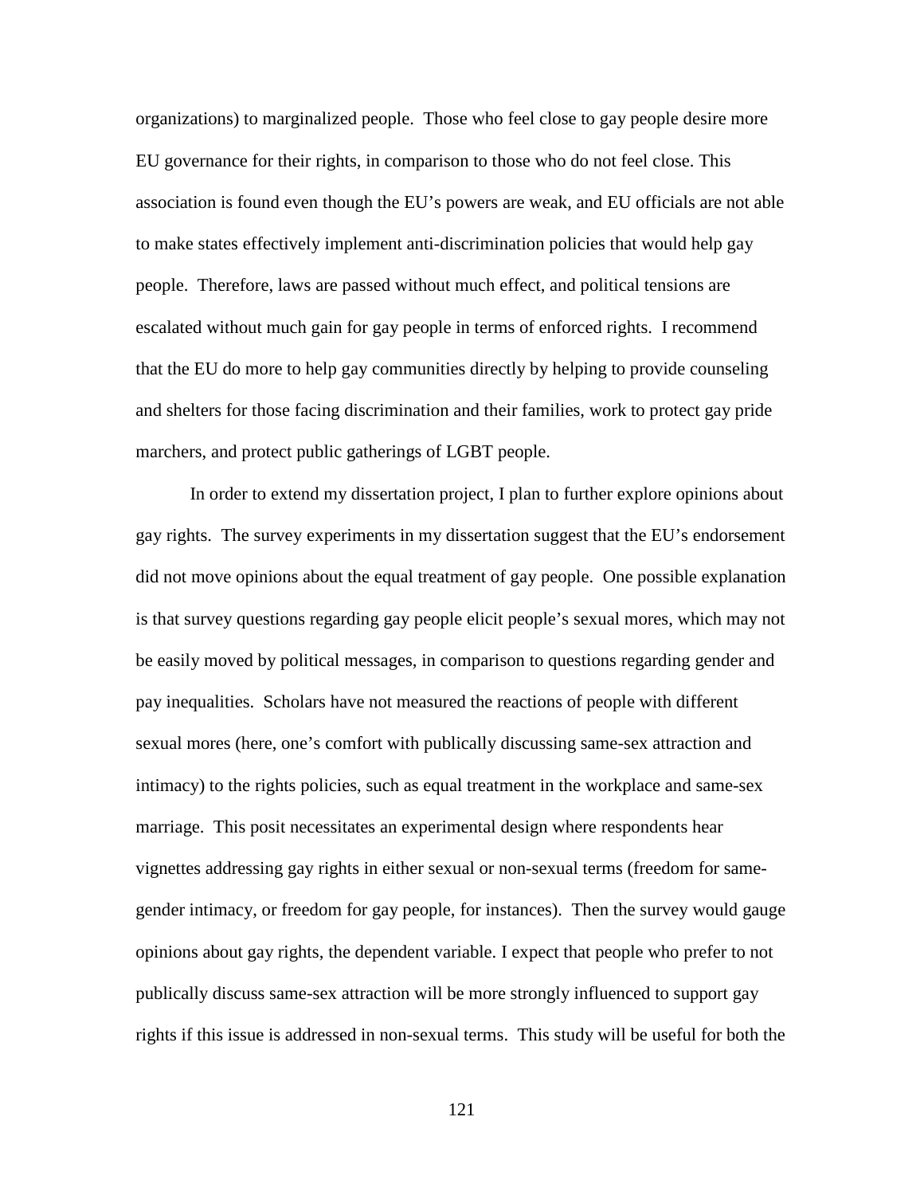organizations) to marginalized people. Those who feel close to gay people desire more EU governance for their rights, in comparison to those who do not feel close. This association is found even though the EU's powers are weak, and EU officials are not able to make states effectively implement anti-discrimination policies that would help gay people. Therefore, laws are passed without much effect, and political tensions are escalated without much gain for gay people in terms of enforced rights. I recommend that the EU do more to help gay communities directly by helping to provide counseling and shelters for those facing discrimination and their families, work to protect gay pride marchers, and protect public gatherings of LGBT people.

In order to extend my dissertation project, I plan to further explore opinions about gay rights. The survey experiments in my dissertation suggest that the EU's endorsement did not move opinions about the equal treatment of gay people. One possible explanation is that survey questions regarding gay people elicit people's sexual mores, which may not be easily moved by political messages, in comparison to questions regarding gender and pay inequalities. Scholars have not measured the reactions of people with different sexual mores (here, one's comfort with publically discussing same-sex attraction and intimacy) to the rights policies, such as equal treatment in the workplace and same-sex marriage. This posit necessitates an experimental design where respondents hear vignettes addressing gay rights in either sexual or non-sexual terms (freedom for same-gender intimacy, or freedom for gay people, for instances). Then the survey would gauge opinions about gay rights, the dependent variable. I expect that people who prefer to not publically discuss same-sex attraction will be more strongly influenced to support gay rights if this issue is addressed in non-sexual terms. This study will be useful for both the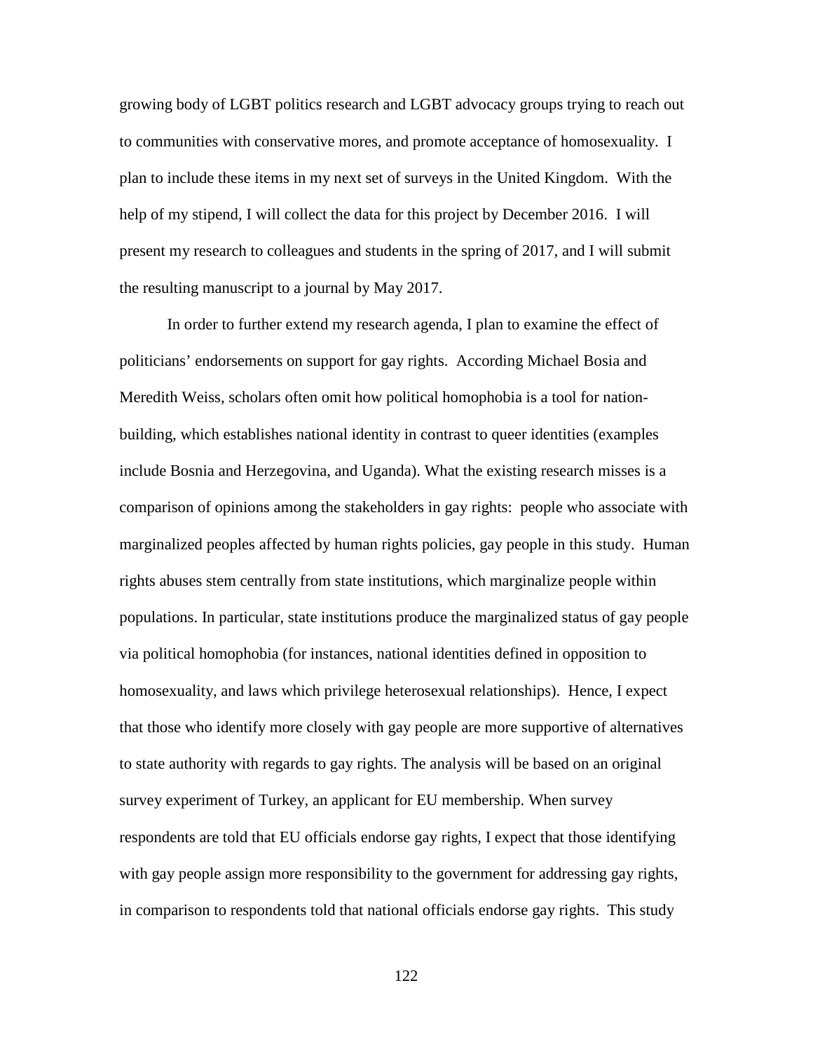growing body of LGBT politics research and LGBT advocacy groups trying to reach out to communities with conservative mores, and promote acceptance of homosexuality. I plan to include these items in my next set of surveys in the United Kingdom. With the help of my stipend, I will collect the data for this project by December 2016. I will present my research to colleagues and students in the spring of 2017, and I will submit the resulting manuscript to a journal by May 2017.

In order to further extend my research agenda, I plan to examine the effect of politicians' endorsements on support for gay rights. According Michael Bosia and Meredith Weiss, scholars often omit how political homophobia is a tool for nation-building, which establishes national identity in contrast to queer identities (examples include Bosnia and Herzegovina, and Uganda). What the existing research misses is a comparison of opinions among the stakeholders in gay rights: people who associate with marginalized peoples affected by human rights policies, gay people in this study. Human rights abuses stem centrally from state institutions, which marginalize people within populations. In particular, state institutions produce the marginalized status of gay people via political homophobia (for instances, national identities defined in opposition to homosexuality, and laws which privilege heterosexual relationships). Hence, I expect that those who identify more closely with gay people are more supportive of alternatives to state authority with regards to gay rights. The analysis will be based on an original survey experiment of Turkey, an applicant for EU membership. When survey respondents are told that EU officials endorse gay rights, I expect that those identifying with gay people assign more responsibility to the government for addressing gay rights, in comparison to respondents told that national officials endorse gay rights. This study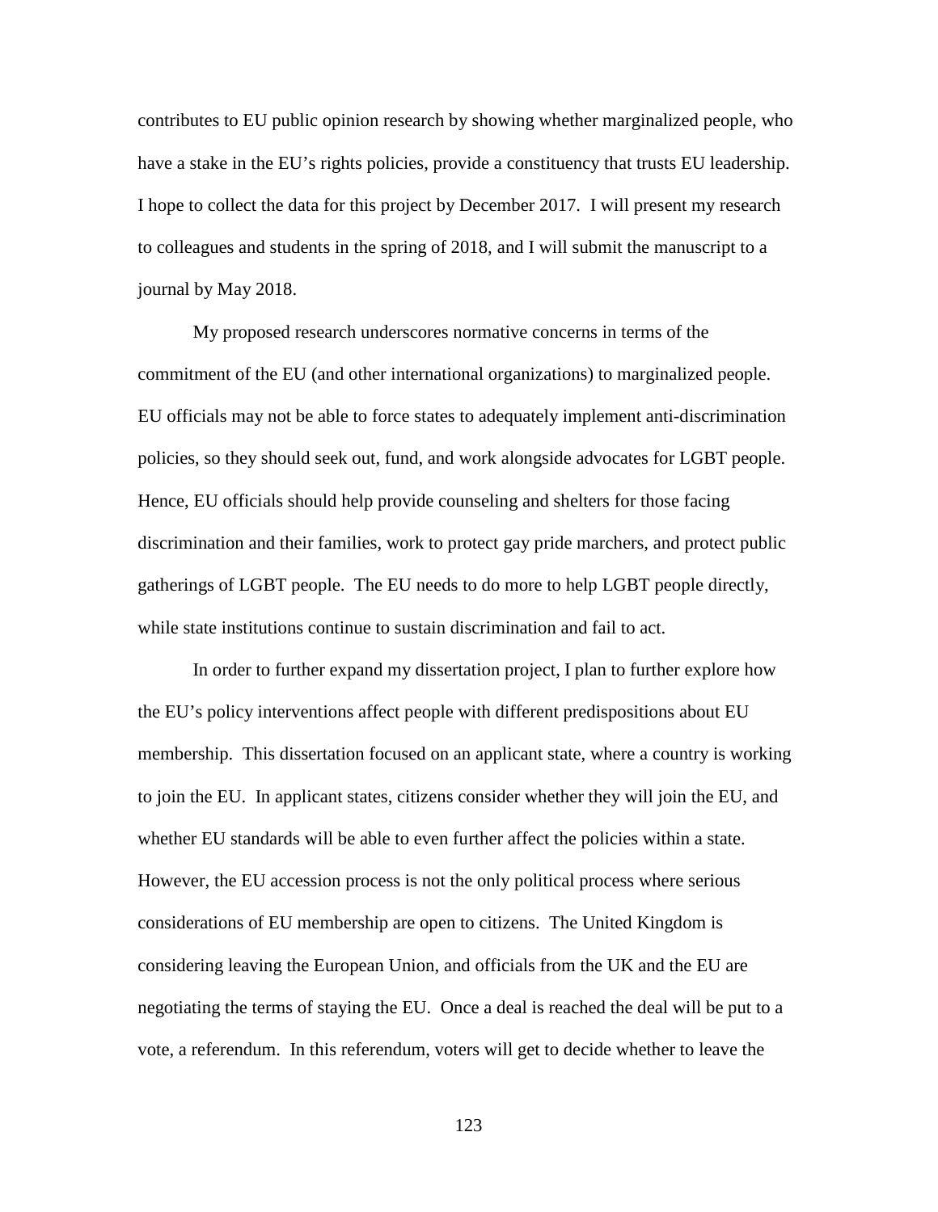contributes to EU public opinion research by showing whether marginalized people, who have a stake in the EU's rights policies, provide a constituency that trusts EU leadership. I hope to collect the data for this project by December 2017. I will present my research to colleagues and students in the spring of 2018, and I will submit the manuscript to a journal by May 2018.

My proposed research underscores normative concerns in terms of the commitment of the EU (and other international organizations) to marginalized people. EU officials may not be able to force states to adequately implement anti-discrimination policies, so they should seek out, fund, and work alongside advocates for LGBT people. Hence, EU officials should help provide counseling and shelters for those facing discrimination and their families, work to protect gay pride marchers, and protect public gatherings of LGBT people. The EU needs to do more to help LGBT people directly, while state institutions continue to sustain discrimination and fail to act.

In order to further expand my dissertation project, I plan to further explore how the EU's policy interventions affect people with different predispositions about EU membership. This dissertation focused on an applicant state, where a country is working to join the EU. In applicant states, citizens consider whether they will join the EU, and whether EU standards will be able to even further affect the policies within a state. However, the EU accession process is not the only political process where serious considerations of EU membership are open to citizens. The United Kingdom is considering leaving the European Union, and officials from the UK and the EU are negotiating the terms of staying the EU. Once a deal is reached the deal will be put to a vote, a referendum. In this referendum, voters will get to decide whether to leave the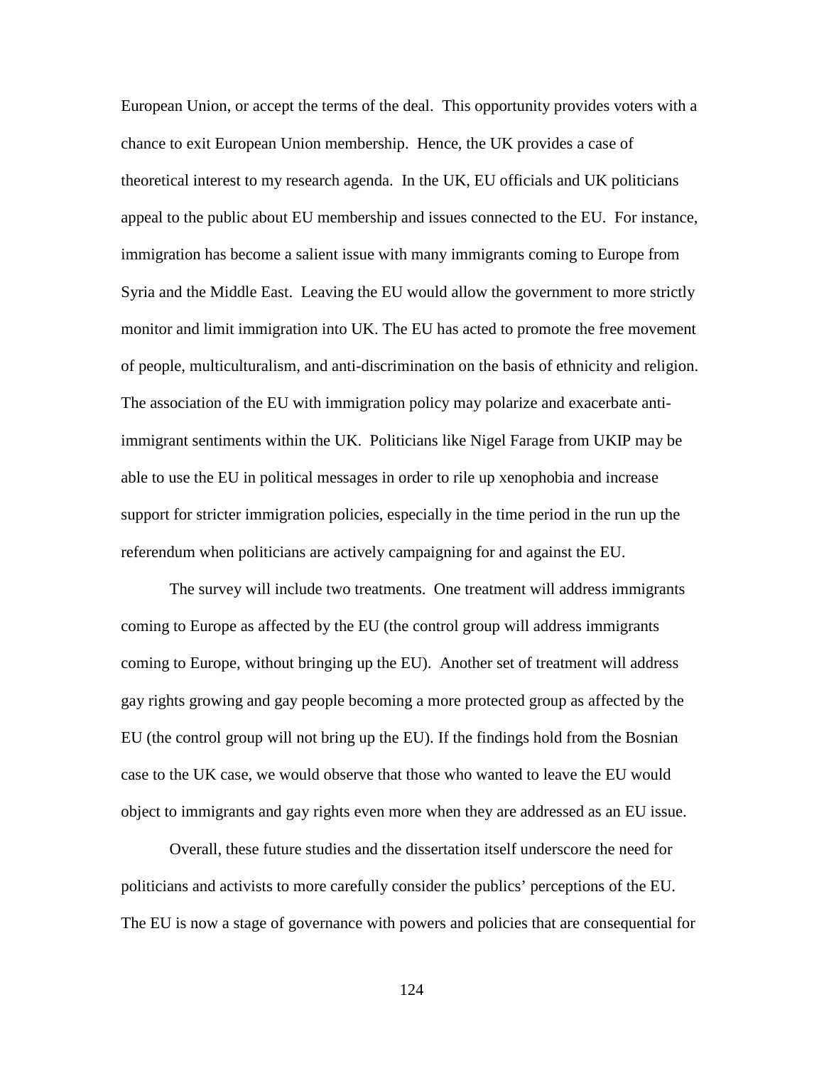European Union, or accept the terms of the deal. This opportunity provides voters with a chance to exit European Union membership. Hence, the UK provides a case of theoretical interest to my research agenda. In the UK, EU officials and UK politicians appeal to the public about EU membership and issues connected to the EU. For instance, immigration has become a salient issue with many immigrants coming to Europe from Syria and the Middle East. Leaving the EU would allow the government to more strictly monitor and limit immigration into UK. The EU has acted to promote the free movement of people, multiculturalism, and anti-discrimination on the basis of ethnicity and religion. The association of the EU with immigration policy may polarize and exacerbate anti-immigrant sentiments within the UK. Politicians like Nigel Farage from UKIP may be able to use the EU in political messages in order to rile up xenophobia and increase support for stricter immigration policies, especially in the time period in the run up the referendum when politicians are actively campaigning for and against the EU.

The survey will include two treatments. One treatment will address immigrants coming to Europe as affected by the EU (the control group will address immigrants coming to Europe, without bringing up the EU). Another set of treatment will address gay rights growing and gay people becoming a more protected group as affected by the EU (the control group will not bring up the EU). If the findings hold from the Bosnian case to the UK case, we would observe that those who wanted to leave the EU would object to immigrants and gay rights even more when they are addressed as an EU issue.

Overall, these future studies and the dissertation itself underscore the need for politicians and activists to more carefully consider the publics' perceptions of the EU. The EU is now a stage of governance with powers and policies that are consequential for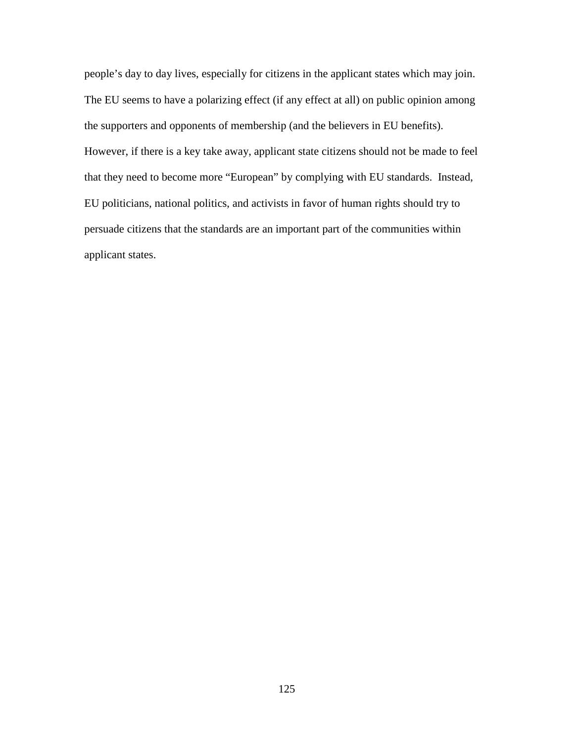people's day to day lives, especially for citizens in the applicant states which may join. The EU seems to have a polarizing effect (if any effect at all) on public opinion among the supporters and opponents of membership (and the believers in EU benefits). However, if there is a key take away, applicant state citizens should not be made to feel that they need to become more "European" by complying with EU standards. Instead, EU politicians, national politics, and activists in favor of human rights should try to persuade citizens that the standards are an important part of the communities within applicant states.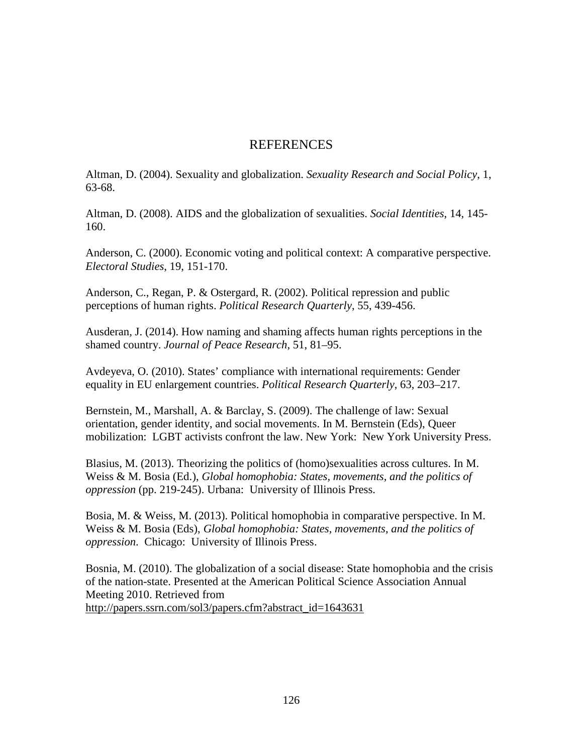# REFERENCES

Altman, D. (2004). Sexuality and globalization. *Sexuality Research and Social Policy*, 1, 63-68.

Altman, D. (2008). AIDS and the globalization of sexualities. *Social Identities*, 14, 145-160.

Anderson, C. (2000). Economic voting and political context: A comparative perspective. *Electoral Studies*, 19, 151-170.

Anderson, C., Regan, P. & Ostergard, R. (2002). Political repression and public perceptions of human rights. *Political Research Quarterly*, 55, 439-456.

Ausderan, J. (2014). How naming and shaming affects human rights perceptions in the shamed country. *Journal of Peace Research*, 51, 81–95.

Avdeyeva, O. (2010). States' compliance with international requirements: Gender equality in EU enlargement countries. *Political Research Quarterly*, 63, 203–217.

Bernstein, M., Marshall, A. & Barclay, S. (2009). The challenge of law: Sexual orientation, gender identity, and social movements. In M. Bernstein (Eds), Queer mobilization: LGBT activists confront the law. New York: New York University Press.

Blasius, M. (2013). Theorizing the politics of (homo)sexualities across cultures. In M. Weiss & M. Bosia (Ed.), *Global homophobia: States, movements, and the politics of oppression* (pp. 219-245). Urbana: University of Illinois Press.

Bosia, M. & Weiss, M. (2013). Political homophobia in comparative perspective. In M. Weiss & M. Bosia (Eds), *Global homophobia: States, movements, and the politics of oppression*. Chicago: University of Illinois Press.

Bosnia, M. (2010). The globalization of a social disease: State homophobia and the crisis of the nation-state. Presented at the American Political Science Association Annual Meeting 2010. Retrieved from http://papers.ssrn.com/sol3/papers.cfm?abstract_id=1643631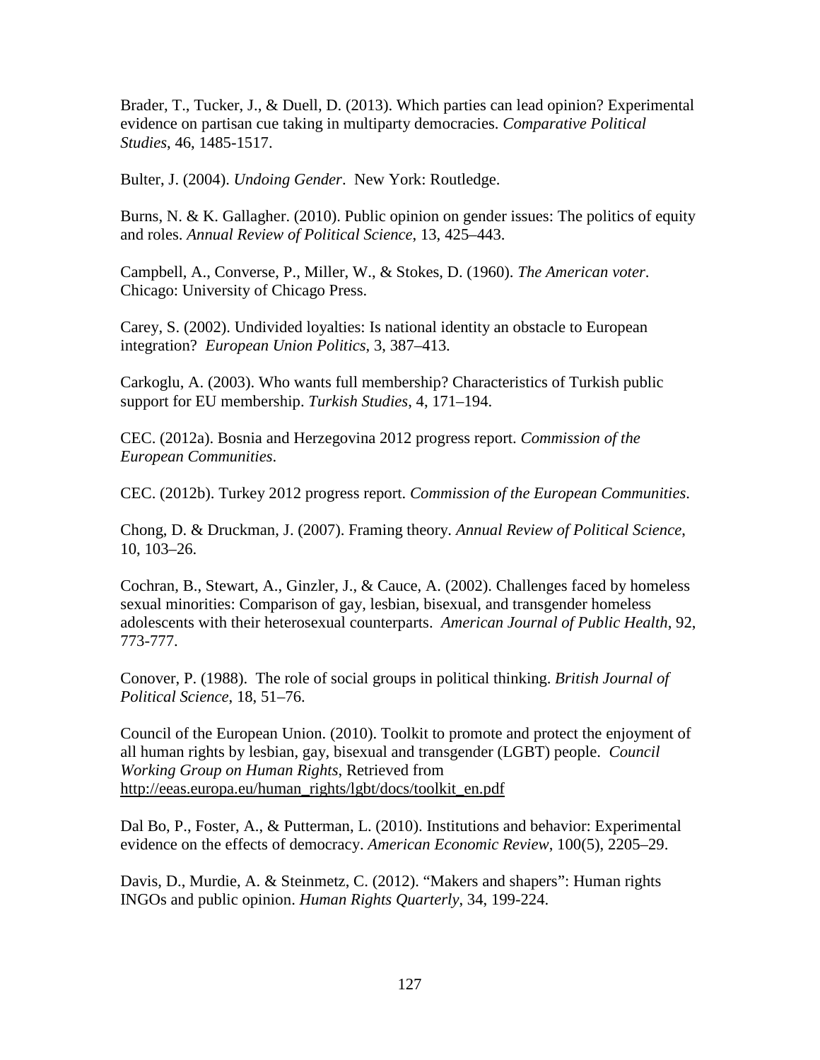Brader, T., Tucker, J., & Duell, D. (2013). Which parties can lead opinion? Experimental evidence on partisan cue taking in multiparty democracies. *Comparative Political Studies*, 46, 1485-1517.

Bulter, J. (2004). *Undoing Gender*. New York: Routledge.

Burns, N. & K. Gallagher. (2010). Public opinion on gender issues: The politics of equity and roles. *Annual Review of Political Science*, 13, 425–443.

Campbell, A., Converse, P., Miller, W., & Stokes, D. (1960). *The American voter*. Chicago: University of Chicago Press.

Carey, S. (2002). Undivided loyalties: Is national identity an obstacle to European integration? *European Union Politics*, 3, 387–413.

Carkoglu, A. (2003). Who wants full membership? Characteristics of Turkish public support for EU membership. *Turkish Studies*, 4, 171–194.

CEC. (2012a). Bosnia and Herzegovina 2012 progress report. *Commission of the European Communities*.

CEC. (2012b). Turkey 2012 progress report. *Commission of the European Communities*.

Chong, D. & Druckman, J. (2007). Framing theory. *Annual Review of Political Science*, 10, 103–26.

Cochran, B., Stewart, A., Ginzler, J., & Cauce, A. (2002). Challenges faced by homeless sexual minorities: Comparison of gay, lesbian, bisexual, and transgender homeless adolescents with their heterosexual counterparts. *American Journal of Public Health*, 92, 773-777.

Conover, P. (1988). The role of social groups in political thinking. *British Journal of Political Science*, 18, 51–76.

Council of the European Union. (2010). Toolkit to promote and protect the enjoyment of all human rights by lesbian, gay, bisexual and transgender (LGBT) people. *Council Working Group on Human Rights*, Retrieved from http://eeas.europa.eu/human_rights/lgbt/docs/toolkit_en.pdf

Dal Bo, P., Foster, A., & Putterman, L. (2010). Institutions and behavior: Experimental evidence on the effects of democracy. *American Economic Review*, 100(5), 2205–29.

Davis, D., Murdie, A. & Steinmetz, C. (2012). "Makers and shapers": Human rights INGOs and public opinion. *Human Rights Quarterly*, 34, 199-224.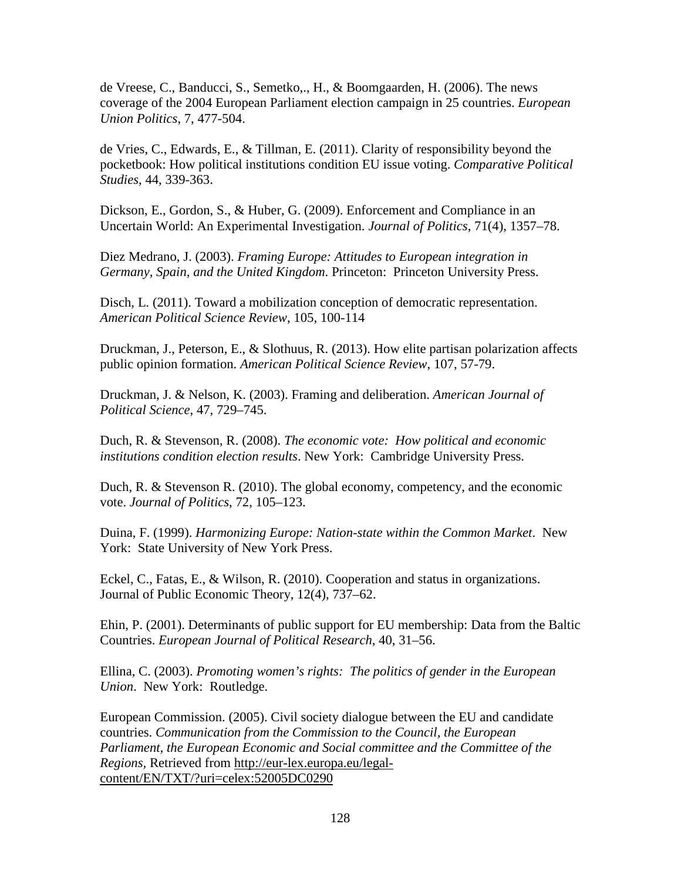de Vreese, C., Banducci, S., Semetko,., H., & Boomgaarden, H. (2006). The news coverage of the 2004 European Parliament election campaign in 25 countries. *European Union Politics*, 7, 477-504.

de Vries, C., Edwards, E., & Tillman, E. (2011). Clarity of responsibility beyond the pocketbook: How political institutions condition EU issue voting. *Comparative Political Studies*, 44, 339-363.

Dickson, E., Gordon, S., & Huber, G. (2009). Enforcement and Compliance in an Uncertain World: An Experimental Investigation. *Journal of Politics*, 71(4), 1357–78.

Diez Medrano, J. (2003). *Framing Europe: Attitudes to European integration in Germany, Spain, and the United Kingdom*. Princeton: Princeton University Press.

Disch, L. (2011). Toward a mobilization conception of democratic representation. *American Political Science Review*, 105, 100-114

Druckman, J., Peterson, E., & Slothuus, R. (2013). How elite partisan polarization affects public opinion formation. *American Political Science Review*, 107, 57-79.

Druckman, J. & Nelson, K. (2003). Framing and deliberation. *American Journal of Political Science*, 47, 729–745.

Duch, R. & Stevenson, R. (2008). *The economic vote: How political and economic institutions condition election results*. New York: Cambridge University Press.

Duch, R. & Stevenson R. (2010). The global economy, competency, and the economic vote. *Journal of Politics*, 72, 105–123.

Duina, F. (1999). *Harmonizing Europe: Nation-state within the Common Market*. New York: State University of New York Press.

Eckel, C., Fatas, E., & Wilson, R. (2010). Cooperation and status in organizations. Journal of Public Economic Theory, 12(4), 737–62.

Ehin, P. (2001). Determinants of public support for EU membership: Data from the Baltic Countries. *European Journal of Political Research*, 40, 31–56.

Ellina, C. (2003). *Promoting women's rights: The politics of gender in the European Union*. New York: Routledge.

European Commission. (2005). Civil society dialogue between the EU and candidate countries. *Communication from the Commission to the Council, the European Parliament, the European Economic and Social committee and the Committee of the Regions*, Retrieved from http://eur-lex.europa.eu/legal-content/EN/TXT/?uri=celex:52005DC0290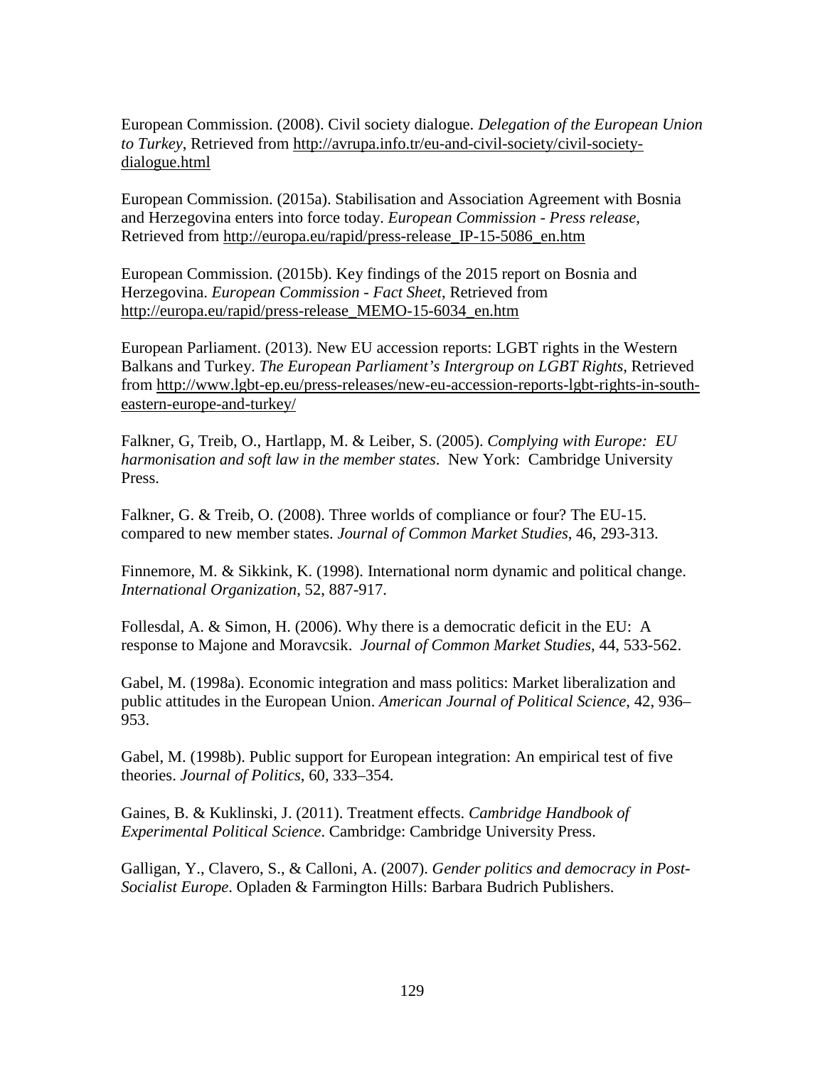European Commission. (2008). Civil society dialogue. *Delegation of the European Union to Turkey*, Retrieved from http://avrupa.info.tr/eu-and-civil-society/civil-society-dialogue.html

European Commission. (2015a). Stabilisation and Association Agreement with Bosnia and Herzegovina enters into force today. *European Commission - Press release*, Retrieved from http://europa.eu/rapid/press-release_IP-15-5086_en.htm

European Commission. (2015b). Key findings of the 2015 report on Bosnia and Herzegovina. *European Commission - Fact Sheet*, Retrieved from http://europa.eu/rapid/press-release_MEMO-15-6034_en.htm

European Parliament. (2013). New EU accession reports: LGBT rights in the Western Balkans and Turkey. *The European Parliament's Intergroup on LGBT Rights*, Retrieved from http://www.lgbt-ep.eu/press-releases/new-eu-accession-reports-lgbt-rights-in-south-eastern-europe-and-turkey/

Falkner, G, Treib, O., Hartlapp, M. & Leiber, S. (2005). *Complying with Europe: EU harmonisation and soft law in the member states*. New York: Cambridge University Press.

Falkner, G. & Treib, O. (2008). Three worlds of compliance or four? The EU-15. compared to new member states. *Journal of Common Market Studies*, 46, 293-313.

Finnemore, M. & Sikkink, K. (1998). International norm dynamic and political change. *International Organization*, 52, 887-917.

Follesdal, A. & Simon, H. (2006). Why there is a democratic deficit in the EU: A response to Majone and Moravcsik. *Journal of Common Market Studies*, 44, 533-562.

Gabel, M. (1998a). Economic integration and mass politics: Market liberalization and public attitudes in the European Union. *American Journal of Political Science*, 42, 936–953.

Gabel, M. (1998b). Public support for European integration: An empirical test of five theories. *Journal of Politics*, 60, 333–354.

Gaines, B. & Kuklinski, J. (2011). Treatment effects. *Cambridge Handbook of Experimental Political Science*. Cambridge: Cambridge University Press.

Galligan, Y., Clavero, S., & Calloni, A. (2007). *Gender politics and democracy in Post-Socialist Europe*. Opladen & Farmington Hills: Barbara Budrich Publishers.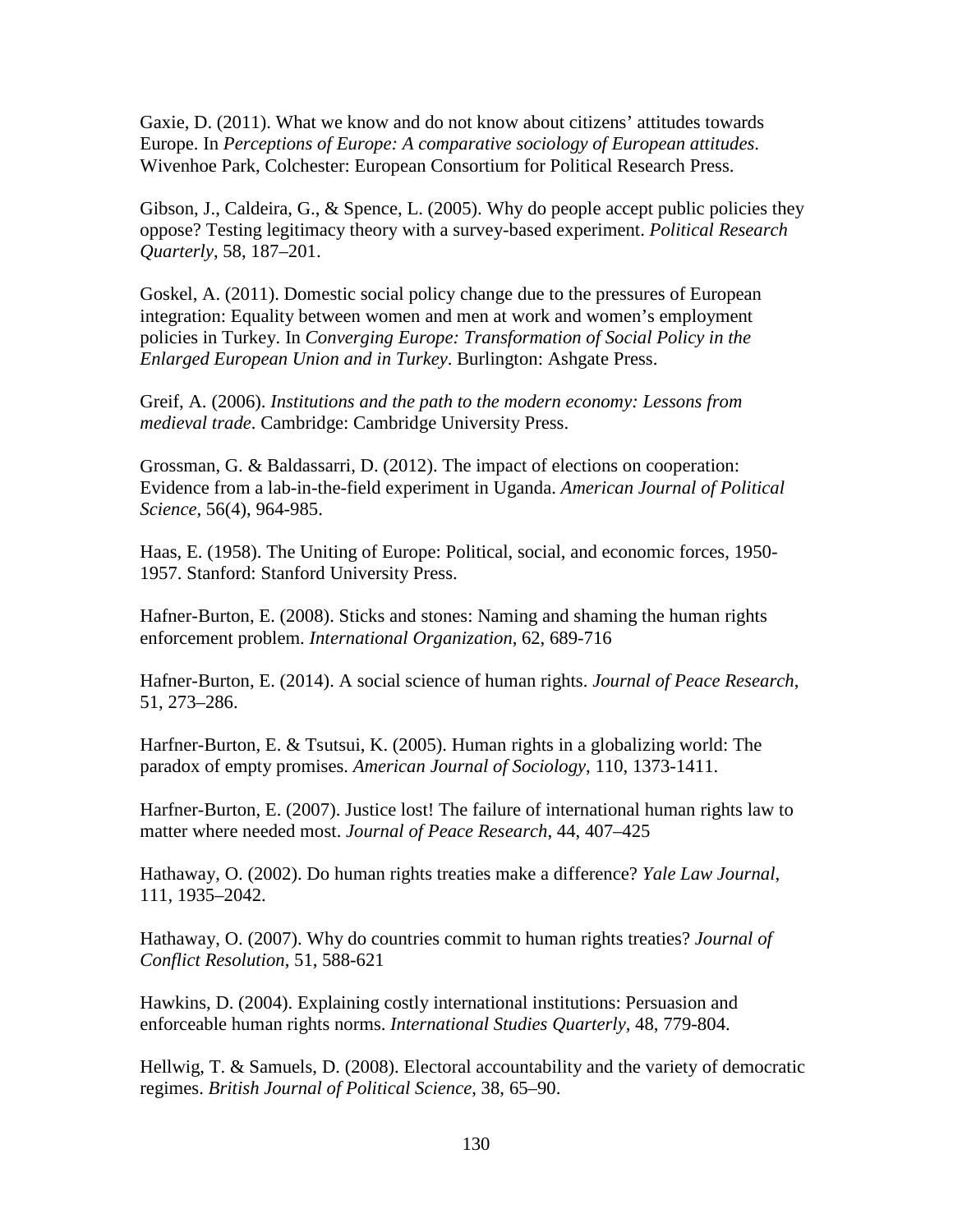Gaxie, D. (2011). What we know and do not know about citizens' attitudes towards Europe. In *Perceptions of Europe: A comparative sociology of European attitudes*. Wivenhoe Park, Colchester: European Consortium for Political Research Press.

Gibson, J., Caldeira, G., & Spence, L. (2005). Why do people accept public policies they oppose? Testing legitimacy theory with a survey-based experiment. *Political Research Quarterly*, 58, 187–201.

Goskel, A. (2011). Domestic social policy change due to the pressures of European integration: Equality between women and men at work and women's employment policies in Turkey. In *Converging Europe: Transformation of Social Policy in the Enlarged European Union and in Turkey*. Burlington: Ashgate Press.

Greif, A. (2006). *Institutions and the path to the modern economy: Lessons from medieval trade*. Cambridge: Cambridge University Press.

Grossman, G. & Baldassarri, D. (2012). The impact of elections on cooperation: Evidence from a lab-in-the-field experiment in Uganda. *American Journal of Political Science*, 56(4), 964-985.

Haas, E. (1958). The Uniting of Europe: Political, social, and economic forces, 1950-1957. Stanford: Stanford University Press.

Hafner-Burton, E. (2008). Sticks and stones: Naming and shaming the human rights enforcement problem. *International Organization*, 62, 689-716

Hafner-Burton, E. (2014). A social science of human rights. *Journal of Peace Research*, 51, 273–286.

Harfner-Burton, E. & Tsutsui, K. (2005). Human rights in a globalizing world: The paradox of empty promises. *American Journal of Sociology*, 110, 1373-1411.

Harfner-Burton, E. (2007). Justice lost! The failure of international human rights law to matter where needed most. *Journal of Peace Research*, 44, 407–425

Hathaway, O. (2002). Do human rights treaties make a difference? *Yale Law Journal*, 111, 1935–2042.

Hathaway, O. (2007). Why do countries commit to human rights treaties? *Journal of Conflict Resolution*, 51, 588-621

Hawkins, D. (2004). Explaining costly international institutions: Persuasion and enforceable human rights norms. *International Studies Quarterly*, 48, 779-804.

Hellwig, T. & Samuels, D. (2008). Electoral accountability and the variety of democratic regimes. *British Journal of Political Science*, 38, 65–90.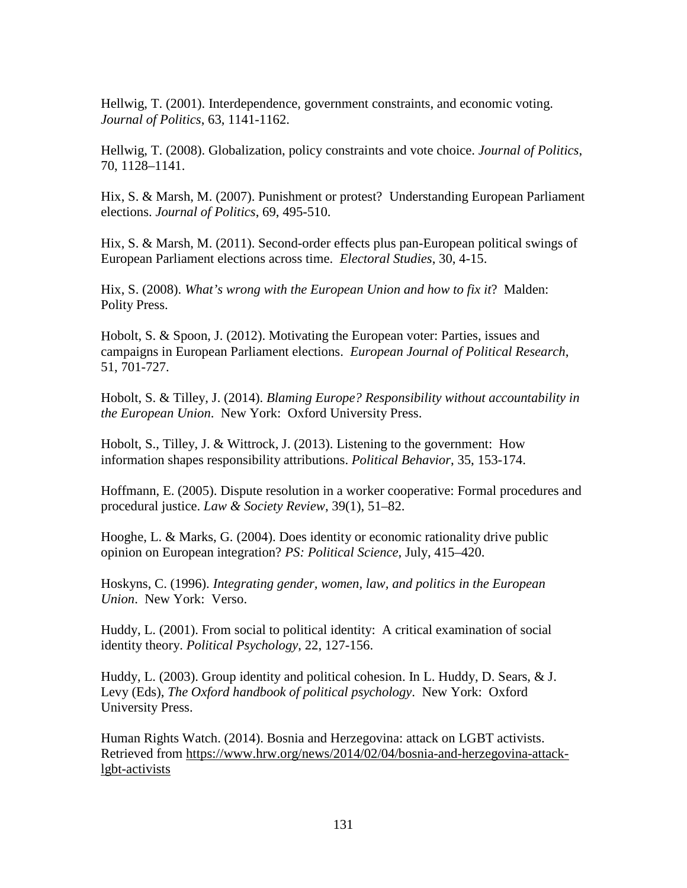Hellwig, T. (2001). Interdependence, government constraints, and economic voting. *Journal of Politics*, 63, 1141-1162.

Hellwig, T. (2008). Globalization, policy constraints and vote choice. *Journal of Politics*, 70, 1128–1141.

Hix, S. & Marsh, M. (2007). Punishment or protest? Understanding European Parliament elections. *Journal of Politics*, 69, 495-510.

Hix, S. & Marsh, M. (2011). Second-order effects plus pan-European political swings of European Parliament elections across time. *Electoral Studies*, 30, 4-15.

Hix, S. (2008). *What's wrong with the European Union and how to fix it*? Malden: Polity Press.

Hobolt, S. & Spoon, J. (2012). Motivating the European voter: Parties, issues and campaigns in European Parliament elections. *European Journal of Political Research*, 51, 701-727.

Hobolt, S. & Tilley, J. (2014). *Blaming Europe? Responsibility without accountability in the European Union*. New York: Oxford University Press.

Hobolt, S., Tilley, J. & Wittrock, J. (2013). Listening to the government: How information shapes responsibility attributions. *Political Behavior*, 35, 153-174.

Hoffmann, E. (2005). Dispute resolution in a worker cooperative: Formal procedures and procedural justice. *Law & Society Review*, 39(1), 51–82.

Hooghe, L. & Marks, G. (2004). Does identity or economic rationality drive public opinion on European integration? *PS: Political Science*, July, 415–420.

Hoskyns, C. (1996). *Integrating gender, women, law, and politics in the European Union*. New York: Verso.

Huddy, L. (2001). From social to political identity: A critical examination of social identity theory. *Political Psychology*, 22, 127-156.

Huddy, L. (2003). Group identity and political cohesion. In L. Huddy, D. Sears, & J. Levy (Eds), *The Oxford handbook of political psychology*. New York: Oxford University Press.

Human Rights Watch. (2014). Bosnia and Herzegovina: attack on LGBT activists. Retrieved from https://www.hrw.org/news/2014/02/04/bosnia-and-herzegovina-attack-lgbt-activists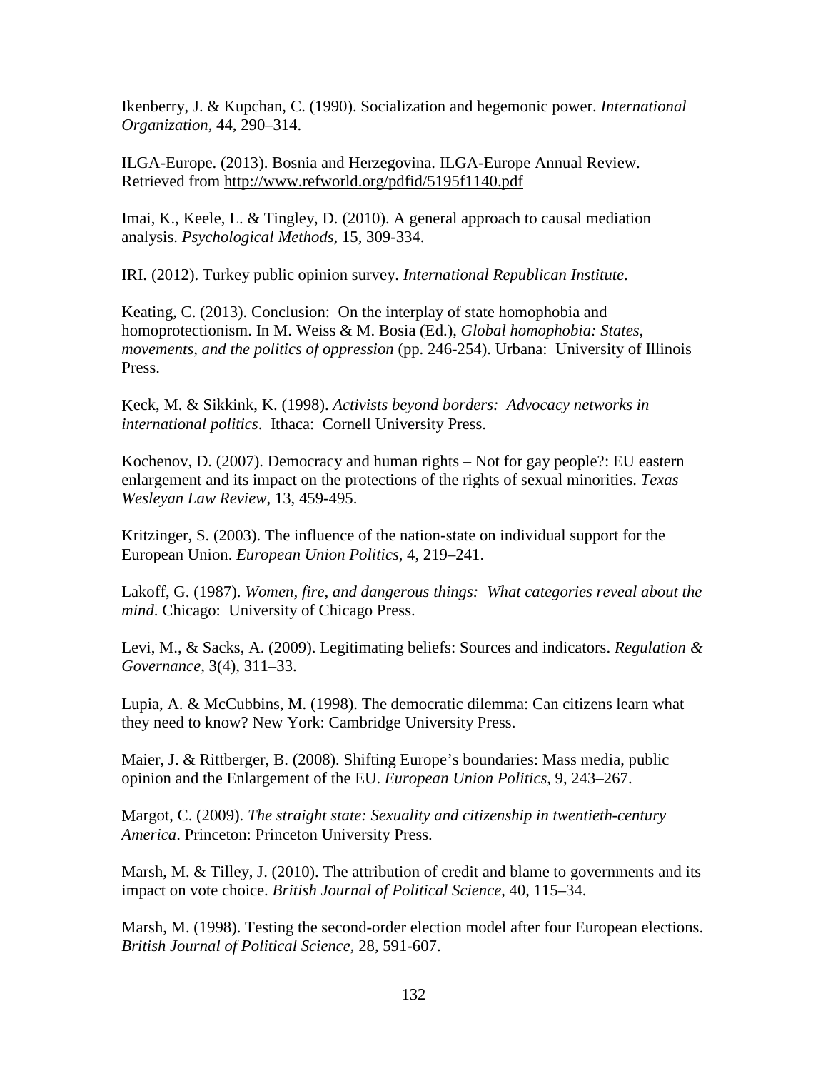Ikenberry, J. & Kupchan, C. (1990). Socialization and hegemonic power. *International Organization*, 44, 290–314.

ILGA-Europe. (2013). Bosnia and Herzegovina. ILGA-Europe Annual Review. Retrieved from http://www.refworld.org/pdfid/5195f1140.pdf

Imai, K., Keele, L. & Tingley, D. (2010). A general approach to causal mediation analysis. *Psychological Methods*, 15, 309-334.

IRI. (2012). Turkey public opinion survey. *International Republican Institute*.

Keating, C. (2013). Conclusion: On the interplay of state homophobia and homoprotectionism. In M. Weiss & M. Bosia (Ed.), *Global homophobia: States, movements, and the politics of oppression* (pp. 246-254). Urbana: University of Illinois Press.

Keck, M. & Sikkink, K. (1998). *Activists beyond borders: Advocacy networks in international politics*. Ithaca: Cornell University Press.

Kochenov, D. (2007). Democracy and human rights – Not for gay people?: EU eastern enlargement and its impact on the protections of the rights of sexual minorities. *Texas Wesleyan Law Review*, 13, 459-495.

Kritzinger, S. (2003). The influence of the nation-state on individual support for the European Union. *European Union Politics*, 4, 219–241.

Lakoff, G. (1987). *Women, fire, and dangerous things: What categories reveal about the mind*. Chicago: University of Chicago Press.

Levi, M., & Sacks, A. (2009). Legitimating beliefs: Sources and indicators. *Regulation & Governance*, 3(4), 311–33.

Lupia, A. & McCubbins, M. (1998). The democratic dilemma: Can citizens learn what they need to know? New York: Cambridge University Press.

Maier, J. & Rittberger, B. (2008). Shifting Europe's boundaries: Mass media, public opinion and the Enlargement of the EU. *European Union Politics*, 9, 243–267.

Margot, C. (2009). *The straight state: Sexuality and citizenship in twentieth-century America*. Princeton: Princeton University Press.

Marsh, M. & Tilley, J. (2010). The attribution of credit and blame to governments and its impact on vote choice. *British Journal of Political Science*, 40, 115–34.

Marsh, M. (1998). Testing the second-order election model after four European elections. *British Journal of Political Science*, 28, 591-607.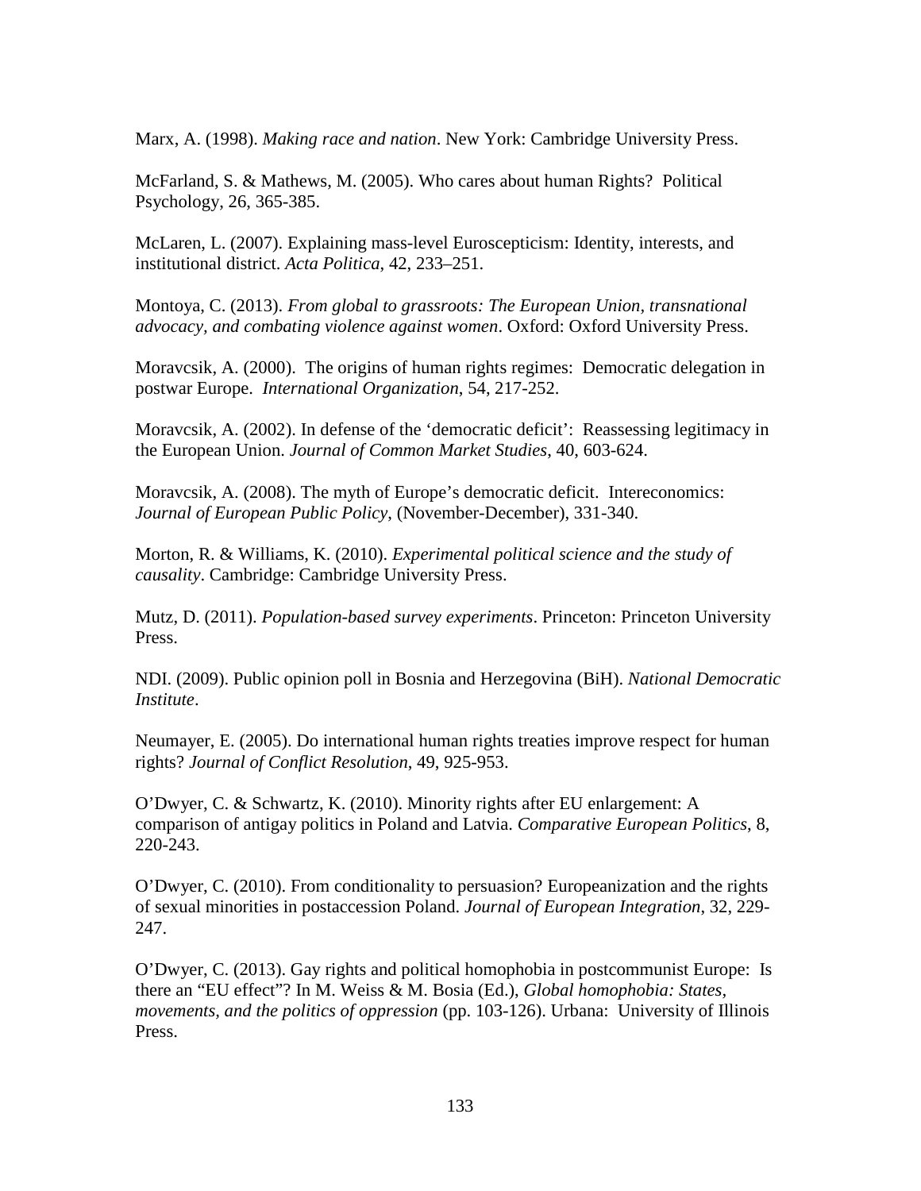Marx, A. (1998). *Making race and nation*. New York: Cambridge University Press.

McFarland, S. & Mathews, M. (2005). Who cares about human Rights? Political Psychology, 26, 365-385.

McLaren, L. (2007). Explaining mass-level Euroscepticism: Identity, interests, and institutional district. *Acta Politica*, 42, 233–251.

Montoya, C. (2013). *From global to grassroots: The European Union, transnational advocacy, and combating violence against women*. Oxford: Oxford University Press.

Moravcsik, A. (2000). The origins of human rights regimes: Democratic delegation in postwar Europe. *International Organization*, 54, 217-252.

Moravcsik, A. (2002). In defense of the 'democratic deficit': Reassessing legitimacy in the European Union. *Journal of Common Market Studies*, 40, 603-624.

Moravcsik, A. (2008). The myth of Europe's democratic deficit. Intereconomics: *Journal of European Public Policy*, (November-December), 331-340.

Morton, R. & Williams, K. (2010). *Experimental political science and the study of causality*. Cambridge: Cambridge University Press.

Mutz, D. (2011). *Population-based survey experiments*. Princeton: Princeton University Press.

NDI. (2009). Public opinion poll in Bosnia and Herzegovina (BiH). *National Democratic Institute*.

Neumayer, E. (2005). Do international human rights treaties improve respect for human rights? *Journal of Conflict Resolution*, 49, 925-953.

O'Dwyer, C. & Schwartz, K. (2010). Minority rights after EU enlargement: A comparison of antigay politics in Poland and Latvia. *Comparative European Politics*, 8, 220-243.

O'Dwyer, C. (2010). From conditionality to persuasion? Europeanization and the rights of sexual minorities in postaccession Poland. *Journal of European Integration*, 32, 229-247.

O'Dwyer, C. (2013). Gay rights and political homophobia in postcommunist Europe: Is there an "EU effect"? In M. Weiss & M. Bosia (Ed.), *Global homophobia: States, movements, and the politics of oppression* (pp. 103-126). Urbana: University of Illinois Press.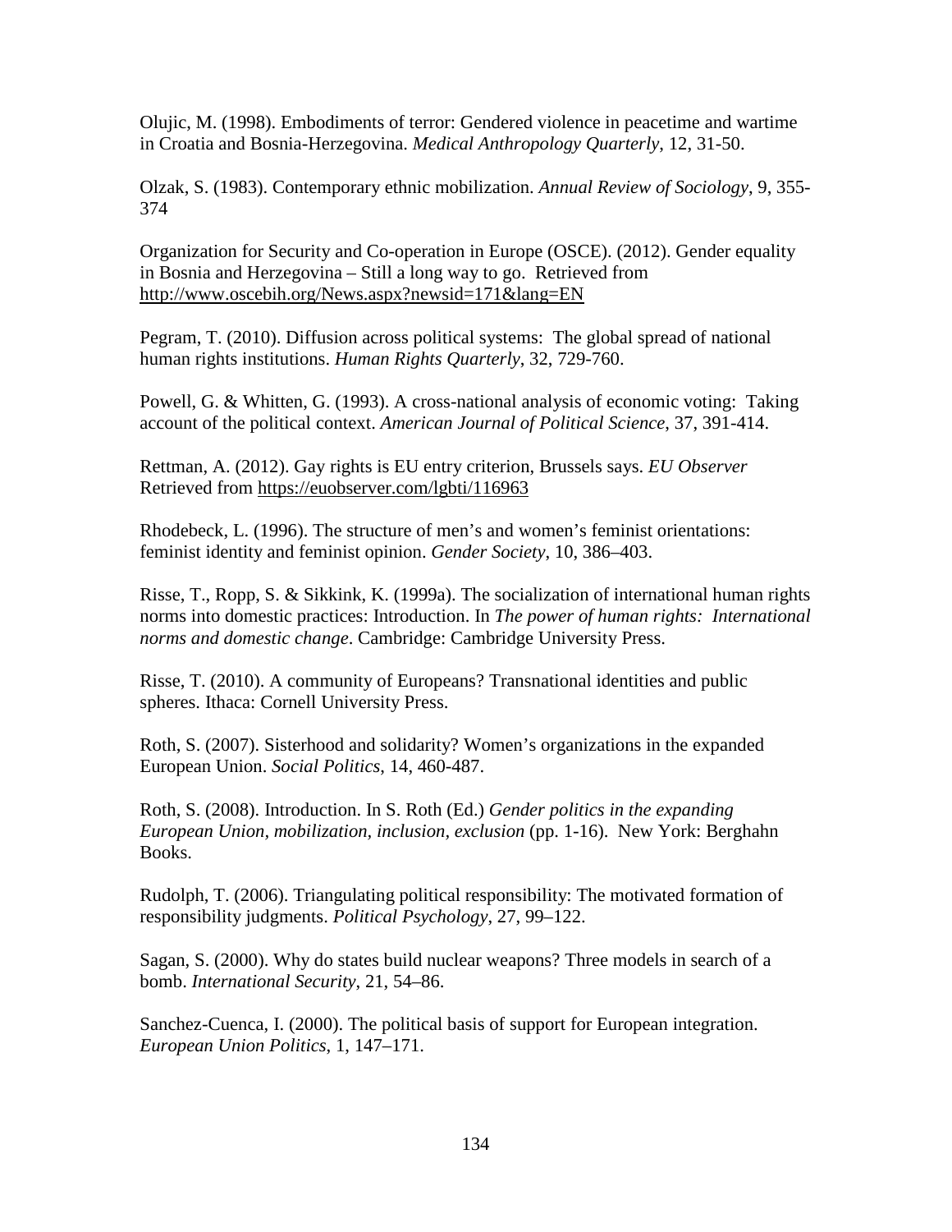Olujic, M. (1998). Embodiments of terror: Gendered violence in peacetime and wartime in Croatia and Bosnia-Herzegovina. *Medical Anthropology Quarterly*, 12, 31-50.

Olzak, S. (1983). Contemporary ethnic mobilization. *Annual Review of Sociology*, 9, 355-374

Organization for Security and Co-operation in Europe (OSCE). (2012). Gender equality in Bosnia and Herzegovina – Still a long way to go. Retrieved from http://www.oscebih.org/News.aspx?newsid=171&lang=EN

Pegram, T. (2010). Diffusion across political systems: The global spread of national human rights institutions. *Human Rights Quarterly*, 32, 729-760.

Powell, G. & Whitten, G. (1993). A cross-national analysis of economic voting: Taking account of the political context. *American Journal of Political Science*, 37, 391-414.

Rettman, A. (2012). Gay rights is EU entry criterion, Brussels says. *EU Observer* Retrieved from https://euobserver.com/lgbti/116963

Rhodebeck, L. (1996). The structure of men's and women's feminist orientations: feminist identity and feminist opinion. *Gender Society*, 10, 386–403.

Risse, T., Ropp, S. & Sikkink, K. (1999a). The socialization of international human rights norms into domestic practices: Introduction. In *The power of human rights: International norms and domestic change*. Cambridge: Cambridge University Press.

Risse, T. (2010). A community of Europeans? Transnational identities and public spheres. Ithaca: Cornell University Press.

Roth, S. (2007). Sisterhood and solidarity? Women's organizations in the expanded European Union. *Social Politics*, 14, 460-487.

Roth, S. (2008). Introduction. In S. Roth (Ed.) *Gender politics in the expanding European Union, mobilization, inclusion, exclusion* (pp. 1-16). New York: Berghahn Books.

Rudolph, T. (2006). Triangulating political responsibility: The motivated formation of responsibility judgments. *Political Psychology*, 27, 99–122.

Sagan, S. (2000). Why do states build nuclear weapons? Three models in search of a bomb. *International Security*, 21, 54–86.

Sanchez-Cuenca, I. (2000). The political basis of support for European integration. *European Union Politics*, 1, 147–171.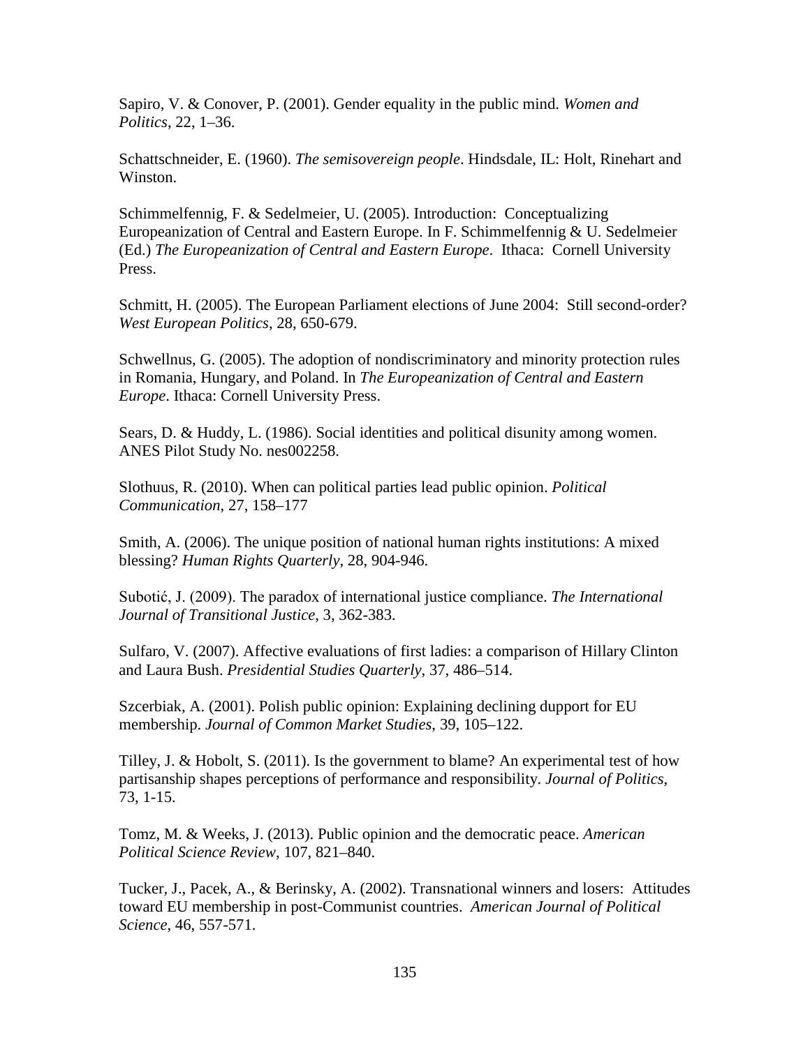Sapiro, V. & Conover, P. (2001). Gender equality in the public mind. *Women and Politics*, 22, 1–36.

Schattschneider, E. (1960). *The semisovereign people*. Hindsdale, IL: Holt, Rinehart and Winston.

Schimmelfennig, F. & Sedelmeier, U. (2005). Introduction: Conceptualizing Europeanization of Central and Eastern Europe. In F. Schimmelfennig & U. Sedelmeier (Ed.) *The Europeanization of Central and Eastern Europe*. Ithaca: Cornell University Press.

Schmitt, H. (2005). The European Parliament elections of June 2004: Still second-order? *West European Politics*, 28, 650-679.

Schwellnus, G. (2005). The adoption of nondiscriminatory and minority protection rules in Romania, Hungary, and Poland. In *The Europeanization of Central and Eastern Europe*. Ithaca: Cornell University Press.

Sears, D. & Huddy, L. (1986). Social identities and political disunity among women. ANES Pilot Study No. nes002258.

Slothuus, R. (2010). When can political parties lead public opinion. *Political Communication*, 27, 158–177

Smith, A. (2006). The unique position of national human rights institutions: A mixed blessing? *Human Rights Quarterly*, 28, 904-946.

Subotić, J. (2009). The paradox of international justice compliance. *The International Journal of Transitional Justice*, 3, 362-383.

Sulfaro, V. (2007). Affective evaluations of first ladies: a comparison of Hillary Clinton and Laura Bush. *Presidential Studies Quarterly*, 37, 486–514.

Szcerbiak, A. (2001). Polish public opinion: Explaining declining dupport for EU membership. *Journal of Common Market Studies*, 39, 105–122.

Tilley, J. & Hobolt, S. (2011). Is the government to blame? An experimental test of how partisanship shapes perceptions of performance and responsibility. *Journal of Politics*, 73, 1-15.

Tomz, M. & Weeks, J. (2013). Public opinion and the democratic peace. *American Political Science Review*, 107, 821–840.

Tucker, J., Pacek, A., & Berinsky, A. (2002). Transnational winners and losers: Attitudes toward EU membership in post-Communist countries. *American Journal of Political Science*, 46, 557-571.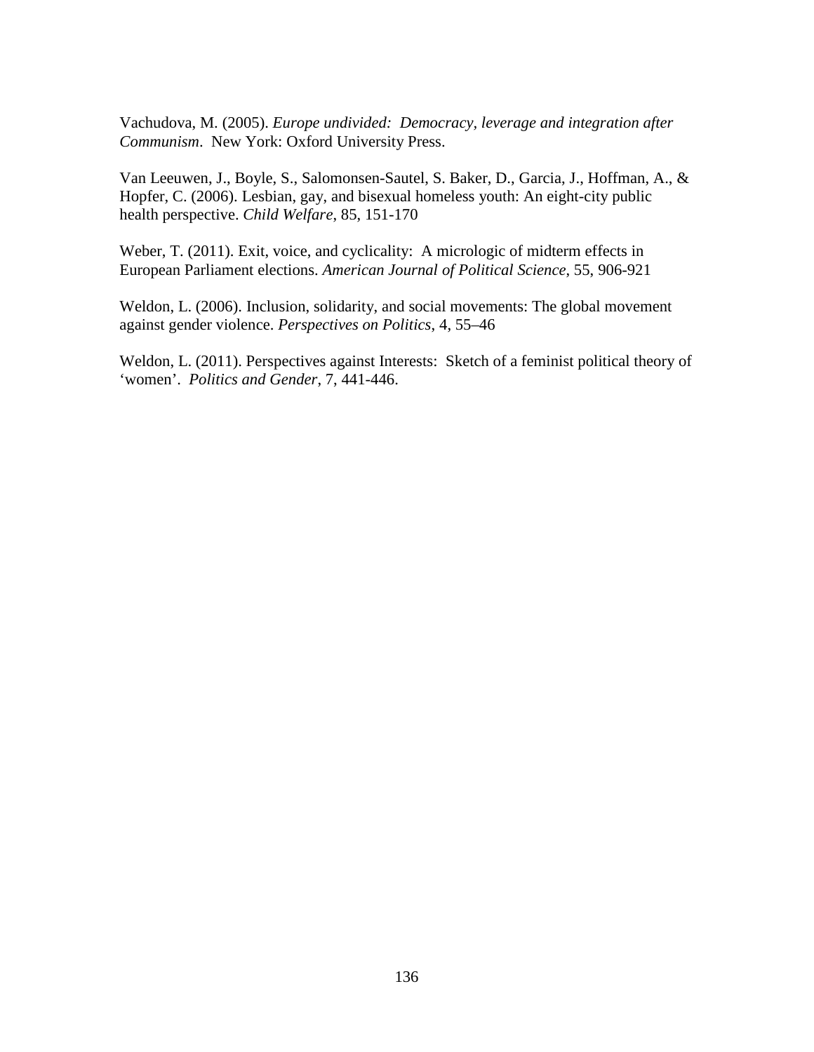Vachudova, M. (2005). *Europe undivided: Democracy, leverage and integration after Communism*. New York: Oxford University Press.

Van Leeuwen, J., Boyle, S., Salomonsen-Sautel, S. Baker, D., Garcia, J., Hoffman, A., & Hopfer, C. (2006). Lesbian, gay, and bisexual homeless youth: An eight-city public health perspective. *Child Welfare*, 85, 151-170

Weber, T. (2011). Exit, voice, and cyclicality: A micrologic of midterm effects in European Parliament elections. *American Journal of Political Science*, 55, 906-921

Weldon, L. (2006). Inclusion, solidarity, and social movements: The global movement against gender violence. *Perspectives on Politics*, 4, 55–46

Weldon, L. (2011). Perspectives against Interests: Sketch of a feminist political theory of 'women'. *Politics and Gender*, 7, 441-446.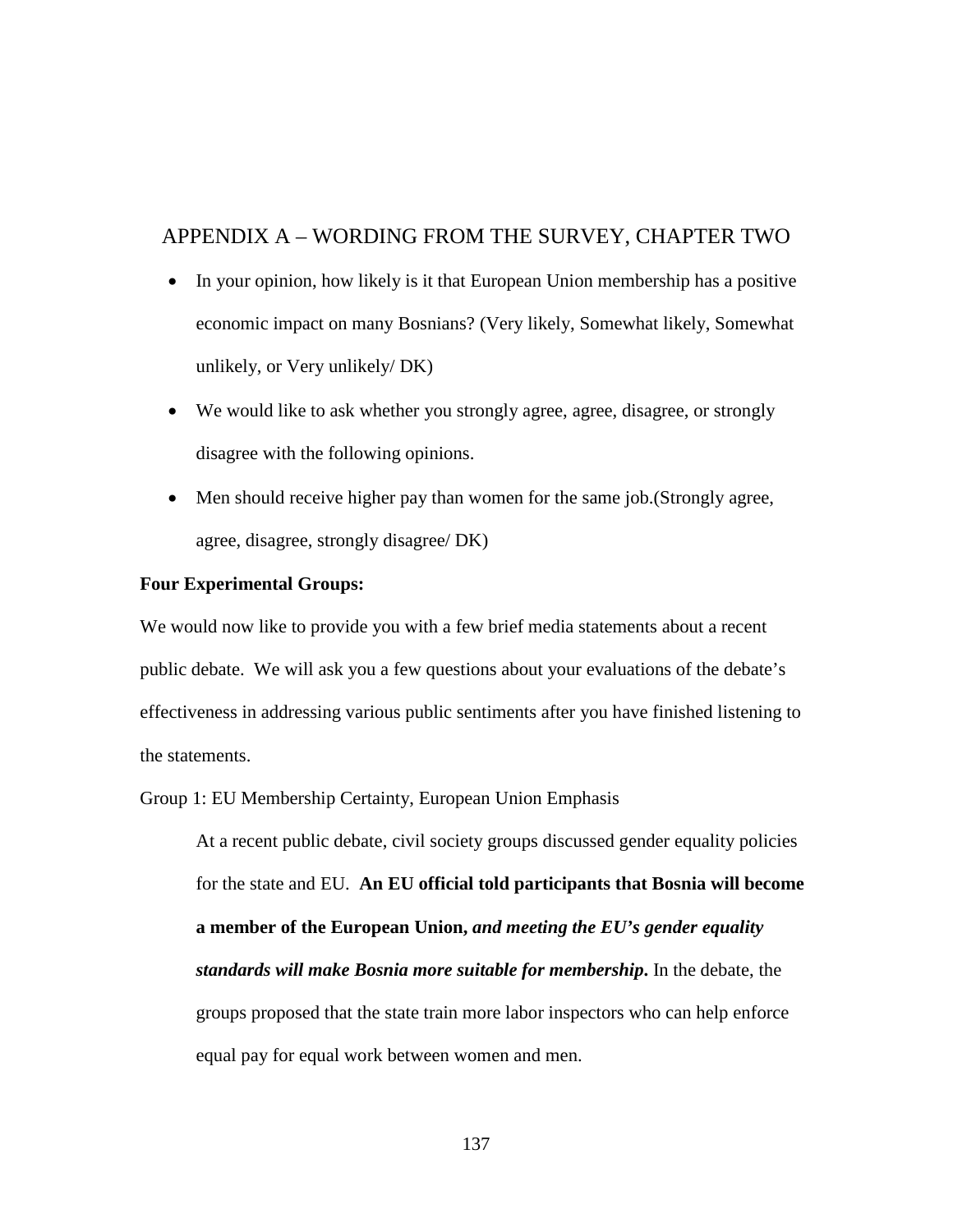## APPENDIX A – WORDING FROM THE SURVEY, CHAPTER TWO

- In your opinion, how likely is it that European Union membership has a positive economic impact on many Bosnians? (Very likely, Somewhat likely, Somewhat unlikely, or Very unlikely/ DK)
- We would like to ask whether you strongly agree, agree, disagree, or strongly disagree with the following opinions.
- Men should receive higher pay than women for the same job.(Strongly agree, agree, disagree, strongly disagree/ DK)

**Four Experimental Groups:**

We would now like to provide you with a few brief media statements about a recent public debate. We will ask you a few questions about your evaluations of the debate's effectiveness in addressing various public sentiments after you have finished listening to the statements.

Group 1: EU Membership Certainty, European Union Emphasis

> At a recent public debate, civil society groups discussed gender equality policies for the state and EU. **An EU official told participants that Bosnia will become a member of the European Union,** ***and meeting the EU's gender equality standards will make Bosnia more suitable for membership*****.** In the debate, the groups proposed that the state train more labor inspectors who can help enforce equal pay for equal work between women and men.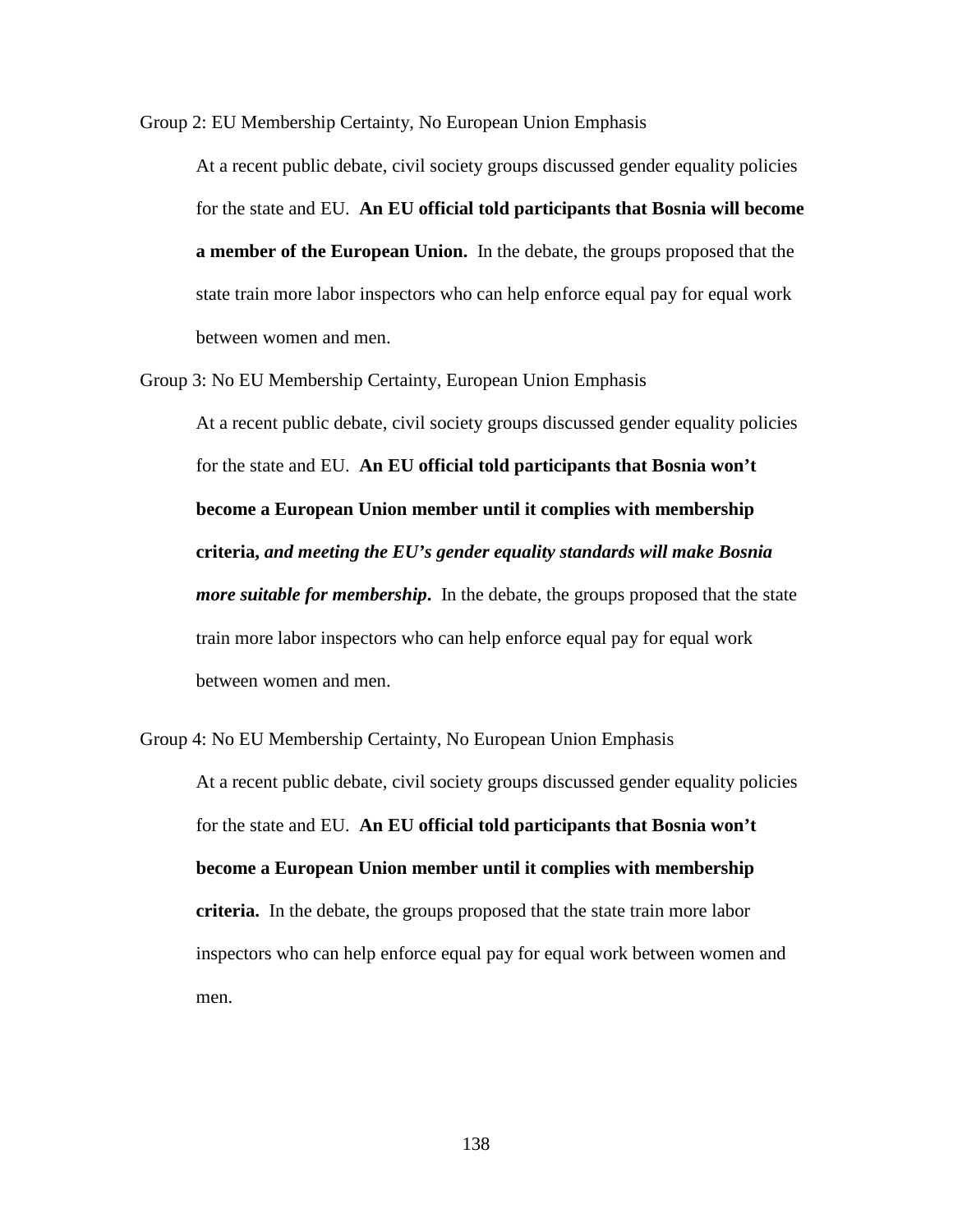Group 2: EU Membership Certainty, No European Union Emphasis

> At a recent public debate, civil society groups discussed gender equality policies for the state and EU. **An EU official told participants that Bosnia will become a member of the European Union.** In the debate, the groups proposed that the state train more labor inspectors who can help enforce equal pay for equal work between women and men.

Group 3: No EU Membership Certainty, European Union Emphasis

> At a recent public debate, civil society groups discussed gender equality policies for the state and EU. **An EU official told participants that Bosnia won't become a European Union member until it complies with membership criteria, *and meeting the EU's gender equality standards will make Bosnia more suitable for membership*.** In the debate, the groups proposed that the state train more labor inspectors who can help enforce equal pay for equal work between women and men.

Group 4: No EU Membership Certainty, No European Union Emphasis

> At a recent public debate, civil society groups discussed gender equality policies for the state and EU. **An EU official told participants that Bosnia won't become a European Union member until it complies with membership criteria.** In the debate, the groups proposed that the state train more labor inspectors who can help enforce equal pay for equal work between women and men.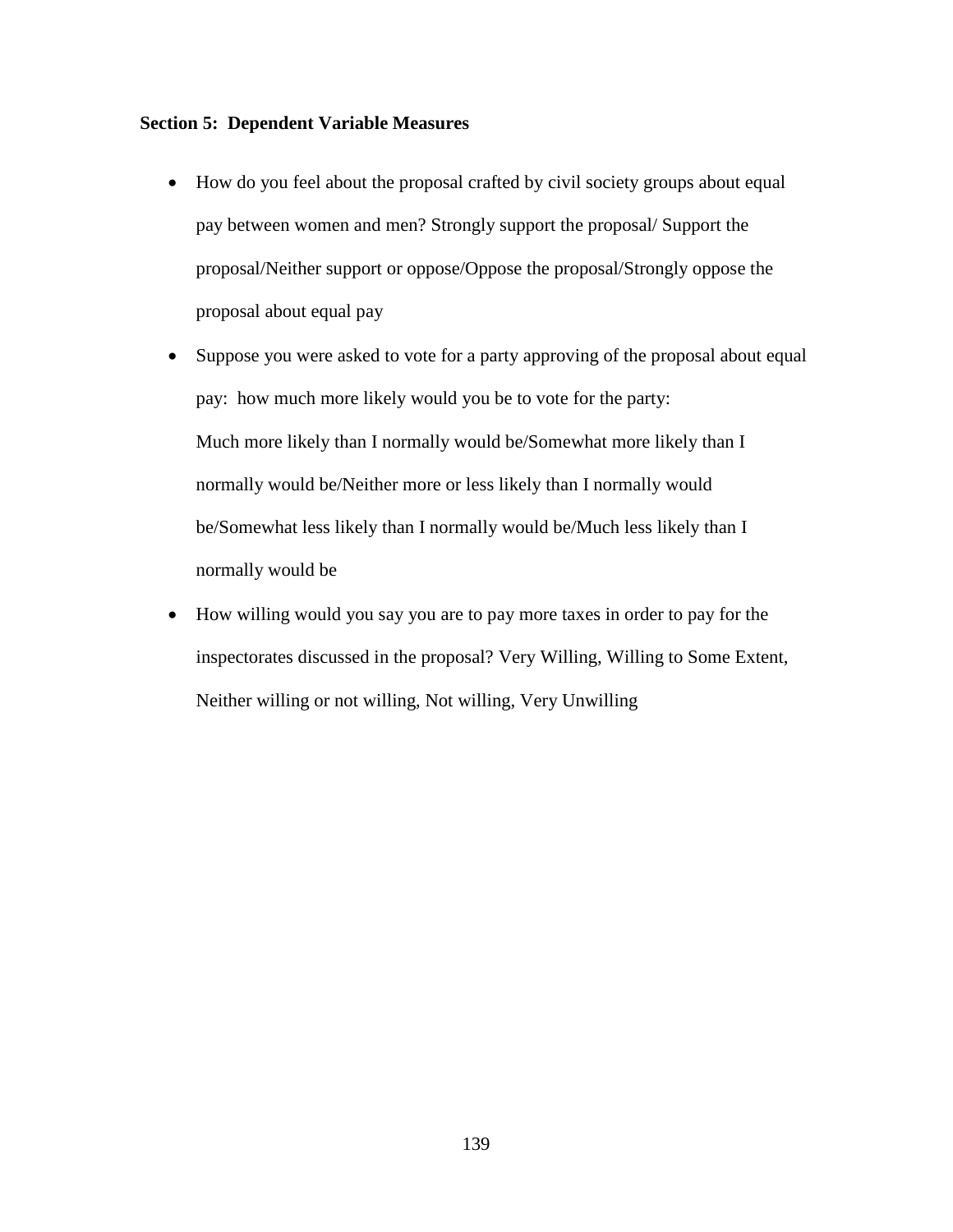**Section 5: Dependent Variable Measures**

- How do you feel about the proposal crafted by civil society groups about equal pay between women and men? Strongly support the proposal/ Support the proposal/Neither support or oppose/Oppose the proposal/Strongly oppose the proposal about equal pay
- Suppose you were asked to vote for a party approving of the proposal about equal pay: how much more likely would you be to vote for the party:
  Much more likely than I normally would be/Somewhat more likely than I normally would be/Neither more or less likely than I normally would be/Somewhat less likely than I normally would be/Much less likely than I normally would be
- How willing would you say you are to pay more taxes in order to pay for the inspectorates discussed in the proposal? Very Willing, Willing to Some Extent, Neither willing or not willing, Not willing, Very Unwilling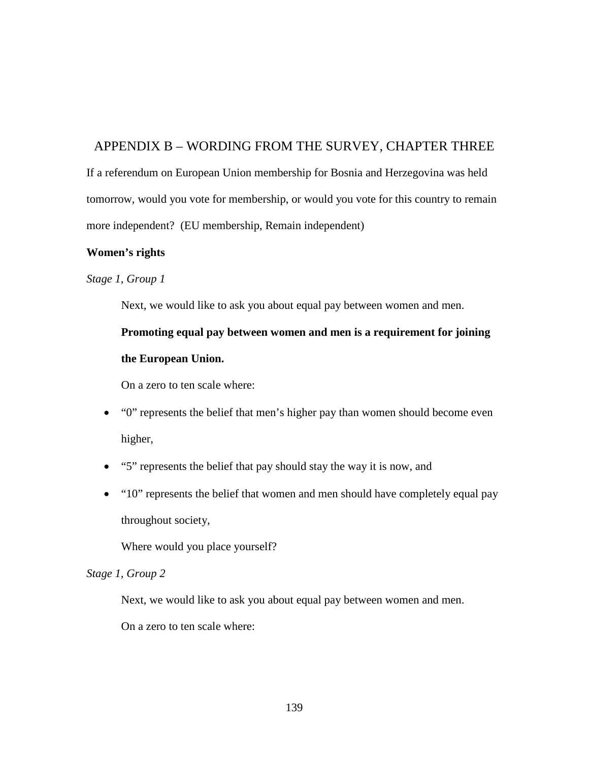# APPENDIX B – WORDING FROM THE SURVEY, CHAPTER THREE

If a referendum on European Union membership for Bosnia and Herzegovina was held tomorrow, would you vote for membership, or would you vote for this country to remain more independent? (EU membership, Remain independent)

**Women's rights**

*Stage 1, Group 1*

Next, we would like to ask you about equal pay between women and men.

**Promoting equal pay between women and men is a requirement for joining the European Union.**

On a zero to ten scale where:

- "0" represents the belief that men's higher pay than women should become even higher,
- "5" represents the belief that pay should stay the way it is now, and
- "10" represents the belief that women and men should have completely equal pay throughout society,

Where would you place yourself?

*Stage 1, Group 2*

Next, we would like to ask you about equal pay between women and men.

On a zero to ten scale where: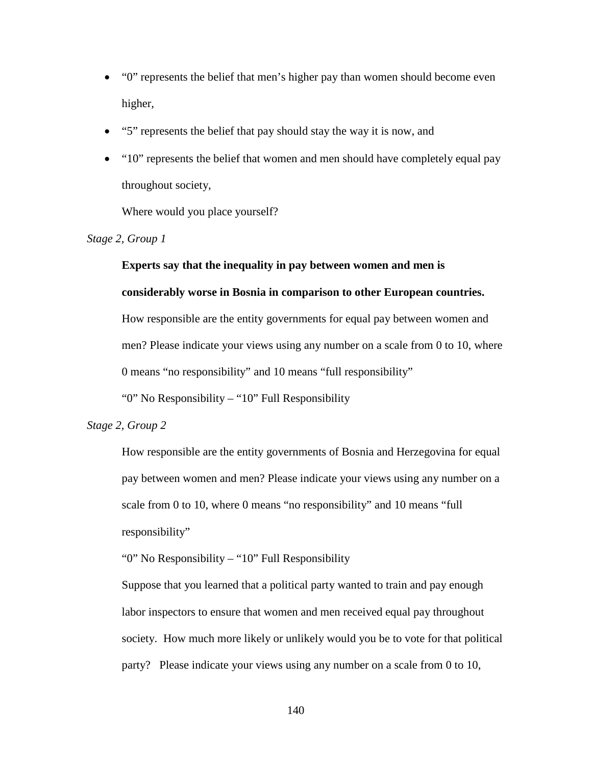- "0" represents the belief that men's higher pay than women should become even higher,
- "5" represents the belief that pay should stay the way it is now, and
- "10" represents the belief that women and men should have completely equal pay throughout society,

  Where would you place yourself?

*Stage 2, Group 1*

**Experts say that the inequality in pay between women and men is considerably worse in Bosnia in comparison to other European countries.** How responsible are the entity governments for equal pay between women and men? Please indicate your views using any number on a scale from 0 to 10, where 0 means "no responsibility" and 10 means "full responsibility"

"0" No Responsibility – "10" Full Responsibility

*Stage 2, Group 2*

How responsible are the entity governments of Bosnia and Herzegovina for equal pay between women and men? Please indicate your views using any number on a scale from 0 to 10, where 0 means "no responsibility" and 10 means "full responsibility"

"0" No Responsibility – "10" Full Responsibility

Suppose that you learned that a political party wanted to train and pay enough labor inspectors to ensure that women and men received equal pay throughout society. How much more likely or unlikely would you be to vote for that political party? Please indicate your views using any number on a scale from 0 to 10,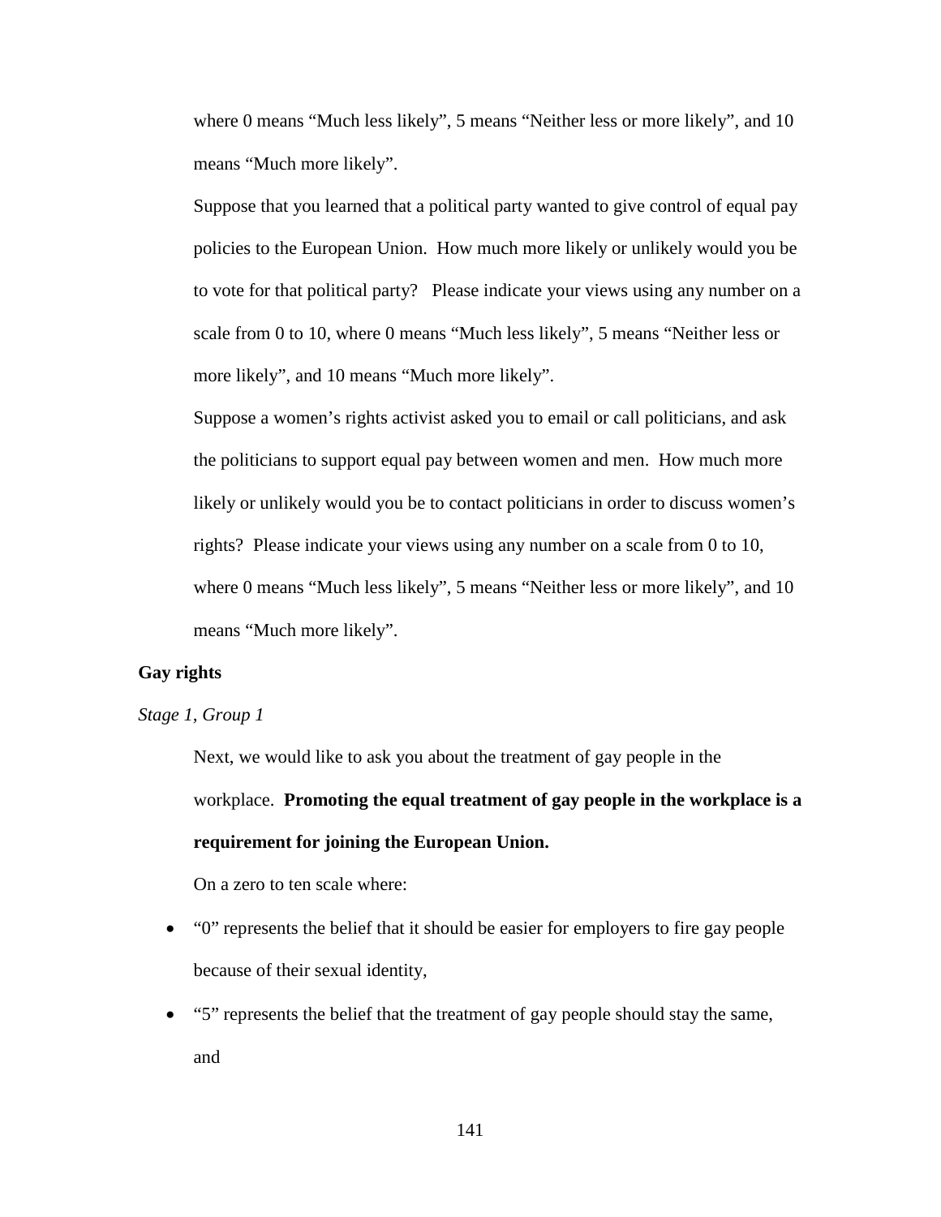where 0 means “Much less likely”, 5 means “Neither less or more likely”, and 10 means “Much more likely”.

Suppose that you learned that a political party wanted to give control of equal pay policies to the European Union. How much more likely or unlikely would you be to vote for that political party? Please indicate your views using any number on a scale from 0 to 10, where 0 means “Much less likely”, 5 means “Neither less or more likely”, and 10 means “Much more likely”.

Suppose a women’s rights activist asked you to email or call politicians, and ask the politicians to support equal pay between women and men. How much more likely or unlikely would you be to contact politicians in order to discuss women’s rights? Please indicate your views using any number on a scale from 0 to 10, where 0 means “Much less likely”, 5 means “Neither less or more likely”, and 10 means “Much more likely”.

**Gay rights**

*Stage 1, Group 1*

Next, we would like to ask you about the treatment of gay people in the workplace. **Promoting the equal treatment of gay people in the workplace is a requirement for joining the European Union.**

On a zero to ten scale where:

- “0” represents the belief that it should be easier for employers to fire gay people because of their sexual identity,
- “5” represents the belief that the treatment of gay people should stay the same, and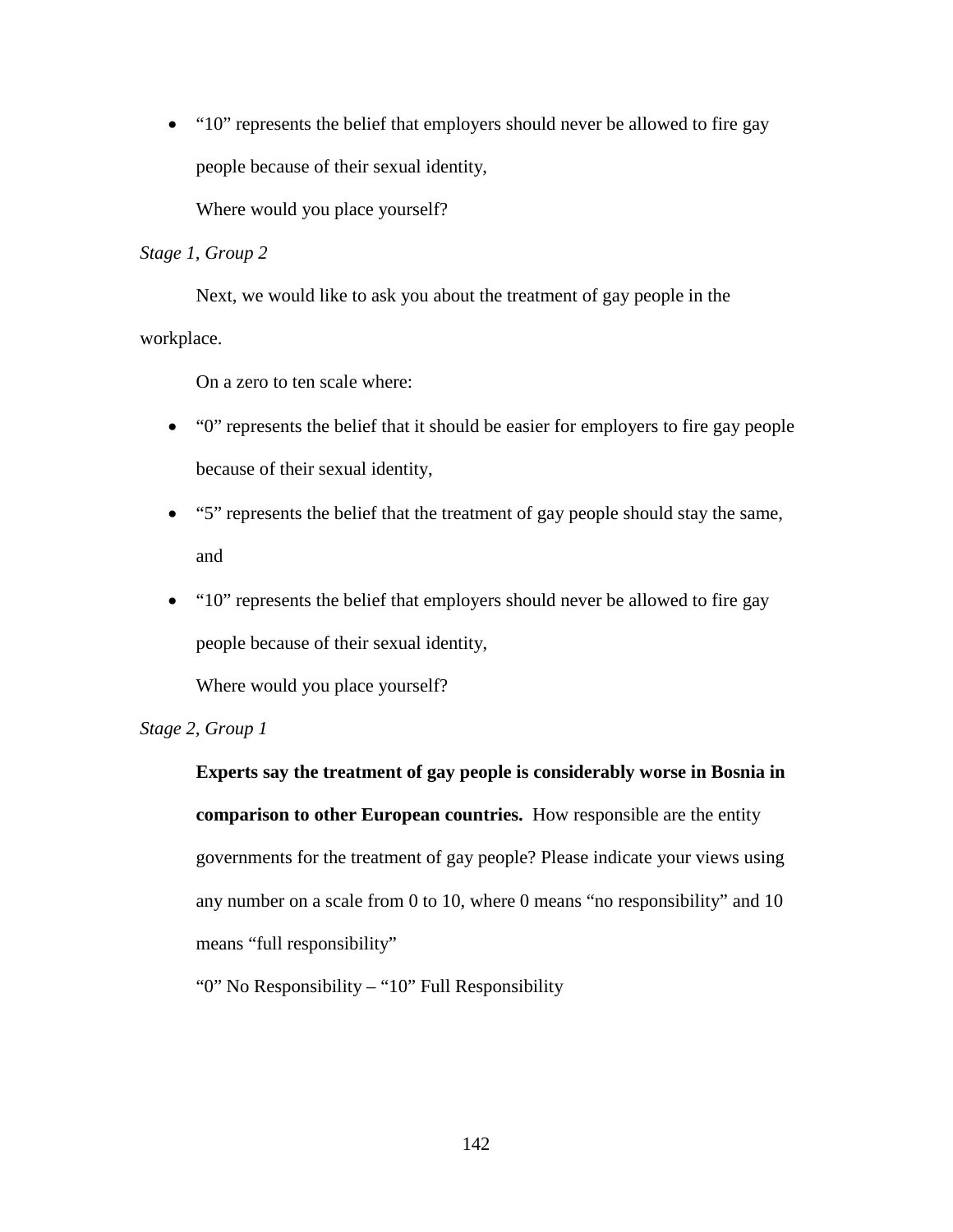- "10" represents the belief that employers should never be allowed to fire gay people because of their sexual identity,

  Where would you place yourself?

*Stage 1, Group 2*

Next, we would like to ask you about the treatment of gay people in the workplace.

On a zero to ten scale where:

- "0" represents the belief that it should be easier for employers to fire gay people because of their sexual identity,
- "5" represents the belief that the treatment of gay people should stay the same, and
- "10" represents the belief that employers should never be allowed to fire gay people because of their sexual identity,

  Where would you place yourself?

*Stage 2, Group 1*

**Experts say the treatment of gay people is considerably worse in Bosnia in comparison to other European countries.** How responsible are the entity governments for the treatment of gay people? Please indicate your views using any number on a scale from 0 to 10, where 0 means "no responsibility" and 10 means "full responsibility"

"0" No Responsibility – "10" Full Responsibility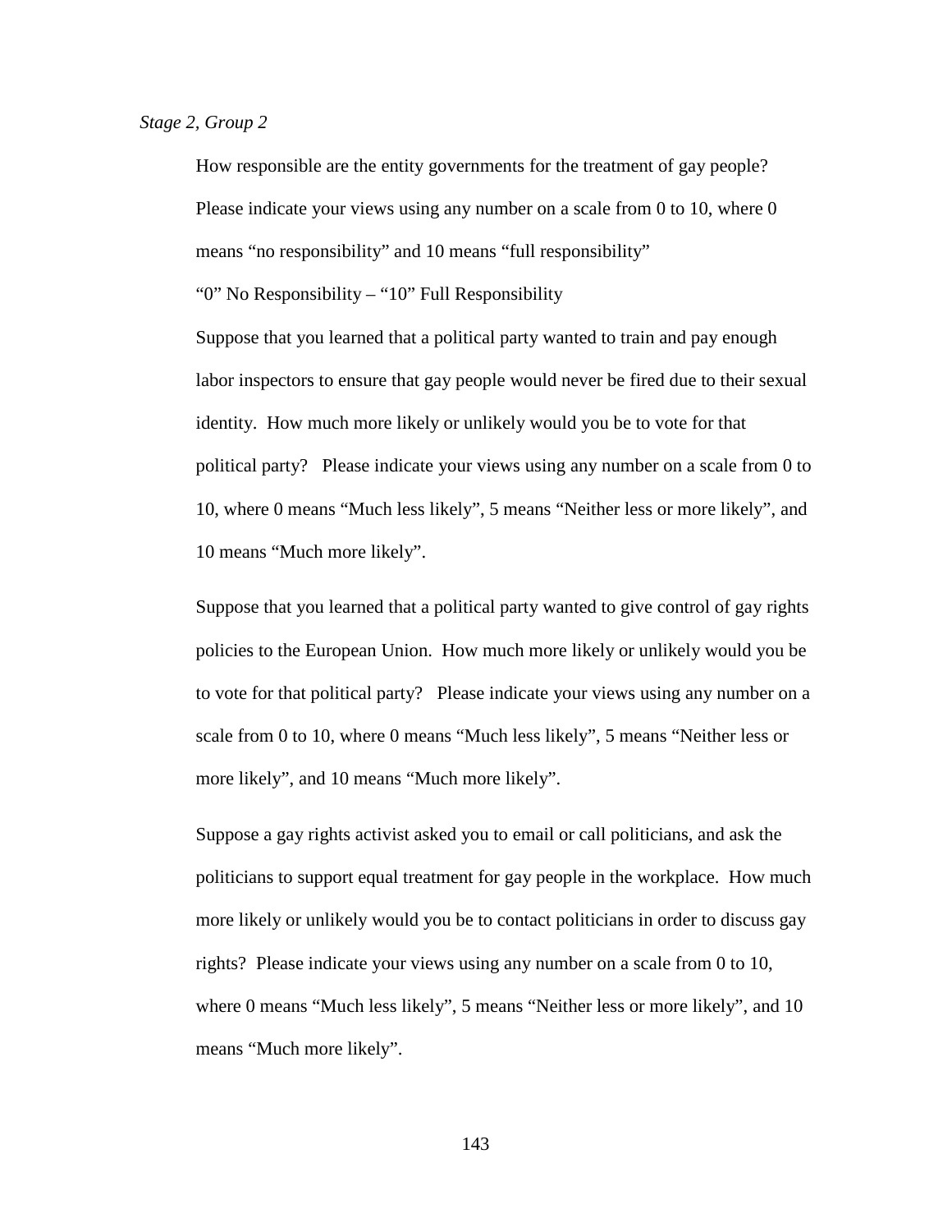*Stage 2, Group 2*

How responsible are the entity governments for the treatment of gay people? Please indicate your views using any number on a scale from 0 to 10, where 0 means “no responsibility” and 10 means “full responsibility”

“0” No Responsibility – “10” Full Responsibility

Suppose that you learned that a political party wanted to train and pay enough labor inspectors to ensure that gay people would never be fired due to their sexual identity. How much more likely or unlikely would you be to vote for that political party? Please indicate your views using any number on a scale from 0 to 10, where 0 means “Much less likely”, 5 means “Neither less or more likely”, and 10 means “Much more likely”.

Suppose that you learned that a political party wanted to give control of gay rights policies to the European Union. How much more likely or unlikely would you be to vote for that political party? Please indicate your views using any number on a scale from 0 to 10, where 0 means “Much less likely”, 5 means “Neither less or more likely”, and 10 means “Much more likely”.

Suppose a gay rights activist asked you to email or call politicians, and ask the politicians to support equal treatment for gay people in the workplace. How much more likely or unlikely would you be to contact politicians in order to discuss gay rights? Please indicate your views using any number on a scale from 0 to 10, where 0 means “Much less likely”, 5 means “Neither less or more likely”, and 10 means “Much more likely”.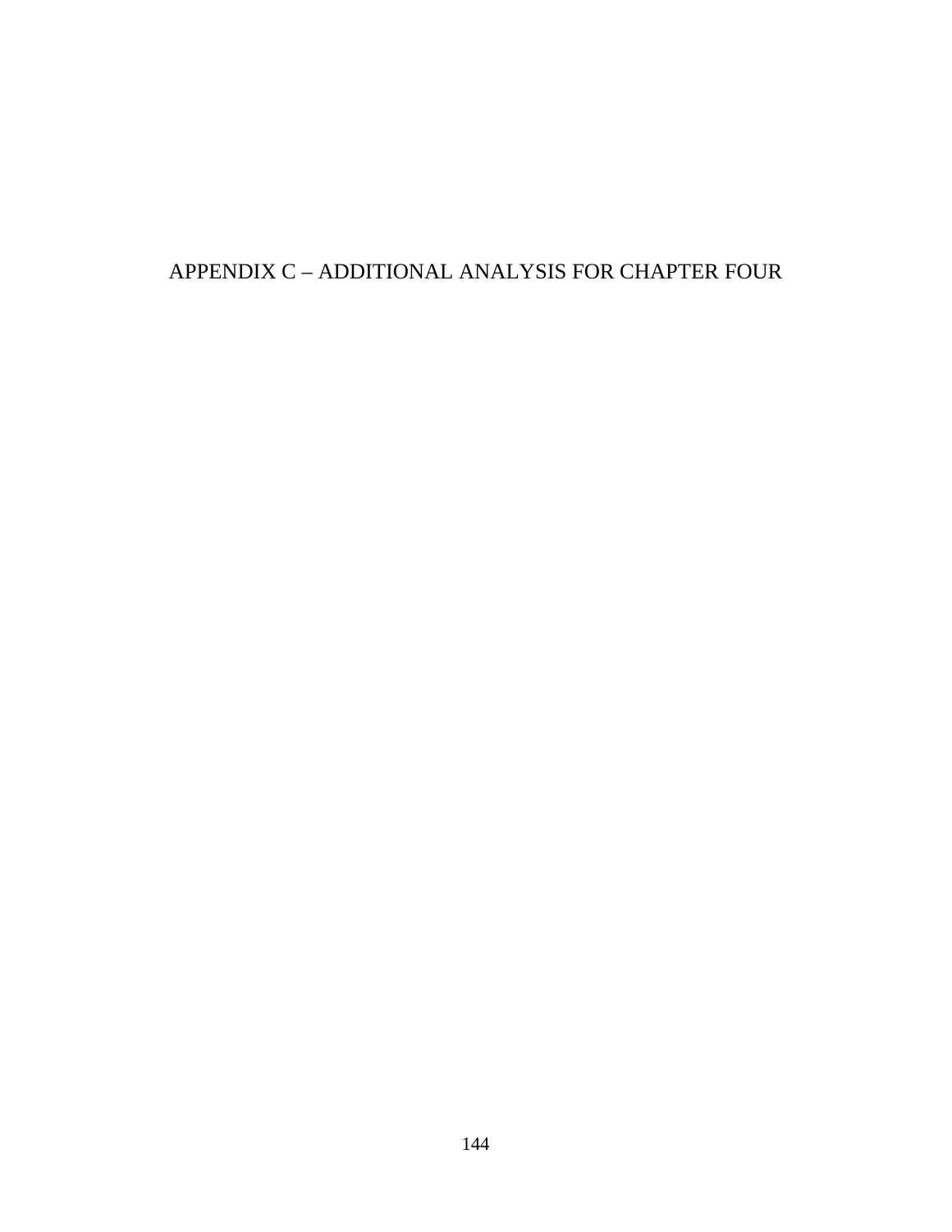# APPENDIX C – ADDITIONAL ANALYSIS FOR CHAPTER FOUR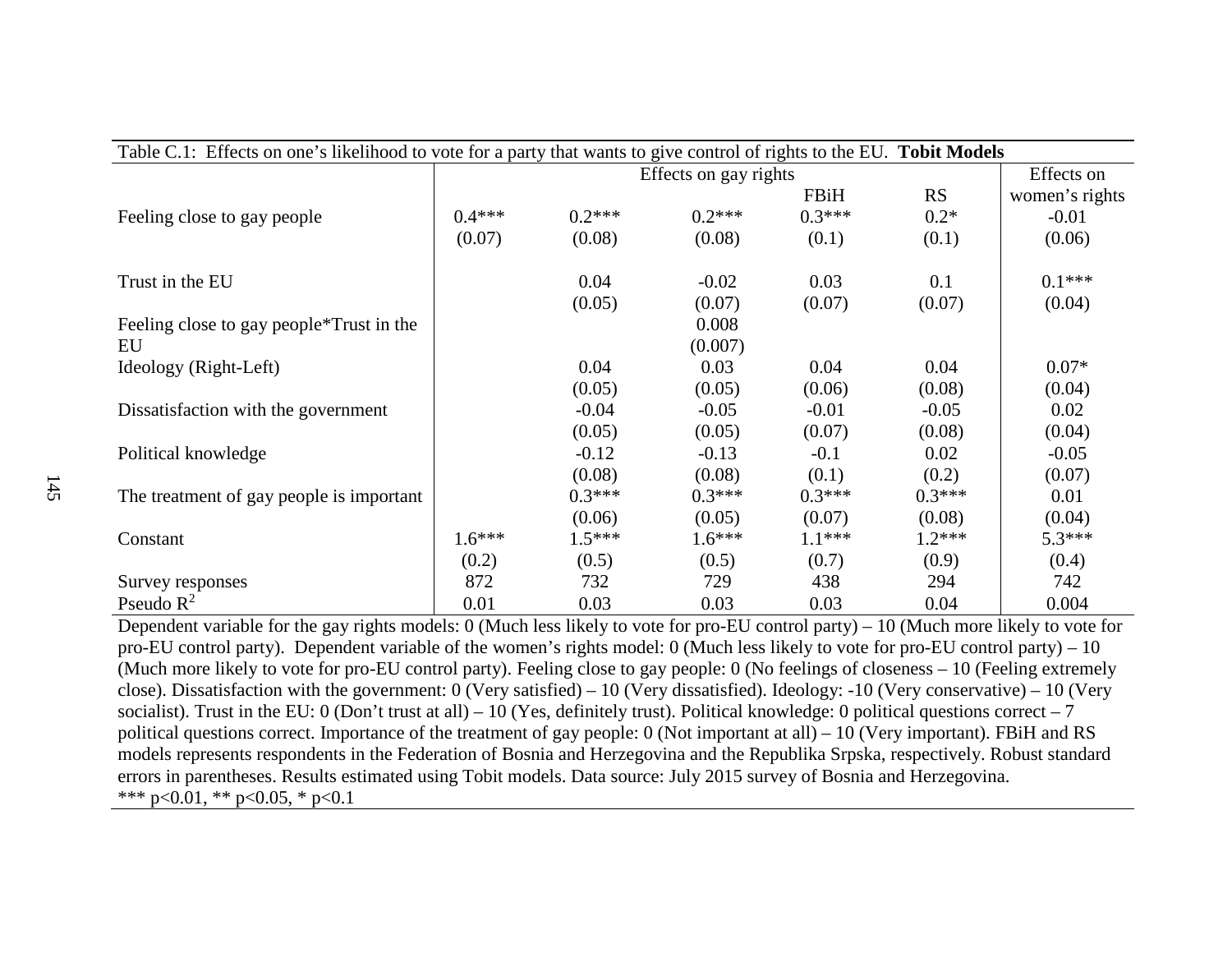Table C.1: Effects on one's likelihood to vote for a party that wants to give control of rights to the EU. **Tobit Models**

| | Effects on gay rights | | | | | Effects on |
|---|---|---|---|---|---|---|
| | | | | FBiH | RS | women's rights |
| Feeling close to gay people | 0.4*** | 0.2*** | 0.2*** | 0.3*** | 0.2* | -0.01 |
| | (0.07) | (0.08) | (0.08) | (0.1) | (0.1) | (0.06) |
| Trust in the EU | | 0.04 | -0.02 | 0.03 | 0.1 | 0.1*** |
| | | (0.05) | (0.07) | (0.07) | (0.07) | (0.04) |
| Feeling close to gay people*Trust in the EU | | | 0.008 | | | |
| | | | (0.007) | | | |
| Ideology (Right-Left) | | 0.04 | 0.03 | 0.04 | 0.04 | 0.07* |
| | | (0.05) | (0.05) | (0.06) | (0.08) | (0.04) |
| Dissatisfaction with the government | | -0.04 | -0.05 | -0.01 | -0.05 | 0.02 |
| | | (0.05) | (0.05) | (0.07) | (0.08) | (0.04) |
| Political knowledge | | -0.12 | -0.13 | -0.1 | 0.02 | -0.05 |
| | | (0.08) | (0.08) | (0.1) | (0.2) | (0.07) |
| The treatment of gay people is important | | 0.3*** | 0.3*** | 0.3*** | 0.3*** | 0.01 |
| | | (0.06) | (0.05) | (0.07) | (0.08) | (0.04) |
| Constant | 1.6*** | 1.5*** | 1.6*** | 1.1*** | 1.2*** | 5.3*** |
| | (0.2) | (0.5) | (0.5) | (0.7) | (0.9) | (0.4) |
| Survey responses | 872 | 732 | 729 | 438 | 294 | 742 |
| Pseudo $R^2$ | 0.01 | 0.03 | 0.03 | 0.03 | 0.04 | 0.004 |

Dependent variable for the gay rights models: 0 (Much less likely to vote for pro-EU control party) – 10 (Much more likely to vote for pro-EU control party). Dependent variable of the women's rights model: 0 (Much less likely to vote for pro-EU control party) – 10 (Much more likely to vote for pro-EU control party). Feeling close to gay people: 0 (No feelings of closeness – 10 (Feeling extremely close). Dissatisfaction with the government: 0 (Very satisfied) – 10 (Very dissatisfied). Ideology: -10 (Very conservative) – 10 (Very socialist). Trust in the EU: 0 (Don't trust at all) – 10 (Yes, definitely trust). Political knowledge: 0 political questions correct – 7 political questions correct. Importance of the treatment of gay people: 0 (Not important at all) – 10 (Very important). FBiH and RS models represents respondents in the Federation of Bosnia and Herzegovina and the Republika Srpska, respectively. Robust standard errors in parentheses. Results estimated using Tobit models. Data source: July 2015 survey of Bosnia and Herzegovina.
*** p<0.01, ** p<0.05, * p<0.1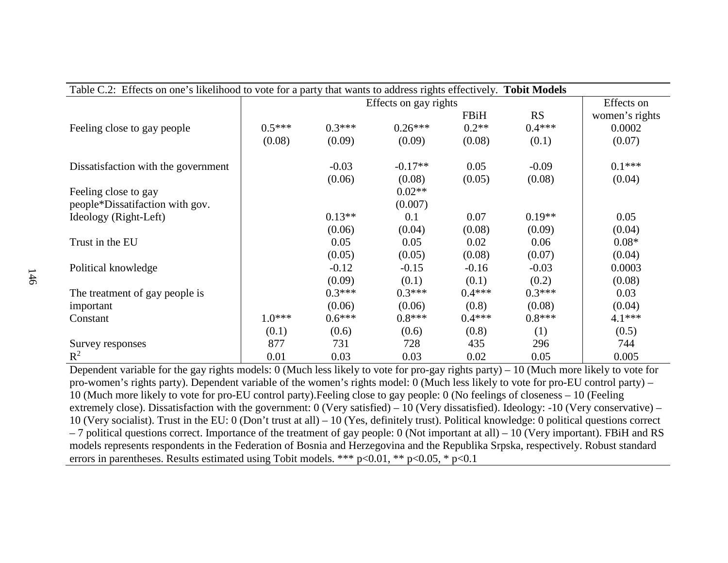Table C.2: Effects on one's likelihood to vote for a party that wants to address rights effectively. **Tobit Models**

| | Effects on gay rights | | | | | Effects on |
|---|---|---|---|---|---|---|
| | | | | FBiH | RS | women's rights |
| Feeling close to gay people | 0.5*** | 0.3*** | 0.26*** | 0.2** | 0.4*** | 0.0002 |
| | (0.08) | (0.09) | (0.09) | (0.08) | (0.1) | (0.07) |
| Dissatisfaction with the government | | -0.03 | -0.17** | 0.05 | -0.09 | 0.1*** |
| | | (0.06) | (0.08) | (0.05) | (0.08) | (0.04) |
| Feeling close to gay people*Dissatifaction with gov. | | | 0.02** | | | |
| | | | (0.007) | | | |
| Ideology (Right-Left) | | 0.13** | 0.1 | 0.07 | 0.19** | 0.05 |
| | | (0.06) | (0.04) | (0.08) | (0.09) | (0.04) |
| Trust in the EU | | 0.05 | 0.05 | 0.02 | 0.06 | 0.08* |
| | | (0.05) | (0.05) | (0.08) | (0.07) | (0.04) |
| Political knowledge | | -0.12 | -0.15 | -0.16 | -0.03 | 0.0003 |
| | | (0.09) | (0.1) | (0.1) | (0.2) | (0.08) |
| The treatment of gay people is important | | 0.3*** | 0.3*** | 0.4*** | 0.3*** | 0.03 |
| | | (0.06) | (0.06) | (0.8) | (0.08) | (0.04) |
| Constant | 1.0*** | 0.6*** | 0.8*** | 0.4*** | 0.8*** | 4.1*** |
| | (0.1) | (0.6) | (0.6) | (0.8) | (1) | (0.5) |
| Survey responses | 877 | 731 | 728 | 435 | 296 | 744 |
| $R^2$ | 0.01 | 0.03 | 0.03 | 0.02 | 0.05 | 0.005 |

Dependent variable for the gay rights models: 0 (Much less likely to vote for pro-gay rights party) – 10 (Much more likely to vote for pro-women's rights party). Dependent variable of the women's rights model: 0 (Much less likely to vote for pro-EU control party) – 10 (Much more likely to vote for pro-EU control party).Feeling close to gay people: 0 (No feelings of closeness – 10 (Feeling extremely close). Dissatisfaction with the government: 0 (Very satisfied) – 10 (Very dissatisfied). Ideology: -10 (Very conservative) – 10 (Very socialist). Trust in the EU: 0 (Don't trust at all) – 10 (Yes, definitely trust). Political knowledge: 0 political questions correct – 7 political questions correct. Importance of the treatment of gay people: 0 (Not important at all) – 10 (Very important). FBiH and RS models represents respondents in the Federation of Bosnia and Herzegovina and the Republika Srpska, respectively. Robust standard errors in parentheses. Results estimated using Tobit models. *** $p<0.01$, ** $p<0.05$, * $p<0.1$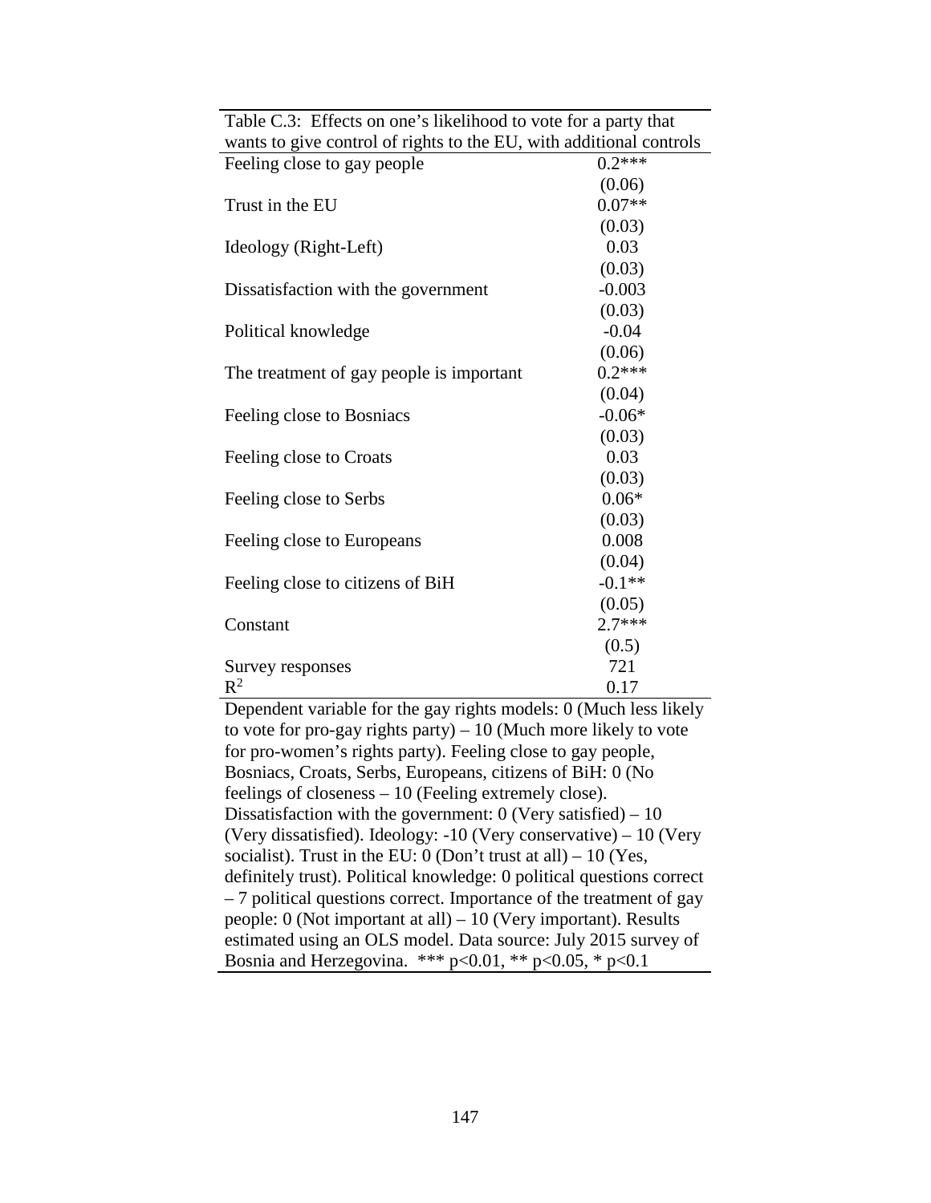Table C.3: Effects on one's likelihood to vote for a party that wants to give control of rights to the EU, with additional controls

| | |
|---|---|
| Feeling close to gay people | 0.2*** |
| | (0.06) |
| Trust in the EU | 0.07** |
| | (0.03) |
| Ideology (Right-Left) | 0.03 |
| | (0.03) |
| Dissatisfaction with the government | -0.003 |
| | (0.03) |
| Political knowledge | -0.04 |
| | (0.06) |
| The treatment of gay people is important | 0.2*** |
| | (0.04) |
| Feeling close to Bosniacs | -0.06* |
| | (0.03) |
| Feeling close to Croats | 0.03 |
| | (0.03) |
| Feeling close to Serbs | 0.06* |
| | (0.03) |
| Feeling close to Europeans | 0.008 |
| | (0.04) |
| Feeling close to citizens of BiH | -0.1** |
| | (0.05) |
| Constant | 2.7*** |
| | (0.5) |
| Survey responses | 721 |
| $R^2$ | 0.17 |

Dependent variable for the gay rights models: 0 (Much less likely to vote for pro-gay rights party) – 10 (Much more likely to vote for pro-women's rights party). Feeling close to gay people, Bosniacs, Croats, Serbs, Europeans, citizens of BiH: 0 (No feelings of closeness – 10 (Feeling extremely close). Dissatisfaction with the government: 0 (Very satisfied) – 10 (Very dissatisfied). Ideology: -10 (Very conservative) – 10 (Very socialist). Trust in the EU: 0 (Don't trust at all) – 10 (Yes, definitely trust). Political knowledge: 0 political questions correct – 7 political questions correct. Importance of the treatment of gay people: 0 (Not important at all) – 10 (Very important). Results estimated using an OLS model. Data source: July 2015 survey of Bosnia and Herzegovina. *** $p<0.01$, ** $p<0.05$, * $p<0.1$